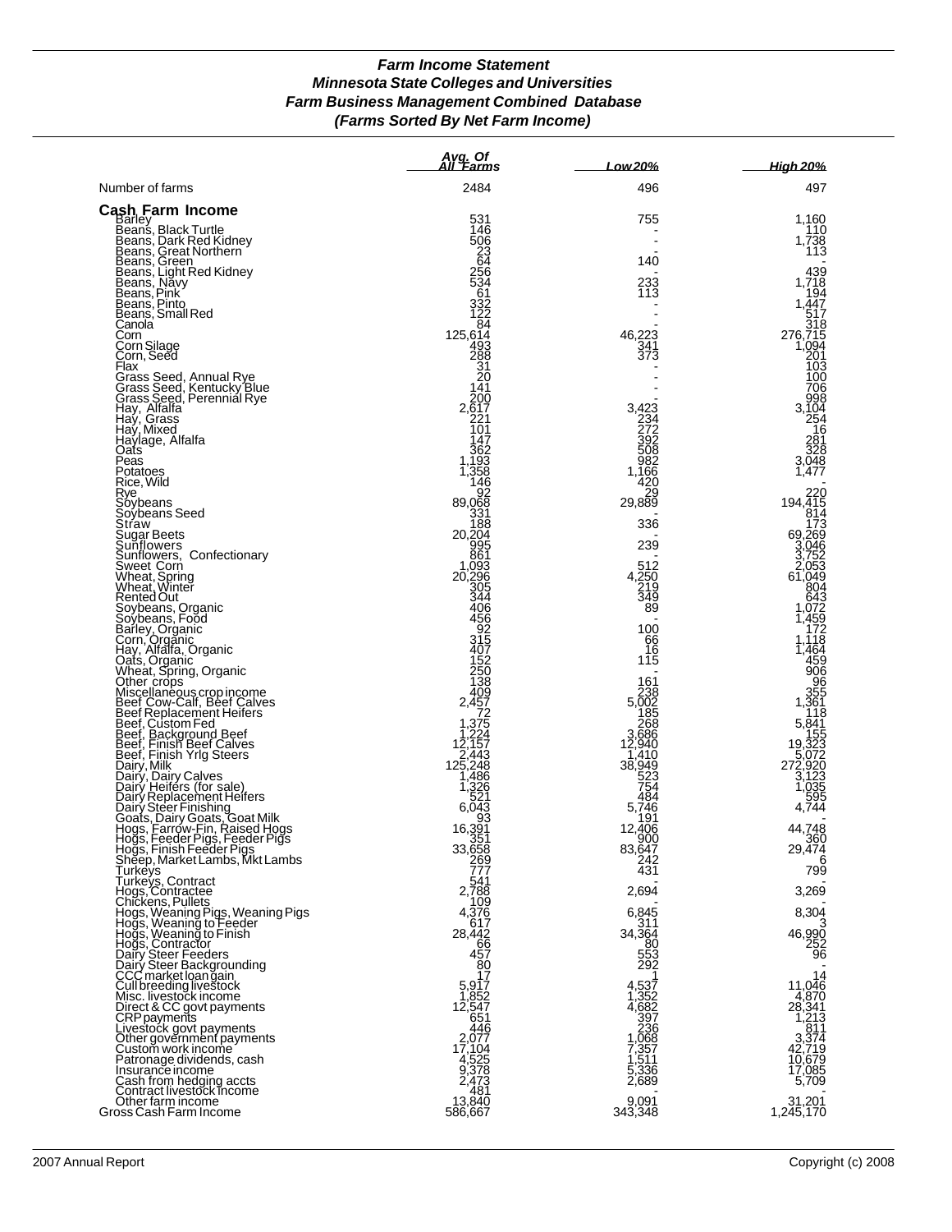# Farm Income Statement

## Minnesota State Colleges and Universities
## Farm Business Management Combined Database
## (Farms Sorted By Net Farm Income)

| | Avg. Of All Farms | Low 20% | High 20% |
|---|---|---|---|
| Number of farms | 2484 | 496 | 497 |
| **Cash Farm Income** | | | |
| Barley | 531 | 755 | 1,160 |
| Beans, Black Turtle | 146 | - | 110 |
| Beans, Dark Red Kidney | 506 | - | 1,738 |
| Beans, Great Northern | 23 | - | 113 |
| Beans, Green | 64 | 140 | - |
| Beans, Light Red Kidney | 256 | - | 439 |
| Beans, Navy | 534 | 233 | 1,718 |
| Beans, Pink | 61 | 113 | 194 |
| Beans, Pinto | 332 | - | 1,447 |
| Beans, Small Red | 122 | - | 517 |
| Canola | 84 | - | 318 |
| Corn | 125,614 | 46,223 | 276,715 |
| Corn Silage | 493 | 341 | 1,094 |
| Corn, Seed | 288 | 373 | 201 |
| Flax | 31 | - | 103 |
| Grass Seed, Annual Rye | 20 | - | 100 |
| Grass Seed, Kentucky Blue | 141 | - | 706 |
| Grass Seed, Perennial Rye | 200 | - | 998 |
| Hay, Alfalfa | 2,617 | 3,423 | 3,104 |
| Hay, Grass | 221 | 234 | 254 |
| Hay, Mixed | 101 | 272 | 16 |
| Haylage, Alfalfa | 147 | 392 | 281 |
| Oats | 362 | 508 | 328 |
| Peas | 1,193 | 982 | 3,048 |
| Potatoes | 1,358 | 1,166 | 1,477 |
| Rice, Wild | 146 | 420 | - |
| Rye | 92 | 29 | 220 |
| Soybeans | 89,068 | 29,889 | 194,415 |
| Soybeans Seed | 331 | - | 814 |
| Straw | 188 | 336 | 173 |
| Sugar Beets | 20,204 | - | 69,269 |
| Sunflowers | 995 | 239 | 3,046 |
| Sunflowers, Confectionary | 861 | - | 3,752 |
| Sweet Corn | 1,093 | 512 | 2,053 |
| Wheat, Spring | 20,296 | 4,250 | 61,049 |
| Wheat, Winter | 305 | 219 | 804 |
| Rented Out | 344 | 349 | 643 |
| Soybeans, Organic | 406 | 89 | 1,072 |
| Soybeans, Food | 456 | - | 1,459 |
| Barley, Organic | 92 | 100 | 172 |
| Corn, Organic | 315 | 66 | 1,118 |
| Hay, Alfalfa, Organic | 407 | 16 | 1,464 |
| Oats, Organic | 152 | 115 | 459 |
| Wheat, Spring, Organic | 250 | - | 906 |
| Other crops | 138 | 161 | 96 |
| Miscellaneous crop income | 409 | 238 | 355 |
| Beef Cow-Calf, Beef Calves | 2,457 | 5,002 | 1,361 |
| Beef Replacement Heifers | 72 | 185 | 118 |
| Beef, Custom Fed | 1,375 | 268 | 5,841 |
| Beef, Background Beef | 1,224 | 3,686 | 155 |
| Beef, Finish Beef Calves | 12,157 | 12,940 | 19,323 |
| Beef, Finish Yrlg Steers | 2,443 | 1,410 | 5,072 |
| Dairy, Milk | 125,248 | 38,949 | 272,920 |
| Dairy, Dairy Calves | 1,486 | 523 | 3,123 |
| Dairy Heifers (for sale) | 1,326 | 754 | 1,035 |
| Dairy Replacement Heifers | 521 | 484 | 595 |
| Dairy Steer Finishing | 6,043 | 5,746 | 4,744 |
| Goats, Dairy Goats, Goat Milk | 93 | 191 | - |
| Hogs, Farrow-Fin, Raised Hogs | 16,391 | 12,406 | 44,748 |
| Hogs, Feeder Pigs, Feeder Pigs | 351 | 900 | 360 |
| Hogs, Finish Feeder Pigs | 33,658 | 83,647 | 29,474 |
| Sheep, Market Lambs, Mkt Lambs | 269 | 242 | 6 |
| Turkeys | 777 | 431 | 799 |
| Turkeys, Contract | 541 | - | - |
| Hogs, Contractee | 2,788 | 2,694 | 3,269 |
| Chickens, Pullets | 109 | - | - |
| Hogs, Weaning Pigs, Weaning Pigs | 4,376 | 6,845 | 8,304 |
| Hogs, Weaning to Feeder | 617 | 311 | 3 |
| Hogs, Weaning to Finish | 28,442 | 34,364 | 46,990 |
| Hogs, Contractor | 66 | 80 | 252 |
| Dairy Steer Feeders | 457 | 553 | 96 |
| Dairy Steer Backgrounding | 80 | 292 | - |
| CCC market loan gain | 17 | 1 | 14 |
| Cull breeding livestock | 5,917 | 4,537 | 11,046 |
| Misc. livestock income | 1,852 | 1,352 | 4,870 |
| Direct & CC govt payments | 12,547 | 4,682 | 28,341 |
| CRP payments | 651 | 397 | 1,213 |
| Livestock govt payments | 446 | 236 | 811 |
| Other government payments | 2,077 | 1,068 | 3,374 |
| Custom work income | 17,104 | 7,357 | 42,719 |
| Patronage dividends, cash | 4,525 | 1,511 | 10,679 |
| Insurance income | 9,378 | 5,336 | 17,085 |
| Cash from hedging accts | 2,473 | 2,689 | 5,709 |
| Contract livestock income | 481 | - | - |
| Other farm income | 13,840 | 9,091 | 31,201 |
| Gross Cash Farm Income | 586,667 | 343,348 | 1,245,170 |

2007 Annual Report

Copyright (c) 2008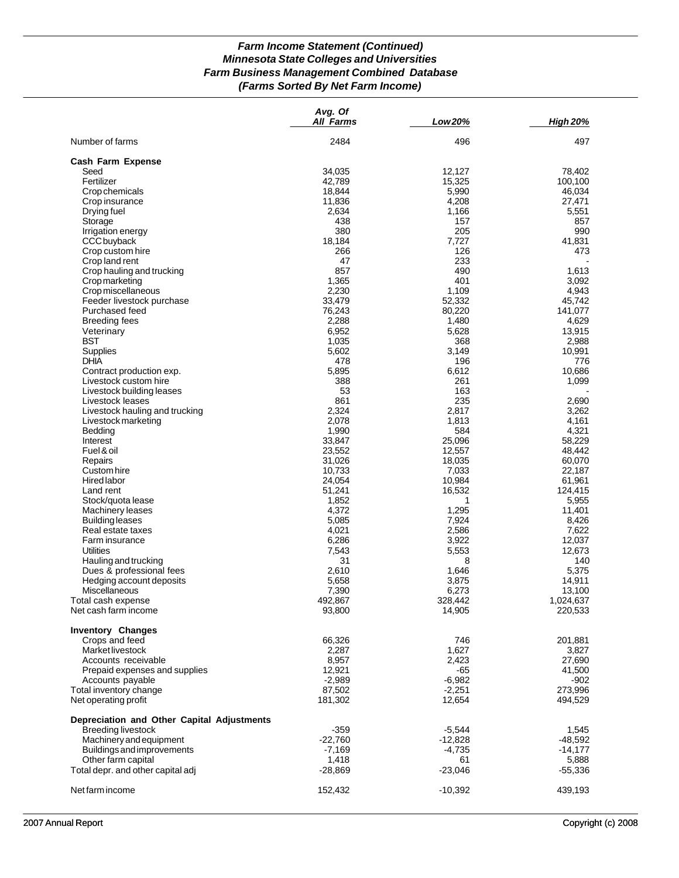## *Farm Income Statement (Continued)*
## *Minnesota State Colleges and Universities*
## *Farm Business Management Combined Database*
## *(Farms Sorted By Net Farm Income)*

| | *Avg. Of All Farms* | *Low 20%* | *High 20%* |
|---|---|---|---|
| Number of farms | 2484 | 496 | 497 |
| **Cash Farm Expense** | | | |
| Seed | 34,035 | 12,127 | 78,402 |
| Fertilizer | 42,789 | 15,325 | 100,100 |
| Crop chemicals | 18,844 | 5,990 | 46,034 |
| Crop insurance | 11,836 | 4,208 | 27,471 |
| Drying fuel | 2,634 | 1,166 | 5,551 |
| Storage | 438 | 157 | 857 |
| Irrigation energy | 380 | 205 | 990 |
| CCC buyback | 18,184 | 7,727 | 41,831 |
| Crop custom hire | 266 | 126 | 473 |
| Crop land rent | 47 | 233 | - |
| Crop hauling and trucking | 857 | 490 | 1,613 |
| Crop marketing | 1,365 | 401 | 3,092 |
| Crop miscellaneous | 2,230 | 1,109 | 4,943 |
| Feeder livestock purchase | 33,479 | 52,332 | 45,742 |
| Purchased feed | 76,243 | 80,220 | 141,077 |
| Breeding fees | 2,288 | 1,480 | 4,629 |
| Veterinary | 6,952 | 5,628 | 13,915 |
| BST | 1,035 | 368 | 2,988 |
| Supplies | 5,602 | 3,149 | 10,991 |
| DHIA | 478 | 196 | 776 |
| Contract production exp. | 5,895 | 6,612 | 10,686 |
| Livestock custom hire | 388 | 261 | 1,099 |
| Livestock building leases | 53 | 163 | - |
| Livestock leases | 861 | 235 | 2,690 |
| Livestock hauling and trucking | 2,324 | 2,817 | 3,262 |
| Livestock marketing | 2,078 | 1,813 | 4,161 |
| Bedding | 1,990 | 584 | 4,321 |
| Interest | 33,847 | 25,096 | 58,229 |
| Fuel & oil | 23,552 | 12,557 | 48,442 |
| Repairs | 31,026 | 18,035 | 60,070 |
| Custom hire | 10,733 | 7,033 | 22,187 |
| Hired labor | 24,054 | 10,984 | 61,961 |
| Land rent | 51,241 | 16,532 | 124,415 |
| Stock/quota lease | 1,852 | 1 | 5,955 |
| Machinery leases | 4,372 | 1,295 | 11,401 |
| Building leases | 5,085 | 7,924 | 8,426 |
| Real estate taxes | 4,021 | 2,586 | 7,622 |
| Farm insurance | 6,286 | 3,922 | 12,037 |
| Utilities | 7,543 | 5,553 | 12,673 |
| Hauling and trucking | 31 | 8 | 140 |
| Dues & professional fees | 2,610 | 1,646 | 5,375 |
| Hedging account deposits | 5,658 | 3,875 | 14,911 |
| Miscellaneous | 7,390 | 6,273 | 13,100 |
| Total cash expense | 492,867 | 328,442 | 1,024,637 |
| Net cash farm income | 93,800 | 14,905 | 220,533 |
| **Inventory Changes** | | | |
| Crops and feed | 66,326 | 746 | 201,881 |
| Market livestock | 2,287 | 1,627 | 3,827 |
| Accounts receivable | 8,957 | 2,423 | 27,690 |
| Prepaid expenses and supplies | 12,921 | -65 | 41,500 |
| Accounts payable | -2,989 | -6,982 | -902 |
| Total inventory change | 87,502 | -2,251 | 273,996 |
| Net operating profit | 181,302 | 12,654 | 494,529 |
| **Depreciation and Other Capital Adjustments** | | | |
| Breeding livestock | -359 | -5,544 | 1,545 |
| Machinery and equipment | -22,760 | -12,828 | -48,592 |
| Buildings and improvements | -7,169 | -4,735 | -14,177 |
| Other farm capital | 1,418 | 61 | 5,888 |
| Total depr. and other capital adj | -28,869 | -23,046 | -55,336 |
| Net farm income | 152,432 | -10,392 | 439,193 |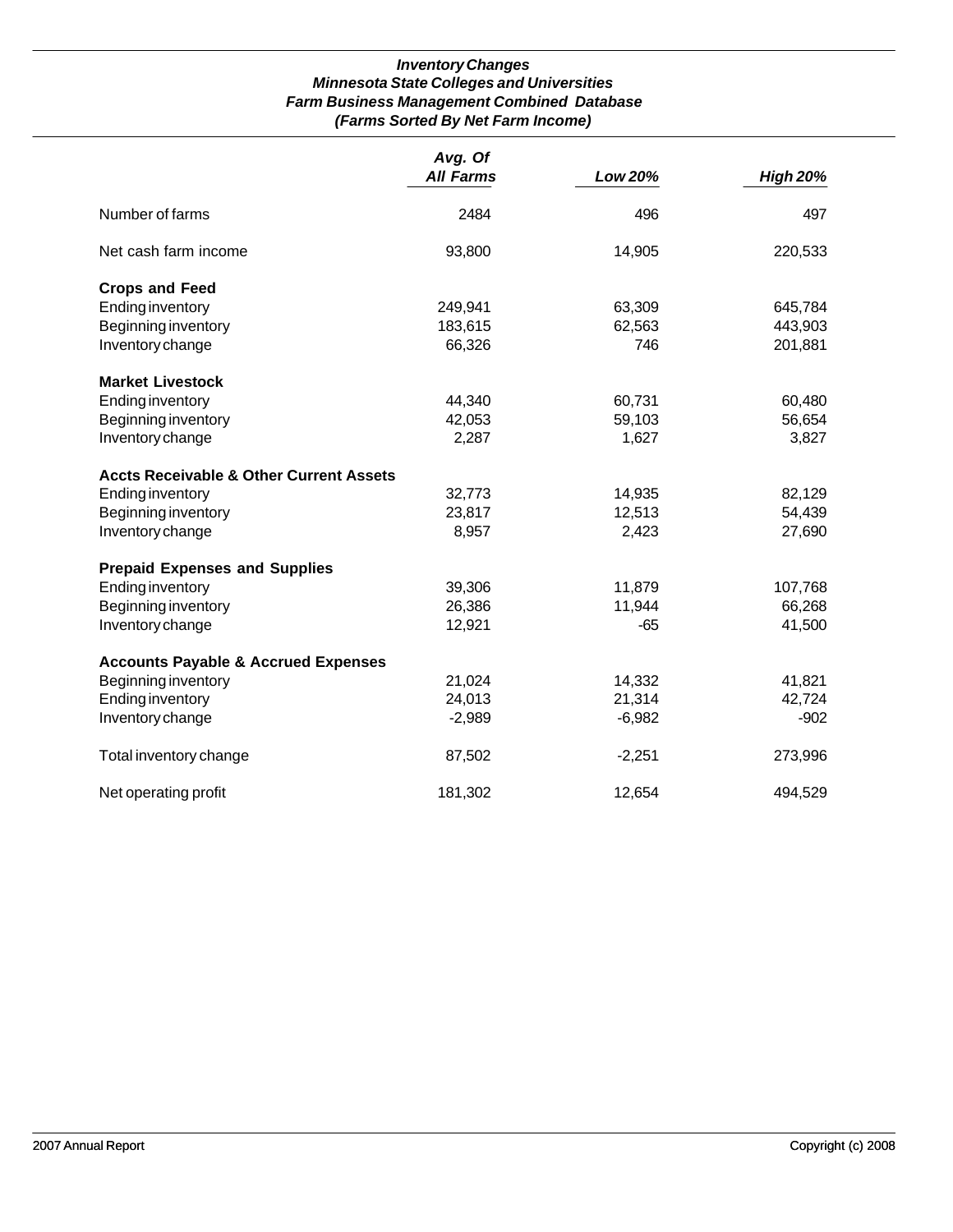# *Inventory Changes*
## *Minnesota State Colleges and Universities*
## *Farm Business Management Combined Database*
## *(Farms Sorted By Net Farm Income)*

| | *Avg. Of All Farms* | *Low 20%* | *High 20%* |
|---|---|---|---|
| Number of farms | 2484 | 496 | 497 |
| Net cash farm income | 93,800 | 14,905 | 220,533 |
| **Crops and Feed** | | | |
| Ending inventory | 249,941 | 63,309 | 645,784 |
| Beginning inventory | 183,615 | 62,563 | 443,903 |
| Inventory change | 66,326 | 746 | 201,881 |
| **Market Livestock** | | | |
| Ending inventory | 44,340 | 60,731 | 60,480 |
| Beginning inventory | 42,053 | 59,103 | 56,654 |
| Inventory change | 2,287 | 1,627 | 3,827 |
| **Accts Receivable & Other Current Assets** | | | |
| Ending inventory | 32,773 | 14,935 | 82,129 |
| Beginning inventory | 23,817 | 12,513 | 54,439 |
| Inventory change | 8,957 | 2,423 | 27,690 |
| **Prepaid Expenses and Supplies** | | | |
| Ending inventory | 39,306 | 11,879 | 107,768 |
| Beginning inventory | 26,386 | 11,944 | 66,268 |
| Inventory change | 12,921 | -65 | 41,500 |
| **Accounts Payable & Accrued Expenses** | | | |
| Beginning inventory | 21,024 | 14,332 | 41,821 |
| Ending inventory | 24,013 | 21,314 | 42,724 |
| Inventory change | -2,989 | -6,982 | -902 |
| Total inventory change | 87,502 | -2,251 | 273,996 |
| Net operating profit | 181,302 | 12,654 | 494,529 |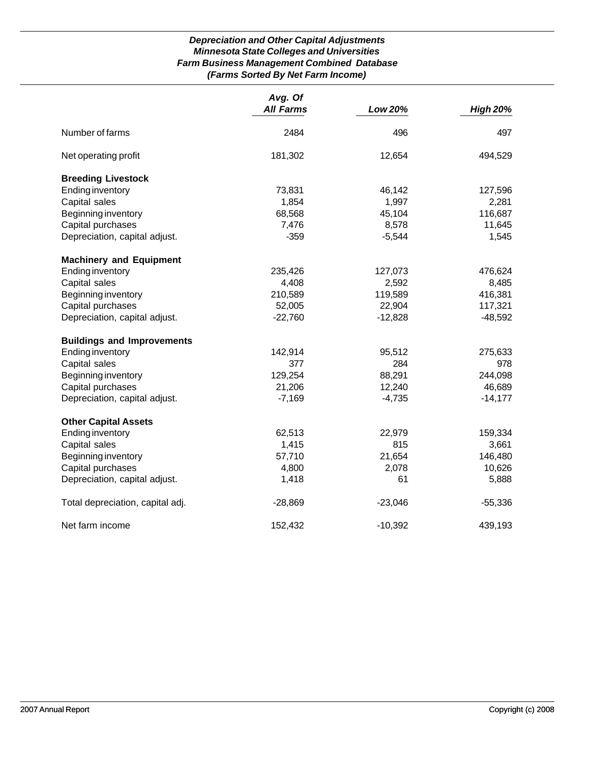***Depreciation and Other Capital Adjustments***
***Minnesota State Colleges and Universities***
***Farm Business Management Combined Database***
***(Farms Sorted By Net Farm Income)***

| | *Avg. Of All Farms* | *Low 20%* | *High 20%* |
|---|---|---|---|
| Number of farms | 2484 | 496 | 497 |
| Net operating profit | 181,302 | 12,654 | 494,529 |
| **Breeding Livestock** | | | |
| Ending inventory | 73,831 | 46,142 | 127,596 |
| Capital sales | 1,854 | 1,997 | 2,281 |
| Beginning inventory | 68,568 | 45,104 | 116,687 |
| Capital purchases | 7,476 | 8,578 | 11,645 |
| Depreciation, capital adjust. | -359 | -5,544 | 1,545 |
| **Machinery and Equipment** | | | |
| Ending inventory | 235,426 | 127,073 | 476,624 |
| Capital sales | 4,408 | 2,592 | 8,485 |
| Beginning inventory | 210,589 | 119,589 | 416,381 |
| Capital purchases | 52,005 | 22,904 | 117,321 |
| Depreciation, capital adjust. | -22,760 | -12,828 | -48,592 |
| **Buildings and Improvements** | | | |
| Ending inventory | 142,914 | 95,512 | 275,633 |
| Capital sales | 377 | 284 | 978 |
| Beginning inventory | 129,254 | 88,291 | 244,098 |
| Capital purchases | 21,206 | 12,240 | 46,689 |
| Depreciation, capital adjust. | -7,169 | -4,735 | -14,177 |
| **Other Capital Assets** | | | |
| Ending inventory | 62,513 | 22,979 | 159,334 |
| Capital sales | 1,415 | 815 | 3,661 |
| Beginning inventory | 57,710 | 21,654 | 146,480 |
| Capital purchases | 4,800 | 2,078 | 10,626 |
| Depreciation, capital adjust. | 1,418 | 61 | 5,888 |
| Total depreciation, capital adj. | -28,869 | -23,046 | -55,336 |
| Net farm income | 152,432 | -10,392 | 439,193 |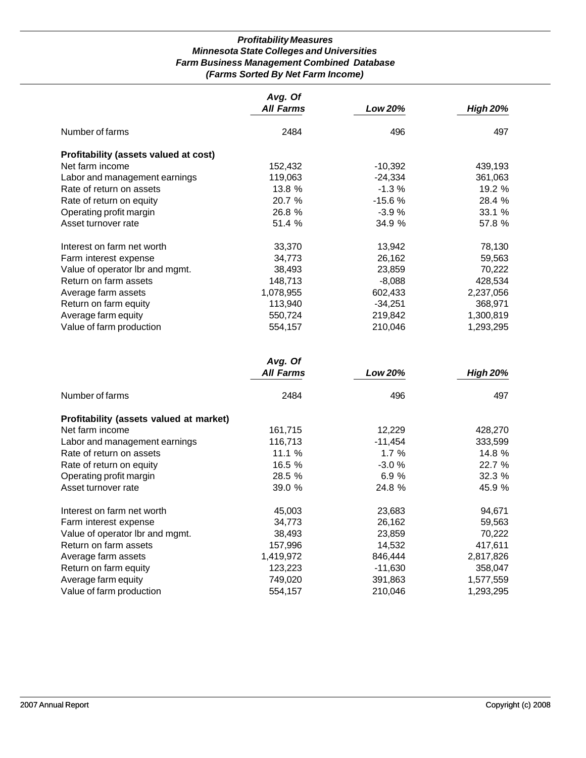***Profitability Measures***
***Minnesota State Colleges and Universities***
***Farm Business Management Combined Database***
***(Farms Sorted By Net Farm Income)***

| | *Avg. Of All Farms* | *Low 20%* | *High 20%* |
|---|---|---|---|
| Number of farms | 2484 | 496 | 497 |
| **Profitability (assets valued at cost)** | | | |
| Net farm income | 152,432 | -10,392 | 439,193 |
| Labor and management earnings | 119,063 | -24,334 | 361,063 |
| Rate of return on assets | 13.8 % | -1.3 % | 19.2 % |
| Rate of return on equity | 20.7 % | -15.6 % | 28.4 % |
| Operating profit margin | 26.8 % | -3.9 % | 33.1 % |
| Asset turnover rate | 51.4 % | 34.9 % | 57.8 % |
| Interest on farm net worth | 33,370 | 13,942 | 78,130 |
| Farm interest expense | 34,773 | 26,162 | 59,563 |
| Value of operator lbr and mgmt. | 38,493 | 23,859 | 70,222 |
| Return on farm assets | 148,713 | -8,088 | 428,534 |
| Average farm assets | 1,078,955 | 602,433 | 2,237,056 |
| Return on farm equity | 113,940 | -34,251 | 368,971 |
| Average farm equity | 550,724 | 219,842 | 1,300,819 |
| Value of farm production | 554,157 | 210,046 | 1,293,295 |

| | *Avg. Of All Farms* | *Low 20%* | *High 20%* |
|---|---|---|---|
| Number of farms | 2484 | 496 | 497 |
| **Profitability (assets valued at market)** | | | |
| Net farm income | 161,715 | 12,229 | 428,270 |
| Labor and management earnings | 116,713 | -11,454 | 333,599 |
| Rate of return on assets | 11.1 % | 1.7 % | 14.8 % |
| Rate of return on equity | 16.5 % | -3.0 % | 22.7 % |
| Operating profit margin | 28.5 % | 6.9 % | 32.3 % |
| Asset turnover rate | 39.0 % | 24.8 % | 45.9 % |
| Interest on farm net worth | 45,003 | 23,683 | 94,671 |
| Farm interest expense | 34,773 | 26,162 | 59,563 |
| Value of operator lbr and mgmt. | 38,493 | 23,859 | 70,222 |
| Return on farm assets | 157,996 | 14,532 | 417,611 |
| Average farm assets | 1,419,972 | 846,444 | 2,817,826 |
| Return on farm equity | 123,223 | -11,630 | 358,047 |
| Average farm equity | 749,020 | 391,863 | 1,577,559 |
| Value of farm production | 554,157 | 210,046 | 1,293,295 |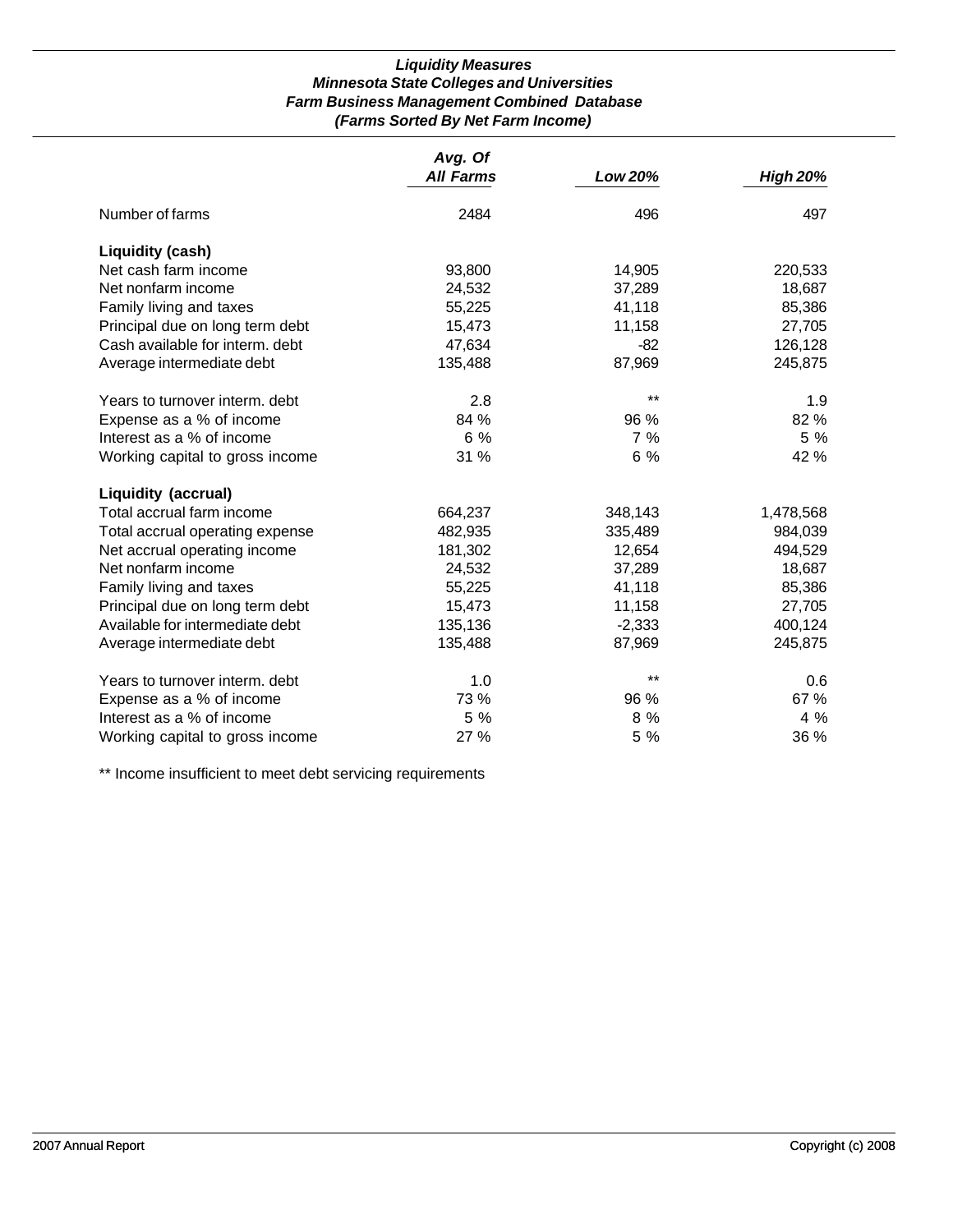### *Liquidity Measures*
### *Minnesota State Colleges and Universities*
### *Farm Business Management Combined Database*
### *(Farms Sorted By Net Farm Income)*

| | *Avg. Of All Farms* | *Low 20%* | *High 20%* |
|---|---|---|---|
| Number of farms | 2484 | 496 | 497 |
| **Liquidity (cash)** | | | |
| Net cash farm income | 93,800 | 14,905 | 220,533 |
| Net nonfarm income | 24,532 | 37,289 | 18,687 |
| Family living and taxes | 55,225 | 41,118 | 85,386 |
| Principal due on long term debt | 15,473 | 11,158 | 27,705 |
| Cash available for interm. debt | 47,634 | -82 | 126,128 |
| Average intermediate debt | 135,488 | 87,969 | 245,875 |
| | | | |
| Years to turnover interm. debt | 2.8 | ** | 1.9 |
| Expense as a % of income | 84 % | 96 % | 82 % |
| Interest as a % of income | 6 % | 7 % | 5 % |
| Working capital to gross income | 31 % | 6 % | 42 % |
| **Liquidity (accrual)** | | | |
| Total accrual farm income | 664,237 | 348,143 | 1,478,568 |
| Total accrual operating expense | 482,935 | 335,489 | 984,039 |
| Net accrual operating income | 181,302 | 12,654 | 494,529 |
| Net nonfarm income | 24,532 | 37,289 | 18,687 |
| Family living and taxes | 55,225 | 41,118 | 85,386 |
| Principal due on long term debt | 15,473 | 11,158 | 27,705 |
| Available for intermediate debt | 135,136 | -2,333 | 400,124 |
| Average intermediate debt | 135,488 | 87,969 | 245,875 |
| | | | |
| Years to turnover interm. debt | 1.0 | ** | 0.6 |
| Expense as a % of income | 73 % | 96 % | 67 % |
| Interest as a % of income | 5 % | 8 % | 4 % |
| Working capital to gross income | 27 % | 5 % | 36 % |

** Income insufficient to meet debt servicing requirements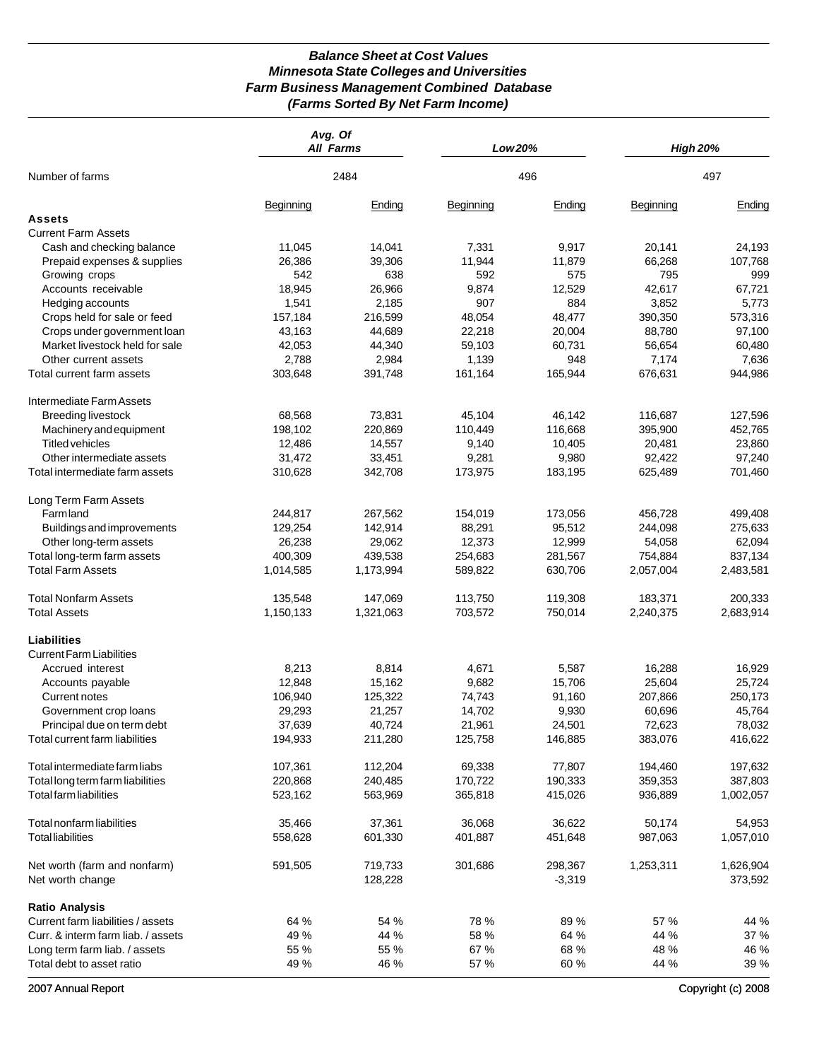***Balance Sheet at Cost Values***
***Minnesota State Colleges and Universities***
***Farm Business Management Combined Database***
***(Farms Sorted By Net Farm Income)***

| | *Avg. Of All Farms* | | *Low 20%* | | *High 20%* | |
|---|---|---|---|---|---|---|
| Number of farms | 2484 | | 496 | | 497 | |
| | Beginning | Ending | Beginning | Ending | Beginning | Ending |
| **Assets** | | | | | | |
| Current Farm Assets | | | | | | |
| Cash and checking balance | 11,045 | 14,041 | 7,331 | 9,917 | 20,141 | 24,193 |
| Prepaid expenses & supplies | 26,386 | 39,306 | 11,944 | 11,879 | 66,268 | 107,768 |
| Growing crops | 542 | 638 | 592 | 575 | 795 | 999 |
| Accounts receivable | 18,945 | 26,966 | 9,874 | 12,529 | 42,617 | 67,721 |
| Hedging accounts | 1,541 | 2,185 | 907 | 884 | 3,852 | 5,773 |
| Crops held for sale or feed | 157,184 | 216,599 | 48,054 | 48,477 | 390,350 | 573,316 |
| Crops under government loan | 43,163 | 44,689 | 22,218 | 20,004 | 88,780 | 97,100 |
| Market livestock held for sale | 42,053 | 44,340 | 59,103 | 60,731 | 56,654 | 60,480 |
| Other current assets | 2,788 | 2,984 | 1,139 | 948 | 7,174 | 7,636 |
| Total current farm assets | 303,648 | 391,748 | 161,164 | 165,944 | 676,631 | 944,986 |
| Intermediate Farm Assets | | | | | | |
| Breeding livestock | 68,568 | 73,831 | 45,104 | 46,142 | 116,687 | 127,596 |
| Machinery and equipment | 198,102 | 220,869 | 110,449 | 116,668 | 395,900 | 452,765 |
| Titled vehicles | 12,486 | 14,557 | 9,140 | 10,405 | 20,481 | 23,860 |
| Other intermediate assets | 31,472 | 33,451 | 9,281 | 9,980 | 92,422 | 97,240 |
| Total intermediate farm assets | 310,628 | 342,708 | 173,975 | 183,195 | 625,489 | 701,460 |
| Long Term Farm Assets | | | | | | |
| Farm land | 244,817 | 267,562 | 154,019 | 173,056 | 456,728 | 499,408 |
| Buildings and improvements | 129,254 | 142,914 | 88,291 | 95,512 | 244,098 | 275,633 |
| Other long-term assets | 26,238 | 29,062 | 12,373 | 12,999 | 54,058 | 62,094 |
| Total long-term farm assets | 400,309 | 439,538 | 254,683 | 281,567 | 754,884 | 837,134 |
| Total Farm Assets | 1,014,585 | 1,173,994 | 589,822 | 630,706 | 2,057,004 | 2,483,581 |
| Total Nonfarm Assets | 135,548 | 147,069 | 113,750 | 119,308 | 183,371 | 200,333 |
| Total Assets | 1,150,133 | 1,321,063 | 703,572 | 750,014 | 2,240,375 | 2,683,914 |
| **Liabilities** | | | | | | |
| Current Farm Liabilities | | | | | | |
| Accrued interest | 8,213 | 8,814 | 4,671 | 5,587 | 16,288 | 16,929 |
| Accounts payable | 12,848 | 15,162 | 9,682 | 15,706 | 25,604 | 25,724 |
| Current notes | 106,940 | 125,322 | 74,743 | 91,160 | 207,866 | 250,173 |
| Government crop loans | 29,293 | 21,257 | 14,702 | 9,930 | 60,696 | 45,764 |
| Principal due on term debt | 37,639 | 40,724 | 21,961 | 24,501 | 72,623 | 78,032 |
| Total current farm liabilities | 194,933 | 211,280 | 125,758 | 146,885 | 383,076 | 416,622 |
| Total intermediate farm liabs | 107,361 | 112,204 | 69,338 | 77,807 | 194,460 | 197,632 |
| Total long term farm liabilities | 220,868 | 240,485 | 170,722 | 190,333 | 359,353 | 387,803 |
| Total farm liabilities | 523,162 | 563,969 | 365,818 | 415,026 | 936,889 | 1,002,057 |
| Total nonfarm liabilities | 35,466 | 37,361 | 36,068 | 36,622 | 50,174 | 54,953 |
| Total liabilities | 558,628 | 601,330 | 401,887 | 451,648 | 987,063 | 1,057,010 |
| Net worth (farm and nonfarm) | 591,505 | 719,733 | 301,686 | 298,367 | 1,253,311 | 1,626,904 |
| Net worth change | | 128,228 | | -3,319 | | 373,592 |
| **Ratio Analysis** | | | | | | |
| Current farm liabilities / assets | 64 % | 54 % | 78 % | 89 % | 57 % | 44 % |
| Curr. & interm farm liab. / assets | 49 % | 44 % | 58 % | 64 % | 44 % | 37 % |
| Long term farm liab. / assets | 55 % | 55 % | 67 % | 68 % | 48 % | 46 % |
| Total debt to asset ratio | 49 % | 46 % | 57 % | 60 % | 44 % | 39 % |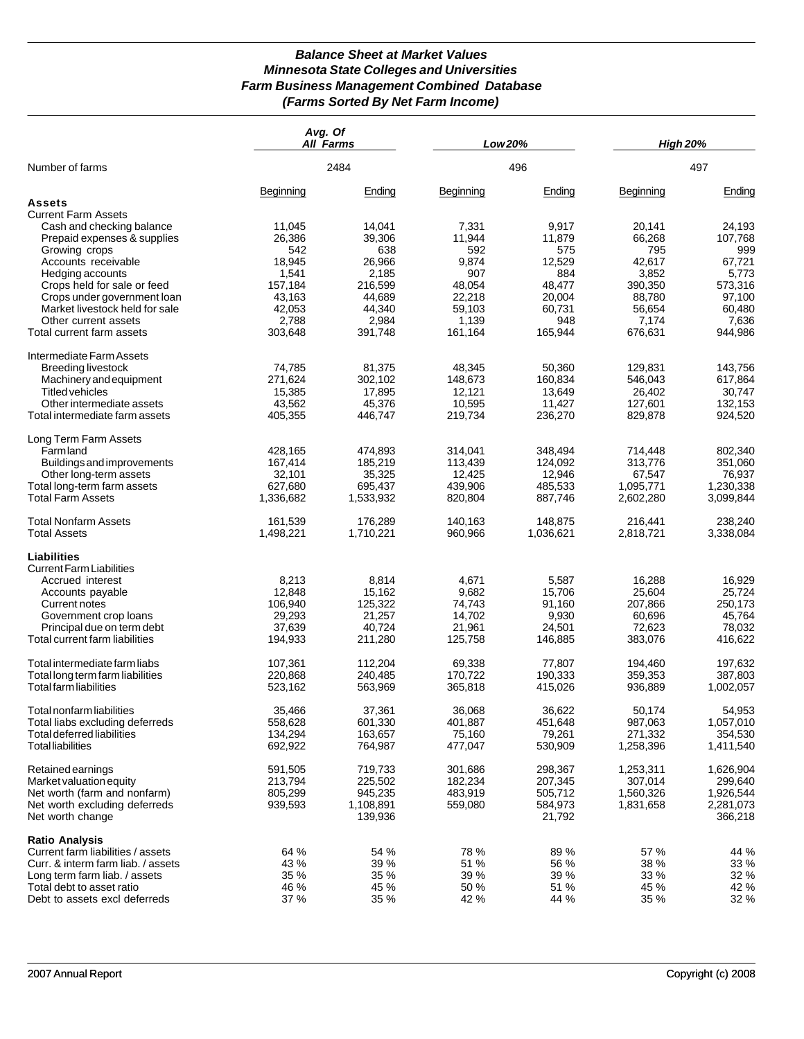# *Balance Sheet at Market Values*
## *Minnesota State Colleges and Universities*
## *Farm Business Management Combined Database*
## *(Farms Sorted By Net Farm Income)*

| | *Avg. Of All Farms* | | *Low 20%* | | *High 20%* | |
|---|---|---|---|---|---|---|
| Number of farms | 2484 | | 496 | | 497 | |
| | Beginning | Ending | Beginning | Ending | Beginning | Ending |
| **Assets** | | | | | | |
| Current Farm Assets | | | | | | |
| Cash and checking balance | 11,045 | 14,041 | 7,331 | 9,917 | 20,141 | 24,193 |
| Prepaid expenses & supplies | 26,386 | 39,306 | 11,944 | 11,879 | 66,268 | 107,768 |
| Growing crops | 542 | 638 | 592 | 575 | 795 | 999 |
| Accounts receivable | 18,945 | 26,966 | 9,874 | 12,529 | 42,617 | 67,721 |
| Hedging accounts | 1,541 | 2,185 | 907 | 884 | 3,852 | 5,773 |
| Crops held for sale or feed | 157,184 | 216,599 | 48,054 | 48,477 | 390,350 | 573,316 |
| Crops under government loan | 43,163 | 44,689 | 22,218 | 20,004 | 88,780 | 97,100 |
| Market livestock held for sale | 42,053 | 44,340 | 59,103 | 60,731 | 56,654 | 60,480 |
| Other current assets | 2,788 | 2,984 | 1,139 | 948 | 7,174 | 7,636 |
| Total current farm assets | 303,648 | 391,748 | 161,164 | 165,944 | 676,631 | 944,986 |
| Intermediate Farm Assets | | | | | | |
| Breeding livestock | 74,785 | 81,375 | 48,345 | 50,360 | 129,831 | 143,756 |
| Machinery and equipment | 271,624 | 302,102 | 148,673 | 160,834 | 546,043 | 617,864 |
| Titled vehicles | 15,385 | 17,895 | 12,121 | 13,649 | 26,402 | 30,747 |
| Other intermediate assets | 43,562 | 45,376 | 10,595 | 11,427 | 127,601 | 132,153 |
| Total intermediate farm assets | 405,355 | 446,747 | 219,734 | 236,270 | 829,878 | 924,520 |
| Long Term Farm Assets | | | | | | |
| Farmland | 428,165 | 474,893 | 314,041 | 348,494 | 714,448 | 802,340 |
| Buildings and improvements | 167,414 | 185,219 | 113,439 | 124,092 | 313,776 | 351,060 |
| Other long-term assets | 32,101 | 35,325 | 12,425 | 12,946 | 67,547 | 76,937 |
| Total long-term farm assets | 627,680 | 695,437 | 439,906 | 485,533 | 1,095,771 | 1,230,338 |
| Total Farm Assets | 1,336,682 | 1,533,932 | 820,804 | 887,746 | 2,602,280 | 3,099,844 |
| Total Nonfarm Assets | 161,539 | 176,289 | 140,163 | 148,875 | 216,441 | 238,240 |
| Total Assets | 1,498,221 | 1,710,221 | 960,966 | 1,036,621 | 2,818,721 | 3,338,084 |
| **Liabilities** | | | | | | |
| Current Farm Liabilities | | | | | | |
| Accrued interest | 8,213 | 8,814 | 4,671 | 5,587 | 16,288 | 16,929 |
| Accounts payable | 12,848 | 15,162 | 9,682 | 15,706 | 25,604 | 25,724 |
| Current notes | 106,940 | 125,322 | 74,743 | 91,160 | 207,866 | 250,173 |
| Government crop loans | 29,293 | 21,257 | 14,702 | 9,930 | 60,696 | 45,764 |
| Principal due on term debt | 37,639 | 40,724 | 21,961 | 24,501 | 72,623 | 78,032 |
| Total current farm liabilities | 194,933 | 211,280 | 125,758 | 146,885 | 383,076 | 416,622 |
| Total intermediate farm liabs | 107,361 | 112,204 | 69,338 | 77,807 | 194,460 | 197,632 |
| Total long term farm liabilities | 220,868 | 240,485 | 170,722 | 190,333 | 359,353 | 387,803 |
| Total farm liabilities | 523,162 | 563,969 | 365,818 | 415,026 | 936,889 | 1,002,057 |
| Total nonfarm liabilities | 35,466 | 37,361 | 36,068 | 36,622 | 50,174 | 54,953 |
| Total liabs excluding deferreds | 558,628 | 601,330 | 401,887 | 451,648 | 987,063 | 1,057,010 |
| Total deferred liabilities | 134,294 | 163,657 | 75,160 | 79,261 | 271,332 | 354,530 |
| Total liabilities | 692,922 | 764,987 | 477,047 | 530,909 | 1,258,396 | 1,411,540 |
| Retained earnings | 591,505 | 719,733 | 301,686 | 298,367 | 1,253,311 | 1,626,904 |
| Market valuation equity | 213,794 | 225,502 | 182,234 | 207,345 | 307,014 | 299,640 |
| Net worth (farm and nonfarm) | 805,299 | 945,235 | 483,919 | 505,712 | 1,560,326 | 1,926,544 |
| Net worth excluding deferreds | 939,593 | 1,108,891 | 559,080 | 584,973 | 1,831,658 | 2,281,073 |
| Net worth change | | 139,936 | | 21,792 | | 366,218 |
| **Ratio Analysis** | | | | | | |
| Current farm liabilities / assets | 64 % | 54 % | 78 % | 89 % | 57 % | 44 % |
| Curr. & interm farm liab. / assets | 43 % | 39 % | 51 % | 56 % | 38 % | 33 % |
| Long term farm liab. / assets | 35 % | 35 % | 39 % | 39 % | 33 % | 32 % |
| Total debt to asset ratio | 46 % | 45 % | 50 % | 51 % | 45 % | 42 % |
| Debt to assets excl deferreds | 37 % | 35 % | 42 % | 44 % | 35 % | 32 % |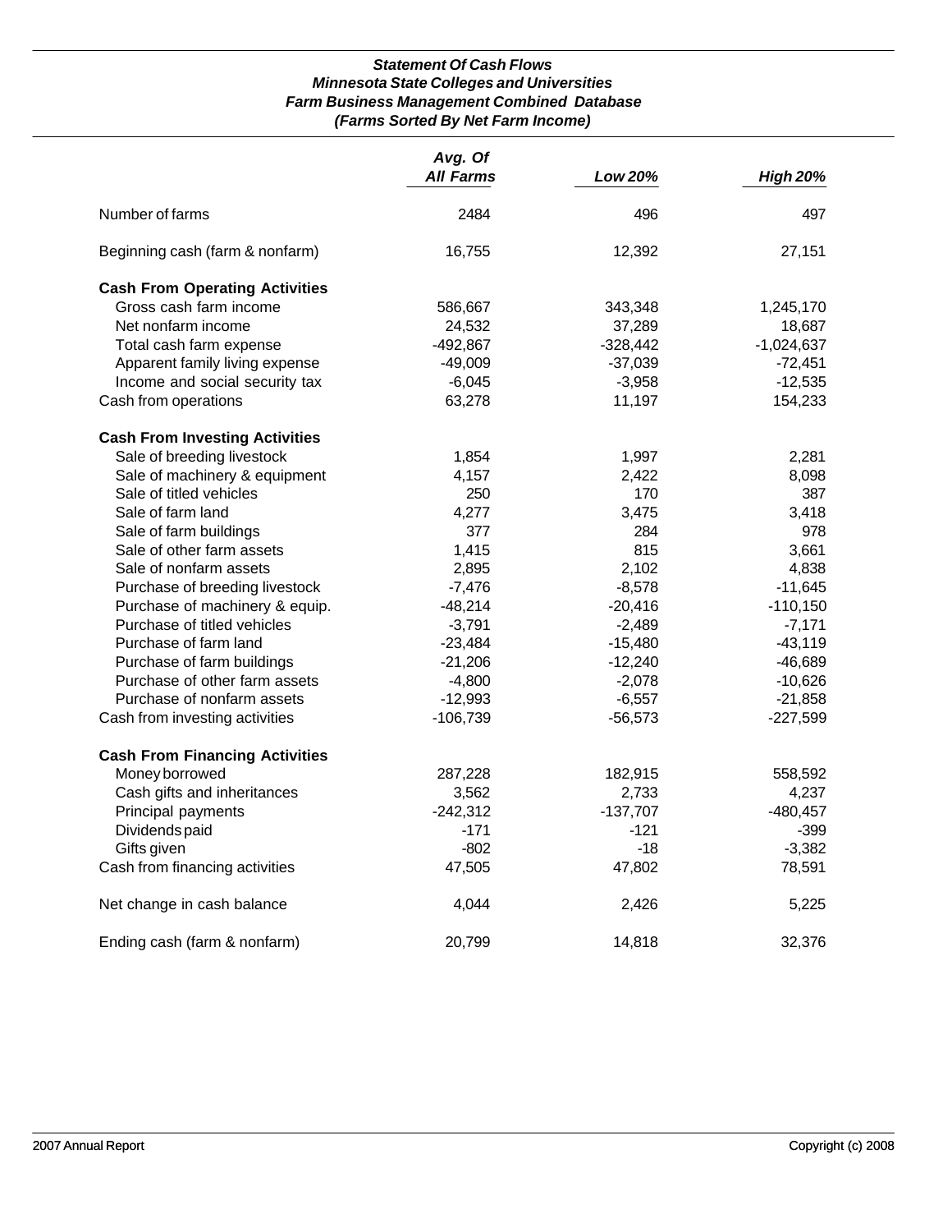***Statement Of Cash Flows***
***Minnesota State Colleges and Universities***
***Farm Business Management Combined Database***
***(Farms Sorted By Net Farm Income)***

| | *Avg. Of All Farms* | *Low 20%* | *High 20%* |
|---|---|---|---|
| Number of farms | 2484 | 496 | 497 |
| Beginning cash (farm & nonfarm) | 16,755 | 12,392 | 27,151 |
| **Cash From Operating Activities** | | | |
| Gross cash farm income | 586,667 | 343,348 | 1,245,170 |
| Net nonfarm income | 24,532 | 37,289 | 18,687 |
| Total cash farm expense | -492,867 | -328,442 | -1,024,637 |
| Apparent family living expense | -49,009 | -37,039 | -72,451 |
| Income and social security tax | -6,045 | -3,958 | -12,535 |
| Cash from operations | 63,278 | 11,197 | 154,233 |
| **Cash From Investing Activities** | | | |
| Sale of breeding livestock | 1,854 | 1,997 | 2,281 |
| Sale of machinery & equipment | 4,157 | 2,422 | 8,098 |
| Sale of titled vehicles | 250 | 170 | 387 |
| Sale of farm land | 4,277 | 3,475 | 3,418 |
| Sale of farm buildings | 377 | 284 | 978 |
| Sale of other farm assets | 1,415 | 815 | 3,661 |
| Sale of nonfarm assets | 2,895 | 2,102 | 4,838 |
| Purchase of breeding livestock | -7,476 | -8,578 | -11,645 |
| Purchase of machinery & equip. | -48,214 | -20,416 | -110,150 |
| Purchase of titled vehicles | -3,791 | -2,489 | -7,171 |
| Purchase of farm land | -23,484 | -15,480 | -43,119 |
| Purchase of farm buildings | -21,206 | -12,240 | -46,689 |
| Purchase of other farm assets | -4,800 | -2,078 | -10,626 |
| Purchase of nonfarm assets | -12,993 | -6,557 | -21,858 |
| Cash from investing activities | -106,739 | -56,573 | -227,599 |
| **Cash From Financing Activities** | | | |
| Money borrowed | 287,228 | 182,915 | 558,592 |
| Cash gifts and inheritances | 3,562 | 2,733 | 4,237 |
| Principal payments | -242,312 | -137,707 | -480,457 |
| Dividends paid | -171 | -121 | -399 |
| Gifts given | -802 | -18 | -3,382 |
| Cash from financing activities | 47,505 | 47,802 | 78,591 |
| Net change in cash balance | 4,044 | 2,426 | 5,225 |
| Ending cash (farm & nonfarm) | 20,799 | 14,818 | 32,376 |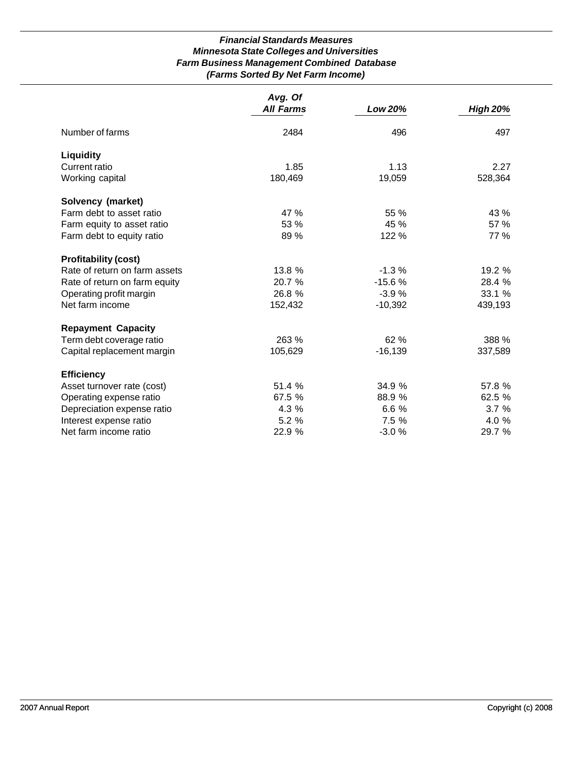***Financial Standards Measures***
***Minnesota State Colleges and Universities***
***Farm Business Management Combined Database***
***(Farms Sorted By Net Farm Income)***

| | *Avg. Of All Farms* | *Low 20%* | *High 20%* |
|---|---|---|---|
| Number of farms | 2484 | 496 | 497 |
| **Liquidity** | | | |
| Current ratio | 1.85 | 1.13 | 2.27 |
| Working capital | 180,469 | 19,059 | 528,364 |
| **Solvency (market)** | | | |
| Farm debt to asset ratio | 47 % | 55 % | 43 % |
| Farm equity to asset ratio | 53 % | 45 % | 57 % |
| Farm debt to equity ratio | 89 % | 122 % | 77 % |
| **Profitability (cost)** | | | |
| Rate of return on farm assets | 13.8 % | -1.3 % | 19.2 % |
| Rate of return on farm equity | 20.7 % | -15.6 % | 28.4 % |
| Operating profit margin | 26.8 % | -3.9 % | 33.1 % |
| Net farm income | 152,432 | -10,392 | 439,193 |
| **Repayment Capacity** | | | |
| Term debt coverage ratio | 263 % | 62 % | 388 % |
| Capital replacement margin | 105,629 | -16,139 | 337,589 |
| **Efficiency** | | | |
| Asset turnover rate (cost) | 51.4 % | 34.9 % | 57.8 % |
| Operating expense ratio | 67.5 % | 88.9 % | 62.5 % |
| Depreciation expense ratio | 4.3 % | 6.6 % | 3.7 % |
| Interest expense ratio | 5.2 % | 7.5 % | 4.0 % |
| Net farm income ratio | 22.9 % | -3.0 % | 29.7 % |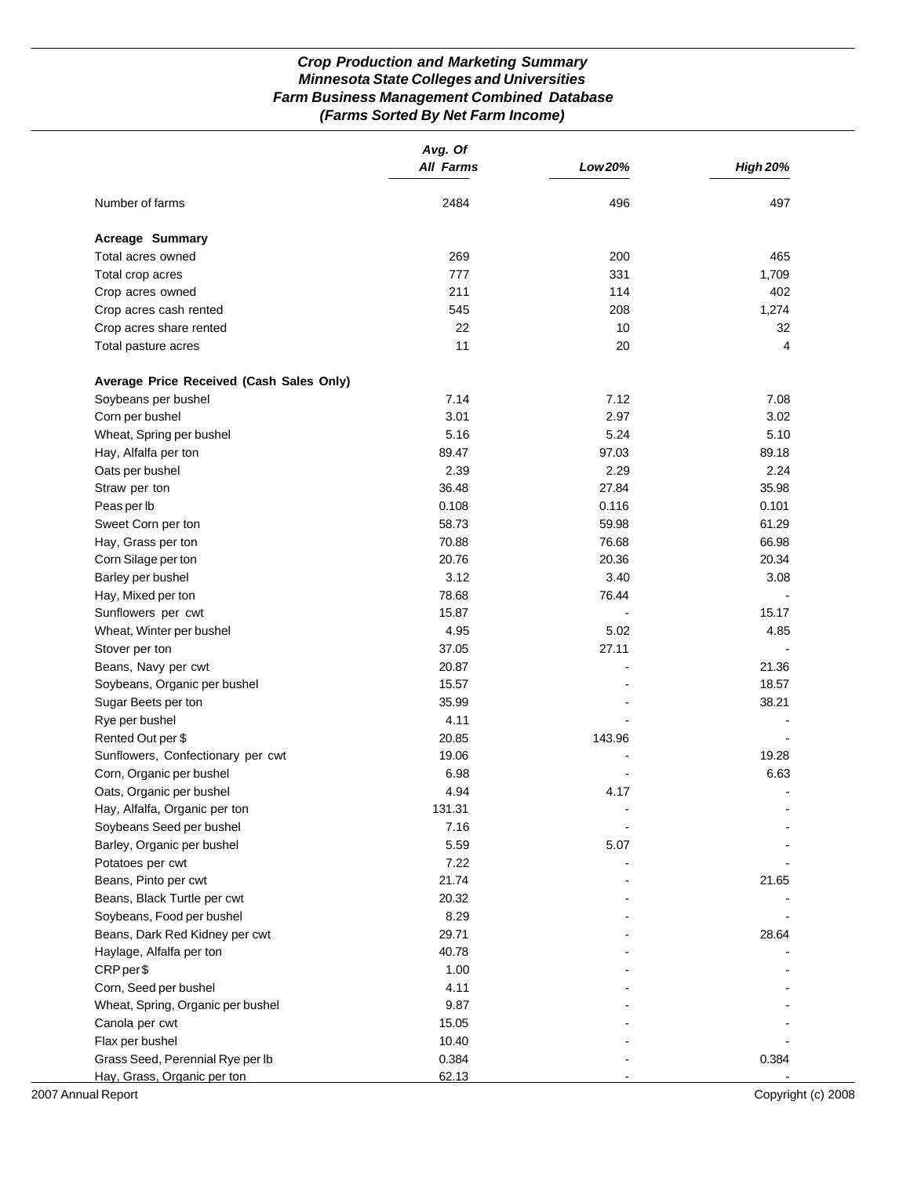### *Crop Production and Marketing Summary*
### *Minnesota State Colleges and Universities*
### *Farm Business Management Combined Database*
### *(Farms Sorted By Net Farm Income)*

| | *Avg. Of All Farms* | *Low 20%* | *High 20%* |
|---|---|---|---|
| Number of farms | 2484 | 496 | 497 |
| **Acreage Summary** | | | |
| Total acres owned | 269 | 200 | 465 |
| Total crop acres | 777 | 331 | 1,709 |
| Crop acres owned | 211 | 114 | 402 |
| Crop acres cash rented | 545 | 208 | 1,274 |
| Crop acres share rented | 22 | 10 | 32 |
| Total pasture acres | 11 | 20 | 4 |
| **Average Price Received (Cash Sales Only)** | | | |
| Soybeans per bushel | 7.14 | 7.12 | 7.08 |
| Corn per bushel | 3.01 | 2.97 | 3.02 |
| Wheat, Spring per bushel | 5.16 | 5.24 | 5.10 |
| Hay, Alfalfa per ton | 89.47 | 97.03 | 89.18 |
| Oats per bushel | 2.39 | 2.29 | 2.24 |
| Straw per ton | 36.48 | 27.84 | 35.98 |
| Peas per lb | 0.108 | 0.116 | 0.101 |
| Sweet Corn per ton | 58.73 | 59.98 | 61.29 |
| Hay, Grass per ton | 70.88 | 76.68 | 66.98 |
| Corn Silage per ton | 20.76 | 20.36 | 20.34 |
| Barley per bushel | 3.12 | 3.40 | 3.08 |
| Hay, Mixed per ton | 78.68 | 76.44 | - |
| Sunflowers per cwt | 15.87 | - | 15.17 |
| Wheat, Winter per bushel | 4.95 | 5.02 | 4.85 |
| Stover per ton | 37.05 | 27.11 | - |
| Beans, Navy per cwt | 20.87 | - | 21.36 |
| Soybeans, Organic per bushel | 15.57 | - | 18.57 |
| Sugar Beets per ton | 35.99 | - | 38.21 |
| Rye per bushel | 4.11 | - | - |
| Rented Out per $ | 20.85 | 143.96 | - |
| Sunflowers, Confectionary per cwt | 19.06 | - | 19.28 |
| Corn, Organic per bushel | 6.98 | - | 6.63 |
| Oats, Organic per bushel | 4.94 | 4.17 | - |
| Hay, Alfalfa, Organic per ton | 131.31 | - | - |
| Soybeans Seed per bushel | 7.16 | - | - |
| Barley, Organic per bushel | 5.59 | 5.07 | - |
| Potatoes per cwt | 7.22 | - | - |
| Beans, Pinto per cwt | 21.74 | - | 21.65 |
| Beans, Black Turtle per cwt | 20.32 | - | - |
| Soybeans, Food per bushel | 8.29 | - | - |
| Beans, Dark Red Kidney per cwt | 29.71 | - | 28.64 |
| Haylage, Alfalfa per ton | 40.78 | - | - |
| CRP per $ | 1.00 | - | - |
| Corn, Seed per bushel | 4.11 | - | - |
| Wheat, Spring, Organic per bushel | 9.87 | - | - |
| Canola per cwt | 15.05 | - | - |
| Flax per bushel | 10.40 | - | - |
| Grass Seed, Perennial Rye per lb | 0.384 | - | 0.384 |
| Hay, Grass, Organic per ton | 62.13 | - | - |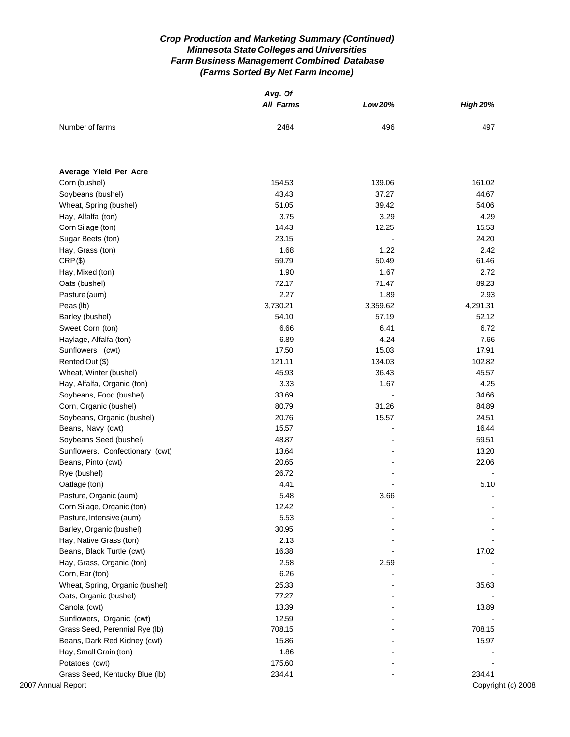### *Crop Production and Marketing Summary (Continued)*
### *Minnesota State Colleges and Universities*
### *Farm Business Management Combined Database*
### *(Farms Sorted By Net Farm Income)*

| | *Avg. Of All Farms* | *Low 20%* | *High 20%* |
|---|---|---|---|
| Number of farms | 2484 | 496 | 497 |
| | | | |
| **Average Yield Per Acre** | | | |
| Corn (bushel) | 154.53 | 139.06 | 161.02 |
| Soybeans (bushel) | 43.43 | 37.27 | 44.67 |
| Wheat, Spring (bushel) | 51.05 | 39.42 | 54.06 |
| Hay, Alfalfa (ton) | 3.75 | 3.29 | 4.29 |
| Corn Silage (ton) | 14.43 | 12.25 | 15.53 |
| Sugar Beets (ton) | 23.15 | - | 24.20 |
| Hay, Grass (ton) | 1.68 | 1.22 | 2.42 |
| CRP ($) | 59.79 | 50.49 | 61.46 |
| Hay, Mixed (ton) | 1.90 | 1.67 | 2.72 |
| Oats (bushel) | 72.17 | 71.47 | 89.23 |
| Pasture (aum) | 2.27 | 1.89 | 2.93 |
| Peas (lb) | 3,730.21 | 3,359.62 | 4,291.31 |
| Barley (bushel) | 54.10 | 57.19 | 52.12 |
| Sweet Corn (ton) | 6.66 | 6.41 | 6.72 |
| Haylage, Alfalfa (ton) | 6.89 | 4.24 | 7.66 |
| Sunflowers (cwt) | 17.50 | 15.03 | 17.91 |
| Rented Out ($) | 121.11 | 134.03 | 102.82 |
| Wheat, Winter (bushel) | 45.93 | 36.43 | 45.57 |
| Hay, Alfalfa, Organic (ton) | 3.33 | 1.67 | 4.25 |
| Soybeans, Food (bushel) | 33.69 | - | 34.66 |
| Corn, Organic (bushel) | 80.79 | 31.26 | 84.89 |
| Soybeans, Organic (bushel) | 20.76 | 15.57 | 24.51 |
| Beans, Navy (cwt) | 15.57 | - | 16.44 |
| Soybeans Seed (bushel) | 48.87 | - | 59.51 |
| Sunflowers, Confectionary (cwt) | 13.64 | - | 13.20 |
| Beans, Pinto (cwt) | 20.65 | - | 22.06 |
| Rye (bushel) | 26.72 | - | - |
| Oatlage (ton) | 4.41 | - | 5.10 |
| Pasture, Organic (aum) | 5.48 | 3.66 | - |
| Corn Silage, Organic (ton) | 12.42 | - | - |
| Pasture, Intensive (aum) | 5.53 | - | - |
| Barley, Organic (bushel) | 30.95 | - | - |
| Hay, Native Grass (ton) | 2.13 | - | - |
| Beans, Black Turtle (cwt) | 16.38 | - | 17.02 |
| Hay, Grass, Organic (ton) | 2.58 | 2.59 | - |
| Corn, Ear (ton) | 6.26 | - | - |
| Wheat, Spring, Organic (bushel) | 25.33 | - | 35.63 |
| Oats, Organic (bushel) | 77.27 | - | - |
| Canola (cwt) | 13.39 | - | 13.89 |
| Sunflowers, Organic (cwt) | 12.59 | - | - |
| Grass Seed, Perennial Rye (lb) | 708.15 | - | 708.15 |
| Beans, Dark Red Kidney (cwt) | 15.86 | - | 15.97 |
| Hay, Small Grain (ton) | 1.86 | - | - |
| Potatoes (cwt) | 175.60 | - | - |
| Grass Seed, Kentucky Blue (lb) | 234.41 | - | 234.41 |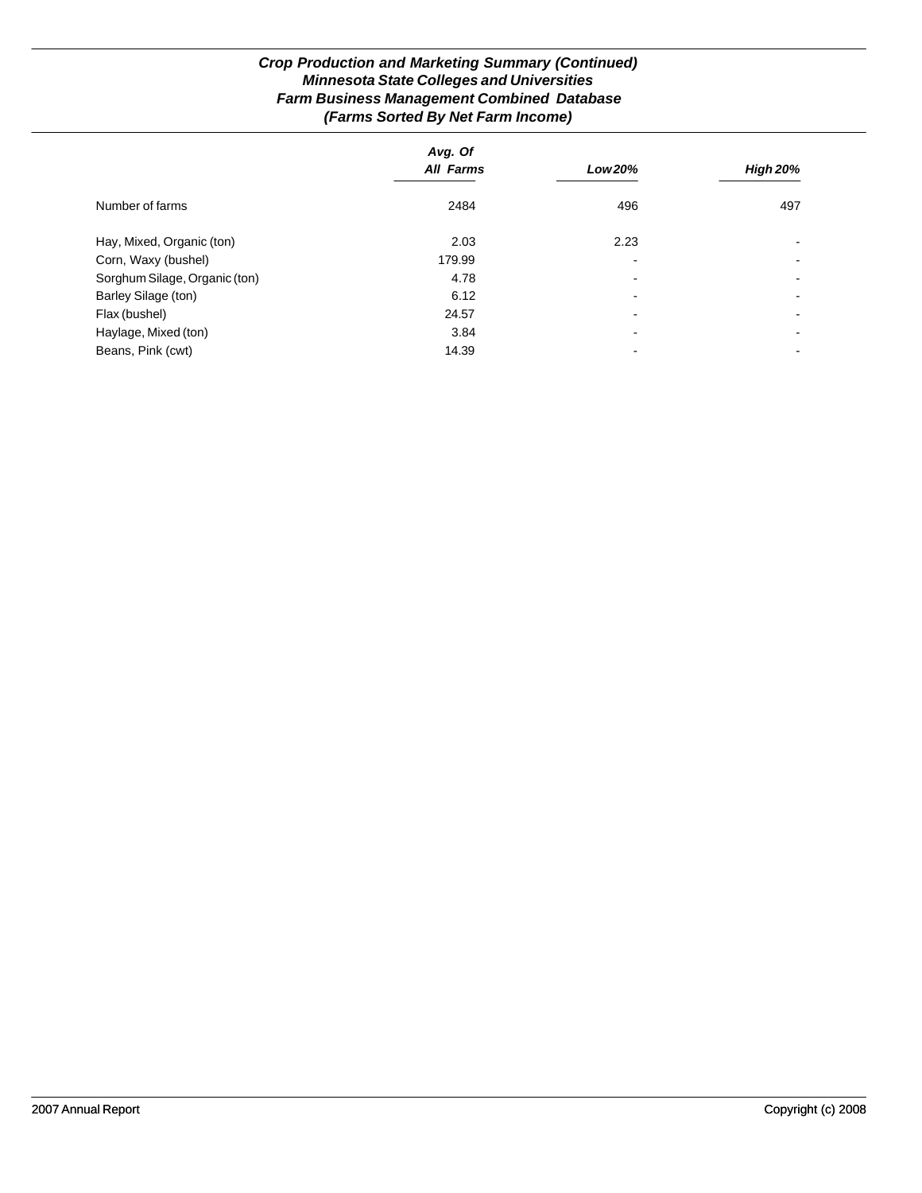## *Crop Production and Marketing Summary (Continued)*
### *Minnesota State Colleges and Universities*
### *Farm Business Management Combined Database*
### *(Farms Sorted By Net Farm Income)*

| | *Avg. Of All Farms* | *Low 20%* | *High 20%* |
|---|---|---|---|
| Number of farms | 2484 | 496 | 497 |
| Hay, Mixed, Organic (ton) | 2.03 | 2.23 | - |
| Corn, Waxy (bushel) | 179.99 | - | - |
| Sorghum Silage, Organic (ton) | 4.78 | - | - |
| Barley Silage (ton) | 6.12 | - | - |
| Flax (bushel) | 24.57 | - | - |
| Haylage, Mixed (ton) | 3.84 | - | - |
| Beans, Pink (cwt) | 14.39 | - | - |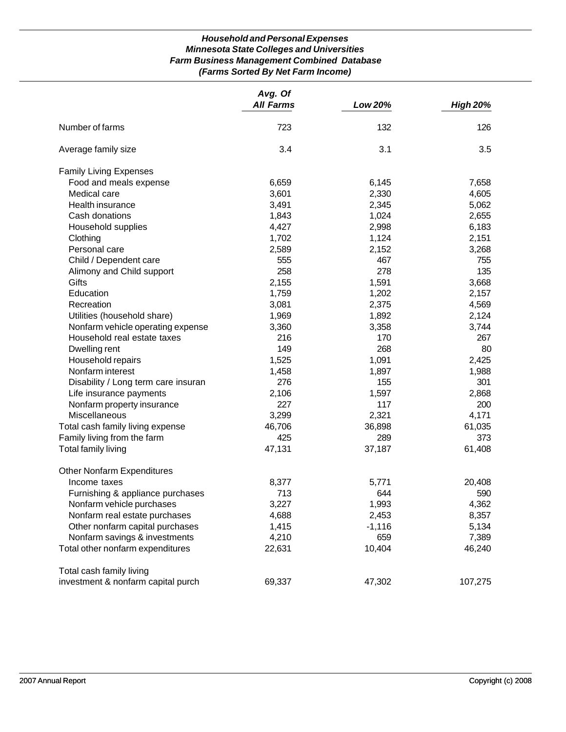### *Household and Personal Expenses*
### *Minnesota State Colleges and Universities*
### *Farm Business Management Combined Database*
### *(Farms Sorted By Net Farm Income)*

| | *Avg. Of All Farms* | *Low 20%* | *High 20%* |
|---|---|---|---|
| Number of farms | 723 | 132 | 126 |
| Average family size | 3.4 | 3.1 | 3.5 |
| Family Living Expenses | | | |
| Food and meals expense | 6,659 | 6,145 | 7,658 |
| Medical care | 3,601 | 2,330 | 4,605 |
| Health insurance | 3,491 | 2,345 | 5,062 |
| Cash donations | 1,843 | 1,024 | 2,655 |
| Household supplies | 4,427 | 2,998 | 6,183 |
| Clothing | 1,702 | 1,124 | 2,151 |
| Personal care | 2,589 | 2,152 | 3,268 |
| Child / Dependent care | 555 | 467 | 755 |
| Alimony and Child support | 258 | 278 | 135 |
| Gifts | 2,155 | 1,591 | 3,668 |
| Education | 1,759 | 1,202 | 2,157 |
| Recreation | 3,081 | 2,375 | 4,569 |
| Utilities (household share) | 1,969 | 1,892 | 2,124 |
| Nonfarm vehicle operating expense | 3,360 | 3,358 | 3,744 |
| Household real estate taxes | 216 | 170 | 267 |
| Dwelling rent | 149 | 268 | 80 |
| Household repairs | 1,525 | 1,091 | 2,425 |
| Nonfarm interest | 1,458 | 1,897 | 1,988 |
| Disability / Long term care insuran | 276 | 155 | 301 |
| Life insurance payments | 2,106 | 1,597 | 2,868 |
| Nonfarm property insurance | 227 | 117 | 200 |
| Miscellaneous | 3,299 | 2,321 | 4,171 |
| Total cash family living expense | 46,706 | 36,898 | 61,035 |
| Family living from the farm | 425 | 289 | 373 |
| Total family living | 47,131 | 37,187 | 61,408 |
| Other Nonfarm Expenditures | | | |
| Income taxes | 8,377 | 5,771 | 20,408 |
| Furnishing & appliance purchases | 713 | 644 | 590 |
| Nonfarm vehicle purchases | 3,227 | 1,993 | 4,362 |
| Nonfarm real estate purchases | 4,688 | 2,453 | 8,357 |
| Other nonfarm capital purchases | 1,415 | -1,116 | 5,134 |
| Nonfarm savings & investments | 4,210 | 659 | 7,389 |
| Total other nonfarm expenditures | 22,631 | 10,404 | 46,240 |
| Total cash family living investment & nonfarm capital purch | 69,337 | 47,302 | 107,275 |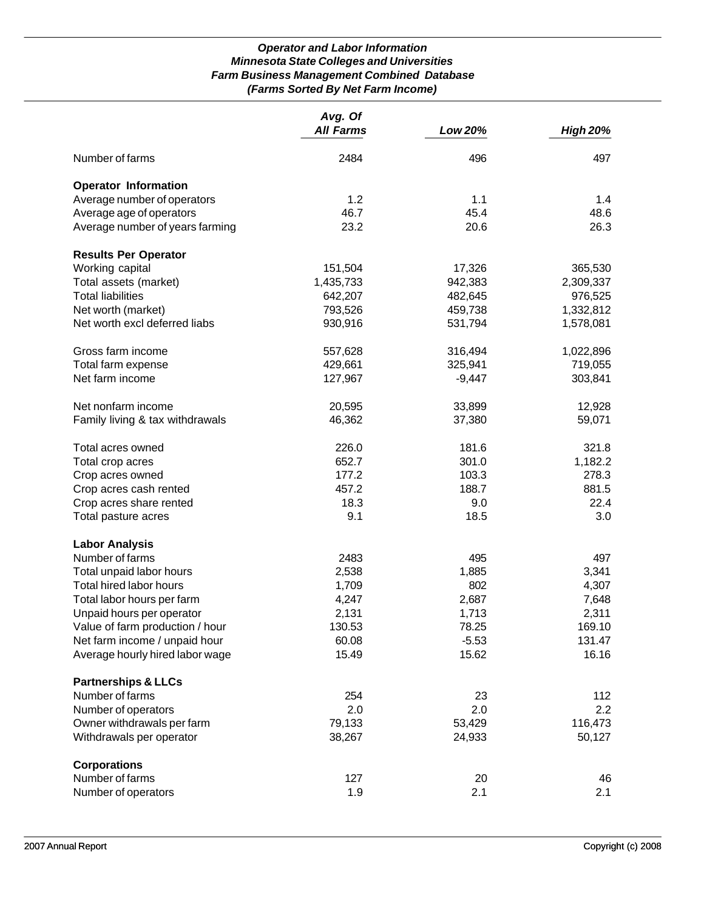### *Operator and Labor Information*
### *Minnesota State Colleges and Universities*
### *Farm Business Management Combined Database*
### *(Farms Sorted By Net Farm Income)*

| | *Avg. Of All Farms* | *Low 20%* | *High 20%* |
|---|---|---|---|
| Number of farms | 2484 | 496 | 497 |
| **Operator Information** | | | |
| Average number of operators | 1.2 | 1.1 | 1.4 |
| Average age of operators | 46.7 | 45.4 | 48.6 |
| Average number of years farming | 23.2 | 20.6 | 26.3 |
| **Results Per Operator** | | | |
| Working capital | 151,504 | 17,326 | 365,530 |
| Total assets (market) | 1,435,733 | 942,383 | 2,309,337 |
| Total liabilities | 642,207 | 482,645 | 976,525 |
| Net worth (market) | 793,526 | 459,738 | 1,332,812 |
| Net worth excl deferred liabs | 930,916 | 531,794 | 1,578,081 |
| Gross farm income | 557,628 | 316,494 | 1,022,896 |
| Total farm expense | 429,661 | 325,941 | 719,055 |
| Net farm income | 127,967 | -9,447 | 303,841 |
| Net nonfarm income | 20,595 | 33,899 | 12,928 |
| Family living & tax withdrawals | 46,362 | 37,380 | 59,071 |
| Total acres owned | 226.0 | 181.6 | 321.8 |
| Total crop acres | 652.7 | 301.0 | 1,182.2 |
| Crop acres owned | 177.2 | 103.3 | 278.3 |
| Crop acres cash rented | 457.2 | 188.7 | 881.5 |
| Crop acres share rented | 18.3 | 9.0 | 22.4 |
| Total pasture acres | 9.1 | 18.5 | 3.0 |
| **Labor Analysis** | | | |
| Number of farms | 2483 | 495 | 497 |
| Total unpaid labor hours | 2,538 | 1,885 | 3,341 |
| Total hired labor hours | 1,709 | 802 | 4,307 |
| Total labor hours per farm | 4,247 | 2,687 | 7,648 |
| Unpaid hours per operator | 2,131 | 1,713 | 2,311 |
| Value of farm production / hour | 130.53 | 78.25 | 169.10 |
| Net farm income / unpaid hour | 60.08 | -5.53 | 131.47 |
| Average hourly hired labor wage | 15.49 | 15.62 | 16.16 |
| **Partnerships & LLCs** | | | |
| Number of farms | 254 | 23 | 112 |
| Number of operators | 2.0 | 2.0 | 2.2 |
| Owner withdrawals per farm | 79,133 | 53,429 | 116,473 |
| Withdrawals per operator | 38,267 | 24,933 | 50,127 |
| **Corporations** | | | |
| Number of farms | 127 | 20 | 46 |
| Number of operators | 1.9 | 2.1 | 2.1 |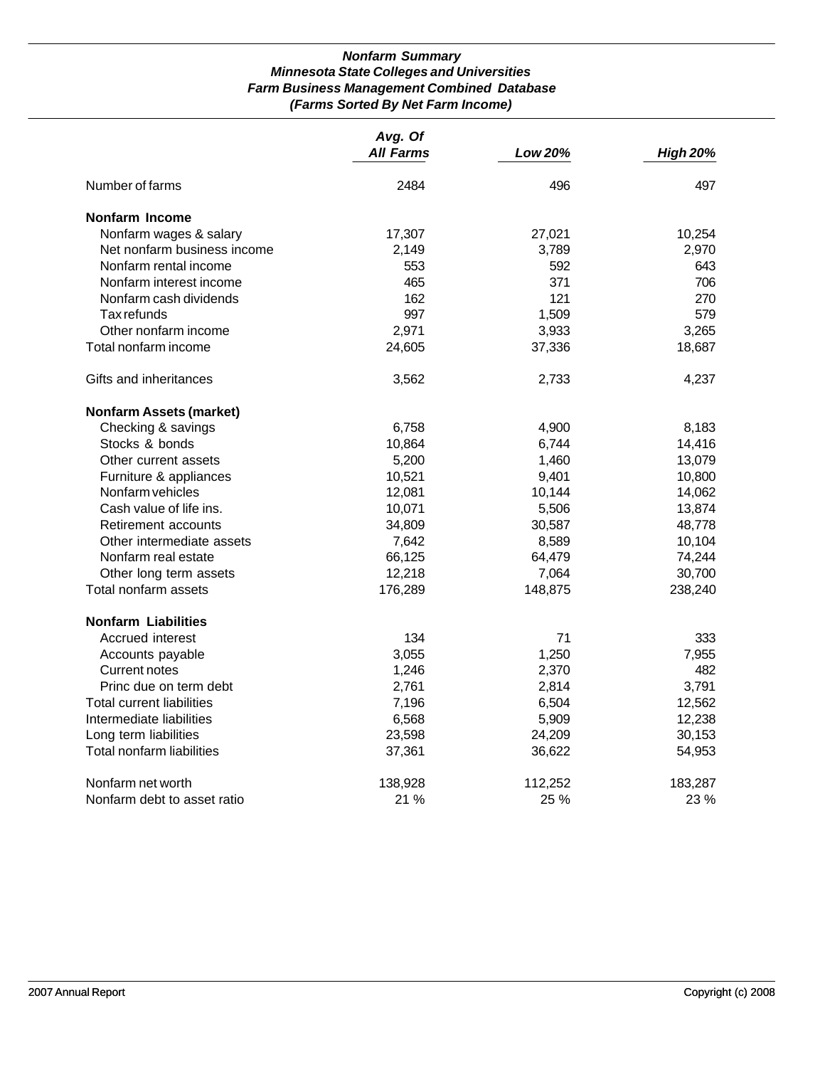***Nonfarm Summary***
***Minnesota State Colleges and Universities***
***Farm Business Management Combined Database***
***(Farms Sorted By Net Farm Income)***

| | *Avg. Of All Farms* | *Low 20%* | *High 20%* |
|---|---|---|---|
| Number of farms | 2484 | 496 | 497 |
| **Nonfarm Income** | | | |
| Nonfarm wages & salary | 17,307 | 27,021 | 10,254 |
| Net nonfarm business income | 2,149 | 3,789 | 2,970 |
| Nonfarm rental income | 553 | 592 | 643 |
| Nonfarm interest income | 465 | 371 | 706 |
| Nonfarm cash dividends | 162 | 121 | 270 |
| Tax refunds | 997 | 1,509 | 579 |
| Other nonfarm income | 2,971 | 3,933 | 3,265 |
| Total nonfarm income | 24,605 | 37,336 | 18,687 |
| Gifts and inheritances | 3,562 | 2,733 | 4,237 |
| **Nonfarm Assets (market)** | | | |
| Checking & savings | 6,758 | 4,900 | 8,183 |
| Stocks & bonds | 10,864 | 6,744 | 14,416 |
| Other current assets | 5,200 | 1,460 | 13,079 |
| Furniture & appliances | 10,521 | 9,401 | 10,800 |
| Nonfarm vehicles | 12,081 | 10,144 | 14,062 |
| Cash value of life ins. | 10,071 | 5,506 | 13,874 |
| Retirement accounts | 34,809 | 30,587 | 48,778 |
| Other intermediate assets | 7,642 | 8,589 | 10,104 |
| Nonfarm real estate | 66,125 | 64,479 | 74,244 |
| Other long term assets | 12,218 | 7,064 | 30,700 |
| Total nonfarm assets | 176,289 | 148,875 | 238,240 |
| **Nonfarm Liabilities** | | | |
| Accrued interest | 134 | 71 | 333 |
| Accounts payable | 3,055 | 1,250 | 7,955 |
| Current notes | 1,246 | 2,370 | 482 |
| Princ due on term debt | 2,761 | 2,814 | 3,791 |
| Total current liabilities | 7,196 | 6,504 | 12,562 |
| Intermediate liabilities | 6,568 | 5,909 | 12,238 |
| Long term liabilities | 23,598 | 24,209 | 30,153 |
| Total nonfarm liabilities | 37,361 | 36,622 | 54,953 |
| Nonfarm net worth | 138,928 | 112,252 | 183,287 |
| Nonfarm debt to asset ratio | 21 % | 25 % | 23 % |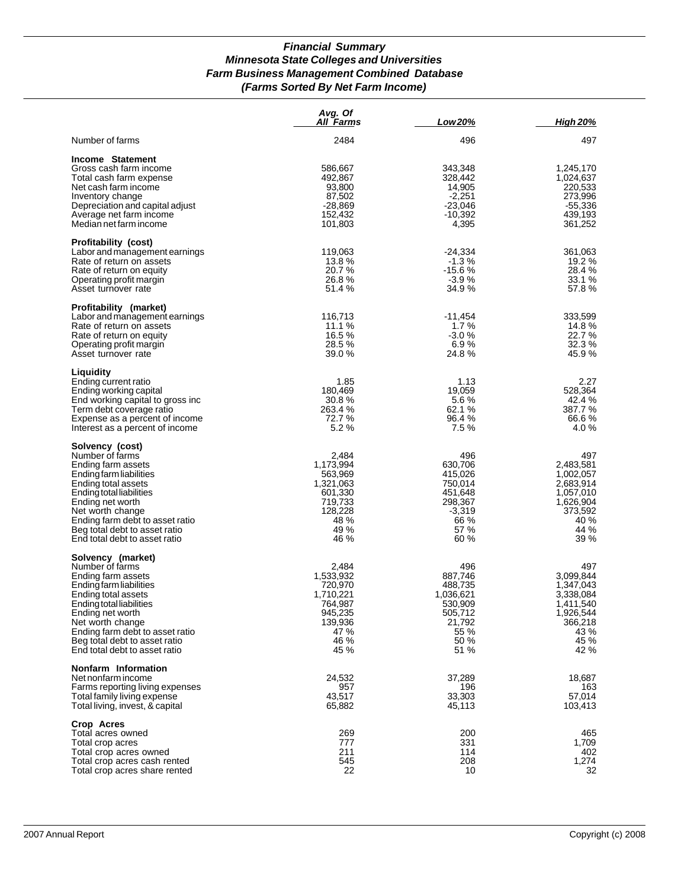# *Financial Summary*
# *Minnesota State Colleges and Universities*
# *Farm Business Management Combined Database*
# *(Farms Sorted By Net Farm Income)*

| | *Avg. Of All Farms* | *Low 20%* | *High 20%* |
|---|---|---|---|
| Number of farms | 2484 | 496 | 497 |
| **Income Statement** | | | |
| Gross cash farm income | 586,667 | 343,348 | 1,245,170 |
| Total cash farm expense | 492,867 | 328,442 | 1,024,637 |
| Net cash farm income | 93,800 | 14,905 | 220,533 |
| Inventory change | 87,502 | -2,251 | 273,996 |
| Depreciation and capital adjust | -28,869 | -23,046 | -55,336 |
| Average net farm income | 152,432 | -10,392 | 439,193 |
| Median net farm income | 101,803 | 4,395 | 361,252 |
| **Profitability (cost)** | | | |
| Labor and management earnings | 119,063 | -24,334 | 361,063 |
| Rate of return on assets | 13.8 % | -1.3 % | 19.2 % |
| Rate of return on equity | 20.7 % | -15.6 % | 28.4 % |
| Operating profit margin | 26.8 % | -3.9 % | 33.1 % |
| Asset turnover rate | 51.4 % | 34.9 % | 57.8 % |
| **Profitability (market)** | | | |
| Labor and management earnings | 116,713 | -11,454 | 333,599 |
| Rate of return on assets | 11.1 % | 1.7 % | 14.8 % |
| Rate of return on equity | 16.5 % | -3.0 % | 22.7 % |
| Operating profit margin | 28.5 % | 6.9 % | 32.3 % |
| Asset turnover rate | 39.0 % | 24.8 % | 45.9 % |
| **Liquidity** | | | |
| Ending current ratio | 1.85 | 1.13 | 2.27 |
| Ending working capital | 180,469 | 19,059 | 528,364 |
| End working capital to gross inc | 30.8 % | 5.6 % | 42.4 % |
| Term debt coverage ratio | 263.4 % | 62.1 % | 387.7 % |
| Expense as a percent of income | 72.7 % | 96.4 % | 66.6 % |
| Interest as a percent of income | 5.2 % | 7.5 % | 4.0 % |
| **Solvency (cost)** | | | |
| Number of farms | 2,484 | 496 | 497 |
| Ending farm assets | 1,173,994 | 630,706 | 2,483,581 |
| Ending farm liabilities | 563,969 | 415,026 | 1,002,057 |
| Ending total assets | 1,321,063 | 750,014 | 2,683,914 |
| Ending total liabilities | 601,330 | 451,648 | 1,057,010 |
| Ending net worth | 719,733 | 298,367 | 1,626,904 |
| Net worth change | 128,228 | -3,319 | 373,592 |
| Ending farm debt to asset ratio | 48 % | 66 % | 40 % |
| Beg total debt to asset ratio | 49 % | 57 % | 44 % |
| End total debt to asset ratio | 46 % | 60 % | 39 % |
| **Solvency (market)** | | | |
| Number of farms | 2,484 | 496 | 497 |
| Ending farm assets | 1,533,932 | 887,746 | 3,099,844 |
| Ending farm liabilities | 720,970 | 488,735 | 1,347,043 |
| Ending total assets | 1,710,221 | 1,036,621 | 3,338,084 |
| Ending total liabilities | 764,987 | 530,909 | 1,411,540 |
| Ending net worth | 945,235 | 505,712 | 1,926,544 |
| Net worth change | 139,936 | 21,792 | 366,218 |
| Ending farm debt to asset ratio | 47 % | 55 % | 43 % |
| Beg total debt to asset ratio | 46 % | 50 % | 45 % |
| End total debt to asset ratio | 45 % | 51 % | 42 % |
| **Nonfarm Information** | | | |
| Net nonfarm income | 24,532 | 37,289 | 18,687 |
| Farms reporting living expenses | 957 | 196 | 163 |
| Total family living expense | 43,517 | 33,303 | 57,014 |
| Total living, invest, & capital | 65,882 | 45,113 | 103,413 |
| **Crop Acres** | | | |
| Total acres owned | 269 | 200 | 465 |
| Total crop acres | 777 | 331 | 1,709 |
| Total crop acres owned | 211 | 114 | 402 |
| Total crop acres cash rented | 545 | 208 | 1,274 |
| Total crop acres share rented | 22 | 10 | 32 |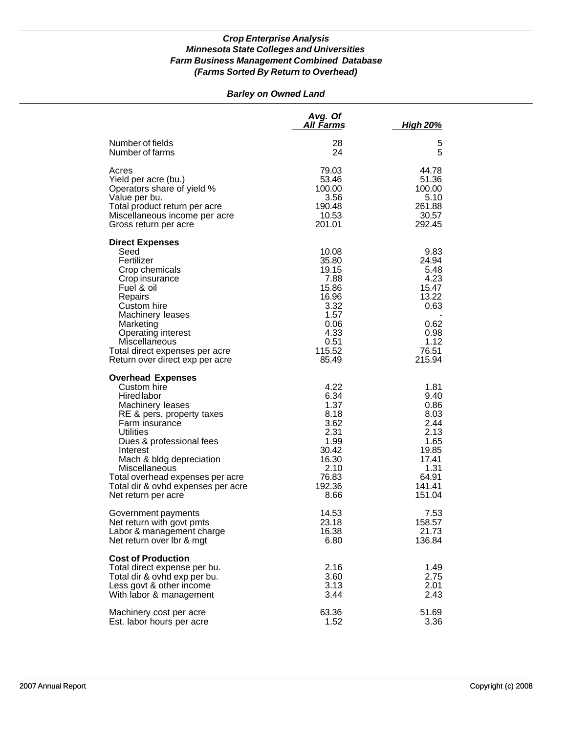***Crop Enterprise Analysis***
***Minnesota State Colleges and Universities***
***Farm Business Management Combined Database***
***(Farms Sorted By Return to Overhead)***

***Barley on Owned Land***

| | *Avg. Of All Farms* | *High 20%* |
|---|---|---|
| Number of fields | 28 | 5 |
| Number of farms | 24 | 5 |
| Acres | 79.03 | 44.78 |
| Yield per acre (bu.) | 53.46 | 51.36 |
| Operators share of yield % | 100.00 | 100.00 |
| Value per bu. | 3.56 | 5.10 |
| Total product return per acre | 190.48 | 261.88 |
| Miscellaneous income per acre | 10.53 | 30.57 |
| Gross return per acre | 201.01 | 292.45 |
| **Direct Expenses** | | |
| Seed | 10.08 | 9.83 |
| Fertilizer | 35.80 | 24.94 |
| Crop chemicals | 19.15 | 5.48 |
| Crop insurance | 7.88 | 4.23 |
| Fuel & oil | 15.86 | 15.47 |
| Repairs | 16.96 | 13.22 |
| Custom hire | 3.32 | 0.63 |
| Machinery leases | 1.57 | - |
| Marketing | 0.06 | 0.62 |
| Operating interest | 4.33 | 0.98 |
| Miscellaneous | 0.51 | 1.12 |
| Total direct expenses per acre | 115.52 | 76.51 |
| Return over direct exp per acre | 85.49 | 215.94 |
| **Overhead Expenses** | | |
| Custom hire | 4.22 | 1.81 |
| Hired labor | 6.34 | 9.40 |
| Machinery leases | 1.37 | 0.86 |
| RE & pers. property taxes | 8.18 | 8.03 |
| Farm insurance | 3.62 | 2.44 |
| Utilities | 2.31 | 2.13 |
| Dues & professional fees | 1.99 | 1.65 |
| Interest | 30.42 | 19.85 |
| Mach & bldg depreciation | 16.30 | 17.41 |
| Miscellaneous | 2.10 | 1.31 |
| Total overhead expenses per acre | 76.83 | 64.91 |
| Total dir & ovhd expenses per acre | 192.36 | 141.41 |
| Net return per acre | 8.66 | 151.04 |
| Government payments | 14.53 | 7.53 |
| Net return with govt pmts | 23.18 | 158.57 |
| Labor & management charge | 16.38 | 21.73 |
| Net return over lbr & mgt | 6.80 | 136.84 |
| **Cost of Production** | | |
| Total direct expense per bu. | 2.16 | 1.49 |
| Total dir & ovhd exp per bu. | 3.60 | 2.75 |
| Less govt & other income | 3.13 | 2.01 |
| With labor & management | 3.44 | 2.43 |
| Machinery cost per acre | 63.36 | 51.69 |
| Est. labor hours per acre | 1.52 | 3.36 |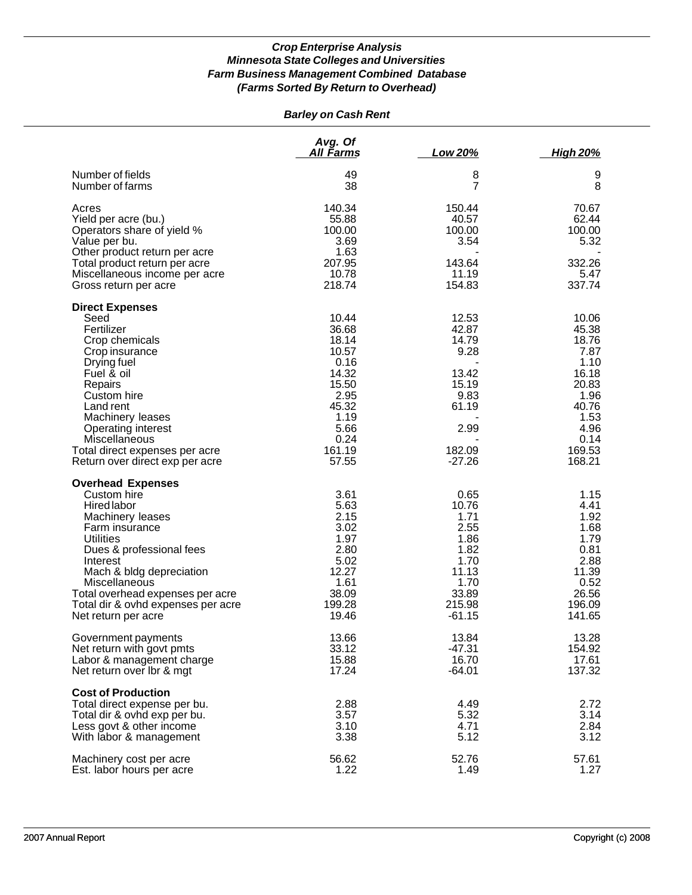***Crop Enterprise Analysis***
***Minnesota State Colleges and Universities***
***Farm Business Management Combined Database***
***(Farms Sorted By Return to Overhead)***

***Barley on Cash Rent***

| | Avg. Of All Farms | Low 20% | High 20% |
|---|---|---|---|
| Number of fields | 49 | 8 | 9 |
| Number of farms | 38 | 7 | 8 |
| Acres | 140.34 | 150.44 | 70.67 |
| Yield per acre (bu.) | 55.88 | 40.57 | 62.44 |
| Operators share of yield % | 100.00 | 100.00 | 100.00 |
| Value per bu. | 3.69 | 3.54 | 5.32 |
| Other product return per acre | 1.63 | - | - |
| Total product return per acre | 207.95 | 143.64 | 332.26 |
| Miscellaneous income per acre | 10.78 | 11.19 | 5.47 |
| Gross return per acre | 218.74 | 154.83 | 337.74 |
| **Direct Expenses** | | | |
| Seed | 10.44 | 12.53 | 10.06 |
| Fertilizer | 36.68 | 42.87 | 45.38 |
| Crop chemicals | 18.14 | 14.79 | 18.76 |
| Crop insurance | 10.57 | 9.28 | 7.87 |
| Drying fuel | 0.16 | - | 1.10 |
| Fuel & oil | 14.32 | 13.42 | 16.18 |
| Repairs | 15.50 | 15.19 | 20.83 |
| Custom hire | 2.95 | 9.83 | 1.96 |
| Land rent | 45.32 | 61.19 | 40.76 |
| Machinery leases | 1.19 | - | 1.53 |
| Operating interest | 5.66 | 2.99 | 4.96 |
| Miscellaneous | 0.24 | - | 0.14 |
| Total direct expenses per acre | 161.19 | 182.09 | 169.53 |
| Return over direct exp per acre | 57.55 | -27.26 | 168.21 |
| **Overhead Expenses** | | | |
| Custom hire | 3.61 | 0.65 | 1.15 |
| Hired labor | 5.63 | 10.76 | 4.41 |
| Machinery leases | 2.15 | 1.71 | 1.92 |
| Farm insurance | 3.02 | 2.55 | 1.68 |
| Utilities | 1.97 | 1.86 | 1.79 |
| Dues & professional fees | 2.80 | 1.82 | 0.81 |
| Interest | 5.02 | 1.70 | 2.88 |
| Mach & bldg depreciation | 12.27 | 11.13 | 11.39 |
| Miscellaneous | 1.61 | 1.70 | 0.52 |
| Total overhead expenses per acre | 38.09 | 33.89 | 26.56 |
| Total dir & ovhd expenses per acre | 199.28 | 215.98 | 196.09 |
| Net return per acre | 19.46 | -61.15 | 141.65 |
| Government payments | 13.66 | 13.84 | 13.28 |
| Net return with govt pmts | 33.12 | -47.31 | 154.92 |
| Labor & management charge | 15.88 | 16.70 | 17.61 |
| Net return over lbr & mgt | 17.24 | -64.01 | 137.32 |
| **Cost of Production** | | | |
| Total direct expense per bu. | 2.88 | 4.49 | 2.72 |
| Total dir & ovhd exp per bu. | 3.57 | 5.32 | 3.14 |
| Less govt & other income | 3.10 | 4.71 | 2.84 |
| With labor & management | 3.38 | 5.12 | 3.12 |
| Machinery cost per acre | 56.62 | 52.76 | 57.61 |
| Est. labor hours per acre | 1.22 | 1.49 | 1.27 |

2007 Annual Report Copyright (c) 2008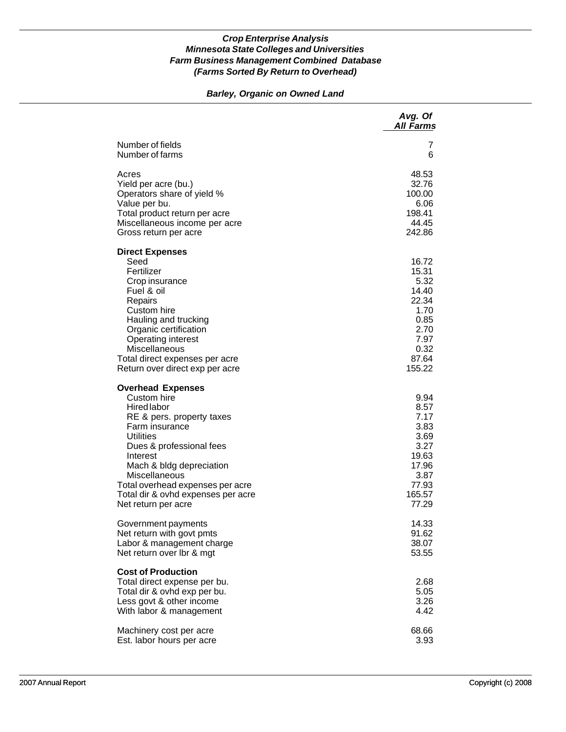### *Crop Enterprise Analysis*
### *Minnesota State Colleges and Universities*
### *Farm Business Management Combined Database*
### *(Farms Sorted By Return to Overhead)*

## *Barley, Organic on Owned Land*

| | *Avg. Of All Farms* |
|---|---:|
| Number of fields | 7 |
| Number of farms | 6 |
| | |
| Acres | 48.53 |
| Yield per acre (bu.) | 32.76 |
| Operators share of yield % | 100.00 |
| Value per bu. | 6.06 |
| Total product return per acre | 198.41 |
| Miscellaneous income per acre | 44.45 |
| Gross return per acre | 242.86 |
| | |
| **Direct Expenses** | |
| Seed | 16.72 |
| Fertilizer | 15.31 |
| Crop insurance | 5.32 |
| Fuel & oil | 14.40 |
| Repairs | 22.34 |
| Custom hire | 1.70 |
| Hauling and trucking | 0.85 |
| Organic certification | 2.70 |
| Operating interest | 7.97 |
| Miscellaneous | 0.32 |
| Total direct expenses per acre | 87.64 |
| Return over direct exp per acre | 155.22 |
| | |
| **Overhead Expenses** | |
| Custom hire | 9.94 |
| Hired labor | 8.57 |
| RE & pers. property taxes | 7.17 |
| Farm insurance | 3.83 |
| Utilities | 3.69 |
| Dues & professional fees | 3.27 |
| Interest | 19.63 |
| Mach & bldg depreciation | 17.96 |
| Miscellaneous | 3.87 |
| Total overhead expenses per acre | 77.93 |
| Total dir & ovhd expenses per acre | 165.57 |
| Net return per acre | 77.29 |
| | |
| Government payments | 14.33 |
| Net return with govt pmts | 91.62 |
| Labor & management charge | 38.07 |
| Net return over lbr & mgt | 53.55 |
| | |
| **Cost of Production** | |
| Total direct expense per bu. | 2.68 |
| Total dir & ovhd exp per bu. | 5.05 |
| Less govt & other income | 3.26 |
| With labor & management | 4.42 |
| | |
| Machinery cost per acre | 68.66 |
| Est. labor hours per acre | 3.93 |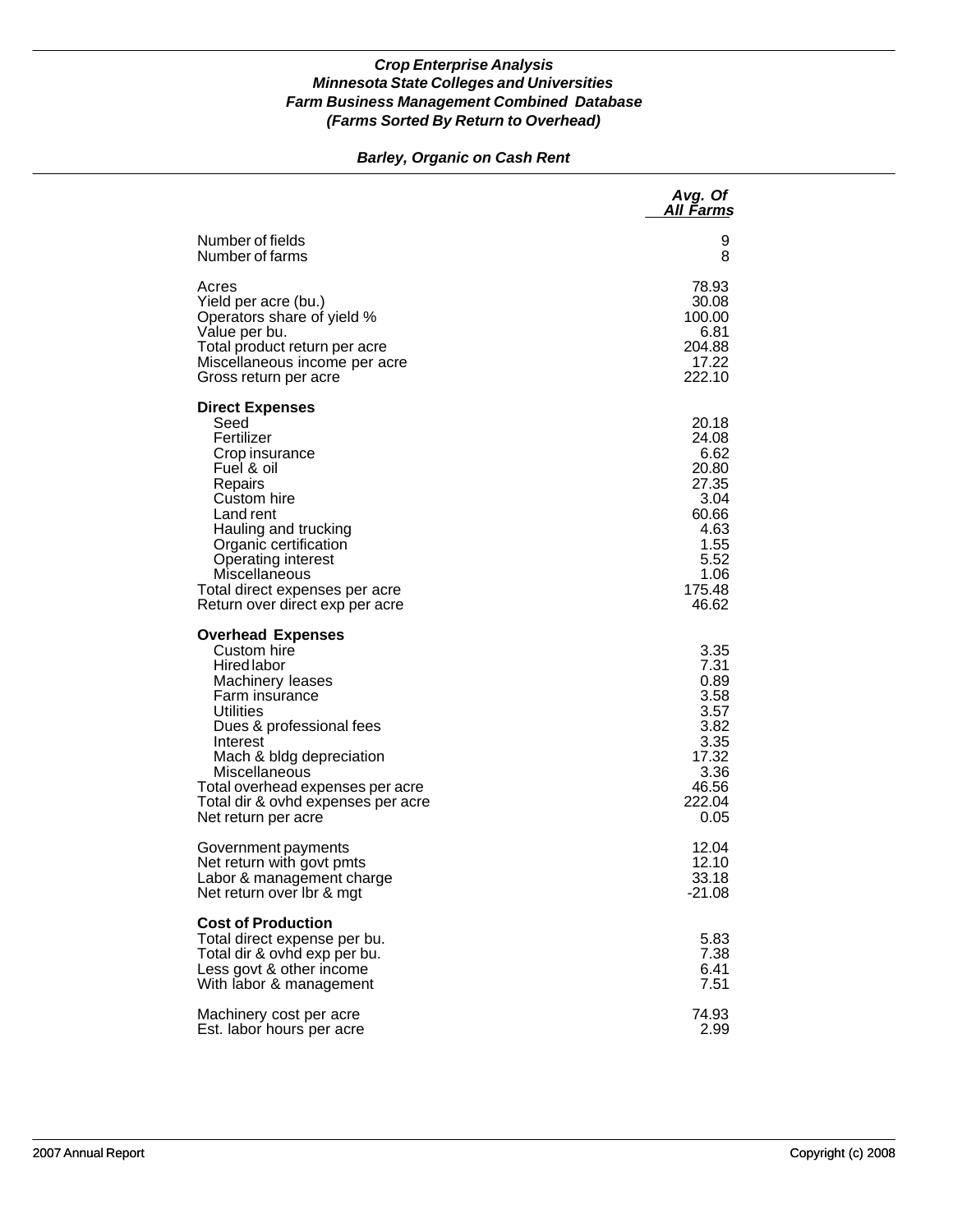***Crop Enterprise Analysis***
***Minnesota State Colleges and Universities***
***Farm Business Management Combined Database***
***(Farms Sorted By Return to Overhead)***

***Barley, Organic on Cash Rent***

| | *Avg. Of All Farms* |
|---|---|
| Number of fields | 9 |
| Number of farms | 8 |
| | |
| Acres | 78.93 |
| Yield per acre (bu.) | 30.08 |
| Operators share of yield % | 100.00 |
| Value per bu. | 6.81 |
| Total product return per acre | 204.88 |
| Miscellaneous income per acre | 17.22 |
| Gross return per acre | 222.10 |
| | |
| **Direct Expenses** | |
| Seed | 20.18 |
| Fertilizer | 24.08 |
| Crop insurance | 6.62 |
| Fuel & oil | 20.80 |
| Repairs | 27.35 |
| Custom hire | 3.04 |
| Land rent | 60.66 |
| Hauling and trucking | 4.63 |
| Organic certification | 1.55 |
| Operating interest | 5.52 |
| Miscellaneous | 1.06 |
| Total direct expenses per acre | 175.48 |
| Return over direct exp per acre | 46.62 |
| | |
| **Overhead Expenses** | |
| Custom hire | 3.35 |
| Hired labor | 7.31 |
| Machinery leases | 0.89 |
| Farm insurance | 3.58 |
| Utilities | 3.57 |
| Dues & professional fees | 3.82 |
| Interest | 3.35 |
| Mach & bldg depreciation | 17.32 |
| Miscellaneous | 3.36 |
| Total overhead expenses per acre | 46.56 |
| Total dir & ovhd expenses per acre | 222.04 |
| Net return per acre | 0.05 |
| | |
| Government payments | 12.04 |
| Net return with govt pmts | 12.10 |
| Labor & management charge | 33.18 |
| Net return over lbr & mgt | -21.08 |
| | |
| **Cost of Production** | |
| Total direct expense per bu. | 5.83 |
| Total dir & ovhd exp per bu. | 7.38 |
| Less govt & other income | 6.41 |
| With labor & management | 7.51 |
| | |
| Machinery cost per acre | 74.93 |
| Est. labor hours per acre | 2.99 |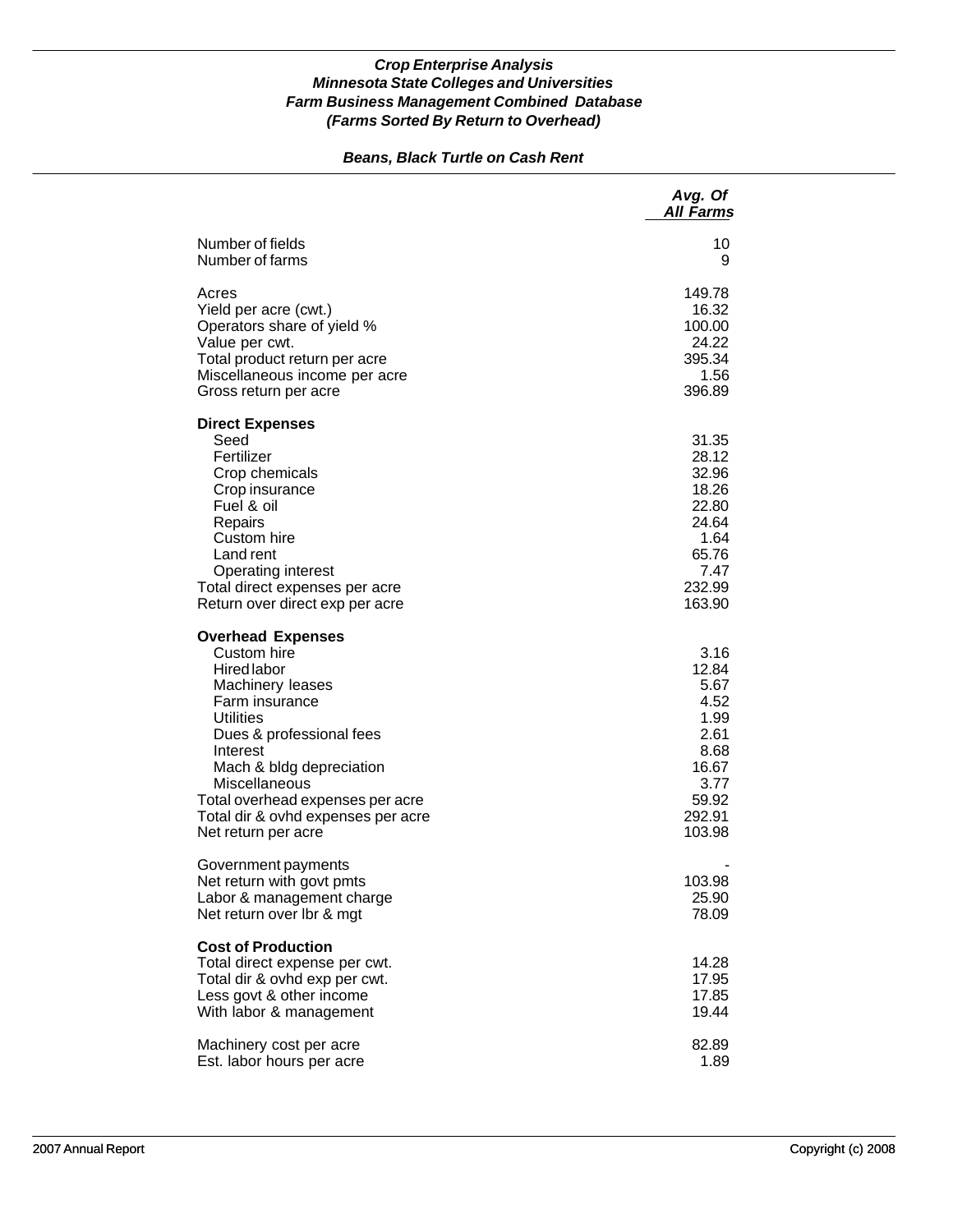***Crop Enterprise Analysis***
***Minnesota State Colleges and Universities***
***Farm Business Management Combined Database***
***(Farms Sorted By Return to Overhead)***

***Beans, Black Turtle on Cash Rent***

| | *Avg. Of All Farms* |
|---|---|
| Number of fields | 10 |
| Number of farms | 9 |
| | |
| Acres | 149.78 |
| Yield per acre (cwt.) | 16.32 |
| Operators share of yield % | 100.00 |
| Value per cwt. | 24.22 |
| Total product return per acre | 395.34 |
| Miscellaneous income per acre | 1.56 |
| Gross return per acre | 396.89 |
| | |
| **Direct Expenses** | |
| Seed | 31.35 |
| Fertilizer | 28.12 |
| Crop chemicals | 32.96 |
| Crop insurance | 18.26 |
| Fuel & oil | 22.80 |
| Repairs | 24.64 |
| Custom hire | 1.64 |
| Land rent | 65.76 |
| Operating interest | 7.47 |
| Total direct expenses per acre | 232.99 |
| Return over direct exp per acre | 163.90 |
| | |
| **Overhead Expenses** | |
| Custom hire | 3.16 |
| Hired labor | 12.84 |
| Machinery leases | 5.67 |
| Farm insurance | 4.52 |
| Utilities | 1.99 |
| Dues & professional fees | 2.61 |
| Interest | 8.68 |
| Mach & bldg depreciation | 16.67 |
| Miscellaneous | 3.77 |
| Total overhead expenses per acre | 59.92 |
| Total dir & ovhd expenses per acre | 292.91 |
| Net return per acre | 103.98 |
| | |
| Government payments | - |
| Net return with govt pmts | 103.98 |
| Labor & management charge | 25.90 |
| Net return over lbr & mgt | 78.09 |
| | |
| **Cost of Production** | |
| Total direct expense per cwt. | 14.28 |
| Total dir & ovhd exp per cwt. | 17.95 |
| Less govt & other income | 17.85 |
| With labor & management | 19.44 |
| | |
| Machinery cost per acre | 82.89 |
| Est. labor hours per acre | 1.89 |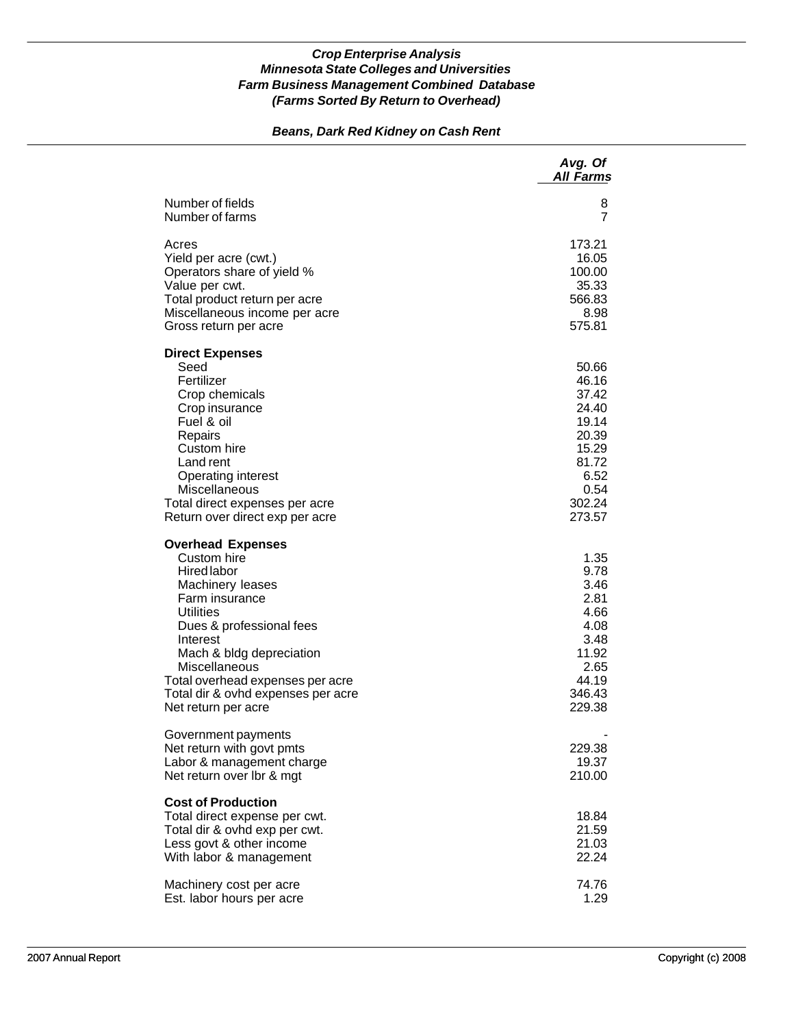***Crop Enterprise Analysis***
***Minnesota State Colleges and Universities***
***Farm Business Management Combined Database***
***(Farms Sorted By Return to Overhead)***

## *Beans, Dark Red Kidney on Cash Rent*

| | *Avg. Of All Farms* |
|---|---|
| Number of fields | 8 |
| Number of farms | 7 |
| | |
| Acres | 173.21 |
| Yield per acre (cwt.) | 16.05 |
| Operators share of yield % | 100.00 |
| Value per cwt. | 35.33 |
| Total product return per acre | 566.83 |
| Miscellaneous income per acre | 8.98 |
| Gross return per acre | 575.81 |
| | |
| **Direct Expenses** | |
| Seed | 50.66 |
| Fertilizer | 46.16 |
| Crop chemicals | 37.42 |
| Crop insurance | 24.40 |
| Fuel & oil | 19.14 |
| Repairs | 20.39 |
| Custom hire | 15.29 |
| Land rent | 81.72 |
| Operating interest | 6.52 |
| Miscellaneous | 0.54 |
| Total direct expenses per acre | 302.24 |
| Return over direct exp per acre | 273.57 |
| | |
| **Overhead Expenses** | |
| Custom hire | 1.35 |
| Hired labor | 9.78 |
| Machinery leases | 3.46 |
| Farm insurance | 2.81 |
| Utilities | 4.66 |
| Dues & professional fees | 4.08 |
| Interest | 3.48 |
| Mach & bldg depreciation | 11.92 |
| Miscellaneous | 2.65 |
| Total overhead expenses per acre | 44.19 |
| Total dir & ovhd expenses per acre | 346.43 |
| Net return per acre | 229.38 |
| | |
| Government payments | - |
| Net return with govt pmts | 229.38 |
| Labor & management charge | 19.37 |
| Net return over lbr & mgt | 210.00 |
| | |
| **Cost of Production** | |
| Total direct expense per cwt. | 18.84 |
| Total dir & ovhd exp per cwt. | 21.59 |
| Less govt & other income | 21.03 |
| With labor & management | 22.24 |
| | |
| Machinery cost per acre | 74.76 |
| Est. labor hours per acre | 1.29 |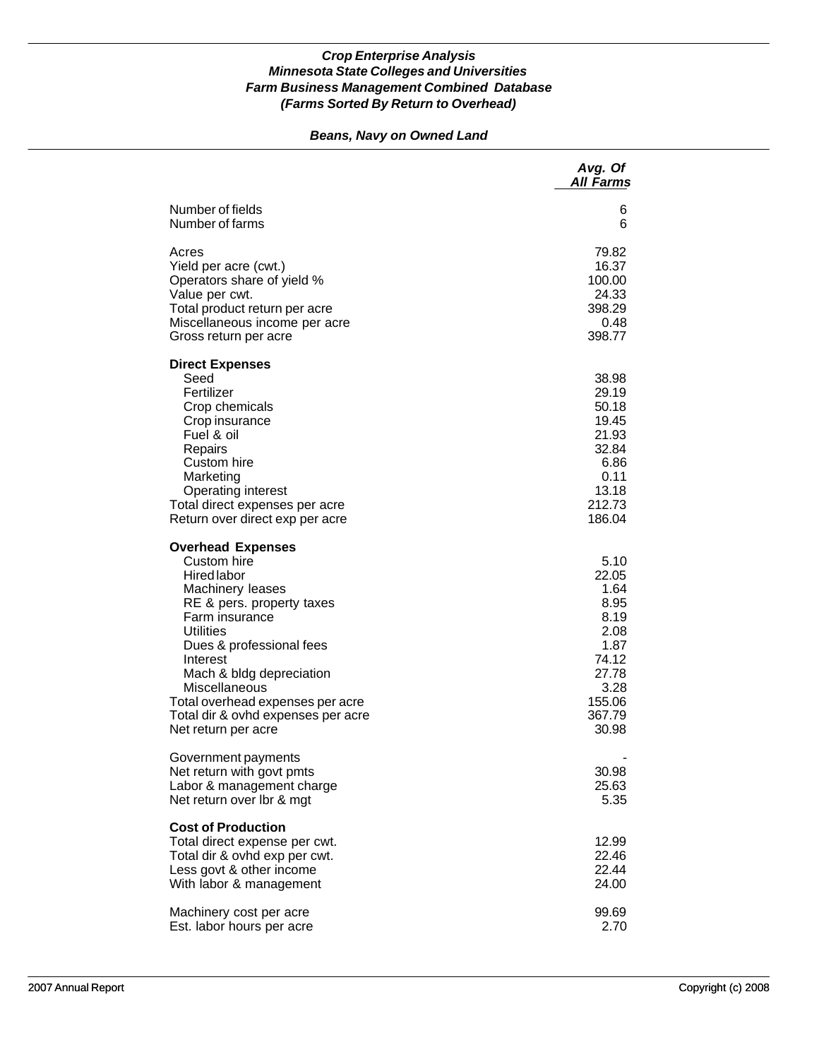***Crop Enterprise Analysis***
***Minnesota State Colleges and Universities***
***Farm Business Management Combined Database***
***(Farms Sorted By Return to Overhead)***

***Beans, Navy on Owned Land***

| | *Avg. Of All Farms* |
|---|---|
| Number of fields | 6 |
| Number of farms | 6 |
| | |
| Acres | 79.82 |
| Yield per acre (cwt.) | 16.37 |
| Operators share of yield % | 100.00 |
| Value per cwt. | 24.33 |
| Total product return per acre | 398.29 |
| Miscellaneous income per acre | 0.48 |
| Gross return per acre | 398.77 |
| | |
| **Direct Expenses** | |
| Seed | 38.98 |
| Fertilizer | 29.19 |
| Crop chemicals | 50.18 |
| Crop insurance | 19.45 |
| Fuel & oil | 21.93 |
| Repairs | 32.84 |
| Custom hire | 6.86 |
| Marketing | 0.11 |
| Operating interest | 13.18 |
| Total direct expenses per acre | 212.73 |
| Return over direct exp per acre | 186.04 |
| | |
| **Overhead Expenses** | |
| Custom hire | 5.10 |
| Hired labor | 22.05 |
| Machinery leases | 1.64 |
| RE & pers. property taxes | 8.95 |
| Farm insurance | 8.19 |
| Utilities | 2.08 |
| Dues & professional fees | 1.87 |
| Interest | 74.12 |
| Mach & bldg depreciation | 27.78 |
| Miscellaneous | 3.28 |
| Total overhead expenses per acre | 155.06 |
| Total dir & ovhd expenses per acre | 367.79 |
| Net return per acre | 30.98 |
| | |
| Government payments | - |
| Net return with govt pmts | 30.98 |
| Labor & management charge | 25.63 |
| Net return over lbr & mgt | 5.35 |
| | |
| **Cost of Production** | |
| Total direct expense per cwt. | 12.99 |
| Total dir & ovhd exp per cwt. | 22.46 |
| Less govt & other income | 22.44 |
| With labor & management | 24.00 |
| | |
| Machinery cost per acre | 99.69 |
| Est. labor hours per acre | 2.70 |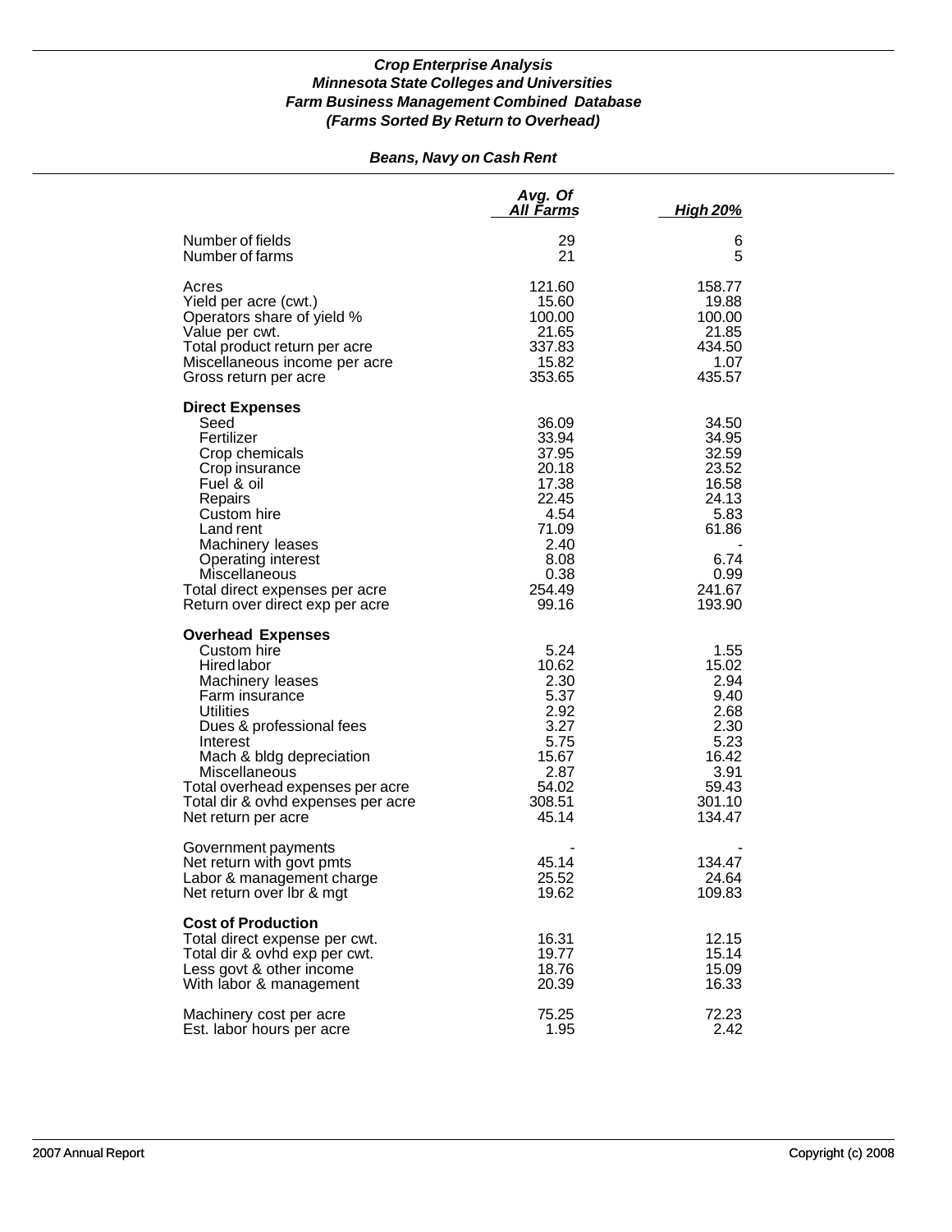***Crop Enterprise Analysis***
***Minnesota State Colleges and Universities***
***Farm Business Management Combined Database***
***(Farms Sorted By Return to Overhead)***

***Beans, Navy on Cash Rent***

| | *Avg. Of All Farms* | *High 20%* |
|---|---|---|
| Number of fields | 29 | 6 |
| Number of farms | 21 | 5 |
| Acres | 121.60 | 158.77 |
| Yield per acre (cwt.) | 15.60 | 19.88 |
| Operators share of yield % | 100.00 | 100.00 |
| Value per cwt. | 21.65 | 21.85 |
| Total product return per acre | 337.83 | 434.50 |
| Miscellaneous income per acre | 15.82 | 1.07 |
| Gross return per acre | 353.65 | 435.57 |
| **Direct Expenses** | | |
| Seed | 36.09 | 34.50 |
| Fertilizer | 33.94 | 34.95 |
| Crop chemicals | 37.95 | 32.59 |
| Crop insurance | 20.18 | 23.52 |
| Fuel & oil | 17.38 | 16.58 |
| Repairs | 22.45 | 24.13 |
| Custom hire | 4.54 | 5.83 |
| Land rent | 71.09 | 61.86 |
| Machinery leases | 2.40 | - |
| Operating interest | 8.08 | 6.74 |
| Miscellaneous | 0.38 | 0.99 |
| Total direct expenses per acre | 254.49 | 241.67 |
| Return over direct exp per acre | 99.16 | 193.90 |
| **Overhead Expenses** | | |
| Custom hire | 5.24 | 1.55 |
| Hired labor | 10.62 | 15.02 |
| Machinery leases | 2.30 | 2.94 |
| Farm insurance | 5.37 | 9.40 |
| Utilities | 2.92 | 2.68 |
| Dues & professional fees | 3.27 | 2.30 |
| Interest | 5.75 | 5.23 |
| Mach & bldg depreciation | 15.67 | 16.42 |
| Miscellaneous | 2.87 | 3.91 |
| Total overhead expenses per acre | 54.02 | 59.43 |
| Total dir & ovhd expenses per acre | 308.51 | 301.10 |
| Net return per acre | 45.14 | 134.47 |
| Government payments | - | - |
| Net return with govt pmts | 45.14 | 134.47 |
| Labor & management charge | 25.52 | 24.64 |
| Net return over lbr & mgt | 19.62 | 109.83 |
| **Cost of Production** | | |
| Total direct expense per cwt. | 16.31 | 12.15 |
| Total dir & ovhd exp per cwt. | 19.77 | 15.14 |
| Less govt & other income | 18.76 | 15.09 |
| With labor & management | 20.39 | 16.33 |
| Machinery cost per acre | 75.25 | 72.23 |
| Est. labor hours per acre | 1.95 | 2.42 |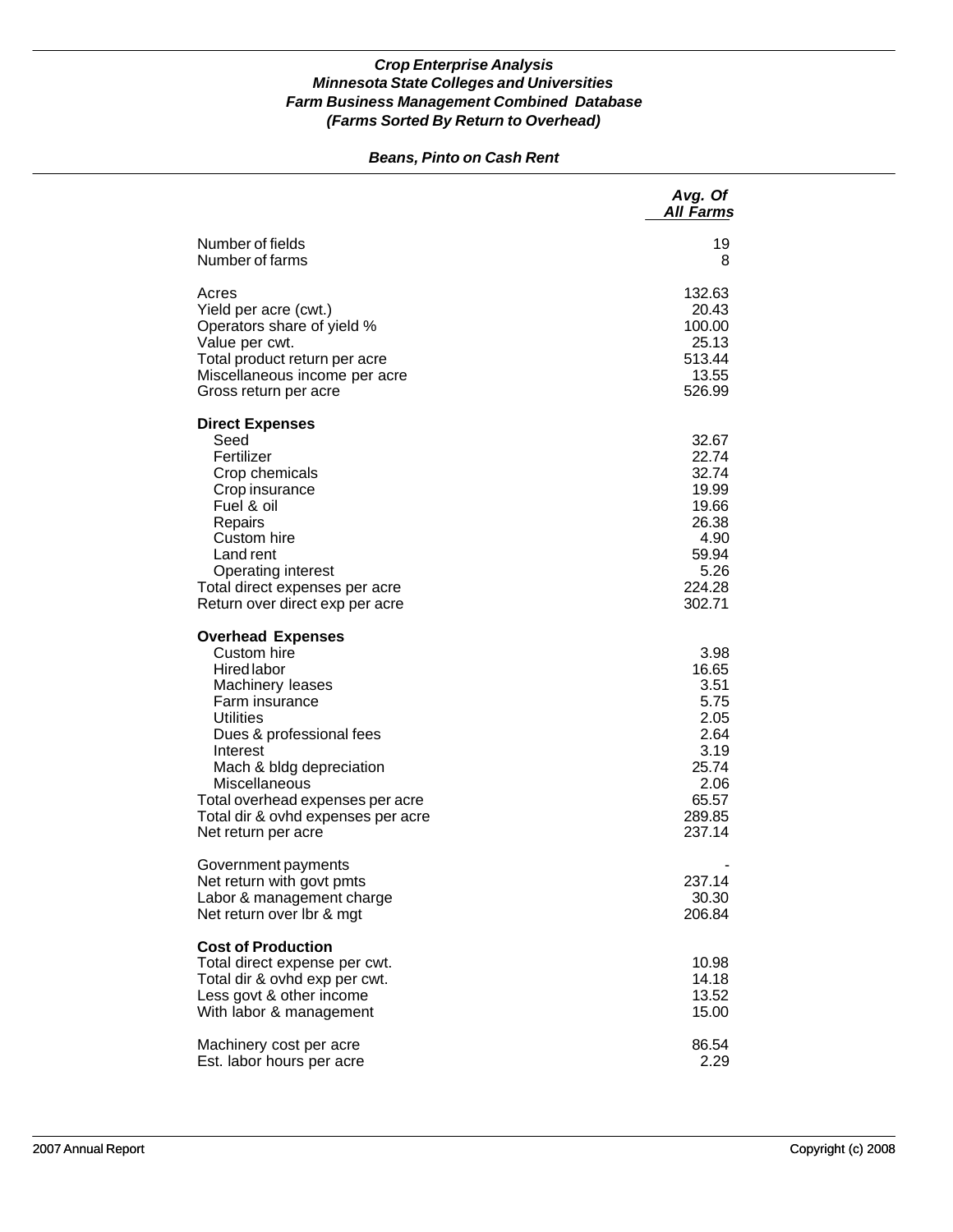### *Crop Enterprise Analysis*
### *Minnesota State Colleges and Universities*
### *Farm Business Management Combined Database*
### *(Farms Sorted By Return to Overhead)*

#### *Beans, Pinto on Cash Rent*

| | *Avg. Of All Farms* |
|---|---|
| Number of fields | 19 |
| Number of farms | 8 |
| | |
| Acres | 132.63 |
| Yield per acre (cwt.) | 20.43 |
| Operators share of yield % | 100.00 |
| Value per cwt. | 25.13 |
| Total product return per acre | 513.44 |
| Miscellaneous income per acre | 13.55 |
| Gross return per acre | 526.99 |
| | |
| **Direct Expenses** | |
| Seed | 32.67 |
| Fertilizer | 22.74 |
| Crop chemicals | 32.74 |
| Crop insurance | 19.99 |
| Fuel & oil | 19.66 |
| Repairs | 26.38 |
| Custom hire | 4.90 |
| Land rent | 59.94 |
| Operating interest | 5.26 |
| Total direct expenses per acre | 224.28 |
| Return over direct exp per acre | 302.71 |
| | |
| **Overhead Expenses** | |
| Custom hire | 3.98 |
| Hired labor | 16.65 |
| Machinery leases | 3.51 |
| Farm insurance | 5.75 |
| Utilities | 2.05 |
| Dues & professional fees | 2.64 |
| Interest | 3.19 |
| Mach & bldg depreciation | 25.74 |
| Miscellaneous | 2.06 |
| Total overhead expenses per acre | 65.57 |
| Total dir & ovhd expenses per acre | 289.85 |
| Net return per acre | 237.14 |
| | |
| Government payments | - |
| Net return with govt pmts | 237.14 |
| Labor & management charge | 30.30 |
| Net return over lbr & mgt | 206.84 |
| | |
| **Cost of Production** | |
| Total direct expense per cwt. | 10.98 |
| Total dir & ovhd exp per cwt. | 14.18 |
| Less govt & other income | 13.52 |
| With labor & management | 15.00 |
| | |
| Machinery cost per acre | 86.54 |
| Est. labor hours per acre | 2.29 |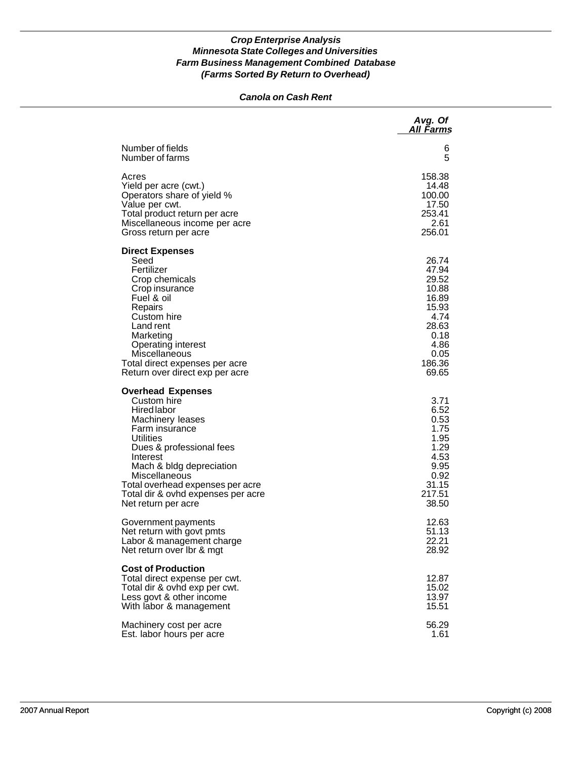***Crop Enterprise Analysis***
***Minnesota State Colleges and Universities***
***Farm Business Management Combined Database***
***(Farms Sorted By Return to Overhead)***

***Canola on Cash Rent***

| | *Avg. Of All Farms* |
|---|---:|
| Number of fields | 6 |
| Number of farms | 5 |
| | |
| Acres | 158.38 |
| Yield per acre (cwt.) | 14.48 |
| Operators share of yield % | 100.00 |
| Value per cwt. | 17.50 |
| Total product return per acre | 253.41 |
| Miscellaneous income per acre | 2.61 |
| Gross return per acre | 256.01 |
| | |
| **Direct Expenses** | |
| Seed | 26.74 |
| Fertilizer | 47.94 |
| Crop chemicals | 29.52 |
| Crop insurance | 10.88 |
| Fuel & oil | 16.89 |
| Repairs | 15.93 |
| Custom hire | 4.74 |
| Land rent | 28.63 |
| Marketing | 0.18 |
| Operating interest | 4.86 |
| Miscellaneous | 0.05 |
| Total direct expenses per acre | 186.36 |
| Return over direct exp per acre | 69.65 |
| | |
| **Overhead Expenses** | |
| Custom hire | 3.71 |
| Hired labor | 6.52 |
| Machinery leases | 0.53 |
| Farm insurance | 1.75 |
| Utilities | 1.95 |
| Dues & professional fees | 1.29 |
| Interest | 4.53 |
| Mach & bldg depreciation | 9.95 |
| Miscellaneous | 0.92 |
| Total overhead expenses per acre | 31.15 |
| Total dir & ovhd expenses per acre | 217.51 |
| Net return per acre | 38.50 |
| | |
| Government payments | 12.63 |
| Net return with govt pmts | 51.13 |
| Labor & management charge | 22.21 |
| Net return over lbr & mgt | 28.92 |
| | |
| **Cost of Production** | |
| Total direct expense per cwt. | 12.87 |
| Total dir & ovhd exp per cwt. | 15.02 |
| Less govt & other income | 13.97 |
| With labor & management | 15.51 |
| | |
| Machinery cost per acre | 56.29 |
| Est. labor hours per acre | 1.61 |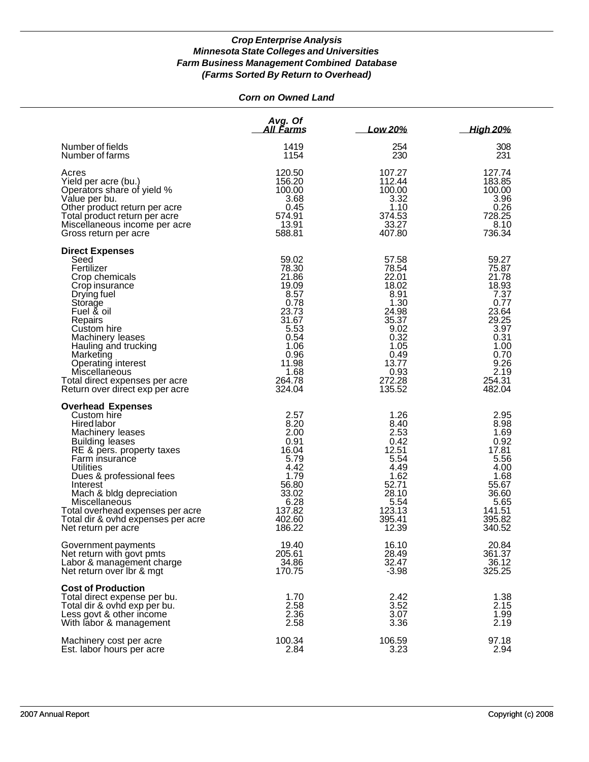***Crop Enterprise Analysis***
***Minnesota State Colleges and Universities***
***Farm Business Management Combined Database***
***(Farms Sorted By Return to Overhead)***

***Corn on Owned Land***

| | Avg. Of All Farms | Low 20% | High 20% |
|---|---|---|---|
| Number of fields | 1419 | 254 | 308 |
| Number of farms | 1154 | 230 | 231 |
| Acres | 120.50 | 107.27 | 127.74 |
| Yield per acre (bu.) | 156.20 | 112.44 | 183.85 |
| Operators share of yield % | 100.00 | 100.00 | 100.00 |
| Value per bu. | 3.68 | 3.32 | 3.96 |
| Other product return per acre | 0.45 | 1.10 | 0.26 |
| Total product return per acre | 574.91 | 374.53 | 728.25 |
| Miscellaneous income per acre | 13.91 | 33.27 | 8.10 |
| Gross return per acre | 588.81 | 407.80 | 736.34 |
| **Direct Expenses** | | | |
| Seed | 59.02 | 57.58 | 59.27 |
| Fertilizer | 78.30 | 78.54 | 75.87 |
| Crop chemicals | 21.86 | 22.01 | 21.78 |
| Crop insurance | 19.09 | 18.02 | 18.93 |
| Drying fuel | 8.57 | 8.91 | 7.37 |
| Storage | 0.78 | 1.30 | 0.77 |
| Fuel & oil | 23.73 | 24.98 | 23.64 |
| Repairs | 31.67 | 35.37 | 29.25 |
| Custom hire | 5.53 | 9.02 | 3.97 |
| Machinery leases | 0.54 | 0.32 | 0.31 |
| Hauling and trucking | 1.06 | 1.05 | 1.00 |
| Marketing | 0.96 | 0.49 | 0.70 |
| Operating interest | 11.98 | 13.77 | 9.26 |
| Miscellaneous | 1.68 | 0.93 | 2.19 |
| Total direct expenses per acre | 264.78 | 272.28 | 254.31 |
| Return over direct exp per acre | 324.04 | 135.52 | 482.04 |
| **Overhead Expenses** | | | |
| Custom hire | 2.57 | 1.26 | 2.95 |
| Hired labor | 8.20 | 8.40 | 8.98 |
| Machinery leases | 2.00 | 2.53 | 1.69 |
| Building leases | 0.91 | 0.42 | 0.92 |
| RE & pers. property taxes | 16.04 | 12.51 | 17.81 |
| Farm insurance | 5.79 | 5.54 | 5.56 |
| Utilities | 4.42 | 4.49 | 4.00 |
| Dues & professional fees | 1.79 | 1.62 | 1.68 |
| Interest | 56.80 | 52.71 | 55.67 |
| Mach & bldg depreciation | 33.02 | 28.10 | 36.60 |
| Miscellaneous | 6.28 | 5.54 | 5.65 |
| Total overhead expenses per acre | 137.82 | 123.13 | 141.51 |
| Total dir & ovhd expenses per acre | 402.60 | 395.41 | 395.82 |
| Net return per acre | 186.22 | 12.39 | 340.52 |
| Government payments | 19.40 | 16.10 | 20.84 |
| Net return with govt pmts | 205.61 | 28.49 | 361.37 |
| Labor & management charge | 34.86 | 32.47 | 36.12 |
| Net return over lbr & mgt | 170.75 | -3.98 | 325.25 |
| **Cost of Production** | | | |
| Total direct expense per bu. | 1.70 | 2.42 | 1.38 |
| Total dir & ovhd exp per bu. | 2.58 | 3.52 | 2.15 |
| Less govt & other income | 2.36 | 3.07 | 1.99 |
| With labor & management | 2.58 | 3.36 | 2.19 |
| Machinery cost per acre | 100.34 | 106.59 | 97.18 |
| Est. labor hours per acre | 2.84 | 3.23 | 2.94 |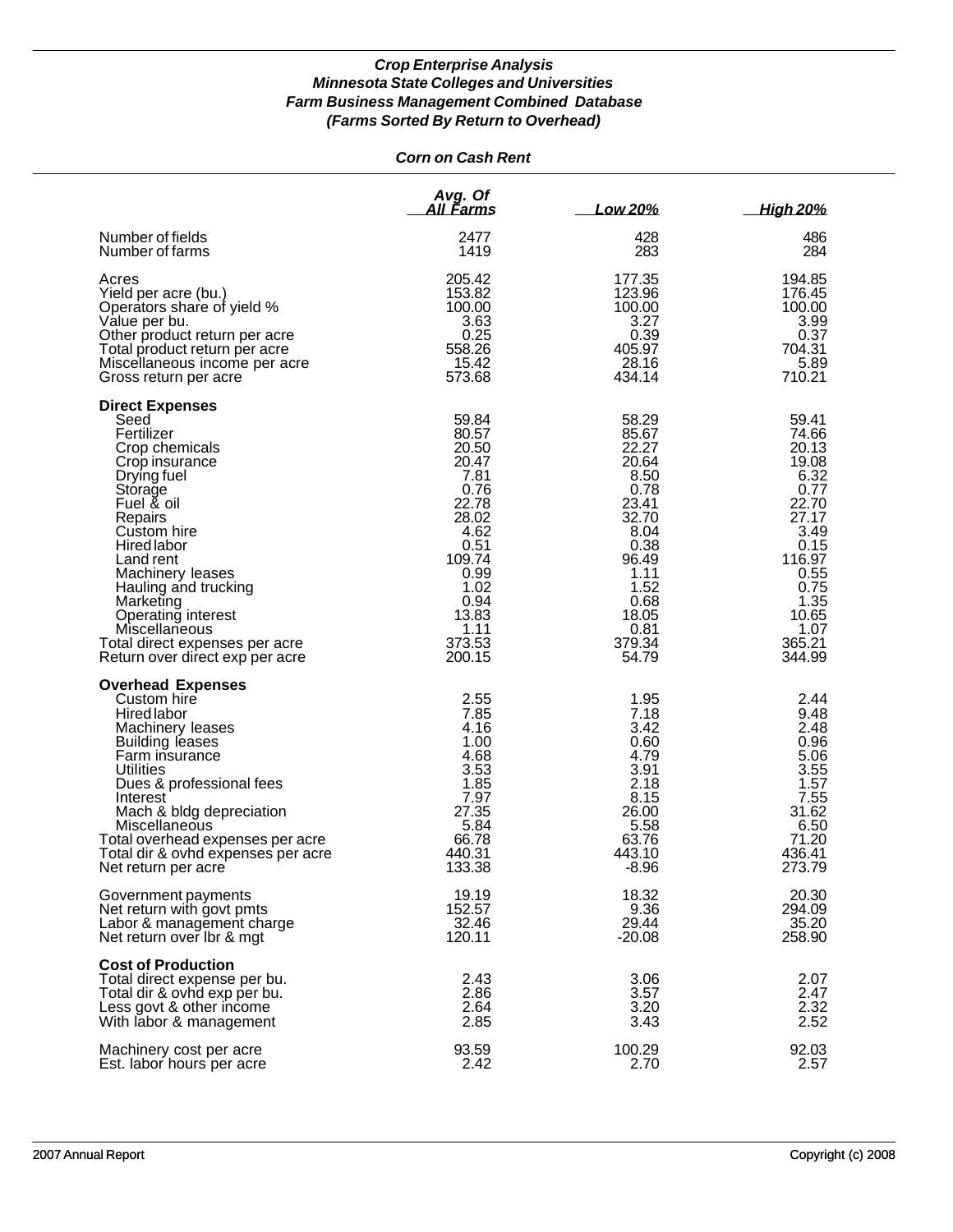***Crop Enterprise Analysis***
***Minnesota State Colleges and Universities***
***Farm Business Management Combined Database***
***(Farms Sorted By Return to Overhead)***

***Corn on Cash Rent***

| | Avg. Of All Farms | Low 20% | High 20% |
|---|---|---|---|
| Number of fields | 2477 | 428 | 486 |
| Number of farms | 1419 | 283 | 284 |
| Acres | 205.42 | 177.35 | 194.85 |
| Yield per acre (bu.) | 153.82 | 123.96 | 176.45 |
| Operators share of yield % | 100.00 | 100.00 | 100.00 |
| Value per bu. | 3.63 | 3.27 | 3.99 |
| Other product return per acre | 0.25 | 0.39 | 0.37 |
| Total product return per acre | 558.26 | 405.97 | 704.31 |
| Miscellaneous income per acre | 15.42 | 28.16 | 5.89 |
| Gross return per acre | 573.68 | 434.14 | 710.21 |
| **Direct Expenses** | | | |
| Seed | 59.84 | 58.29 | 59.41 |
| Fertilizer | 80.57 | 85.67 | 74.66 |
| Crop chemicals | 20.50 | 22.27 | 20.13 |
| Crop insurance | 20.47 | 20.64 | 19.08 |
| Drying fuel | 7.81 | 8.50 | 6.32 |
| Storage | 0.76 | 0.78 | 0.77 |
| Fuel & oil | 22.78 | 23.41 | 22.70 |
| Repairs | 28.02 | 32.70 | 27.17 |
| Custom hire | 4.62 | 8.04 | 3.49 |
| Hired labor | 0.51 | 0.38 | 0.15 |
| Land rent | 109.74 | 96.49 | 116.97 |
| Machinery leases | 0.99 | 1.11 | 0.55 |
| Hauling and trucking | 1.02 | 1.52 | 0.75 |
| Marketing | 0.94 | 0.68 | 1.35 |
| Operating interest | 13.83 | 18.05 | 10.65 |
| Miscellaneous | 1.11 | 0.81 | 1.07 |
| Total direct expenses per acre | 373.53 | 379.34 | 365.21 |
| Return over direct exp per acre | 200.15 | 54.79 | 344.99 |
| **Overhead Expenses** | | | |
| Custom hire | 2.55 | 1.95 | 2.44 |
| Hired labor | 7.85 | 7.18 | 9.48 |
| Machinery leases | 4.16 | 3.42 | 2.48 |
| Building leases | 1.00 | 0.60 | 0.96 |
| Farm insurance | 4.68 | 4.79 | 5.06 |
| Utilities | 3.53 | 3.91 | 3.55 |
| Dues & professional fees | 1.85 | 2.18 | 1.57 |
| Interest | 7.97 | 8.15 | 7.55 |
| Mach & bldg depreciation | 27.35 | 26.00 | 31.62 |
| Miscellaneous | 5.84 | 5.58 | 6.50 |
| Total overhead expenses per acre | 66.78 | 63.76 | 71.20 |
| Total dir & ovhd expenses per acre | 440.31 | 443.10 | 436.41 |
| Net return per acre | 133.38 | -8.96 | 273.79 |
| Government payments | 19.19 | 18.32 | 20.30 |
| Net return with govt pmts | 152.57 | 9.36 | 294.09 |
| Labor & management charge | 32.46 | 29.44 | 35.20 |
| Net return over lbr & mgt | 120.11 | -20.08 | 258.90 |
| **Cost of Production** | | | |
| Total direct expense per bu. | 2.43 | 3.06 | 2.07 |
| Total dir & ovhd exp per bu. | 2.86 | 3.57 | 2.47 |
| Less govt & other income | 2.64 | 3.20 | 2.32 |
| With labor & management | 2.85 | 3.43 | 2.52 |
| Machinery cost per acre | 93.59 | 100.29 | 92.03 |
| Est. labor hours per acre | 2.42 | 2.70 | 2.57 |

2007 Annual Report — Copyright (c) 2008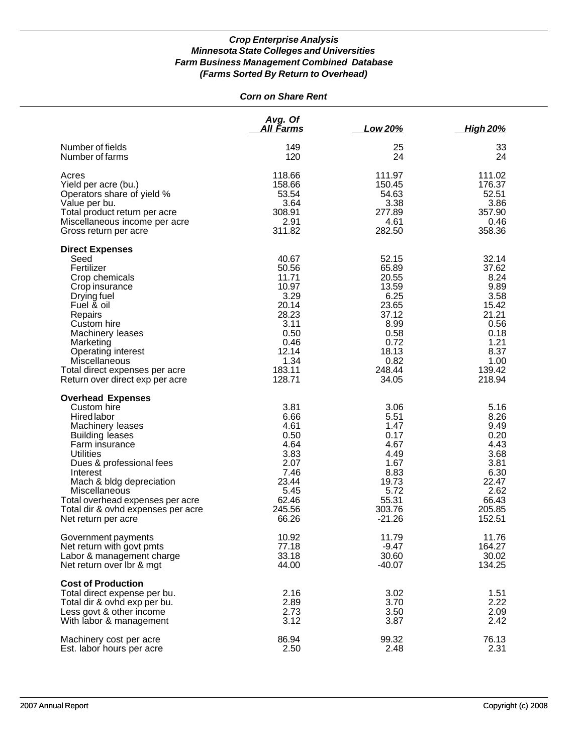***Crop Enterprise Analysis***
***Minnesota State Colleges and Universities***
***Farm Business Management Combined Database***
***(Farms Sorted By Return to Overhead)***

***Corn on Share Rent***

| | Avg. Of All Farms | Low 20% | High 20% |
|---|---|---|---|
| Number of fields | 149 | 25 | 33 |
| Number of farms | 120 | 24 | 24 |
| Acres | 118.66 | 111.97 | 111.02 |
| Yield per acre (bu.) | 158.66 | 150.45 | 176.37 |
| Operators share of yield % | 53.54 | 54.63 | 52.51 |
| Value per bu. | 3.64 | 3.38 | 3.86 |
| Total product return per acre | 308.91 | 277.89 | 357.90 |
| Miscellaneous income per acre | 2.91 | 4.61 | 0.46 |
| Gross return per acre | 311.82 | 282.50 | 358.36 |
| **Direct Expenses** | | | |
| Seed | 40.67 | 52.15 | 32.14 |
| Fertilizer | 50.56 | 65.89 | 37.62 |
| Crop chemicals | 11.71 | 20.55 | 8.24 |
| Crop insurance | 10.97 | 13.59 | 9.89 |
| Drying fuel | 3.29 | 6.25 | 3.58 |
| Fuel & oil | 20.14 | 23.65 | 15.42 |
| Repairs | 28.23 | 37.12 | 21.21 |
| Custom hire | 3.11 | 8.99 | 0.56 |
| Machinery leases | 0.50 | 0.58 | 0.18 |
| Marketing | 0.46 | 0.72 | 1.21 |
| Operating interest | 12.14 | 18.13 | 8.37 |
| Miscellaneous | 1.34 | 0.82 | 1.00 |
| Total direct expenses per acre | 183.11 | 248.44 | 139.42 |
| Return over direct exp per acre | 128.71 | 34.05 | 218.94 |
| **Overhead Expenses** | | | |
| Custom hire | 3.81 | 3.06 | 5.16 |
| Hired labor | 6.66 | 5.51 | 8.26 |
| Machinery leases | 4.61 | 1.47 | 9.49 |
| Building leases | 0.50 | 0.17 | 0.20 |
| Farm insurance | 4.64 | 4.67 | 4.43 |
| Utilities | 3.83 | 4.49 | 3.68 |
| Dues & professional fees | 2.07 | 1.67 | 3.81 |
| Interest | 7.46 | 8.83 | 6.30 |
| Mach & bldg depreciation | 23.44 | 19.73 | 22.47 |
| Miscellaneous | 5.45 | 5.72 | 2.62 |
| Total overhead expenses per acre | 62.46 | 55.31 | 66.43 |
| Total dir & ovhd expenses per acre | 245.56 | 303.76 | 205.85 |
| Net return per acre | 66.26 | -21.26 | 152.51 |
| Government payments | 10.92 | 11.79 | 11.76 |
| Net return with govt pmts | 77.18 | -9.47 | 164.27 |
| Labor & management charge | 33.18 | 30.60 | 30.02 |
| Net return over lbr & mgt | 44.00 | -40.07 | 134.25 |
| **Cost of Production** | | | |
| Total direct expense per bu. | 2.16 | 3.02 | 1.51 |
| Total dir & ovhd exp per bu. | 2.89 | 3.70 | 2.22 |
| Less govt & other income | 2.73 | 3.50 | 2.09 |
| With labor & management | 3.12 | 3.87 | 2.42 |
| Machinery cost per acre | 86.94 | 99.32 | 76.13 |
| Est. labor hours per acre | 2.50 | 2.48 | 2.31 |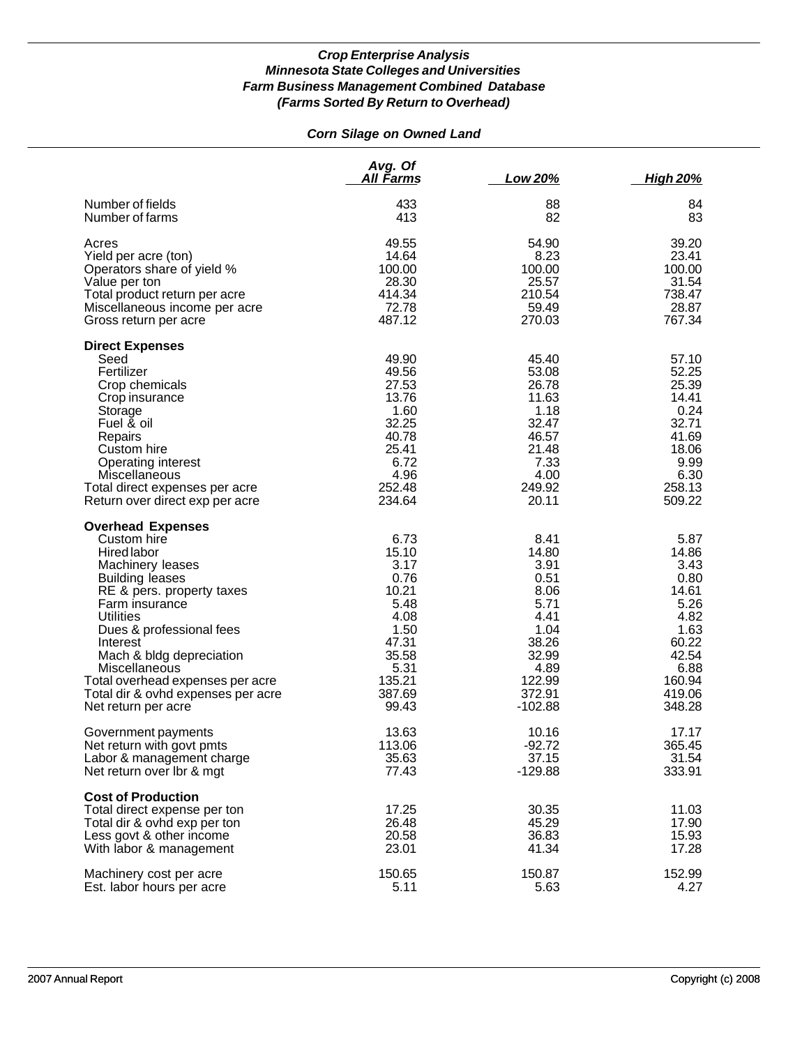### *Crop Enterprise Analysis*
### *Minnesota State Colleges and Universities*
### *Farm Business Management Combined Database*
### *(Farms Sorted By Return to Overhead)*

## *Corn Silage on Owned Land*

| | Avg. Of All Farms | Low 20% | High 20% |
|---|---|---|---|
| Number of fields | 433 | 88 | 84 |
| Number of farms | 413 | 82 | 83 |
| Acres | 49.55 | 54.90 | 39.20 |
| Yield per acre (ton) | 14.64 | 8.23 | 23.41 |
| Operators share of yield % | 100.00 | 100.00 | 100.00 |
| Value per ton | 28.30 | 25.57 | 31.54 |
| Total product return per acre | 414.34 | 210.54 | 738.47 |
| Miscellaneous income per acre | 72.78 | 59.49 | 28.87 |
| Gross return per acre | 487.12 | 270.03 | 767.34 |
| **Direct Expenses** | | | |
| Seed | 49.90 | 45.40 | 57.10 |
| Fertilizer | 49.56 | 53.08 | 52.25 |
| Crop chemicals | 27.53 | 26.78 | 25.39 |
| Crop insurance | 13.76 | 11.63 | 14.41 |
| Storage | 1.60 | 1.18 | 0.24 |
| Fuel & oil | 32.25 | 32.47 | 32.71 |
| Repairs | 40.78 | 46.57 | 41.69 |
| Custom hire | 25.41 | 21.48 | 18.06 |
| Operating interest | 6.72 | 7.33 | 9.99 |
| Miscellaneous | 4.96 | 4.00 | 6.30 |
| Total direct expenses per acre | 252.48 | 249.92 | 258.13 |
| Return over direct exp per acre | 234.64 | 20.11 | 509.22 |
| **Overhead Expenses** | | | |
| Custom hire | 6.73 | 8.41 | 5.87 |
| Hired labor | 15.10 | 14.80 | 14.86 |
| Machinery leases | 3.17 | 3.91 | 3.43 |
| Building leases | 0.76 | 0.51 | 0.80 |
| RE & pers. property taxes | 10.21 | 8.06 | 14.61 |
| Farm insurance | 5.48 | 5.71 | 5.26 |
| Utilities | 4.08 | 4.41 | 4.82 |
| Dues & professional fees | 1.50 | 1.04 | 1.63 |
| Interest | 47.31 | 38.26 | 60.22 |
| Mach & bldg depreciation | 35.58 | 32.99 | 42.54 |
| Miscellaneous | 5.31 | 4.89 | 6.88 |
| Total overhead expenses per acre | 135.21 | 122.99 | 160.94 |
| Total dir & ovhd expenses per acre | 387.69 | 372.91 | 419.06 |
| Net return per acre | 99.43 | -102.88 | 348.28 |
| Government payments | 13.63 | 10.16 | 17.17 |
| Net return with govt pmts | 113.06 | -92.72 | 365.45 |
| Labor & management charge | 35.63 | 37.15 | 31.54 |
| Net return over lbr & mgt | 77.43 | -129.88 | 333.91 |
| **Cost of Production** | | | |
| Total direct expense per ton | 17.25 | 30.35 | 11.03 |
| Total dir & ovhd exp per ton | 26.48 | 45.29 | 17.90 |
| Less govt & other income | 20.58 | 36.83 | 15.93 |
| With labor & management | 23.01 | 41.34 | 17.28 |
| Machinery cost per acre | 150.65 | 150.87 | 152.99 |
| Est. labor hours per acre | 5.11 | 5.63 | 4.27 |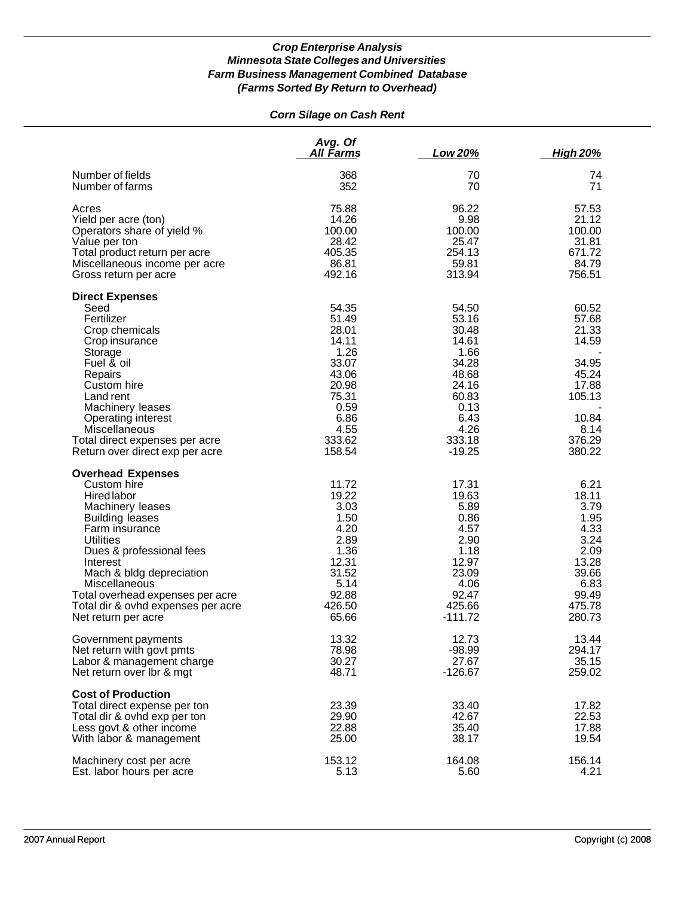***Crop Enterprise Analysis***
***Minnesota State Colleges and Universities***
***Farm Business Management Combined Database***
***(Farms Sorted By Return to Overhead)***

***Corn Silage on Cash Rent***

| | Avg. Of All Farms | Low 20% | High 20% |
|---|---|---|---|
| Number of fields | 368 | 70 | 74 |
| Number of farms | 352 | 70 | 71 |
| Acres | 75.88 | 96.22 | 57.53 |
| Yield per acre (ton) | 14.26 | 9.98 | 21.12 |
| Operators share of yield % | 100.00 | 100.00 | 100.00 |
| Value per ton | 28.42 | 25.47 | 31.81 |
| Total product return per acre | 405.35 | 254.13 | 671.72 |
| Miscellaneous income per acre | 86.81 | 59.81 | 84.79 |
| Gross return per acre | 492.16 | 313.94 | 756.51 |
| **Direct Expenses** | | | |
| Seed | 54.35 | 54.50 | 60.52 |
| Fertilizer | 51.49 | 53.16 | 57.68 |
| Crop chemicals | 28.01 | 30.48 | 21.33 |
| Crop insurance | 14.11 | 14.61 | 14.59 |
| Storage | 1.26 | 1.66 | - |
| Fuel & oil | 33.07 | 34.28 | 34.95 |
| Repairs | 43.06 | 48.68 | 45.24 |
| Custom hire | 20.98 | 24.16 | 17.88 |
| Land rent | 75.31 | 60.83 | 105.13 |
| Machinery leases | 0.59 | 0.13 | - |
| Operating interest | 6.86 | 6.43 | 10.84 |
| Miscellaneous | 4.55 | 4.26 | 8.14 |
| Total direct expenses per acre | 333.62 | 333.18 | 376.29 |
| Return over direct exp per acre | 158.54 | -19.25 | 380.22 |
| **Overhead Expenses** | | | |
| Custom hire | 11.72 | 17.31 | 6.21 |
| Hired labor | 19.22 | 19.63 | 18.11 |
| Machinery leases | 3.03 | 5.89 | 3.79 |
| Building leases | 1.50 | 0.86 | 1.95 |
| Farm insurance | 4.20 | 4.57 | 4.33 |
| Utilities | 2.89 | 2.90 | 3.24 |
| Dues & professional fees | 1.36 | 1.18 | 2.09 |
| Interest | 12.31 | 12.97 | 13.28 |
| Mach & bldg depreciation | 31.52 | 23.09 | 39.66 |
| Miscellaneous | 5.14 | 4.06 | 6.83 |
| Total overhead expenses per acre | 92.88 | 92.47 | 99.49 |
| Total dir & ovhd expenses per acre | 426.50 | 425.66 | 475.78 |
| Net return per acre | 65.66 | -111.72 | 280.73 |
| Government payments | 13.32 | 12.73 | 13.44 |
| Net return with govt pmts | 78.98 | -98.99 | 294.17 |
| Labor & management charge | 30.27 | 27.67 | 35.15 |
| Net return over lbr & mgt | 48.71 | -126.67 | 259.02 |
| **Cost of Production** | | | |
| Total direct expense per ton | 23.39 | 33.40 | 17.82 |
| Total dir & ovhd exp per ton | 29.90 | 42.67 | 22.53 |
| Less govt & other income | 22.88 | 35.40 | 17.88 |
| With labor & management | 25.00 | 38.17 | 19.54 |
| Machinery cost per acre | 153.12 | 164.08 | 156.14 |
| Est. labor hours per acre | 5.13 | 5.60 | 4.21 |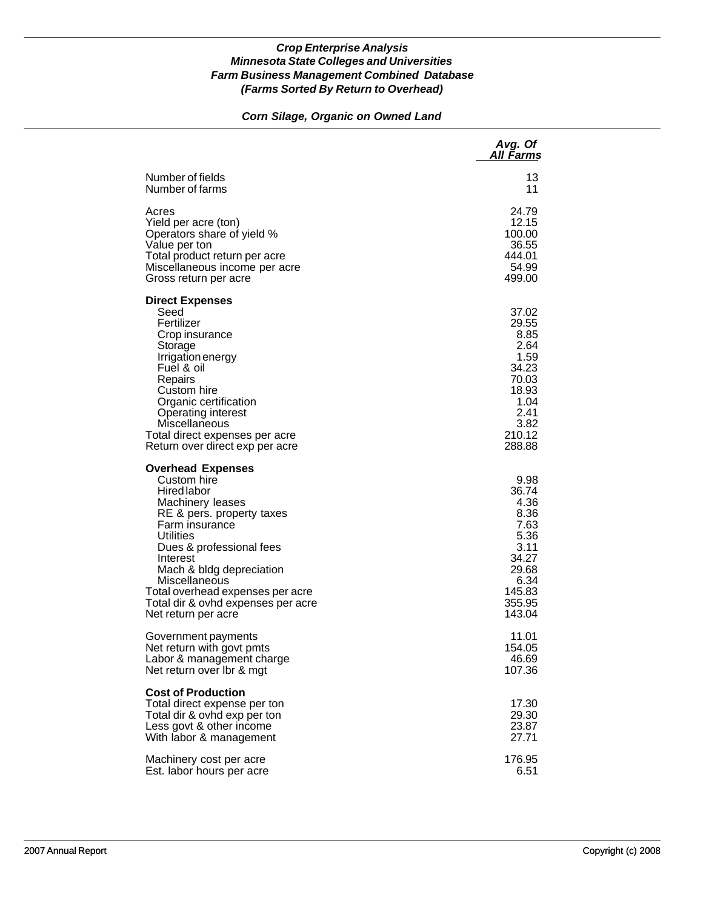***Crop Enterprise Analysis***
***Minnesota State Colleges and Universities***
***Farm Business Management Combined Database***
***(Farms Sorted By Return to Overhead)***

***Corn Silage, Organic on Owned Land***

| | *Avg. Of All Farms* |
|---|---|
| Number of fields | 13 |
| Number of farms | 11 |
| Acres | 24.79 |
| Yield per acre (ton) | 12.15 |
| Operators share of yield % | 100.00 |
| Value per ton | 36.55 |
| Total product return per acre | 444.01 |
| Miscellaneous income per acre | 54.99 |
| Gross return per acre | 499.00 |
| **Direct Expenses** | |
| Seed | 37.02 |
| Fertilizer | 29.55 |
| Crop insurance | 8.85 |
| Storage | 2.64 |
| Irrigation energy | 1.59 |
| Fuel & oil | 34.23 |
| Repairs | 70.03 |
| Custom hire | 18.93 |
| Organic certification | 1.04 |
| Operating interest | 2.41 |
| Miscellaneous | 3.82 |
| Total direct expenses per acre | 210.12 |
| Return over direct exp per acre | 288.88 |
| **Overhead Expenses** | |
| Custom hire | 9.98 |
| Hired labor | 36.74 |
| Machinery leases | 4.36 |
| RE & pers. property taxes | 8.36 |
| Farm insurance | 7.63 |
| Utilities | 5.36 |
| Dues & professional fees | 3.11 |
| Interest | 34.27 |
| Mach & bldg depreciation | 29.68 |
| Miscellaneous | 6.34 |
| Total overhead expenses per acre | 145.83 |
| Total dir & ovhd expenses per acre | 355.95 |
| Net return per acre | 143.04 |
| Government payments | 11.01 |
| Net return with govt pmts | 154.05 |
| Labor & management charge | 46.69 |
| Net return over lbr & mgt | 107.36 |
| **Cost of Production** | |
| Total direct expense per ton | 17.30 |
| Total dir & ovhd exp per ton | 29.30 |
| Less govt & other income | 23.87 |
| With labor & management | 27.71 |
| Machinery cost per acre | 176.95 |
| Est. labor hours per acre | 6.51 |

2007 Annual Report    Copyright (c) 2008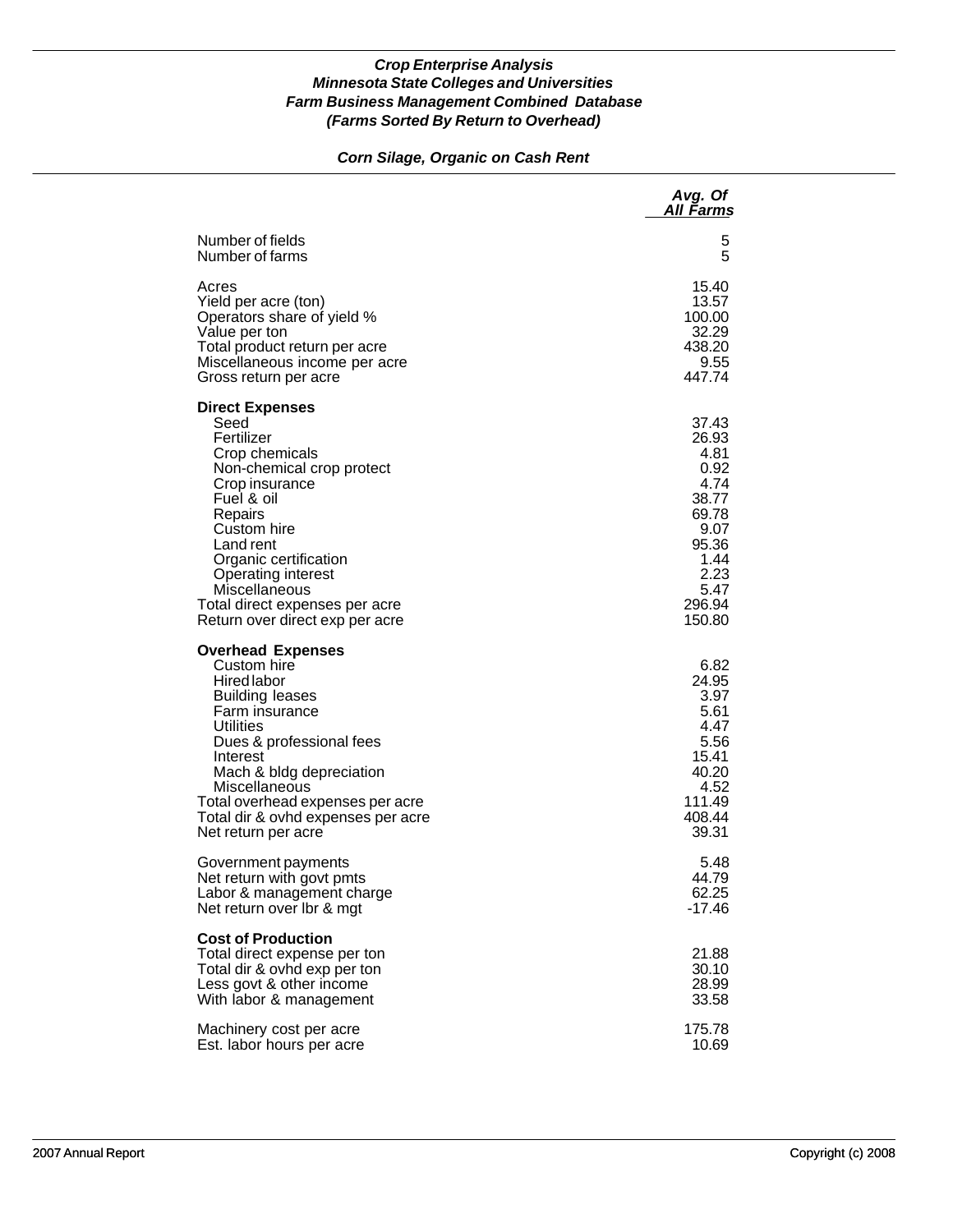***Crop Enterprise Analysis***
***Minnesota State Colleges and Universities***
***Farm Business Management Combined Database***
***(Farms Sorted By Return to Overhead)***

***Corn Silage, Organic on Cash Rent***

| | *Avg. Of All Farms* |
|---|---|
| Number of fields | 5 |
| Number of farms | 5 |
| Acres | 15.40 |
| Yield per acre (ton) | 13.57 |
| Operators share of yield % | 100.00 |
| Value per ton | 32.29 |
| Total product return per acre | 438.20 |
| Miscellaneous income per acre | 9.55 |
| Gross return per acre | 447.74 |
| **Direct Expenses** | |
| Seed | 37.43 |
| Fertilizer | 26.93 |
| Crop chemicals | 4.81 |
| Non-chemical crop protect | 0.92 |
| Crop insurance | 4.74 |
| Fuel & oil | 38.77 |
| Repairs | 69.78 |
| Custom hire | 9.07 |
| Land rent | 95.36 |
| Organic certification | 1.44 |
| Operating interest | 2.23 |
| Miscellaneous | 5.47 |
| Total direct expenses per acre | 296.94 |
| Return over direct exp per acre | 150.80 |
| **Overhead Expenses** | |
| Custom hire | 6.82 |
| Hired labor | 24.95 |
| Building leases | 3.97 |
| Farm insurance | 5.61 |
| Utilities | 4.47 |
| Dues & professional fees | 5.56 |
| Interest | 15.41 |
| Mach & bldg depreciation | 40.20 |
| Miscellaneous | 4.52 |
| Total overhead expenses per acre | 111.49 |
| Total dir & ovhd expenses per acre | 408.44 |
| Net return per acre | 39.31 |
| Government payments | 5.48 |
| Net return with govt pmts | 44.79 |
| Labor & management charge | 62.25 |
| Net return over lbr & mgt | -17.46 |
| **Cost of Production** | |
| Total direct expense per ton | 21.88 |
| Total dir & ovhd exp per ton | 30.10 |
| Less govt & other income | 28.99 |
| With labor & management | 33.58 |
| Machinery cost per acre | 175.78 |
| Est. labor hours per acre | 10.69 |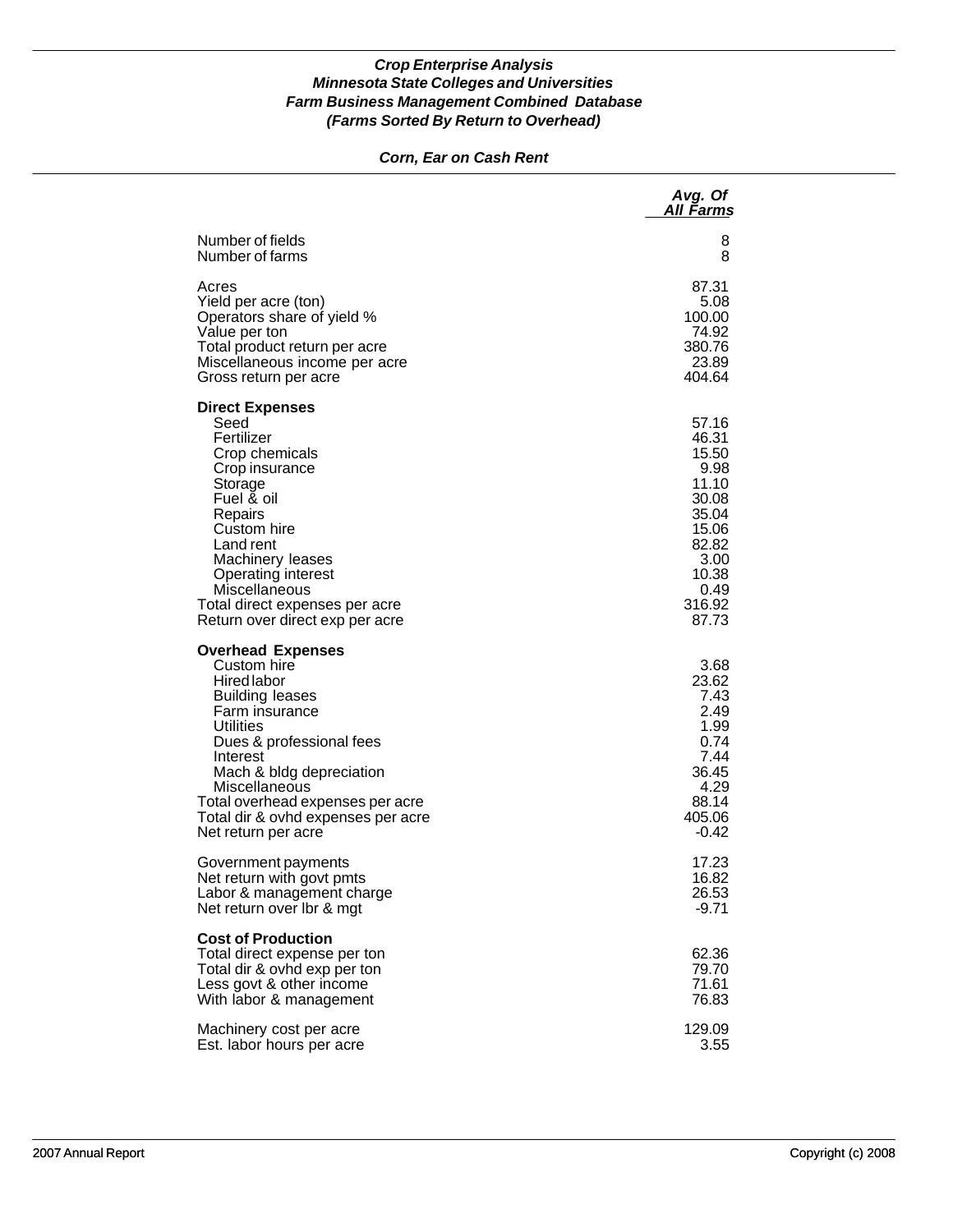***Crop Enterprise Analysis***
***Minnesota State Colleges and Universities***
***Farm Business Management Combined Database***
***(Farms Sorted By Return to Overhead)***

***Corn, Ear on Cash Rent***

| | *Avg. Of All Farms* |
|---|---|
| Number of fields | 8 |
| Number of farms | 8 |
| Acres | 87.31 |
| Yield per acre (ton) | 5.08 |
| Operators share of yield % | 100.00 |
| Value per ton | 74.92 |
| Total product return per acre | 380.76 |
| Miscellaneous income per acre | 23.89 |
| Gross return per acre | 404.64 |
| **Direct Expenses** | |
| Seed | 57.16 |
| Fertilizer | 46.31 |
| Crop chemicals | 15.50 |
| Crop insurance | 9.98 |
| Storage | 11.10 |
| Fuel & oil | 30.08 |
| Repairs | 35.04 |
| Custom hire | 15.06 |
| Land rent | 82.82 |
| Machinery leases | 3.00 |
| Operating interest | 10.38 |
| Miscellaneous | 0.49 |
| Total direct expenses per acre | 316.92 |
| Return over direct exp per acre | 87.73 |
| **Overhead Expenses** | |
| Custom hire | 3.68 |
| Hired labor | 23.62 |
| Building leases | 7.43 |
| Farm insurance | 2.49 |
| Utilities | 1.99 |
| Dues & professional fees | 0.74 |
| Interest | 7.44 |
| Mach & bldg depreciation | 36.45 |
| Miscellaneous | 4.29 |
| Total overhead expenses per acre | 88.14 |
| Total dir & ovhd expenses per acre | 405.06 |
| Net return per acre | -0.42 |
| Government payments | 17.23 |
| Net return with govt pmts | 16.82 |
| Labor & management charge | 26.53 |
| Net return over lbr & mgt | -9.71 |
| **Cost of Production** | |
| Total direct expense per ton | 62.36 |
| Total dir & ovhd exp per ton | 79.70 |
| Less govt & other income | 71.61 |
| With labor & management | 76.83 |
| Machinery cost per acre | 129.09 |
| Est. labor hours per acre | 3.55 |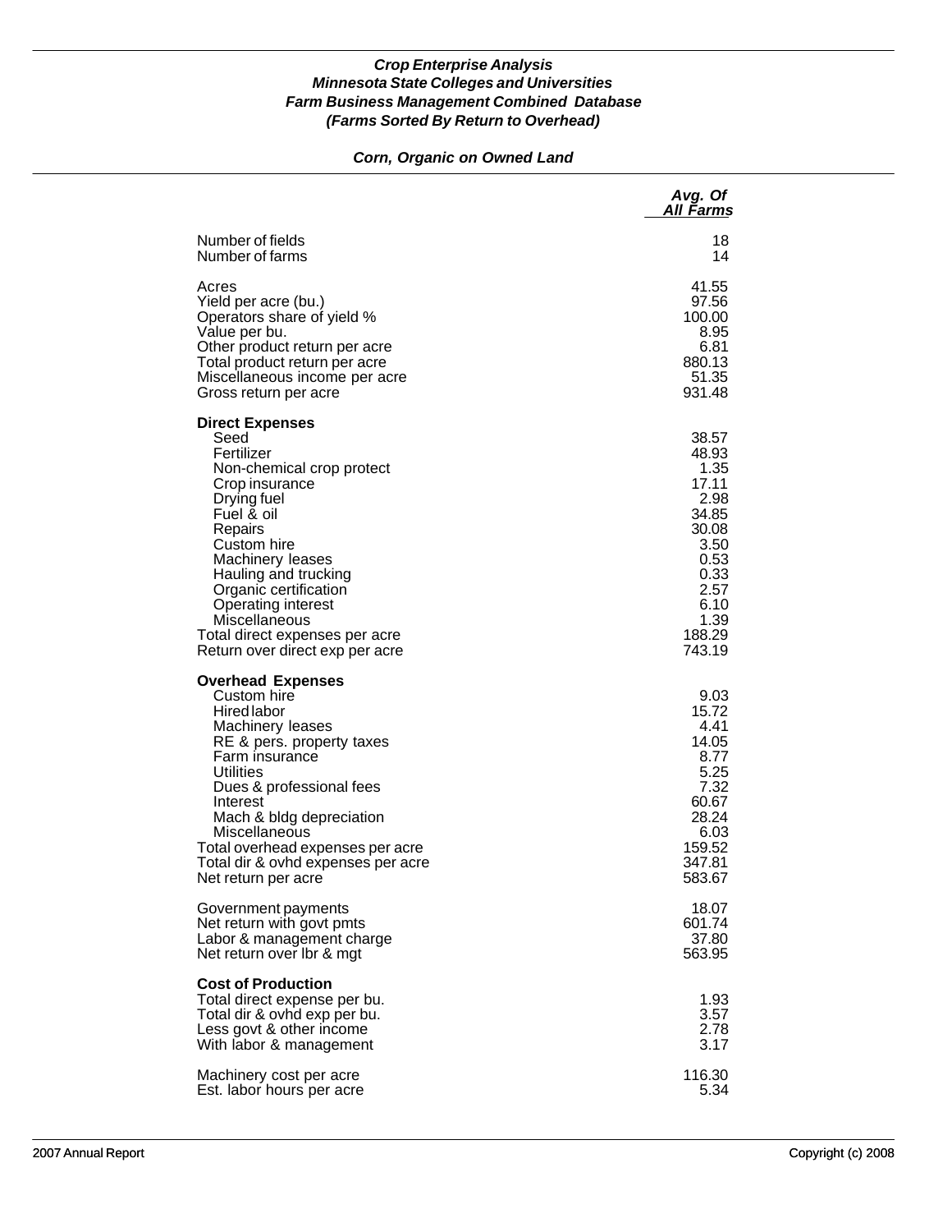***Crop Enterprise Analysis***
***Minnesota State Colleges and Universities***
***Farm Business Management Combined Database***
***(Farms Sorted By Return to Overhead)***

## *Corn, Organic on Owned Land*

| | *Avg. Of All Farms* |
|---|---:|
| Number of fields | 18 |
| Number of farms | 14 |
| | |
| Acres | 41.55 |
| Yield per acre (bu.) | 97.56 |
| Operators share of yield % | 100.00 |
| Value per bu. | 8.95 |
| Other product return per acre | 6.81 |
| Total product return per acre | 880.13 |
| Miscellaneous income per acre | 51.35 |
| Gross return per acre | 931.48 |
| | |
| **Direct Expenses** | |
| Seed | 38.57 |
| Fertilizer | 48.93 |
| Non-chemical crop protect | 1.35 |
| Crop insurance | 17.11 |
| Drying fuel | 2.98 |
| Fuel & oil | 34.85 |
| Repairs | 30.08 |
| Custom hire | 3.50 |
| Machinery leases | 0.53 |
| Hauling and trucking | 0.33 |
| Organic certification | 2.57 |
| Operating interest | 6.10 |
| Miscellaneous | 1.39 |
| Total direct expenses per acre | 188.29 |
| Return over direct exp per acre | 743.19 |
| | |
| **Overhead Expenses** | |
| Custom hire | 9.03 |
| Hired labor | 15.72 |
| Machinery leases | 4.41 |
| RE & pers. property taxes | 14.05 |
| Farm insurance | 8.77 |
| Utilities | 5.25 |
| Dues & professional fees | 7.32 |
| Interest | 60.67 |
| Mach & bldg depreciation | 28.24 |
| Miscellaneous | 6.03 |
| Total overhead expenses per acre | 159.52 |
| Total dir & ovhd expenses per acre | 347.81 |
| Net return per acre | 583.67 |
| | |
| Government payments | 18.07 |
| Net return with govt pmts | 601.74 |
| Labor & management charge | 37.80 |
| Net return over lbr & mgt | 563.95 |
| | |
| **Cost of Production** | |
| Total direct expense per bu. | 1.93 |
| Total dir & ovhd exp per bu. | 3.57 |
| Less govt & other income | 2.78 |
| With labor & management | 3.17 |
| | |
| Machinery cost per acre | 116.30 |
| Est. labor hours per acre | 5.34 |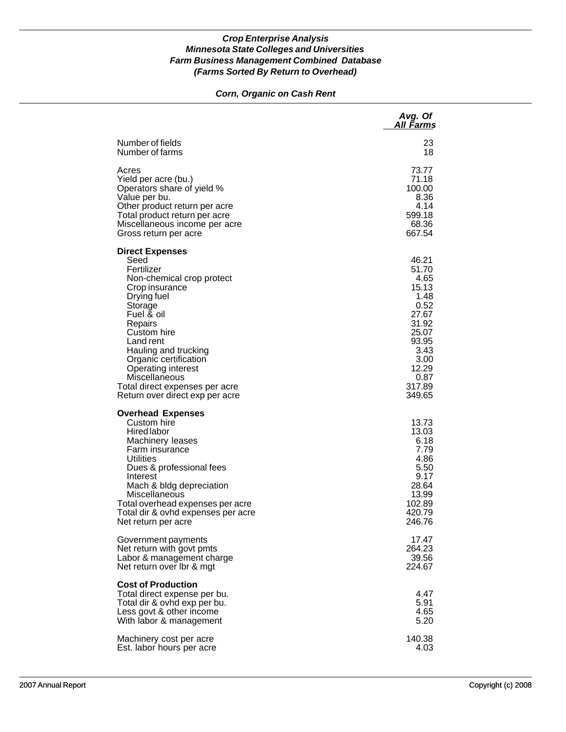***Crop Enterprise Analysis***
***Minnesota State Colleges and Universities***
***Farm Business Management Combined Database***
***(Farms Sorted By Return to Overhead)***

***Corn, Organic on Cash Rent***

| | *Avg. Of All Farms* |
|---|---|
| Number of fields | 23 |
| Number of farms | 18 |
| | |
| Acres | 73.77 |
| Yield per acre (bu.) | 71.18 |
| Operators share of yield % | 100.00 |
| Value per bu. | 8.36 |
| Other product return per acre | 4.14 |
| Total product return per acre | 599.18 |
| Miscellaneous income per acre | 68.36 |
| Gross return per acre | 667.54 |
| | |
| **Direct Expenses** | |
| Seed | 46.21 |
| Fertilizer | 51.70 |
| Non-chemical crop protect | 4.65 |
| Crop insurance | 15.13 |
| Drying fuel | 1.48 |
| Storage | 0.52 |
| Fuel & oil | 27.67 |
| Repairs | 31.92 |
| Custom hire | 25.07 |
| Land rent | 93.95 |
| Hauling and trucking | 3.43 |
| Organic certification | 3.00 |
| Operating interest | 12.29 |
| Miscellaneous | 0.87 |
| Total direct expenses per acre | 317.89 |
| Return over direct exp per acre | 349.65 |
| | |
| **Overhead Expenses** | |
| Custom hire | 13.73 |
| Hired labor | 13.03 |
| Machinery leases | 6.18 |
| Farm insurance | 7.79 |
| Utilities | 4.86 |
| Dues & professional fees | 5.50 |
| Interest | 9.17 |
| Mach & bldg depreciation | 28.64 |
| Miscellaneous | 13.99 |
| Total overhead expenses per acre | 102.89 |
| Total dir & ovhd expenses per acre | 420.79 |
| Net return per acre | 246.76 |
| | |
| Government payments | 17.47 |
| Net return with govt pmts | 264.23 |
| Labor & management charge | 39.56 |
| Net return over lbr & mgt | 224.67 |
| | |
| **Cost of Production** | |
| Total direct expense per bu. | 4.47 |
| Total dir & ovhd exp per bu. | 5.91 |
| Less govt & other income | 4.65 |
| With labor & management | 5.20 |
| | |
| Machinery cost per acre | 140.38 |
| Est. labor hours per acre | 4.03 |

2007 Annual Report

Copyright (c) 2008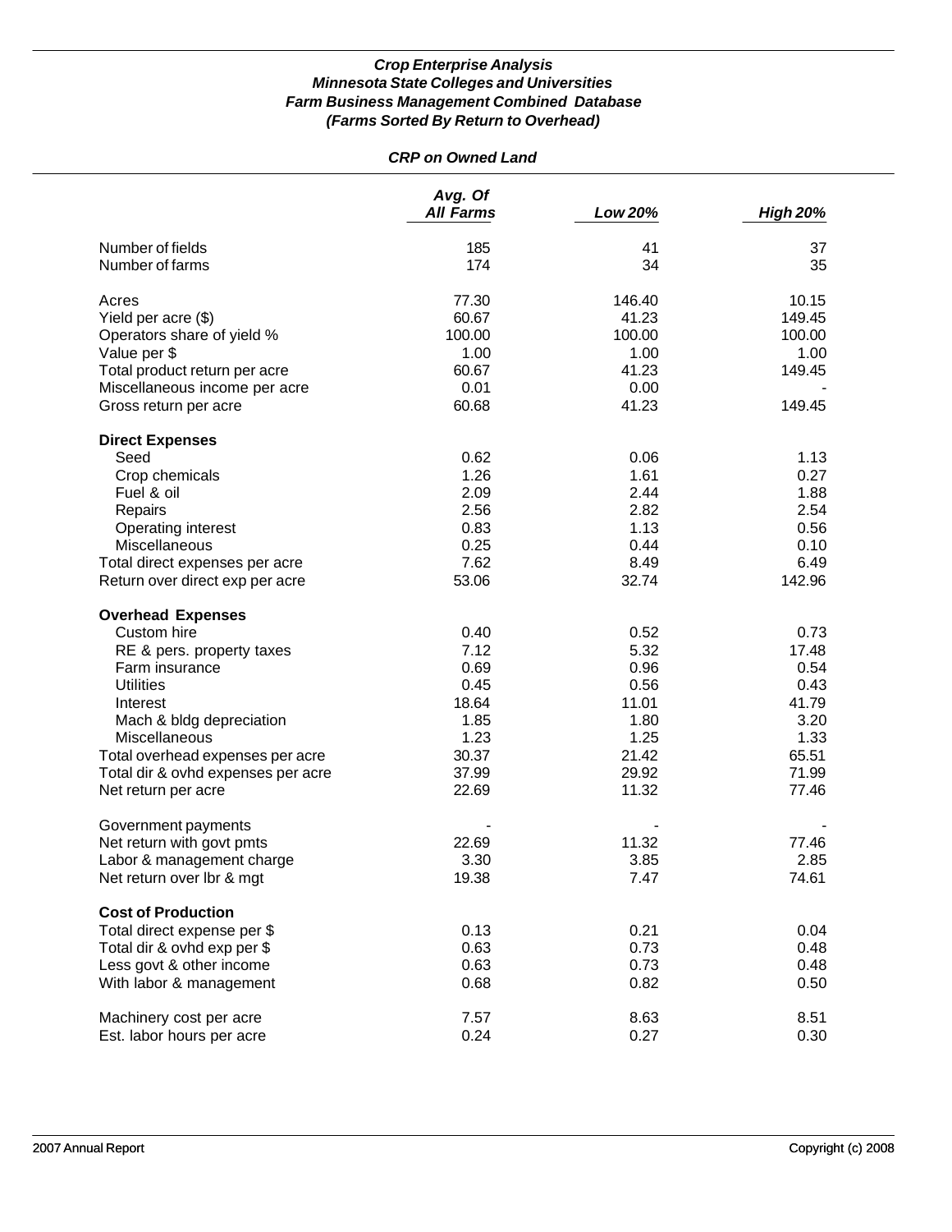***Crop Enterprise Analysis***
***Minnesota State Colleges and Universities***
***Farm Business Management Combined Database***
***(Farms Sorted By Return to Overhead)***

***CRP on Owned Land***

| | *Avg. Of All Farms* | *Low 20%* | *High 20%* |
|---|---|---|---|
| Number of fields | 185 | 41 | 37 |
| Number of farms | 174 | 34 | 35 |
| | | | |
| Acres | 77.30 | 146.40 | 10.15 |
| Yield per acre ($) | 60.67 | 41.23 | 149.45 |
| Operators share of yield % | 100.00 | 100.00 | 100.00 |
| Value per $ | 1.00 | 1.00 | 1.00 |
| Total product return per acre | 60.67 | 41.23 | 149.45 |
| Miscellaneous income per acre | 0.01 | 0.00 | - |
| Gross return per acre | 60.68 | 41.23 | 149.45 |
| | | | |
| **Direct Expenses** | | | |
| Seed | 0.62 | 0.06 | 1.13 |
| Crop chemicals | 1.26 | 1.61 | 0.27 |
| Fuel & oil | 2.09 | 2.44 | 1.88 |
| Repairs | 2.56 | 2.82 | 2.54 |
| Operating interest | 0.83 | 1.13 | 0.56 |
| Miscellaneous | 0.25 | 0.44 | 0.10 |
| Total direct expenses per acre | 7.62 | 8.49 | 6.49 |
| Return over direct exp per acre | 53.06 | 32.74 | 142.96 |
| | | | |
| **Overhead Expenses** | | | |
| Custom hire | 0.40 | 0.52 | 0.73 |
| RE & pers. property taxes | 7.12 | 5.32 | 17.48 |
| Farm insurance | 0.69 | 0.96 | 0.54 |
| Utilities | 0.45 | 0.56 | 0.43 |
| Interest | 18.64 | 11.01 | 41.79 |
| Mach & bldg depreciation | 1.85 | 1.80 | 3.20 |
| Miscellaneous | 1.23 | 1.25 | 1.33 |
| Total overhead expenses per acre | 30.37 | 21.42 | 65.51 |
| Total dir & ovhd expenses per acre | 37.99 | 29.92 | 71.99 |
| Net return per acre | 22.69 | 11.32 | 77.46 |
| | | | |
| Government payments | - | - | - |
| Net return with govt pmts | 22.69 | 11.32 | 77.46 |
| Labor & management charge | 3.30 | 3.85 | 2.85 |
| Net return over lbr & mgt | 19.38 | 7.47 | 74.61 |
| | | | |
| **Cost of Production** | | | |
| Total direct expense per $ | 0.13 | 0.21 | 0.04 |
| Total dir & ovhd exp per $ | 0.63 | 0.73 | 0.48 |
| Less govt & other income | 0.63 | 0.73 | 0.48 |
| With labor & management | 0.68 | 0.82 | 0.50 |
| | | | |
| Machinery cost per acre | 7.57 | 8.63 | 8.51 |
| Est. labor hours per acre | 0.24 | 0.27 | 0.30 |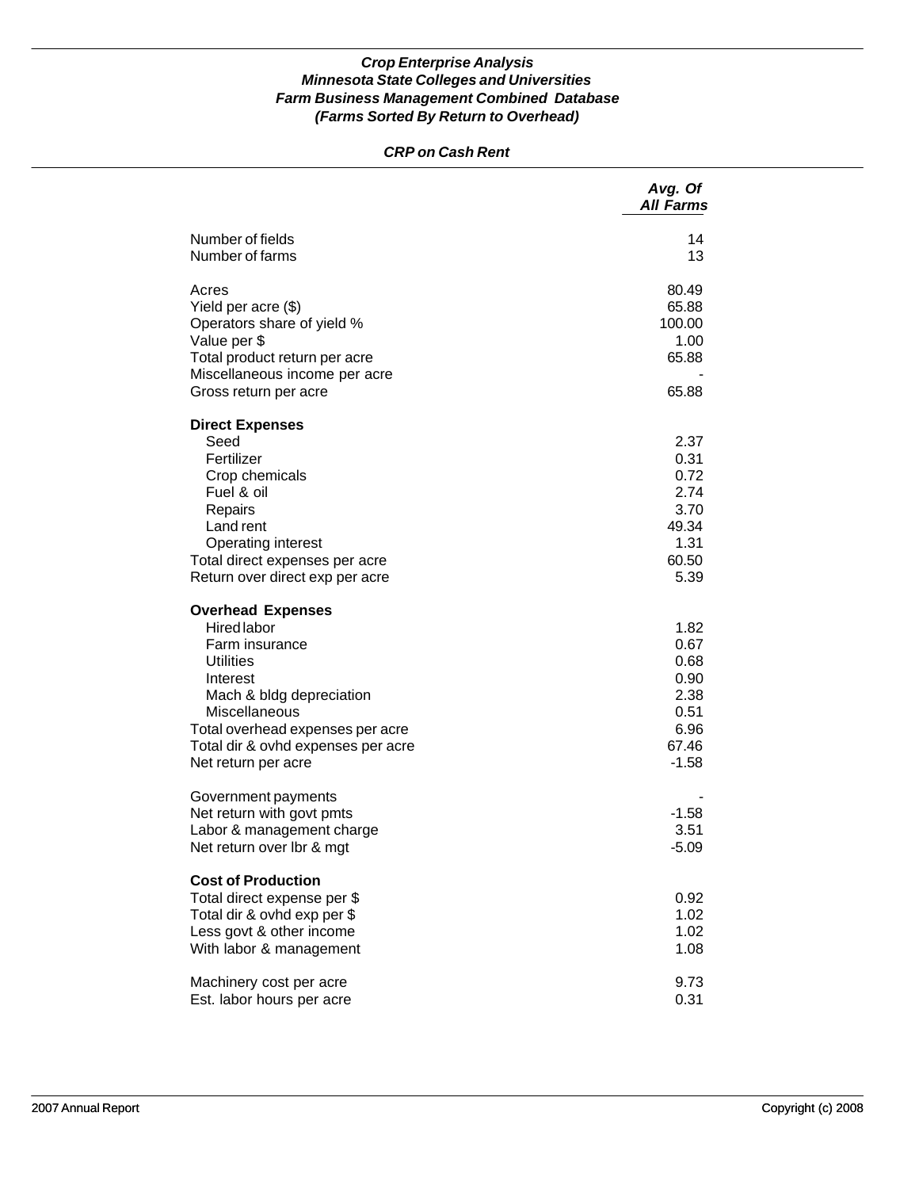***Crop Enterprise Analysis***
***Minnesota State Colleges and Universities***
***Farm Business Management Combined Database***
***(Farms Sorted By Return to Overhead)***

***CRP on Cash Rent***

| | *Avg. Of All Farms* |
|---|---|
| Number of fields | 14 |
| Number of farms | 13 |
| | |
| Acres | 80.49 |
| Yield per acre ($) | 65.88 |
| Operators share of yield % | 100.00 |
| Value per $ | 1.00 |
| Total product return per acre | 65.88 |
| Miscellaneous income per acre | - |
| Gross return per acre | 65.88 |
| | |
| **Direct Expenses** | |
| Seed | 2.37 |
| Fertilizer | 0.31 |
| Crop chemicals | 0.72 |
| Fuel & oil | 2.74 |
| Repairs | 3.70 |
| Land rent | 49.34 |
| Operating interest | 1.31 |
| Total direct expenses per acre | 60.50 |
| Return over direct exp per acre | 5.39 |
| | |
| **Overhead Expenses** | |
| Hired labor | 1.82 |
| Farm insurance | 0.67 |
| Utilities | 0.68 |
| Interest | 0.90 |
| Mach & bldg depreciation | 2.38 |
| Miscellaneous | 0.51 |
| Total overhead expenses per acre | 6.96 |
| Total dir & ovhd expenses per acre | 67.46 |
| Net return per acre | -1.58 |
| | |
| Government payments | - |
| Net return with govt pmts | -1.58 |
| Labor & management charge | 3.51 |
| Net return over lbr & mgt | -5.09 |
| | |
| **Cost of Production** | |
| Total direct expense per $ | 0.92 |
| Total dir & ovhd exp per $ | 1.02 |
| Less govt & other income | 1.02 |
| With labor & management | 1.08 |
| | |
| Machinery cost per acre | 9.73 |
| Est. labor hours per acre | 0.31 |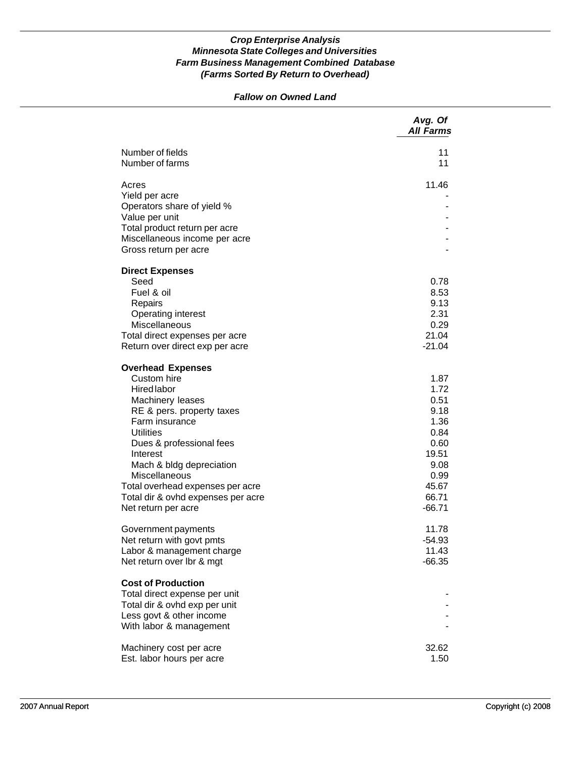***Crop Enterprise Analysis***
***Minnesota State Colleges and Universities***
***Farm Business Management Combined Database***
***(Farms Sorted By Return to Overhead)***

***Fallow on Owned Land***

| | *Avg. Of All Farms* |
|---|---|
| Number of fields | 11 |
| Number of farms | 11 |
| | |
| Acres | 11.46 |
| Yield per acre | - |
| Operators share of yield % | - |
| Value per unit | - |
| Total product return per acre | - |
| Miscellaneous income per acre | - |
| Gross return per acre | - |
| | |
| **Direct Expenses** | |
| Seed | 0.78 |
| Fuel & oil | 8.53 |
| Repairs | 9.13 |
| Operating interest | 2.31 |
| Miscellaneous | 0.29 |
| Total direct expenses per acre | 21.04 |
| Return over direct exp per acre | -21.04 |
| | |
| **Overhead Expenses** | |
| Custom hire | 1.87 |
| Hired labor | 1.72 |
| Machinery leases | 0.51 |
| RE & pers. property taxes | 9.18 |
| Farm insurance | 1.36 |
| Utilities | 0.84 |
| Dues & professional fees | 0.60 |
| Interest | 19.51 |
| Mach & bldg depreciation | 9.08 |
| Miscellaneous | 0.99 |
| Total overhead expenses per acre | 45.67 |
| Total dir & ovhd expenses per acre | 66.71 |
| Net return per acre | -66.71 |
| | |
| Government payments | 11.78 |
| Net return with govt pmts | -54.93 |
| Labor & management charge | 11.43 |
| Net return over lbr & mgt | -66.35 |
| | |
| **Cost of Production** | |
| Total direct expense per unit | - |
| Total dir & ovhd exp per unit | - |
| Less govt & other income | - |
| With labor & management | - |
| | |
| Machinery cost per acre | 32.62 |
| Est. labor hours per acre | 1.50 |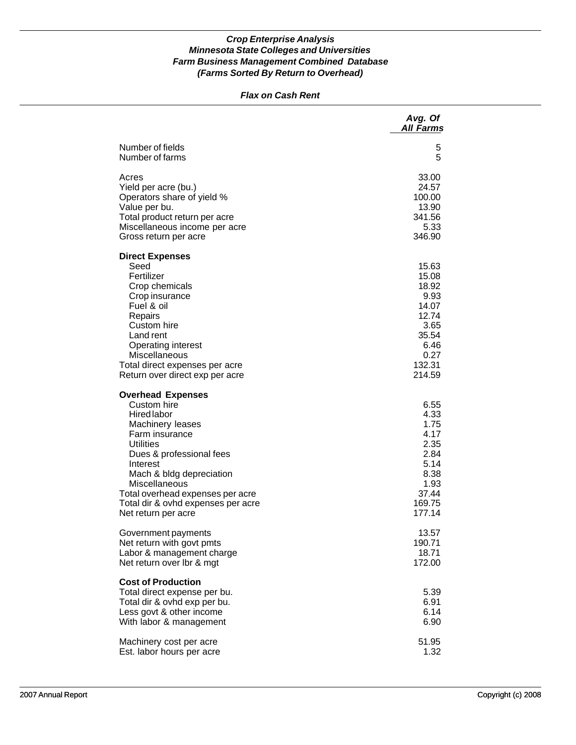***Crop Enterprise Analysis***
***Minnesota State Colleges and Universities***
***Farm Business Management Combined Database***
***(Farms Sorted By Return to Overhead)***

***Flax on Cash Rent***

| | *Avg. Of All Farms* |
|---|---:|
| Number of fields | 5 |
| Number of farms | 5 |
| | |
| Acres | 33.00 |
| Yield per acre (bu.) | 24.57 |
| Operators share of yield % | 100.00 |
| Value per bu. | 13.90 |
| Total product return per acre | 341.56 |
| Miscellaneous income per acre | 5.33 |
| Gross return per acre | 346.90 |
| | |
| **Direct Expenses** | |
| Seed | 15.63 |
| Fertilizer | 15.08 |
| Crop chemicals | 18.92 |
| Crop insurance | 9.93 |
| Fuel & oil | 14.07 |
| Repairs | 12.74 |
| Custom hire | 3.65 |
| Land rent | 35.54 |
| Operating interest | 6.46 |
| Miscellaneous | 0.27 |
| Total direct expenses per acre | 132.31 |
| Return over direct exp per acre | 214.59 |
| | |
| **Overhead Expenses** | |
| Custom hire | 6.55 |
| Hired labor | 4.33 |
| Machinery leases | 1.75 |
| Farm insurance | 4.17 |
| Utilities | 2.35 |
| Dues & professional fees | 2.84 |
| Interest | 5.14 |
| Mach & bldg depreciation | 8.38 |
| Miscellaneous | 1.93 |
| Total overhead expenses per acre | 37.44 |
| Total dir & ovhd expenses per acre | 169.75 |
| Net return per acre | 177.14 |
| | |
| Government payments | 13.57 |
| Net return with govt pmts | 190.71 |
| Labor & management charge | 18.71 |
| Net return over lbr & mgt | 172.00 |
| | |
| **Cost of Production** | |
| Total direct expense per bu. | 5.39 |
| Total dir & ovhd exp per bu. | 6.91 |
| Less govt & other income | 6.14 |
| With labor & management | 6.90 |
| | |
| Machinery cost per acre | 51.95 |
| Est. labor hours per acre | 1.32 |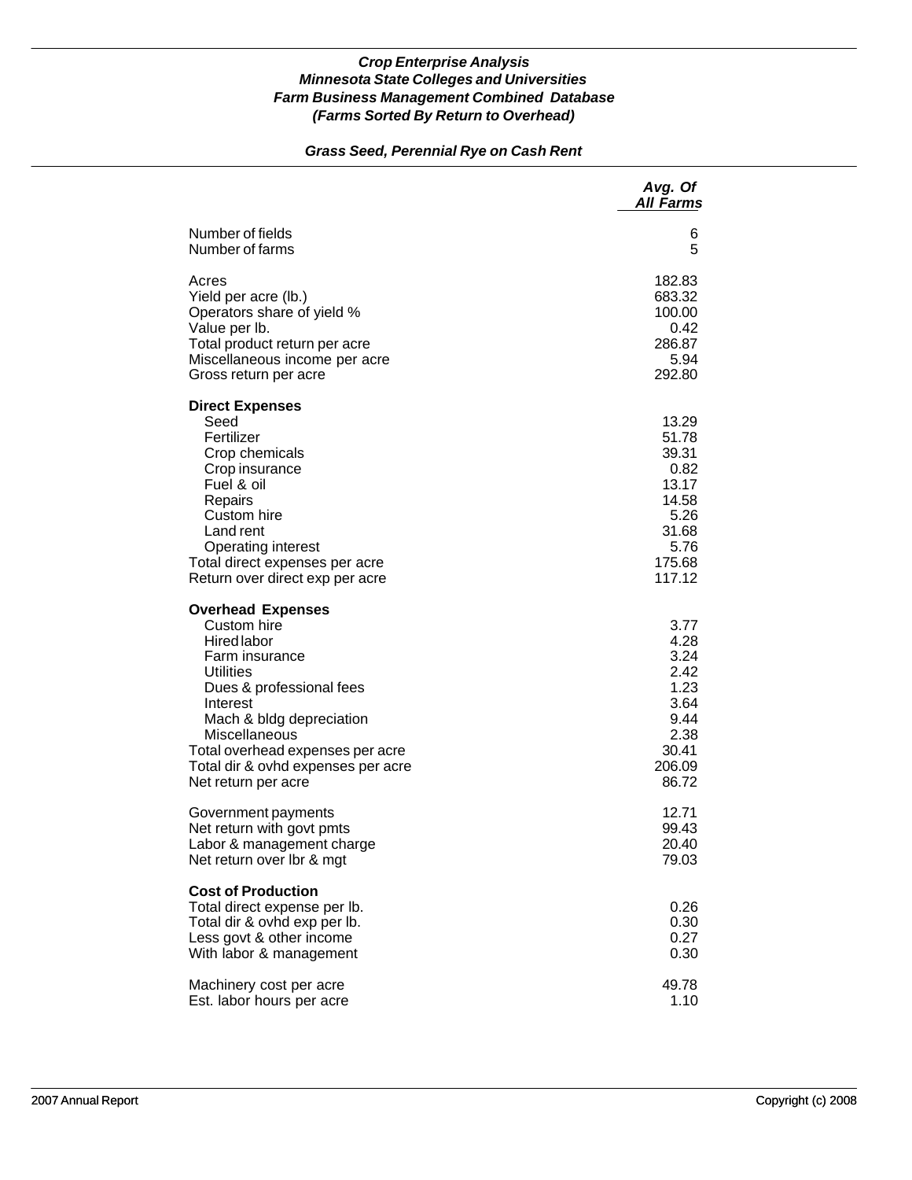***Crop Enterprise Analysis***
***Minnesota State Colleges and Universities***
***Farm Business Management Combined Database***
***(Farms Sorted By Return to Overhead)***

***Grass Seed, Perennial Rye on Cash Rent***

| | *Avg. Of All Farms* |
|---|---:|
| Number of fields | 6 |
| Number of farms | 5 |
| | |
| Acres | 182.83 |
| Yield per acre (lb.) | 683.32 |
| Operators share of yield % | 100.00 |
| Value per lb. | 0.42 |
| Total product return per acre | 286.87 |
| Miscellaneous income per acre | 5.94 |
| Gross return per acre | 292.80 |
| | |
| **Direct Expenses** | |
| Seed | 13.29 |
| Fertilizer | 51.78 |
| Crop chemicals | 39.31 |
| Crop insurance | 0.82 |
| Fuel & oil | 13.17 |
| Repairs | 14.58 |
| Custom hire | 5.26 |
| Land rent | 31.68 |
| Operating interest | 5.76 |
| Total direct expenses per acre | 175.68 |
| Return over direct exp per acre | 117.12 |
| | |
| **Overhead Expenses** | |
| Custom hire | 3.77 |
| Hired labor | 4.28 |
| Farm insurance | 3.24 |
| Utilities | 2.42 |
| Dues & professional fees | 1.23 |
| Interest | 3.64 |
| Mach & bldg depreciation | 9.44 |
| Miscellaneous | 2.38 |
| Total overhead expenses per acre | 30.41 |
| Total dir & ovhd expenses per acre | 206.09 |
| Net return per acre | 86.72 |
| | |
| Government payments | 12.71 |
| Net return with govt pmts | 99.43 |
| Labor & management charge | 20.40 |
| Net return over lbr & mgt | 79.03 |
| | |
| **Cost of Production** | |
| Total direct expense per lb. | 0.26 |
| Total dir & ovhd exp per lb. | 0.30 |
| Less govt & other income | 0.27 |
| With labor & management | 0.30 |
| | |
| Machinery cost per acre | 49.78 |
| Est. labor hours per acre | 1.10 |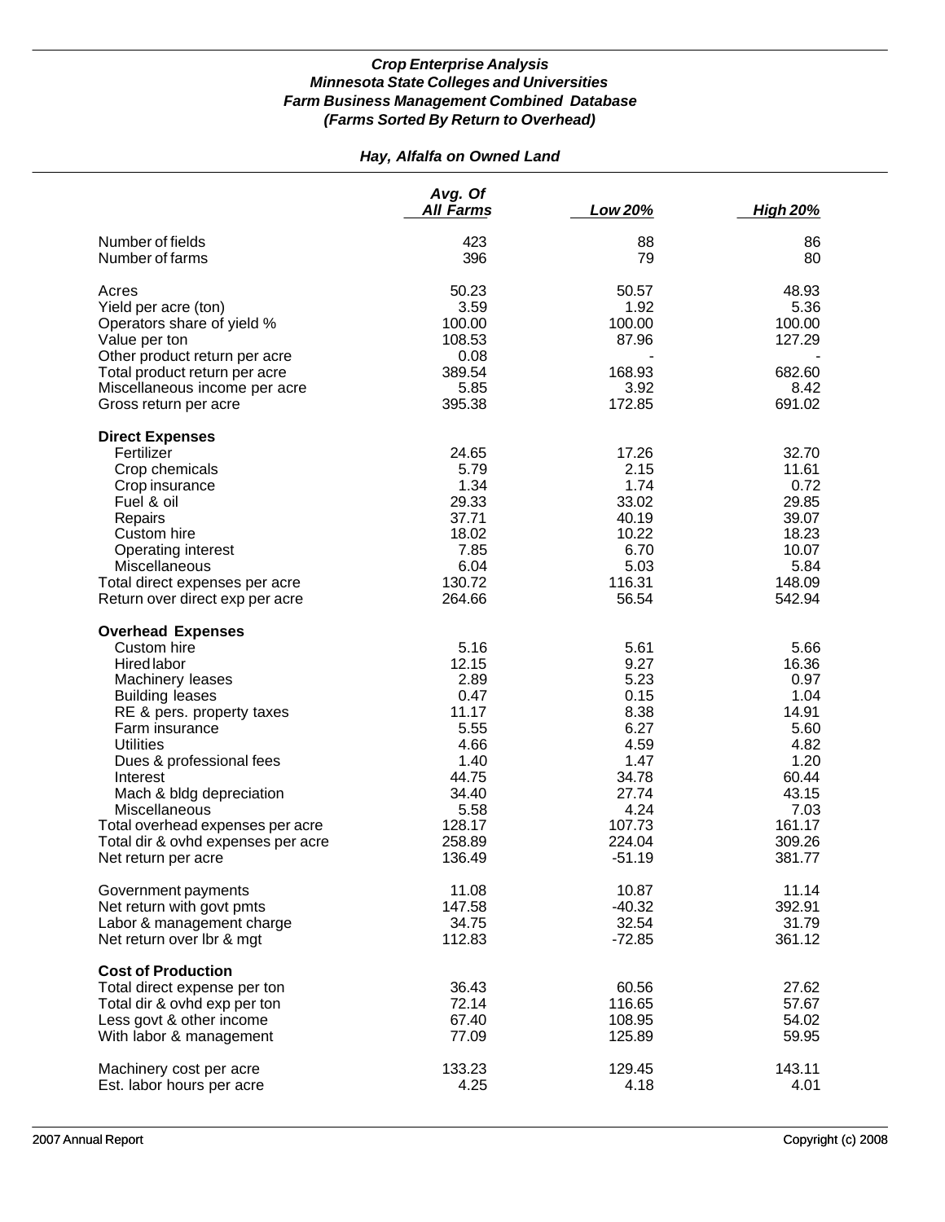***Crop Enterprise Analysis***
***Minnesota State Colleges and Universities***
***Farm Business Management Combined Database***
***(Farms Sorted By Return to Overhead)***

***Hay, Alfalfa on Owned Land***

| | *Avg. Of All Farms* | *Low 20%* | *High 20%* |
|---|---|---|---|
| Number of fields | 423 | 88 | 86 |
| Number of farms | 396 | 79 | 80 |
| | | | |
| Acres | 50.23 | 50.57 | 48.93 |
| Yield per acre (ton) | 3.59 | 1.92 | 5.36 |
| Operators share of yield % | 100.00 | 100.00 | 100.00 |
| Value per ton | 108.53 | 87.96 | 127.29 |
| Other product return per acre | 0.08 | - | - |
| Total product return per acre | 389.54 | 168.93 | 682.60 |
| Miscellaneous income per acre | 5.85 | 3.92 | 8.42 |
| Gross return per acre | 395.38 | 172.85 | 691.02 |
| | | | |
| **Direct Expenses** | | | |
| Fertilizer | 24.65 | 17.26 | 32.70 |
| Crop chemicals | 5.79 | 2.15 | 11.61 |
| Crop insurance | 1.34 | 1.74 | 0.72 |
| Fuel & oil | 29.33 | 33.02 | 29.85 |
| Repairs | 37.71 | 40.19 | 39.07 |
| Custom hire | 18.02 | 10.22 | 18.23 |
| Operating interest | 7.85 | 6.70 | 10.07 |
| Miscellaneous | 6.04 | 5.03 | 5.84 |
| Total direct expenses per acre | 130.72 | 116.31 | 148.09 |
| Return over direct exp per acre | 264.66 | 56.54 | 542.94 |
| | | | |
| **Overhead Expenses** | | | |
| Custom hire | 5.16 | 5.61 | 5.66 |
| Hired labor | 12.15 | 9.27 | 16.36 |
| Machinery leases | 2.89 | 5.23 | 0.97 |
| Building leases | 0.47 | 0.15 | 1.04 |
| RE & pers. property taxes | 11.17 | 8.38 | 14.91 |
| Farm insurance | 5.55 | 6.27 | 5.60 |
| Utilities | 4.66 | 4.59 | 4.82 |
| Dues & professional fees | 1.40 | 1.47 | 1.20 |
| Interest | 44.75 | 34.78 | 60.44 |
| Mach & bldg depreciation | 34.40 | 27.74 | 43.15 |
| Miscellaneous | 5.58 | 4.24 | 7.03 |
| Total overhead expenses per acre | 128.17 | 107.73 | 161.17 |
| Total dir & ovhd expenses per acre | 258.89 | 224.04 | 309.26 |
| Net return per acre | 136.49 | -51.19 | 381.77 |
| | | | |
| Government payments | 11.08 | 10.87 | 11.14 |
| Net return with govt pmts | 147.58 | -40.32 | 392.91 |
| Labor & management charge | 34.75 | 32.54 | 31.79 |
| Net return over lbr & mgt | 112.83 | -72.85 | 361.12 |
| | | | |
| **Cost of Production** | | | |
| Total direct expense per ton | 36.43 | 60.56 | 27.62 |
| Total dir & ovhd exp per ton | 72.14 | 116.65 | 57.67 |
| Less govt & other income | 67.40 | 108.95 | 54.02 |
| With labor & management | 77.09 | 125.89 | 59.95 |
| | | | |
| Machinery cost per acre | 133.23 | 129.45 | 143.11 |
| Est. labor hours per acre | 4.25 | 4.18 | 4.01 |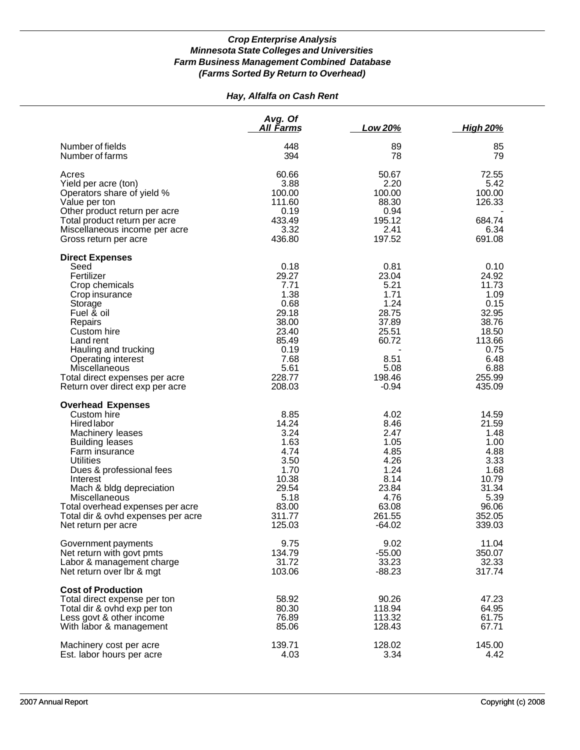### *Crop Enterprise Analysis*
### *Minnesota State Colleges and Universities*
### *Farm Business Management Combined Database*
### *(Farms Sorted By Return to Overhead)*

## *Hay, Alfalfa on Cash Rent*

| | Avg. Of All Farms | Low 20% | High 20% |
|---|---|---|---|
| Number of fields | 448 | 89 | 85 |
| Number of farms | 394 | 78 | 79 |
| | | | |
| Acres | 60.66 | 50.67 | 72.55 |
| Yield per acre (ton) | 3.88 | 2.20 | 5.42 |
| Operators share of yield % | 100.00 | 100.00 | 100.00 |
| Value per ton | 111.60 | 88.30 | 126.33 |
| Other product return per acre | 0.19 | 0.94 | - |
| Total product return per acre | 433.49 | 195.12 | 684.74 |
| Miscellaneous income per acre | 3.32 | 2.41 | 6.34 |
| Gross return per acre | 436.80 | 197.52 | 691.08 |
| | | | |
| **Direct Expenses** | | | |
| Seed | 0.18 | 0.81 | 0.10 |
| Fertilizer | 29.27 | 23.04 | 24.92 |
| Crop chemicals | 7.71 | 5.21 | 11.73 |
| Crop insurance | 1.38 | 1.71 | 1.09 |
| Storage | 0.68 | 1.24 | 0.15 |
| Fuel & oil | 29.18 | 28.75 | 32.95 |
| Repairs | 38.00 | 37.89 | 38.76 |
| Custom hire | 23.40 | 25.51 | 18.50 |
| Land rent | 85.49 | 60.72 | 113.66 |
| Hauling and trucking | 0.19 | - | 0.75 |
| Operating interest | 7.68 | 8.51 | 6.48 |
| Miscellaneous | 5.61 | 5.08 | 6.88 |
| Total direct expenses per acre | 228.77 | 198.46 | 255.99 |
| Return over direct exp per acre | 208.03 | -0.94 | 435.09 |
| | | | |
| **Overhead Expenses** | | | |
| Custom hire | 8.85 | 4.02 | 14.59 |
| Hired labor | 14.24 | 8.46 | 21.59 |
| Machinery leases | 3.24 | 2.47 | 1.48 |
| Building leases | 1.63 | 1.05 | 1.00 |
| Farm insurance | 4.74 | 4.85 | 4.88 |
| Utilities | 3.50 | 4.26 | 3.33 |
| Dues & professional fees | 1.70 | 1.24 | 1.68 |
| Interest | 10.38 | 8.14 | 10.79 |
| Mach & bldg depreciation | 29.54 | 23.84 | 31.34 |
| Miscellaneous | 5.18 | 4.76 | 5.39 |
| Total overhead expenses per acre | 83.00 | 63.08 | 96.06 |
| Total dir & ovhd expenses per acre | 311.77 | 261.55 | 352.05 |
| Net return per acre | 125.03 | -64.02 | 339.03 |
| | | | |
| Government payments | 9.75 | 9.02 | 11.04 |
| Net return with govt pmts | 134.79 | -55.00 | 350.07 |
| Labor & management charge | 31.72 | 33.23 | 32.33 |
| Net return over lbr & mgt | 103.06 | -88.23 | 317.74 |
| | | | |
| **Cost of Production** | | | |
| Total direct expense per ton | 58.92 | 90.26 | 47.23 |
| Total dir & ovhd exp per ton | 80.30 | 118.94 | 64.95 |
| Less govt & other income | 76.89 | 113.32 | 61.75 |
| With labor & management | 85.06 | 128.43 | 67.71 |
| | | | |
| Machinery cost per acre | 139.71 | 128.02 | 145.00 |
| Est. labor hours per acre | 4.03 | 3.34 | 4.42 |

2007 Annual Report Copyright (c) 2008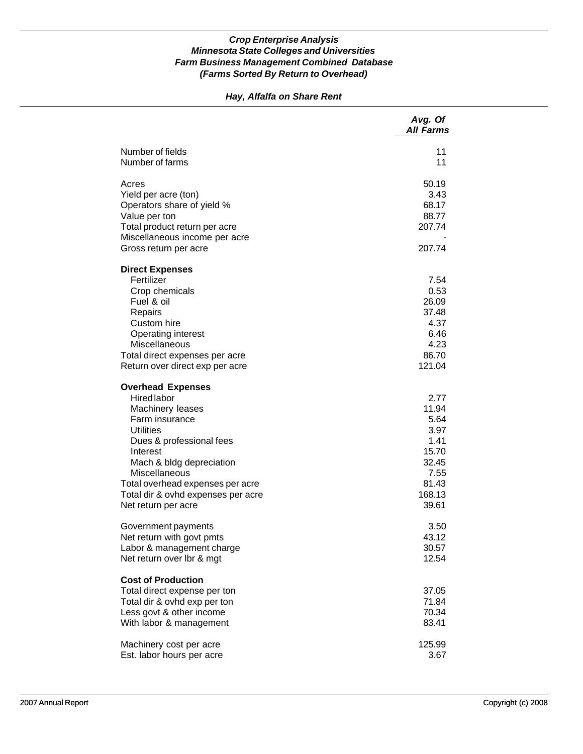***Crop Enterprise Analysis***
***Minnesota State Colleges and Universities***
***Farm Business Management Combined Database***
***(Farms Sorted By Return to Overhead)***

***Hay, Alfalfa on Share Rent***

| | *Avg. Of All Farms* |
|---|---:|
| Number of fields | 11 |
| Number of farms | 11 |
| | |
| Acres | 50.19 |
| Yield per acre (ton) | 3.43 |
| Operators share of yield % | 68.17 |
| Value per ton | 88.77 |
| Total product return per acre | 207.74 |
| Miscellaneous income per acre | - |
| Gross return per acre | 207.74 |
| | |
| **Direct Expenses** | |
| Fertilizer | 7.54 |
| Crop chemicals | 0.53 |
| Fuel & oil | 26.09 |
| Repairs | 37.48 |
| Custom hire | 4.37 |
| Operating interest | 6.46 |
| Miscellaneous | 4.23 |
| Total direct expenses per acre | 86.70 |
| Return over direct exp per acre | 121.04 |
| | |
| **Overhead Expenses** | |
| Hired labor | 2.77 |
| Machinery leases | 11.94 |
| Farm insurance | 5.64 |
| Utilities | 3.97 |
| Dues & professional fees | 1.41 |
| Interest | 15.70 |
| Mach & bldg depreciation | 32.45 |
| Miscellaneous | 7.55 |
| Total overhead expenses per acre | 81.43 |
| Total dir & ovhd expenses per acre | 168.13 |
| Net return per acre | 39.61 |
| | |
| Government payments | 3.50 |
| Net return with govt pmts | 43.12 |
| Labor & management charge | 30.57 |
| Net return over lbr & mgt | 12.54 |
| | |
| **Cost of Production** | |
| Total direct expense per ton | 37.05 |
| Total dir & ovhd exp per ton | 71.84 |
| Less govt & other income | 70.34 |
| With labor & management | 83.41 |
| | |
| Machinery cost per acre | 125.99 |
| Est. labor hours per acre | 3.67 |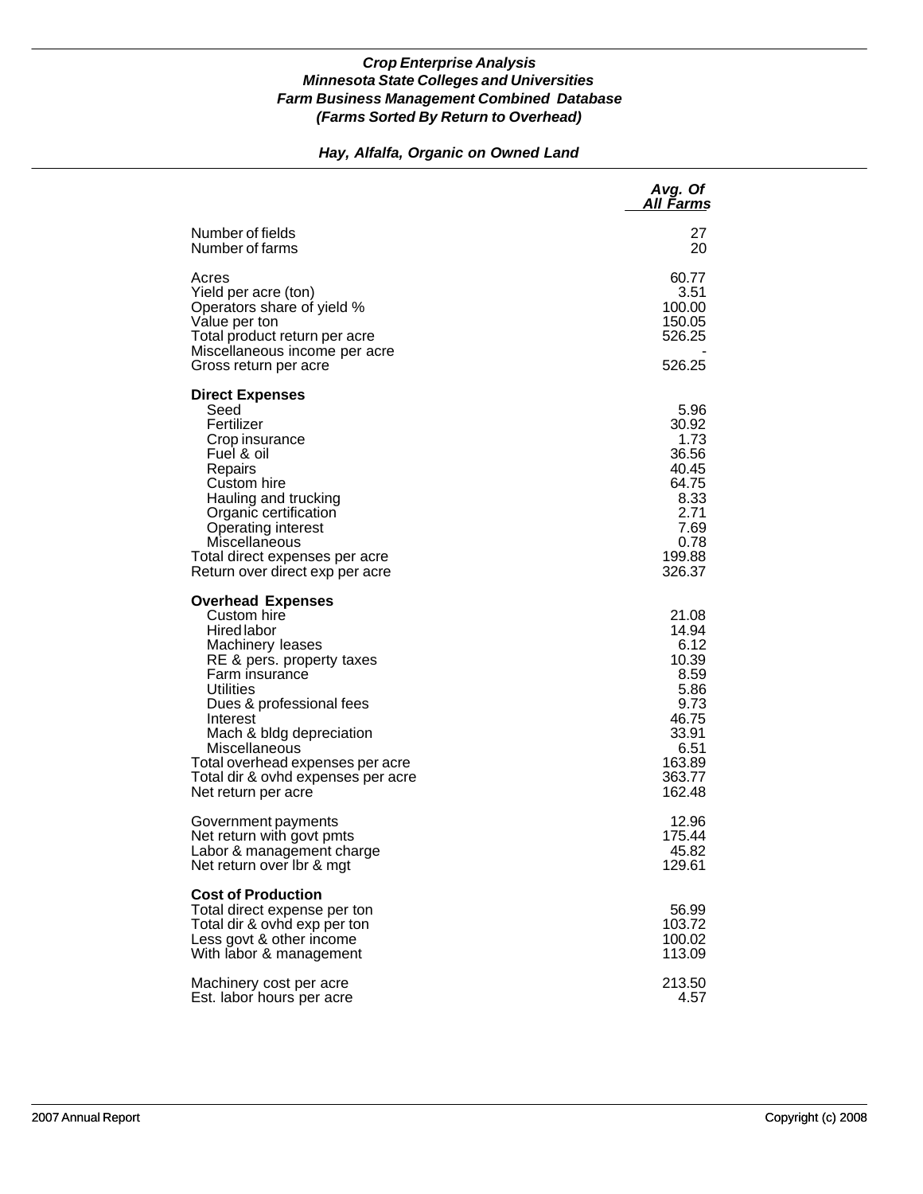***Crop Enterprise Analysis***
***Minnesota State Colleges and Universities***
***Farm Business Management Combined Database***
***(Farms Sorted By Return to Overhead)***

## *Hay, Alfalfa, Organic on Owned Land*

| | *Avg. Of All Farms* |
|---|---|
| Number of fields | 27 |
| Number of farms | 20 |
| Acres | 60.77 |
| Yield per acre (ton) | 3.51 |
| Operators share of yield % | 100.00 |
| Value per ton | 150.05 |
| Total product return per acre | 526.25 |
| Miscellaneous income per acre | - |
| Gross return per acre | 526.25 |
| **Direct Expenses** | |
| Seed | 5.96 |
| Fertilizer | 30.92 |
| Crop insurance | 1.73 |
| Fuel & oil | 36.56 |
| Repairs | 40.45 |
| Custom hire | 64.75 |
| Hauling and trucking | 8.33 |
| Organic certification | 2.71 |
| Operating interest | 7.69 |
| Miscellaneous | 0.78 |
| Total direct expenses per acre | 199.88 |
| Return over direct exp per acre | 326.37 |
| **Overhead Expenses** | |
| Custom hire | 21.08 |
| Hired labor | 14.94 |
| Machinery leases | 6.12 |
| RE & pers. property taxes | 10.39 |
| Farm insurance | 8.59 |
| Utilities | 5.86 |
| Dues & professional fees | 9.73 |
| Interest | 46.75 |
| Mach & bldg depreciation | 33.91 |
| Miscellaneous | 6.51 |
| Total overhead expenses per acre | 163.89 |
| Total dir & ovhd expenses per acre | 363.77 |
| Net return per acre | 162.48 |
| Government payments | 12.96 |
| Net return with govt pmts | 175.44 |
| Labor & management charge | 45.82 |
| Net return over lbr & mgt | 129.61 |
| **Cost of Production** | |
| Total direct expense per ton | 56.99 |
| Total dir & ovhd exp per ton | 103.72 |
| Less govt & other income | 100.02 |
| With labor & management | 113.09 |
| Machinery cost per acre | 213.50 |
| Est. labor hours per acre | 4.57 |

2007 Annual Report Copyright (c) 2008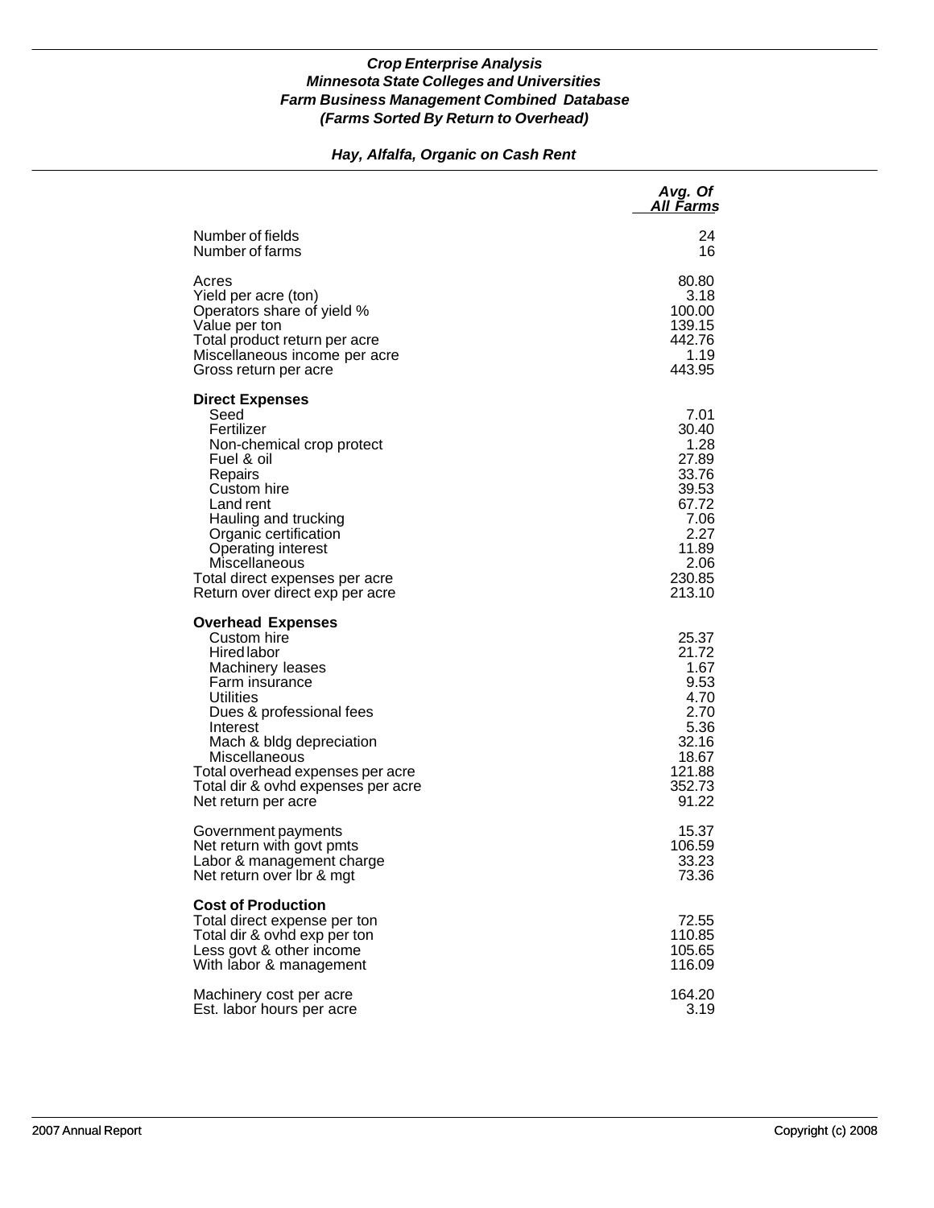***Crop Enterprise Analysis***
***Minnesota State Colleges and Universities***
***Farm Business Management Combined Database***
***(Farms Sorted By Return to Overhead)***

***Hay, Alfalfa, Organic on Cash Rent***

| | *Avg. Of All Farms* |
|---|---|
| Number of fields | 24 |
| Number of farms | 16 |
| | |
| Acres | 80.80 |
| Yield per acre (ton) | 3.18 |
| Operators share of yield % | 100.00 |
| Value per ton | 139.15 |
| Total product return per acre | 442.76 |
| Miscellaneous income per acre | 1.19 |
| Gross return per acre | 443.95 |
| | |
| **Direct Expenses** | |
| Seed | 7.01 |
| Fertilizer | 30.40 |
| Non-chemical crop protect | 1.28 |
| Fuel & oil | 27.89 |
| Repairs | 33.76 |
| Custom hire | 39.53 |
| Land rent | 67.72 |
| Hauling and trucking | 7.06 |
| Organic certification | 2.27 |
| Operating interest | 11.89 |
| Miscellaneous | 2.06 |
| Total direct expenses per acre | 230.85 |
| Return over direct exp per acre | 213.10 |
| | |
| **Overhead Expenses** | |
| Custom hire | 25.37 |
| Hired labor | 21.72 |
| Machinery leases | 1.67 |
| Farm insurance | 9.53 |
| Utilities | 4.70 |
| Dues & professional fees | 2.70 |
| Interest | 5.36 |
| Mach & bldg depreciation | 32.16 |
| Miscellaneous | 18.67 |
| Total overhead expenses per acre | 121.88 |
| Total dir & ovhd expenses per acre | 352.73 |
| Net return per acre | 91.22 |
| | |
| Government payments | 15.37 |
| Net return with govt pmts | 106.59 |
| Labor & management charge | 33.23 |
| Net return over lbr & mgt | 73.36 |
| | |
| **Cost of Production** | |
| Total direct expense per ton | 72.55 |
| Total dir & ovhd exp per ton | 110.85 |
| Less govt & other income | 105.65 |
| With labor & management | 116.09 |
| | |
| Machinery cost per acre | 164.20 |
| Est. labor hours per acre | 3.19 |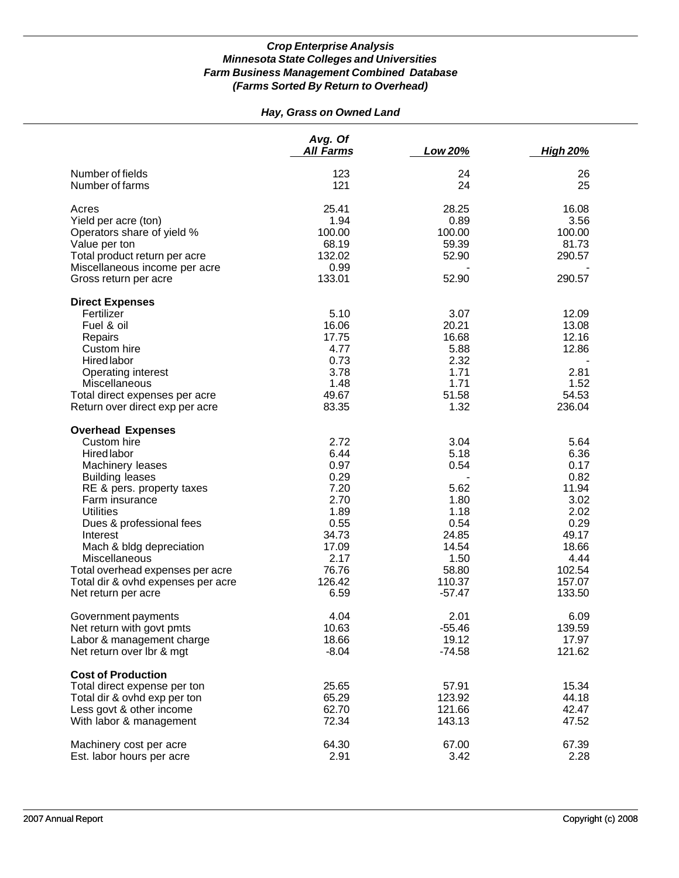*Crop Enterprise Analysis*
*Minnesota State Colleges and Universities*
*Farm Business Management Combined Database*
*(Farms Sorted By Return to Overhead)*

*Hay, Grass on Owned Land*

| | Avg. Of All Farms | Low 20% | High 20% |
|---|---|---|---|
| Number of fields | 123 | 24 | 26 |
| Number of farms | 121 | 24 | 25 |
| | | | |
| Acres | 25.41 | 28.25 | 16.08 |
| Yield per acre (ton) | 1.94 | 0.89 | 3.56 |
| Operators share of yield % | 100.00 | 100.00 | 100.00 |
| Value per ton | 68.19 | 59.39 | 81.73 |
| Total product return per acre | 132.02 | 52.90 | 290.57 |
| Miscellaneous income per acre | 0.99 | - | - |
| Gross return per acre | 133.01 | 52.90 | 290.57 |
| | | | |
| **Direct Expenses** | | | |
| Fertilizer | 5.10 | 3.07 | 12.09 |
| Fuel & oil | 16.06 | 20.21 | 13.08 |
| Repairs | 17.75 | 16.68 | 12.16 |
| Custom hire | 4.77 | 5.88 | 12.86 |
| Hired labor | 0.73 | 2.32 | - |
| Operating interest | 3.78 | 1.71 | 2.81 |
| Miscellaneous | 1.48 | 1.71 | 1.52 |
| Total direct expenses per acre | 49.67 | 51.58 | 54.53 |
| Return over direct exp per acre | 83.35 | 1.32 | 236.04 |
| | | | |
| **Overhead Expenses** | | | |
| Custom hire | 2.72 | 3.04 | 5.64 |
| Hired labor | 6.44 | 5.18 | 6.36 |
| Machinery leases | 0.97 | 0.54 | 0.17 |
| Building leases | 0.29 | - | 0.82 |
| RE & pers. property taxes | 7.20 | 5.62 | 11.94 |
| Farm insurance | 2.70 | 1.80 | 3.02 |
| Utilities | 1.89 | 1.18 | 2.02 |
| Dues & professional fees | 0.55 | 0.54 | 0.29 |
| Interest | 34.73 | 24.85 | 49.17 |
| Mach & bldg depreciation | 17.09 | 14.54 | 18.66 |
| Miscellaneous | 2.17 | 1.50 | 4.44 |
| Total overhead expenses per acre | 76.76 | 58.80 | 102.54 |
| Total dir & ovhd expenses per acre | 126.42 | 110.37 | 157.07 |
| Net return per acre | 6.59 | -57.47 | 133.50 |
| | | | |
| Government payments | 4.04 | 2.01 | 6.09 |
| Net return with govt pmts | 10.63 | -55.46 | 139.59 |
| Labor & management charge | 18.66 | 19.12 | 17.97 |
| Net return over lbr & mgt | -8.04 | -74.58 | 121.62 |
| | | | |
| **Cost of Production** | | | |
| Total direct expense per ton | 25.65 | 57.91 | 15.34 |
| Total dir & ovhd exp per ton | 65.29 | 123.92 | 44.18 |
| Less govt & other income | 62.70 | 121.66 | 42.47 |
| With labor & management | 72.34 | 143.13 | 47.52 |
| | | | |
| Machinery cost per acre | 64.30 | 67.00 | 67.39 |
| Est. labor hours per acre | 2.91 | 3.42 | 2.28 |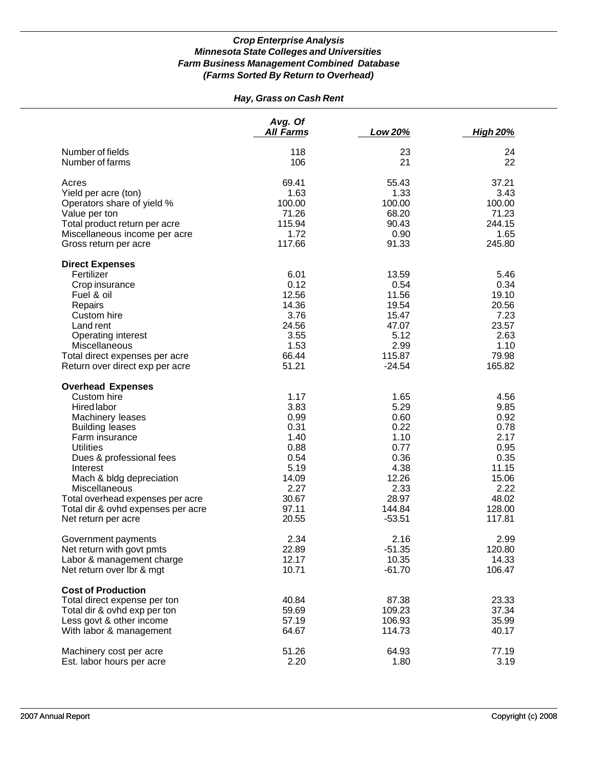### *Crop Enterprise Analysis*
### *Minnesota State Colleges and Universities*
### *Farm Business Management Combined Database*
### *(Farms Sorted By Return to Overhead)*

## *Hay, Grass on Cash Rent*

| | *Avg. Of All Farms* | *Low 20%* | *High 20%* |
|---|---|---|---|
| Number of fields | 118 | 23 | 24 |
| Number of farms | 106 | 21 | 22 |
| | | | |
| Acres | 69.41 | 55.43 | 37.21 |
| Yield per acre (ton) | 1.63 | 1.33 | 3.43 |
| Operators share of yield % | 100.00 | 100.00 | 100.00 |
| Value per ton | 71.26 | 68.20 | 71.23 |
| Total product return per acre | 115.94 | 90.43 | 244.15 |
| Miscellaneous income per acre | 1.72 | 0.90 | 1.65 |
| Gross return per acre | 117.66 | 91.33 | 245.80 |
| | | | |
| **Direct Expenses** | | | |
| Fertilizer | 6.01 | 13.59 | 5.46 |
| Crop insurance | 0.12 | 0.54 | 0.34 |
| Fuel & oil | 12.56 | 11.56 | 19.10 |
| Repairs | 14.36 | 19.54 | 20.56 |
| Custom hire | 3.76 | 15.47 | 7.23 |
| Land rent | 24.56 | 47.07 | 23.57 |
| Operating interest | 3.55 | 5.12 | 2.63 |
| Miscellaneous | 1.53 | 2.99 | 1.10 |
| Total direct expenses per acre | 66.44 | 115.87 | 79.98 |
| Return over direct exp per acre | 51.21 | -24.54 | 165.82 |
| | | | |
| **Overhead Expenses** | | | |
| Custom hire | 1.17 | 1.65 | 4.56 |
| Hired labor | 3.83 | 5.29 | 9.85 |
| Machinery leases | 0.99 | 0.60 | 0.92 |
| Building leases | 0.31 | 0.22 | 0.78 |
| Farm insurance | 1.40 | 1.10 | 2.17 |
| Utilities | 0.88 | 0.77 | 0.95 |
| Dues & professional fees | 0.54 | 0.36 | 0.35 |
| Interest | 5.19 | 4.38 | 11.15 |
| Mach & bldg depreciation | 14.09 | 12.26 | 15.06 |
| Miscellaneous | 2.27 | 2.33 | 2.22 |
| Total overhead expenses per acre | 30.67 | 28.97 | 48.02 |
| Total dir & ovhd expenses per acre | 97.11 | 144.84 | 128.00 |
| Net return per acre | 20.55 | -53.51 | 117.81 |
| | | | |
| Government payments | 2.34 | 2.16 | 2.99 |
| Net return with govt pmts | 22.89 | -51.35 | 120.80 |
| Labor & management charge | 12.17 | 10.35 | 14.33 |
| Net return over lbr & mgt | 10.71 | -61.70 | 106.47 |
| | | | |
| **Cost of Production** | | | |
| Total direct expense per ton | 40.84 | 87.38 | 23.33 |
| Total dir & ovhd exp per ton | 59.69 | 109.23 | 37.34 |
| Less govt & other income | 57.19 | 106.93 | 35.99 |
| With labor & management | 64.67 | 114.73 | 40.17 |
| | | | |
| Machinery cost per acre | 51.26 | 64.93 | 77.19 |
| Est. labor hours per acre | 2.20 | 1.80 | 3.19 |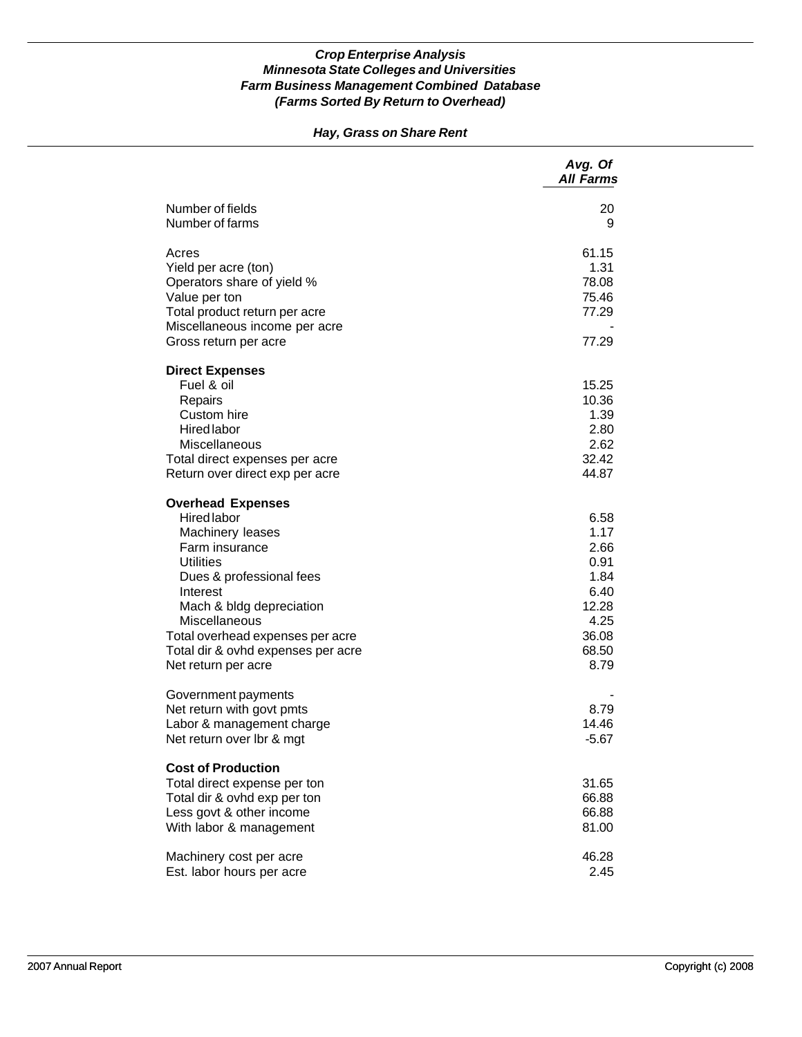**_Crop Enterprise Analysis_**
**_Minnesota State Colleges and Universities_**
**_Farm Business Management Combined Database_**
**_(Farms Sorted By Return to Overhead)_**

**_Hay, Grass on Share Rent_**

| | Avg. Of All Farms |
|---|---|
| Number of fields | 20 |
| Number of farms | 9 |
| | |
| Acres | 61.15 |
| Yield per acre (ton) | 1.31 |
| Operators share of yield % | 78.08 |
| Value per ton | 75.46 |
| Total product return per acre | 77.29 |
| Miscellaneous income per acre | - |
| Gross return per acre | 77.29 |
| | |
| **Direct Expenses** | |
| Fuel & oil | 15.25 |
| Repairs | 10.36 |
| Custom hire | 1.39 |
| Hired labor | 2.80 |
| Miscellaneous | 2.62 |
| Total direct expenses per acre | 32.42 |
| Return over direct exp per acre | 44.87 |
| | |
| **Overhead Expenses** | |
| Hired labor | 6.58 |
| Machinery leases | 1.17 |
| Farm insurance | 2.66 |
| Utilities | 0.91 |
| Dues & professional fees | 1.84 |
| Interest | 6.40 |
| Mach & bldg depreciation | 12.28 |
| Miscellaneous | 4.25 |
| Total overhead expenses per acre | 36.08 |
| Total dir & ovhd expenses per acre | 68.50 |
| Net return per acre | 8.79 |
| | |
| Government payments | - |
| Net return with govt pmts | 8.79 |
| Labor & management charge | 14.46 |
| Net return over lbr & mgt | -5.67 |
| | |
| **Cost of Production** | |
| Total direct expense per ton | 31.65 |
| Total dir & ovhd exp per ton | 66.88 |
| Less govt & other income | 66.88 |
| With labor & management | 81.00 |
| | |
| Machinery cost per acre | 46.28 |
| Est. labor hours per acre | 2.45 |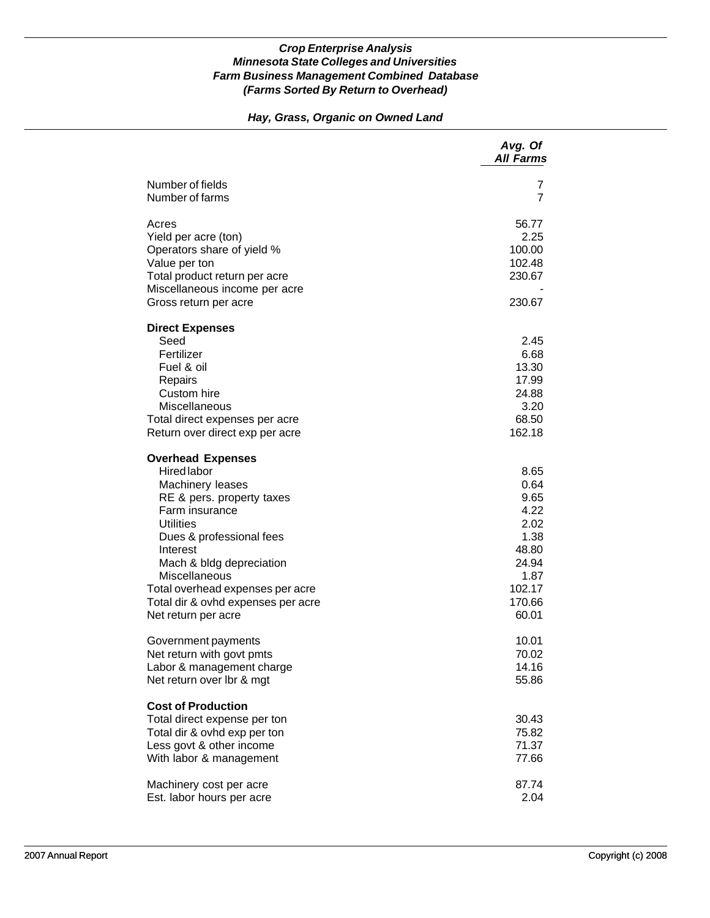***Crop Enterprise Analysis***
***Minnesota State Colleges and Universities***
***Farm Business Management Combined Database***
***(Farms Sorted By Return to Overhead)***

***Hay, Grass, Organic on Owned Land***

| | *Avg. Of All Farms* |
|---|---|
| Number of fields | 7 |
| Number of farms | 7 |
| | |
| Acres | 56.77 |
| Yield per acre (ton) | 2.25 |
| Operators share of yield % | 100.00 |
| Value per ton | 102.48 |
| Total product return per acre | 230.67 |
| Miscellaneous income per acre | - |
| Gross return per acre | 230.67 |
| | |
| **Direct Expenses** | |
| Seed | 2.45 |
| Fertilizer | 6.68 |
| Fuel & oil | 13.30 |
| Repairs | 17.99 |
| Custom hire | 24.88 |
| Miscellaneous | 3.20 |
| Total direct expenses per acre | 68.50 |
| Return over direct exp per acre | 162.18 |
| | |
| **Overhead Expenses** | |
| Hired labor | 8.65 |
| Machinery leases | 0.64 |
| RE & pers. property taxes | 9.65 |
| Farm insurance | 4.22 |
| Utilities | 2.02 |
| Dues & professional fees | 1.38 |
| Interest | 48.80 |
| Mach & bldg depreciation | 24.94 |
| Miscellaneous | 1.87 |
| Total overhead expenses per acre | 102.17 |
| Total dir & ovhd expenses per acre | 170.66 |
| Net return per acre | 60.01 |
| | |
| Government payments | 10.01 |
| Net return with govt pmts | 70.02 |
| Labor & management charge | 14.16 |
| Net return over lbr & mgt | 55.86 |
| | |
| **Cost of Production** | |
| Total direct expense per ton | 30.43 |
| Total dir & ovhd exp per ton | 75.82 |
| Less govt & other income | 71.37 |
| With labor & management | 77.66 |
| | |
| Machinery cost per acre | 87.74 |
| Est. labor hours per acre | 2.04 |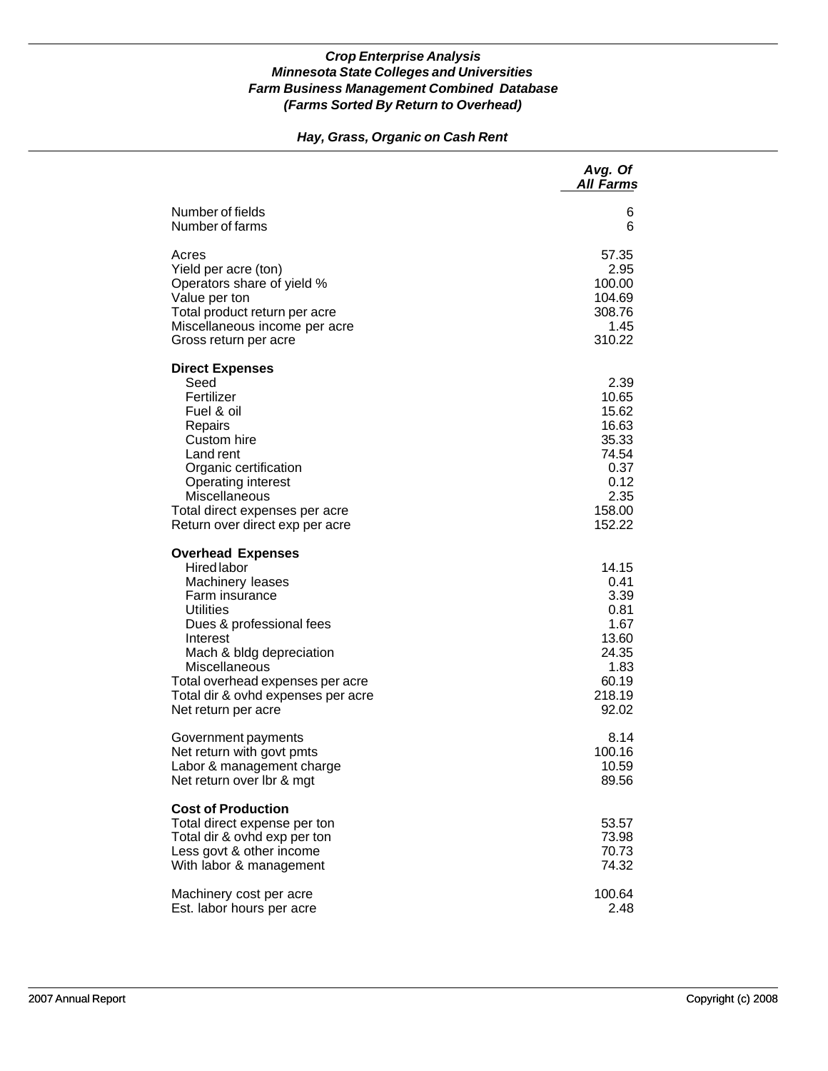***Crop Enterprise Analysis***
***Minnesota State Colleges and Universities***
***Farm Business Management Combined Database***
***(Farms Sorted By Return to Overhead)***

***Hay, Grass, Organic on Cash Rent***

| | *Avg. Of All Farms* |
|---|---|
| Number of fields | 6 |
| Number of farms | 6 |
| | |
| Acres | 57.35 |
| Yield per acre (ton) | 2.95 |
| Operators share of yield % | 100.00 |
| Value per ton | 104.69 |
| Total product return per acre | 308.76 |
| Miscellaneous income per acre | 1.45 |
| Gross return per acre | 310.22 |
| | |
| **Direct Expenses** | |
| Seed | 2.39 |
| Fertilizer | 10.65 |
| Fuel & oil | 15.62 |
| Repairs | 16.63 |
| Custom hire | 35.33 |
| Land rent | 74.54 |
| Organic certification | 0.37 |
| Operating interest | 0.12 |
| Miscellaneous | 2.35 |
| Total direct expenses per acre | 158.00 |
| Return over direct exp per acre | 152.22 |
| | |
| **Overhead Expenses** | |
| Hired labor | 14.15 |
| Machinery leases | 0.41 |
| Farm insurance | 3.39 |
| Utilities | 0.81 |
| Dues & professional fees | 1.67 |
| Interest | 13.60 |
| Mach & bldg depreciation | 24.35 |
| Miscellaneous | 1.83 |
| Total overhead expenses per acre | 60.19 |
| Total dir & ovhd expenses per acre | 218.19 |
| Net return per acre | 92.02 |
| | |
| Government payments | 8.14 |
| Net return with govt pmts | 100.16 |
| Labor & management charge | 10.59 |
| Net return over lbr & mgt | 89.56 |
| | |
| **Cost of Production** | |
| Total direct expense per ton | 53.57 |
| Total dir & ovhd exp per ton | 73.98 |
| Less govt & other income | 70.73 |
| With labor & management | 74.32 |
| | |
| Machinery cost per acre | 100.64 |
| Est. labor hours per acre | 2.48 |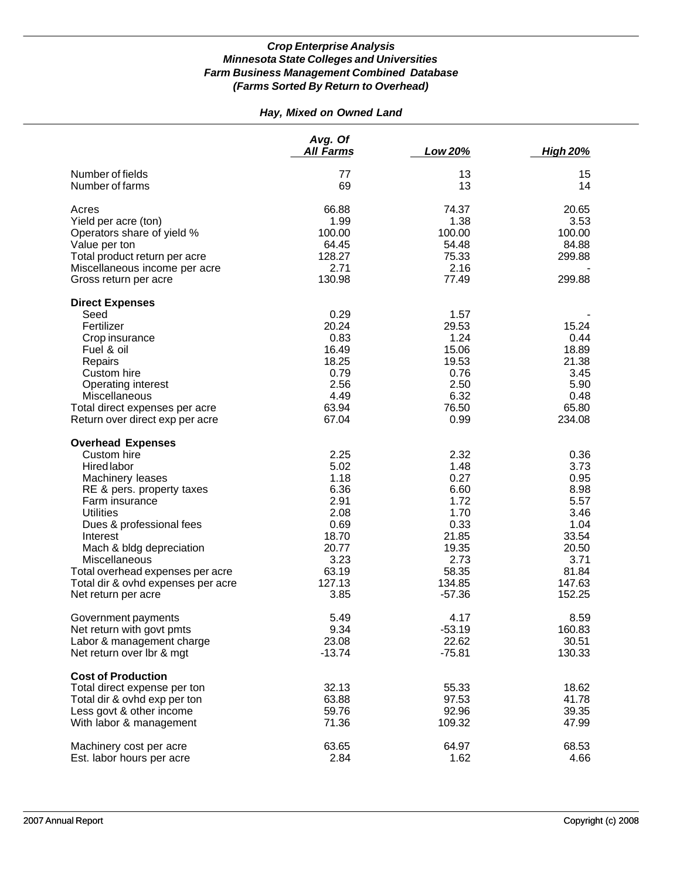***Crop Enterprise Analysis***
***Minnesota State Colleges and Universities***
***Farm Business Management Combined Database***
***(Farms Sorted By Return to Overhead)***

***Hay, Mixed on Owned Land***

| | *Avg. Of All Farms* | *Low 20%* | *High 20%* |
|---|---|---|---|
| Number of fields | 77 | 13 | 15 |
| Number of farms | 69 | 13 | 14 |
| | | | |
| Acres | 66.88 | 74.37 | 20.65 |
| Yield per acre (ton) | 1.99 | 1.38 | 3.53 |
| Operators share of yield % | 100.00 | 100.00 | 100.00 |
| Value per ton | 64.45 | 54.48 | 84.88 |
| Total product return per acre | 128.27 | 75.33 | 299.88 |
| Miscellaneous income per acre | 2.71 | 2.16 | - |
| Gross return per acre | 130.98 | 77.49 | 299.88 |
| | | | |
| **Direct Expenses** | | | |
| Seed | 0.29 | 1.57 | - |
| Fertilizer | 20.24 | 29.53 | 15.24 |
| Crop insurance | 0.83 | 1.24 | 0.44 |
| Fuel & oil | 16.49 | 15.06 | 18.89 |
| Repairs | 18.25 | 19.53 | 21.38 |
| Custom hire | 0.79 | 0.76 | 3.45 |
| Operating interest | 2.56 | 2.50 | 5.90 |
| Miscellaneous | 4.49 | 6.32 | 0.48 |
| Total direct expenses per acre | 63.94 | 76.50 | 65.80 |
| Return over direct exp per acre | 67.04 | 0.99 | 234.08 |
| | | | |
| **Overhead Expenses** | | | |
| Custom hire | 2.25 | 2.32 | 0.36 |
| Hired labor | 5.02 | 1.48 | 3.73 |
| Machinery leases | 1.18 | 0.27 | 0.95 |
| RE & pers. property taxes | 6.36 | 6.60 | 8.98 |
| Farm insurance | 2.91 | 1.72 | 5.57 |
| Utilities | 2.08 | 1.70 | 3.46 |
| Dues & professional fees | 0.69 | 0.33 | 1.04 |
| Interest | 18.70 | 21.85 | 33.54 |
| Mach & bldg depreciation | 20.77 | 19.35 | 20.50 |
| Miscellaneous | 3.23 | 2.73 | 3.71 |
| Total overhead expenses per acre | 63.19 | 58.35 | 81.84 |
| Total dir & ovhd expenses per acre | 127.13 | 134.85 | 147.63 |
| Net return per acre | 3.85 | -57.36 | 152.25 |
| | | | |
| Government payments | 5.49 | 4.17 | 8.59 |
| Net return with govt pmts | 9.34 | -53.19 | 160.83 |
| Labor & management charge | 23.08 | 22.62 | 30.51 |
| Net return over lbr & mgt | -13.74 | -75.81 | 130.33 |
| | | | |
| **Cost of Production** | | | |
| Total direct expense per ton | 32.13 | 55.33 | 18.62 |
| Total dir & ovhd exp per ton | 63.88 | 97.53 | 41.78 |
| Less govt & other income | 59.76 | 92.96 | 39.35 |
| With labor & management | 71.36 | 109.32 | 47.99 |
| | | | |
| Machinery cost per acre | 63.65 | 64.97 | 68.53 |
| Est. labor hours per acre | 2.84 | 1.62 | 4.66 |

2007 Annual Report

Copyright (c) 2008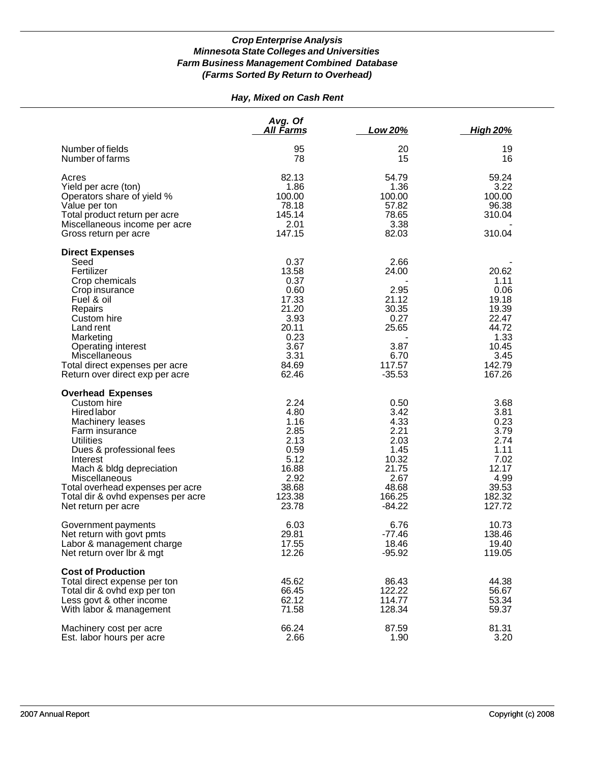***Crop Enterprise Analysis***
***Minnesota State Colleges and Universities***
***Farm Business Management Combined Database***
***(Farms Sorted By Return to Overhead)***

***Hay, Mixed on Cash Rent***

| | Avg. Of All Farms | Low 20% | High 20% |
|---|---|---|---|
| Number of fields | 95 | 20 | 19 |
| Number of farms | 78 | 15 | 16 |
| Acres | 82.13 | 54.79 | 59.24 |
| Yield per acre (ton) | 1.86 | 1.36 | 3.22 |
| Operators share of yield % | 100.00 | 100.00 | 100.00 |
| Value per ton | 78.18 | 57.82 | 96.38 |
| Total product return per acre | 145.14 | 78.65 | 310.04 |
| Miscellaneous income per acre | 2.01 | 3.38 | - |
| Gross return per acre | 147.15 | 82.03 | 310.04 |
| **Direct Expenses** | | | |
| Seed | 0.37 | 2.66 | - |
| Fertilizer | 13.58 | 24.00 | 20.62 |
| Crop chemicals | 0.37 | - | 1.11 |
| Crop insurance | 0.60 | 2.95 | 0.06 |
| Fuel & oil | 17.33 | 21.12 | 19.18 |
| Repairs | 21.20 | 30.35 | 19.39 |
| Custom hire | 3.93 | 0.27 | 22.47 |
| Land rent | 20.11 | 25.65 | 44.72 |
| Marketing | 0.23 | - | 1.33 |
| Operating interest | 3.67 | 3.87 | 10.45 |
| Miscellaneous | 3.31 | 6.70 | 3.45 |
| Total direct expenses per acre | 84.69 | 117.57 | 142.79 |
| Return over direct exp per acre | 62.46 | -35.53 | 167.26 |
| **Overhead Expenses** | | | |
| Custom hire | 2.24 | 0.50 | 3.68 |
| Hired labor | 4.80 | 3.42 | 3.81 |
| Machinery leases | 1.16 | 4.33 | 0.23 |
| Farm insurance | 2.85 | 2.21 | 3.79 |
| Utilities | 2.13 | 2.03 | 2.74 |
| Dues & professional fees | 0.59 | 1.45 | 1.11 |
| Interest | 5.12 | 10.32 | 7.02 |
| Mach & bldg depreciation | 16.88 | 21.75 | 12.17 |
| Miscellaneous | 2.92 | 2.67 | 4.99 |
| Total overhead expenses per acre | 38.68 | 48.68 | 39.53 |
| Total dir & ovhd expenses per acre | 123.38 | 166.25 | 182.32 |
| Net return per acre | 23.78 | -84.22 | 127.72 |
| Government payments | 6.03 | 6.76 | 10.73 |
| Net return with govt pmts | 29.81 | -77.46 | 138.46 |
| Labor & management charge | 17.55 | 18.46 | 19.40 |
| Net return over lbr & mgt | 12.26 | -95.92 | 119.05 |
| **Cost of Production** | | | |
| Total direct expense per ton | 45.62 | 86.43 | 44.38 |
| Total dir & ovhd exp per ton | 66.45 | 122.22 | 56.67 |
| Less govt & other income | 62.12 | 114.77 | 53.34 |
| With labor & management | 71.58 | 128.34 | 59.37 |
| Machinery cost per acre | 66.24 | 87.59 | 81.31 |
| Est. labor hours per acre | 2.66 | 1.90 | 3.20 |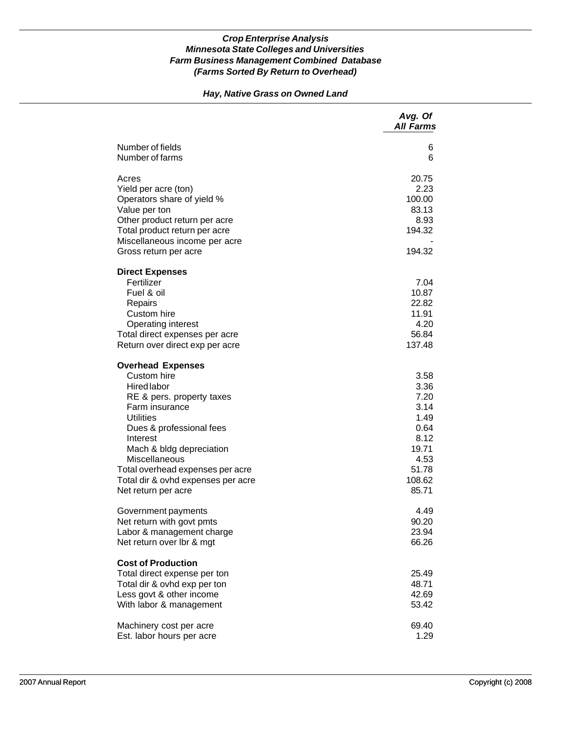### *Crop Enterprise Analysis*
### *Minnesota State Colleges and Universities*
### *Farm Business Management Combined Database*
### *(Farms Sorted By Return to Overhead)*

## *Hay, Native Grass on Owned Land*

| | *Avg. Of All Farms* |
|---|---|
| Number of fields | 6 |
| Number of farms | 6 |
| | |
| Acres | 20.75 |
| Yield per acre (ton) | 2.23 |
| Operators share of yield % | 100.00 |
| Value per ton | 83.13 |
| Other product return per acre | 8.93 |
| Total product return per acre | 194.32 |
| Miscellaneous income per acre | - |
| Gross return per acre | 194.32 |
| | |
| **Direct Expenses** | |
| Fertilizer | 7.04 |
| Fuel & oil | 10.87 |
| Repairs | 22.82 |
| Custom hire | 11.91 |
| Operating interest | 4.20 |
| Total direct expenses per acre | 56.84 |
| Return over direct exp per acre | 137.48 |
| | |
| **Overhead Expenses** | |
| Custom hire | 3.58 |
| Hired labor | 3.36 |
| RE & pers. property taxes | 7.20 |
| Farm insurance | 3.14 |
| Utilities | 1.49 |
| Dues & professional fees | 0.64 |
| Interest | 8.12 |
| Mach & bldg depreciation | 19.71 |
| Miscellaneous | 4.53 |
| Total overhead expenses per acre | 51.78 |
| Total dir & ovhd expenses per acre | 108.62 |
| Net return per acre | 85.71 |
| | |
| Government payments | 4.49 |
| Net return with govt pmts | 90.20 |
| Labor & management charge | 23.94 |
| Net return over lbr & mgt | 66.26 |
| | |
| **Cost of Production** | |
| Total direct expense per ton | 25.49 |
| Total dir & ovhd exp per ton | 48.71 |
| Less govt & other income | 42.69 |
| With labor & management | 53.42 |
| | |
| Machinery cost per acre | 69.40 |
| Est. labor hours per acre | 1.29 |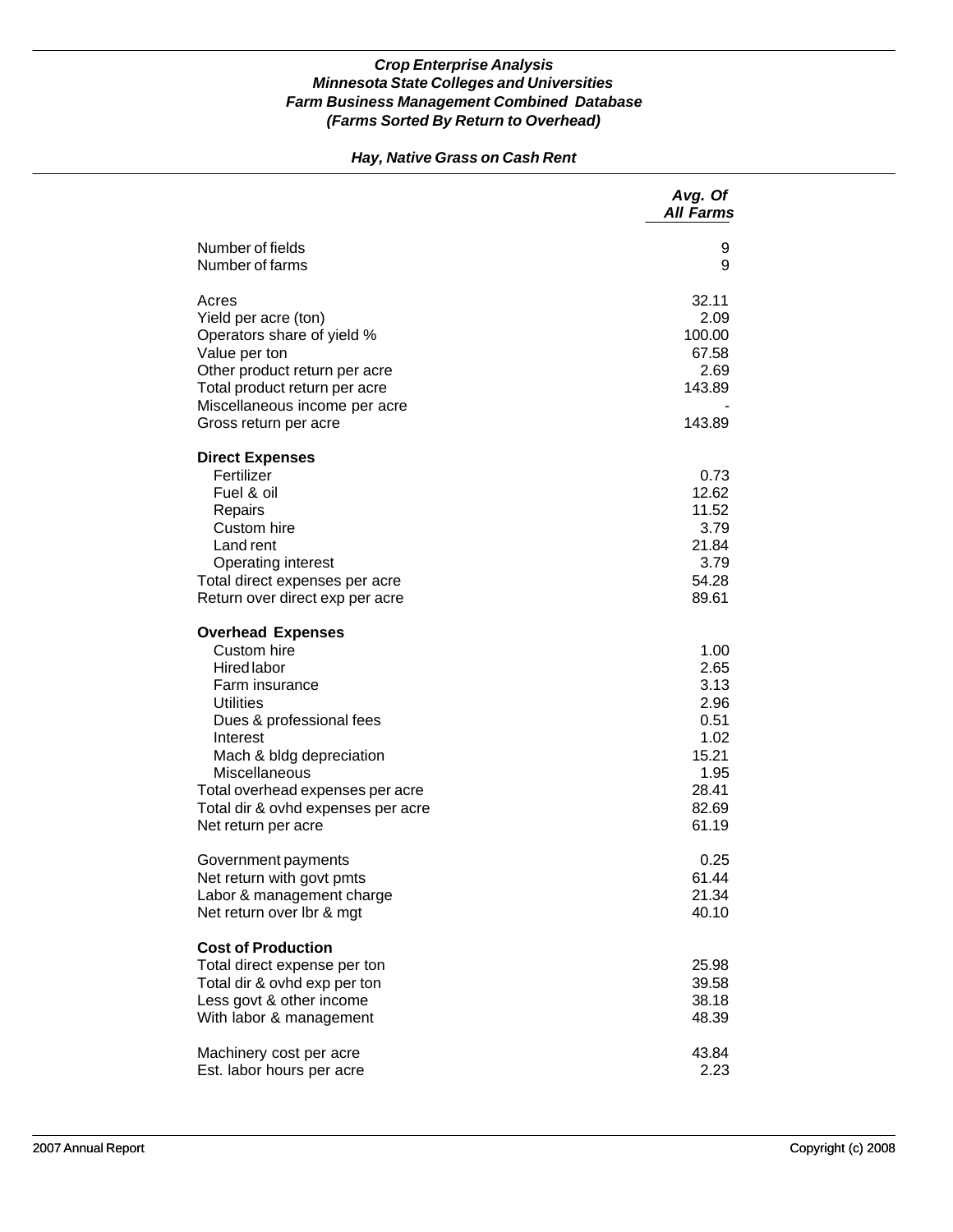***Crop Enterprise Analysis***
***Minnesota State Colleges and Universities***
***Farm Business Management Combined Database***
***(Farms Sorted By Return to Overhead)***

***Hay, Native Grass on Cash Rent***

| | *Avg. Of All Farms* |
|---|---|
| Number of fields | 9 |
| Number of farms | 9 |
| | |
| Acres | 32.11 |
| Yield per acre (ton) | 2.09 |
| Operators share of yield % | 100.00 |
| Value per ton | 67.58 |
| Other product return per acre | 2.69 |
| Total product return per acre | 143.89 |
| Miscellaneous income per acre | - |
| Gross return per acre | 143.89 |
| | |
| **Direct Expenses** | |
| Fertilizer | 0.73 |
| Fuel & oil | 12.62 |
| Repairs | 11.52 |
| Custom hire | 3.79 |
| Land rent | 21.84 |
| Operating interest | 3.79 |
| Total direct expenses per acre | 54.28 |
| Return over direct exp per acre | 89.61 |
| | |
| **Overhead Expenses** | |
| Custom hire | 1.00 |
| Hired labor | 2.65 |
| Farm insurance | 3.13 |
| Utilities | 2.96 |
| Dues & professional fees | 0.51 |
| Interest | 1.02 |
| Mach & bldg depreciation | 15.21 |
| Miscellaneous | 1.95 |
| Total overhead expenses per acre | 28.41 |
| Total dir & ovhd expenses per acre | 82.69 |
| Net return per acre | 61.19 |
| | |
| Government payments | 0.25 |
| Net return with govt pmts | 61.44 |
| Labor & management charge | 21.34 |
| Net return over lbr & mgt | 40.10 |
| | |
| **Cost of Production** | |
| Total direct expense per ton | 25.98 |
| Total dir & ovhd exp per ton | 39.58 |
| Less govt & other income | 38.18 |
| With labor & management | 48.39 |
| | |
| Machinery cost per acre | 43.84 |
| Est. labor hours per acre | 2.23 |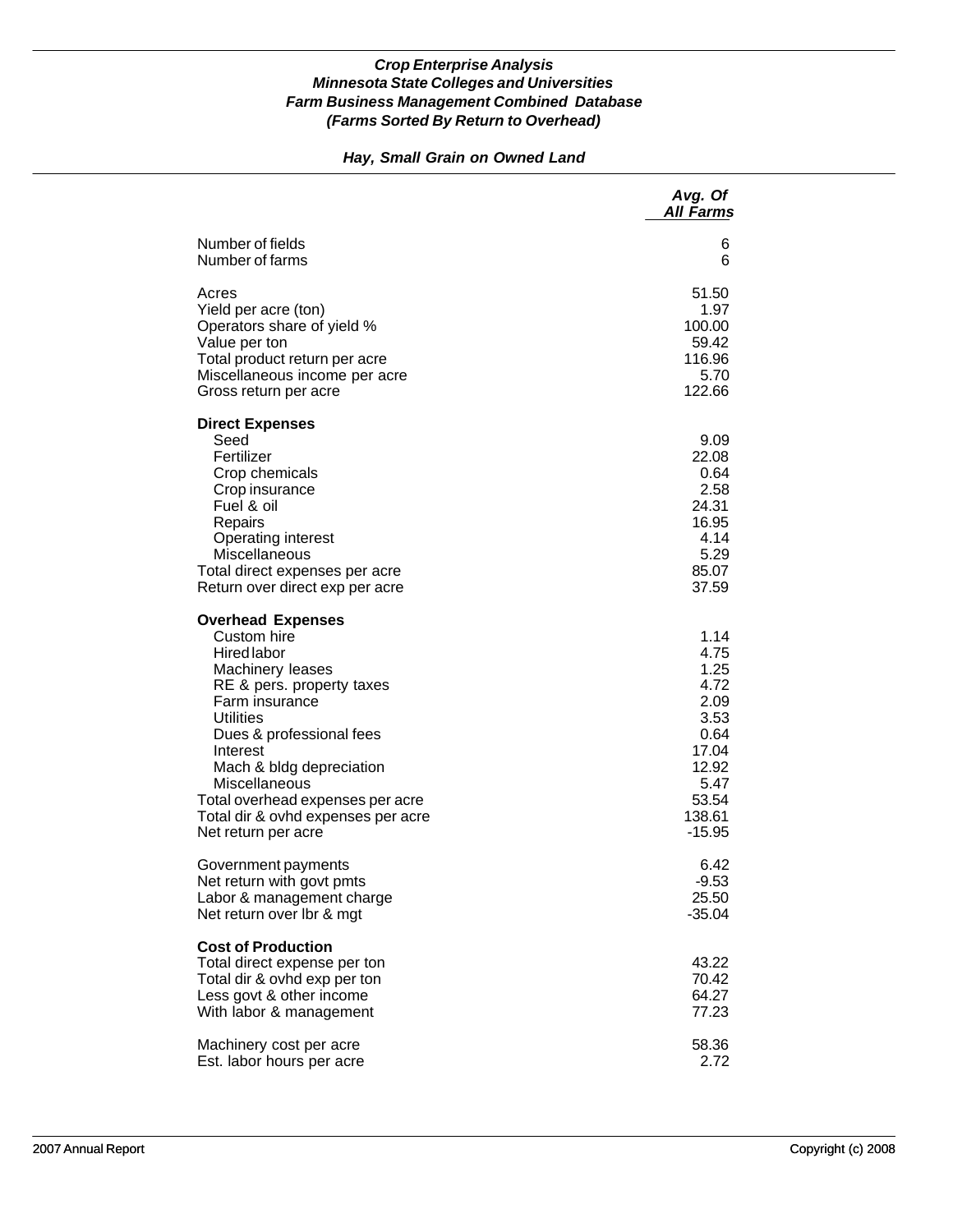***Crop Enterprise Analysis***
***Minnesota State Colleges and Universities***
***Farm Business Management Combined Database***
***(Farms Sorted By Return to Overhead)***

***Hay, Small Grain on Owned Land***

| | *Avg. Of All Farms* |
|---|---|
| Number of fields | 6 |
| Number of farms | 6 |
| | |
| Acres | 51.50 |
| Yield per acre (ton) | 1.97 |
| Operators share of yield % | 100.00 |
| Value per ton | 59.42 |
| Total product return per acre | 116.96 |
| Miscellaneous income per acre | 5.70 |
| Gross return per acre | 122.66 |
| | |
| **Direct Expenses** | |
| Seed | 9.09 |
| Fertilizer | 22.08 |
| Crop chemicals | 0.64 |
| Crop insurance | 2.58 |
| Fuel & oil | 24.31 |
| Repairs | 16.95 |
| Operating interest | 4.14 |
| Miscellaneous | 5.29 |
| Total direct expenses per acre | 85.07 |
| Return over direct exp per acre | 37.59 |
| | |
| **Overhead Expenses** | |
| Custom hire | 1.14 |
| Hired labor | 4.75 |
| Machinery leases | 1.25 |
| RE & pers. property taxes | 4.72 |
| Farm insurance | 2.09 |
| Utilities | 3.53 |
| Dues & professional fees | 0.64 |
| Interest | 17.04 |
| Mach & bldg depreciation | 12.92 |
| Miscellaneous | 5.47 |
| Total overhead expenses per acre | 53.54 |
| Total dir & ovhd expenses per acre | 138.61 |
| Net return per acre | -15.95 |
| | |
| Government payments | 6.42 |
| Net return with govt pmts | -9.53 |
| Labor & management charge | 25.50 |
| Net return over lbr & mgt | -35.04 |
| | |
| **Cost of Production** | |
| Total direct expense per ton | 43.22 |
| Total dir & ovhd exp per ton | 70.42 |
| Less govt & other income | 64.27 |
| With labor & management | 77.23 |
| | |
| Machinery cost per acre | 58.36 |
| Est. labor hours per acre | 2.72 |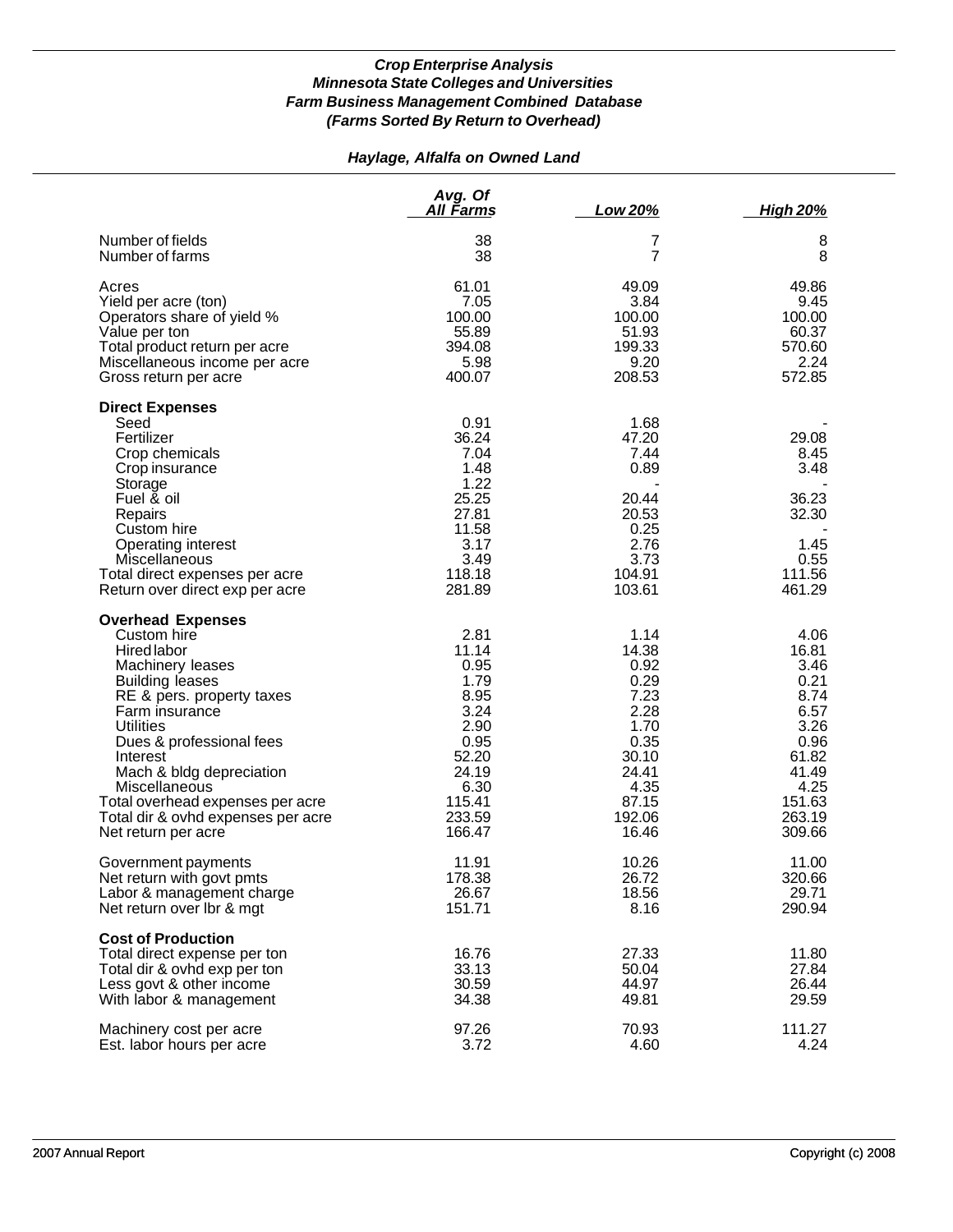***Crop Enterprise Analysis***
***Minnesota State Colleges and Universities***
***Farm Business Management Combined Database***
***(Farms Sorted By Return to Overhead)***

***Haylage, Alfalfa on Owned Land***

| | Avg. Of All Farms | Low 20% | High 20% |
|---|---|---|---|
| Number of fields | 38 | 7 | 8 |
| Number of farms | 38 | 7 | 8 |
| Acres | 61.01 | 49.09 | 49.86 |
| Yield per acre (ton) | 7.05 | 3.84 | 9.45 |
| Operators share of yield % | 100.00 | 100.00 | 100.00 |
| Value per ton | 55.89 | 51.93 | 60.37 |
| Total product return per acre | 394.08 | 199.33 | 570.60 |
| Miscellaneous income per acre | 5.98 | 9.20 | 2.24 |
| Gross return per acre | 400.07 | 208.53 | 572.85 |
| **Direct Expenses** | | | |
| Seed | 0.91 | 1.68 | - |
| Fertilizer | 36.24 | 47.20 | 29.08 |
| Crop chemicals | 7.04 | 7.44 | 8.45 |
| Crop insurance | 1.48 | 0.89 | 3.48 |
| Storage | 1.22 | - | - |
| Fuel & oil | 25.25 | 20.44 | 36.23 |
| Repairs | 27.81 | 20.53 | 32.30 |
| Custom hire | 11.58 | 0.25 | - |
| Operating interest | 3.17 | 2.76 | 1.45 |
| Miscellaneous | 3.49 | 3.73 | 0.55 |
| Total direct expenses per acre | 118.18 | 104.91 | 111.56 |
| Return over direct exp per acre | 281.89 | 103.61 | 461.29 |
| **Overhead Expenses** | | | |
| Custom hire | 2.81 | 1.14 | 4.06 |
| Hired labor | 11.14 | 14.38 | 16.81 |
| Machinery leases | 0.95 | 0.92 | 3.46 |
| Building leases | 1.79 | 0.29 | 0.21 |
| RE & pers. property taxes | 8.95 | 7.23 | 8.74 |
| Farm insurance | 3.24 | 2.28 | 6.57 |
| Utilities | 2.90 | 1.70 | 3.26 |
| Dues & professional fees | 0.95 | 0.35 | 0.96 |
| Interest | 52.20 | 30.10 | 61.82 |
| Mach & bldg depreciation | 24.19 | 24.41 | 41.49 |
| Miscellaneous | 6.30 | 4.35 | 4.25 |
| Total overhead expenses per acre | 115.41 | 87.15 | 151.63 |
| Total dir & ovhd expenses per acre | 233.59 | 192.06 | 263.19 |
| Net return per acre | 166.47 | 16.46 | 309.66 |
| Government payments | 11.91 | 10.26 | 11.00 |
| Net return with govt pmts | 178.38 | 26.72 | 320.66 |
| Labor & management charge | 26.67 | 18.56 | 29.71 |
| Net return over lbr & mgt | 151.71 | 8.16 | 290.94 |
| **Cost of Production** | | | |
| Total direct expense per ton | 16.76 | 27.33 | 11.80 |
| Total dir & ovhd exp per ton | 33.13 | 50.04 | 27.84 |
| Less govt & other income | 30.59 | 44.97 | 26.44 |
| With labor & management | 34.38 | 49.81 | 29.59 |
| Machinery cost per acre | 97.26 | 70.93 | 111.27 |
| Est. labor hours per acre | 3.72 | 4.60 | 4.24 |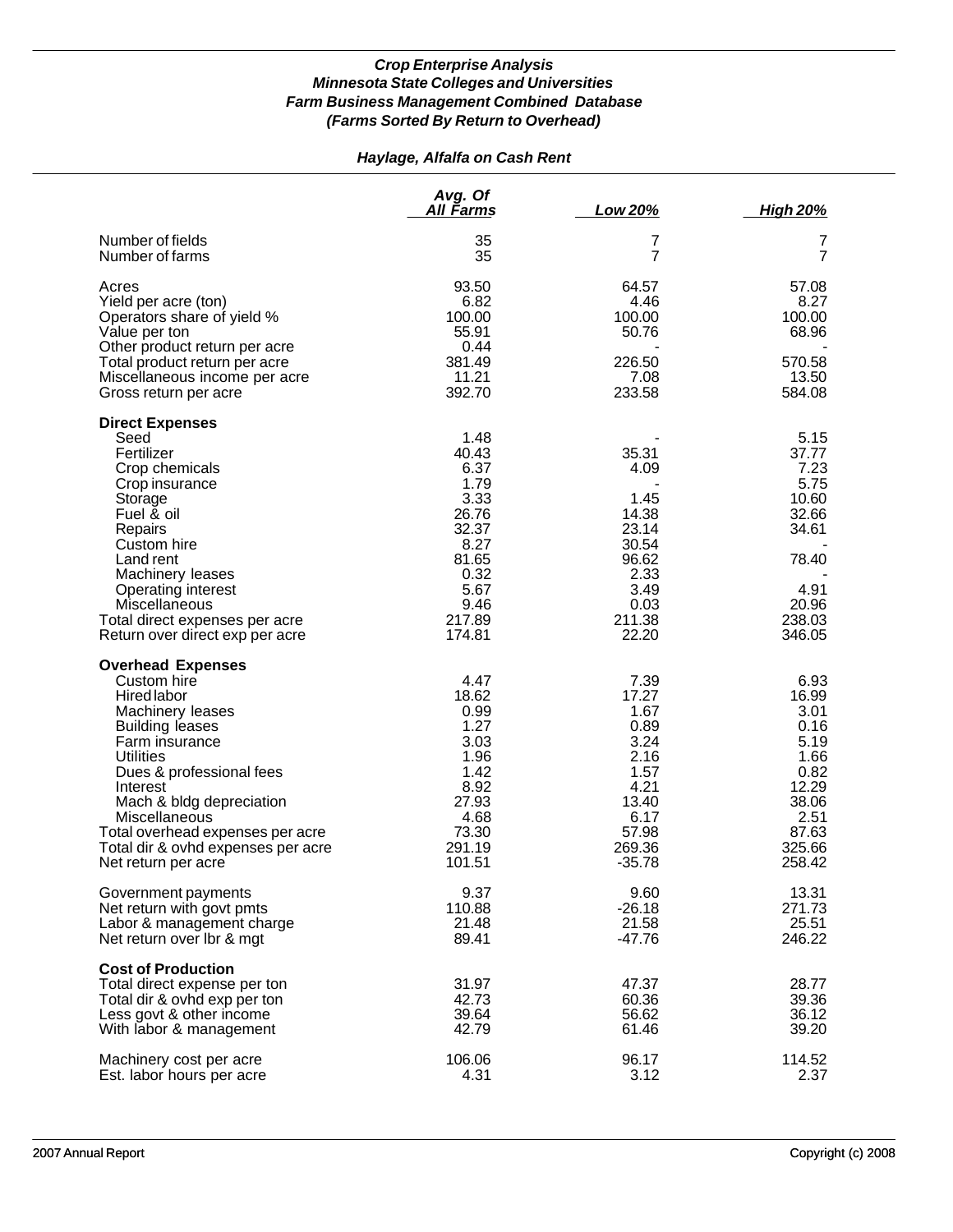*Crop Enterprise Analysis*
*Minnesota State Colleges and Universities*
*Farm Business Management Combined Database*
*(Farms Sorted By Return to Overhead)*

*Haylage, Alfalfa on Cash Rent*

| | Avg. Of All Farms | Low 20% | High 20% |
|---|---|---|---|
| Number of fields | 35 | 7 | 7 |
| Number of farms | 35 | 7 | 7 |
| Acres | 93.50 | 64.57 | 57.08 |
| Yield per acre (ton) | 6.82 | 4.46 | 8.27 |
| Operators share of yield % | 100.00 | 100.00 | 100.00 |
| Value per ton | 55.91 | 50.76 | 68.96 |
| Other product return per acre | 0.44 | - | - |
| Total product return per acre | 381.49 | 226.50 | 570.58 |
| Miscellaneous income per acre | 11.21 | 7.08 | 13.50 |
| Gross return per acre | 392.70 | 233.58 | 584.08 |
| **Direct Expenses** | | | |
| Seed | 1.48 | - | 5.15 |
| Fertilizer | 40.43 | 35.31 | 37.77 |
| Crop chemicals | 6.37 | 4.09 | 7.23 |
| Crop insurance | 1.79 | - | 5.75 |
| Storage | 3.33 | 1.45 | 10.60 |
| Fuel & oil | 26.76 | 14.38 | 32.66 |
| Repairs | 32.37 | 23.14 | 34.61 |
| Custom hire | 8.27 | 30.54 | - |
| Land rent | 81.65 | 96.62 | 78.40 |
| Machinery leases | 0.32 | 2.33 | - |
| Operating interest | 5.67 | 3.49 | 4.91 |
| Miscellaneous | 9.46 | 0.03 | 20.96 |
| Total direct expenses per acre | 217.89 | 211.38 | 238.03 |
| Return over direct exp per acre | 174.81 | 22.20 | 346.05 |
| **Overhead Expenses** | | | |
| Custom hire | 4.47 | 7.39 | 6.93 |
| Hired labor | 18.62 | 17.27 | 16.99 |
| Machinery leases | 0.99 | 1.67 | 3.01 |
| Building leases | 1.27 | 0.89 | 0.16 |
| Farm insurance | 3.03 | 3.24 | 5.19 |
| Utilities | 1.96 | 2.16 | 1.66 |
| Dues & professional fees | 1.42 | 1.57 | 0.82 |
| Interest | 8.92 | 4.21 | 12.29 |
| Mach & bldg depreciation | 27.93 | 13.40 | 38.06 |
| Miscellaneous | 4.68 | 6.17 | 2.51 |
| Total overhead expenses per acre | 73.30 | 57.98 | 87.63 |
| Total dir & ovhd expenses per acre | 291.19 | 269.36 | 325.66 |
| Net return per acre | 101.51 | -35.78 | 258.42 |
| Government payments | 9.37 | 9.60 | 13.31 |
| Net return with govt pmts | 110.88 | -26.18 | 271.73 |
| Labor & management charge | 21.48 | 21.58 | 25.51 |
| Net return over lbr & mgt | 89.41 | -47.76 | 246.22 |
| **Cost of Production** | | | |
| Total direct expense per ton | 31.97 | 47.37 | 28.77 |
| Total dir & ovhd exp per ton | 42.73 | 60.36 | 39.36 |
| Less govt & other income | 39.64 | 56.62 | 36.12 |
| With labor & management | 42.79 | 61.46 | 39.20 |
| Machinery cost per acre | 106.06 | 96.17 | 114.52 |
| Est. labor hours per acre | 4.31 | 3.12 | 2.37 |

2007 Annual Report — Copyright (c) 2008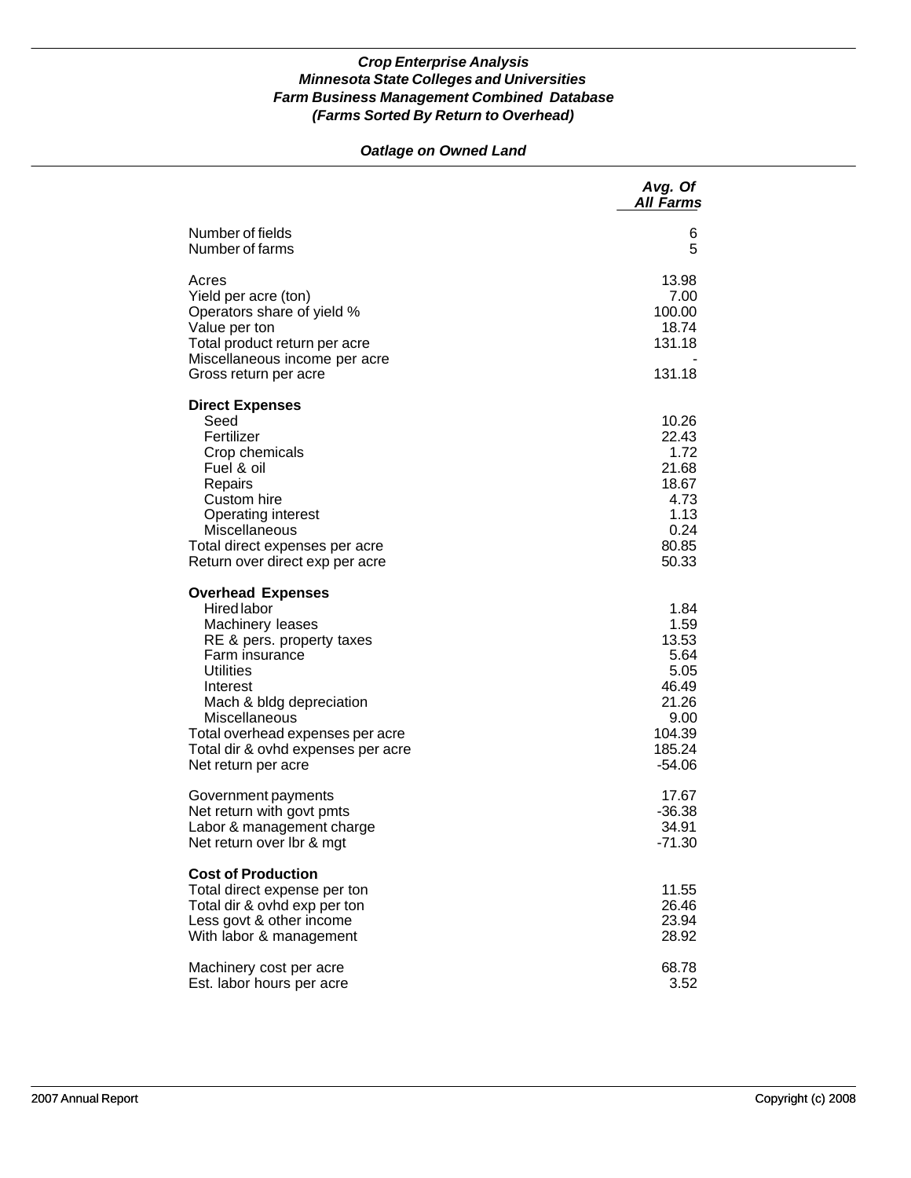***Crop Enterprise Analysis***
***Minnesota State Colleges and Universities***
***Farm Business Management Combined Database***
***(Farms Sorted By Return to Overhead)***

***Oatlage on Owned Land***

| | *Avg. Of All Farms* |
|---|---:|
| Number of fields | 6 |
| Number of farms | 5 |
| | |
| Acres | 13.98 |
| Yield per acre (ton) | 7.00 |
| Operators share of yield % | 100.00 |
| Value per ton | 18.74 |
| Total product return per acre | 131.18 |
| Miscellaneous income per acre | - |
| Gross return per acre | 131.18 |
| | |
| **Direct Expenses** | |
| Seed | 10.26 |
| Fertilizer | 22.43 |
| Crop chemicals | 1.72 |
| Fuel & oil | 21.68 |
| Repairs | 18.67 |
| Custom hire | 4.73 |
| Operating interest | 1.13 |
| Miscellaneous | 0.24 |
| Total direct expenses per acre | 80.85 |
| Return over direct exp per acre | 50.33 |
| | |
| **Overhead Expenses** | |
| Hired labor | 1.84 |
| Machinery leases | 1.59 |
| RE & pers. property taxes | 13.53 |
| Farm insurance | 5.64 |
| Utilities | 5.05 |
| Interest | 46.49 |
| Mach & bldg depreciation | 21.26 |
| Miscellaneous | 9.00 |
| Total overhead expenses per acre | 104.39 |
| Total dir & ovhd expenses per acre | 185.24 |
| Net return per acre | -54.06 |
| | |
| Government payments | 17.67 |
| Net return with govt pmts | -36.38 |
| Labor & management charge | 34.91 |
| Net return over lbr & mgt | -71.30 |
| | |
| **Cost of Production** | |
| Total direct expense per ton | 11.55 |
| Total dir & ovhd exp per ton | 26.46 |
| Less govt & other income | 23.94 |
| With labor & management | 28.92 |
| | |
| Machinery cost per acre | 68.78 |
| Est. labor hours per acre | 3.52 |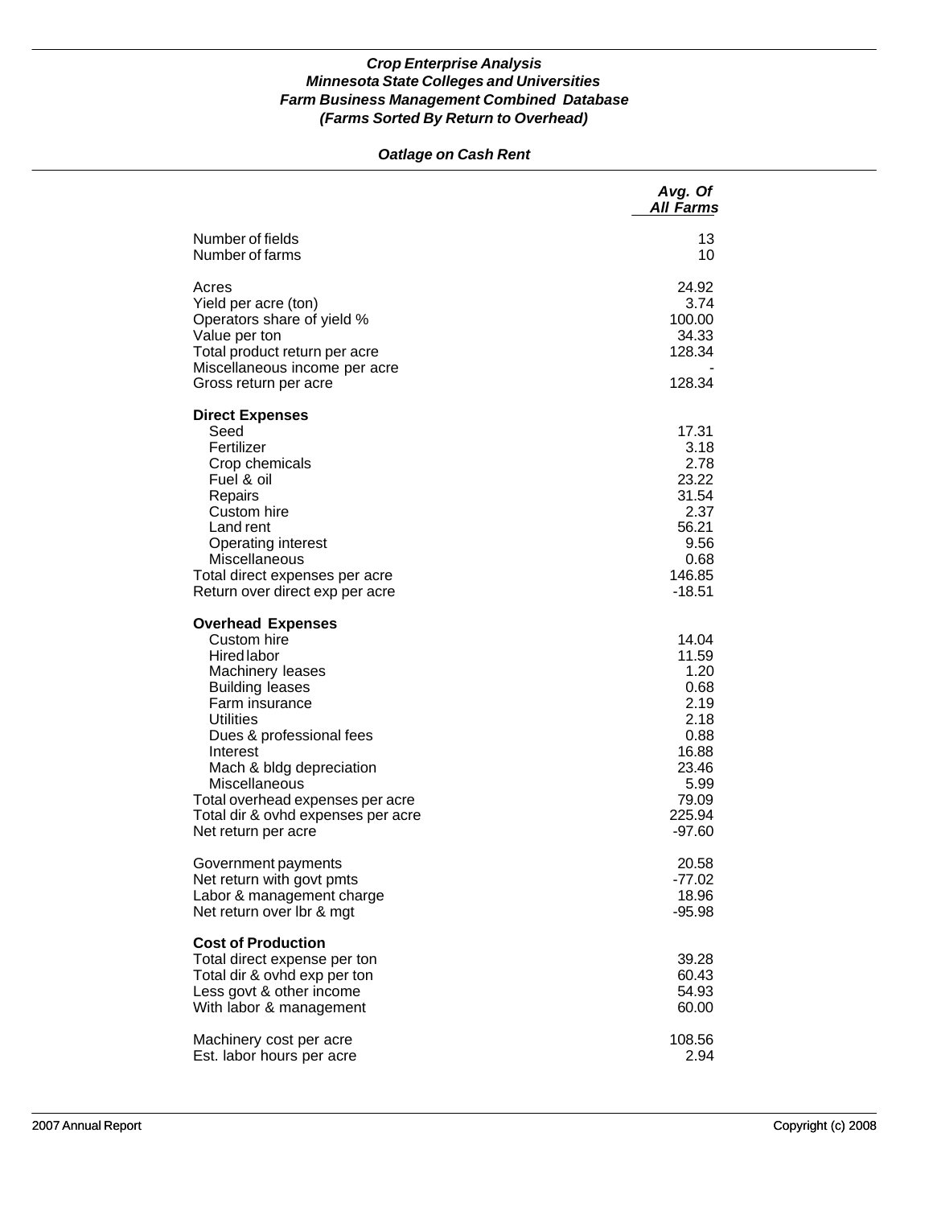***Crop Enterprise Analysis***
***Minnesota State Colleges and Universities***
***Farm Business Management Combined Database***
***(Farms Sorted By Return to Overhead)***

***Oatlage on Cash Rent***

| | *Avg. Of All Farms* |
|---|---|
| Number of fields | 13 |
| Number of farms | 10 |
| | |
| Acres | 24.92 |
| Yield per acre (ton) | 3.74 |
| Operators share of yield % | 100.00 |
| Value per ton | 34.33 |
| Total product return per acre | 128.34 |
| Miscellaneous income per acre | - |
| Gross return per acre | 128.34 |
| | |
| **Direct Expenses** | |
| Seed | 17.31 |
| Fertilizer | 3.18 |
| Crop chemicals | 2.78 |
| Fuel & oil | 23.22 |
| Repairs | 31.54 |
| Custom hire | 2.37 |
| Land rent | 56.21 |
| Operating interest | 9.56 |
| Miscellaneous | 0.68 |
| Total direct expenses per acre | 146.85 |
| Return over direct exp per acre | -18.51 |
| | |
| **Overhead Expenses** | |
| Custom hire | 14.04 |
| Hired labor | 11.59 |
| Machinery leases | 1.20 |
| Building leases | 0.68 |
| Farm insurance | 2.19 |
| Utilities | 2.18 |
| Dues & professional fees | 0.88 |
| Interest | 16.88 |
| Mach & bldg depreciation | 23.46 |
| Miscellaneous | 5.99 |
| Total overhead expenses per acre | 79.09 |
| Total dir & ovhd expenses per acre | 225.94 |
| Net return per acre | -97.60 |
| | |
| Government payments | 20.58 |
| Net return with govt pmts | -77.02 |
| Labor & management charge | 18.96 |
| Net return over lbr & mgt | -95.98 |
| | |
| **Cost of Production** | |
| Total direct expense per ton | 39.28 |
| Total dir & ovhd exp per ton | 60.43 |
| Less govt & other income | 54.93 |
| With labor & management | 60.00 |
| | |
| Machinery cost per acre | 108.56 |
| Est. labor hours per acre | 2.94 |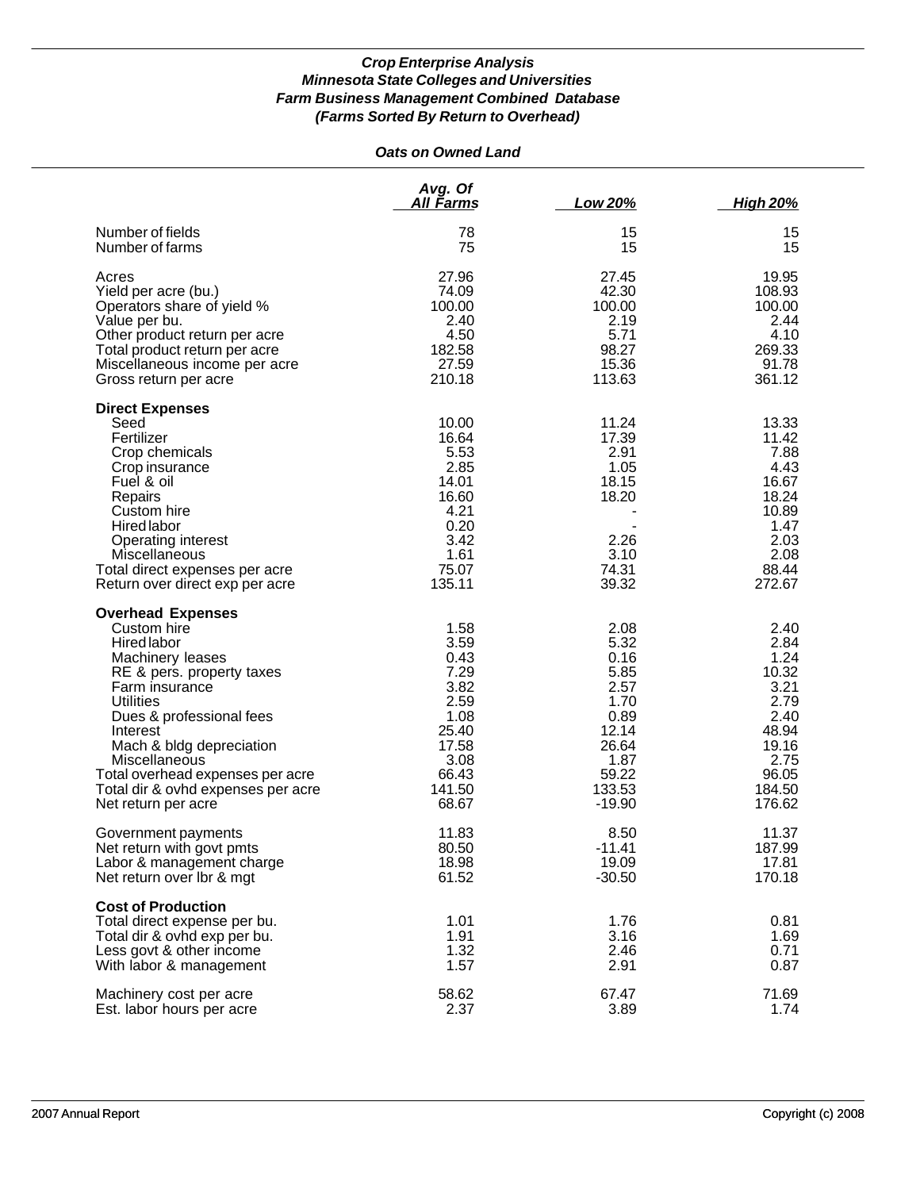### *Crop Enterprise Analysis*
### *Minnesota State Colleges and Universities*
### *Farm Business Management Combined Database*
### *(Farms Sorted By Return to Overhead)*

#### *Oats on Owned Land*

| | Avg. Of All Farms | Low 20% | High 20% |
|---|---|---|---|
| Number of fields | 78 | 15 | 15 |
| Number of farms | 75 | 15 | 15 |
| Acres | 27.96 | 27.45 | 19.95 |
| Yield per acre (bu.) | 74.09 | 42.30 | 108.93 |
| Operators share of yield % | 100.00 | 100.00 | 100.00 |
| Value per bu. | 2.40 | 2.19 | 2.44 |
| Other product return per acre | 4.50 | 5.71 | 4.10 |
| Total product return per acre | 182.58 | 98.27 | 269.33 |
| Miscellaneous income per acre | 27.59 | 15.36 | 91.78 |
| Gross return per acre | 210.18 | 113.63 | 361.12 |
| **Direct Expenses** | | | |
| Seed | 10.00 | 11.24 | 13.33 |
| Fertilizer | 16.64 | 17.39 | 11.42 |
| Crop chemicals | 5.53 | 2.91 | 7.88 |
| Crop insurance | 2.85 | 1.05 | 4.43 |
| Fuel & oil | 14.01 | 18.15 | 16.67 |
| Repairs | 16.60 | 18.20 | 18.24 |
| Custom hire | 4.21 | - | 10.89 |
| Hired labor | 0.20 | - | 1.47 |
| Operating interest | 3.42 | 2.26 | 2.03 |
| Miscellaneous | 1.61 | 3.10 | 2.08 |
| Total direct expenses per acre | 75.07 | 74.31 | 88.44 |
| Return over direct exp per acre | 135.11 | 39.32 | 272.67 |
| **Overhead Expenses** | | | |
| Custom hire | 1.58 | 2.08 | 2.40 |
| Hired labor | 3.59 | 5.32 | 2.84 |
| Machinery leases | 0.43 | 0.16 | 1.24 |
| RE & pers. property taxes | 7.29 | 5.85 | 10.32 |
| Farm insurance | 3.82 | 2.57 | 3.21 |
| Utilities | 2.59 | 1.70 | 2.79 |
| Dues & professional fees | 1.08 | 0.89 | 2.40 |
| Interest | 25.40 | 12.14 | 48.94 |
| Mach & bldg depreciation | 17.58 | 26.64 | 19.16 |
| Miscellaneous | 3.08 | 1.87 | 2.75 |
| Total overhead expenses per acre | 66.43 | 59.22 | 96.05 |
| Total dir & ovhd expenses per acre | 141.50 | 133.53 | 184.50 |
| Net return per acre | 68.67 | -19.90 | 176.62 |
| Government payments | 11.83 | 8.50 | 11.37 |
| Net return with govt pmts | 80.50 | -11.41 | 187.99 |
| Labor & management charge | 18.98 | 19.09 | 17.81 |
| Net return over lbr & mgt | 61.52 | -30.50 | 170.18 |
| **Cost of Production** | | | |
| Total direct expense per bu. | 1.01 | 1.76 | 0.81 |
| Total dir & ovhd exp per bu. | 1.91 | 3.16 | 1.69 |
| Less govt & other income | 1.32 | 2.46 | 0.71 |
| With labor & management | 1.57 | 2.91 | 0.87 |
| Machinery cost per acre | 58.62 | 67.47 | 71.69 |
| Est. labor hours per acre | 2.37 | 3.89 | 1.74 |

2007 Annual Report | Copyright (c) 2008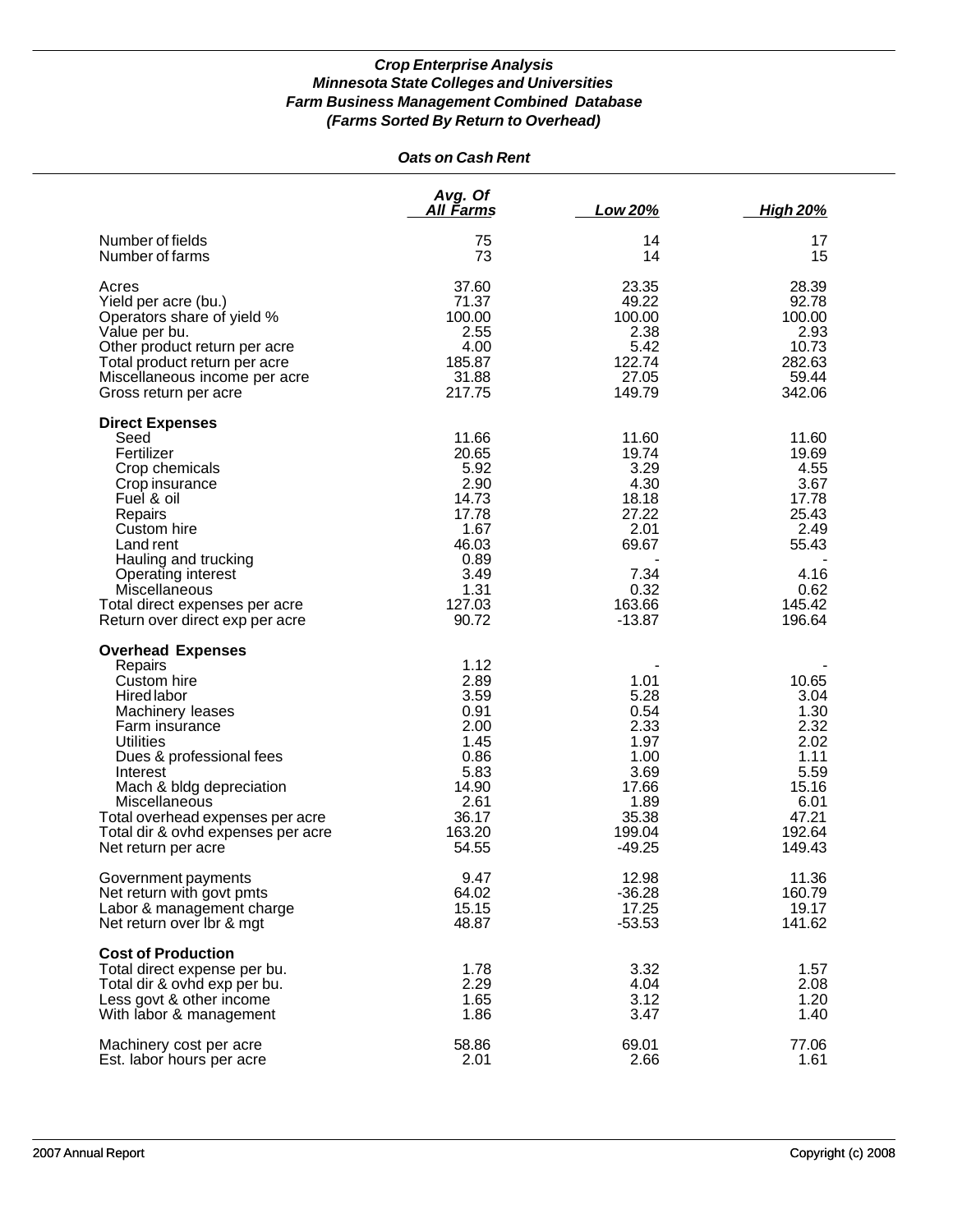***Crop Enterprise Analysis***
***Minnesota State Colleges and Universities***
***Farm Business Management Combined Database***
***(Farms Sorted By Return to Overhead)***

***Oats on Cash Rent***

| | Avg. Of All Farms | Low 20% | High 20% |
|---|---|---|---|
| Number of fields | 75 | 14 | 17 |
| Number of farms | 73 | 14 | 15 |
| Acres | 37.60 | 23.35 | 28.39 |
| Yield per acre (bu.) | 71.37 | 49.22 | 92.78 |
| Operators share of yield % | 100.00 | 100.00 | 100.00 |
| Value per bu. | 2.55 | 2.38 | 2.93 |
| Other product return per acre | 4.00 | 5.42 | 10.73 |
| Total product return per acre | 185.87 | 122.74 | 282.63 |
| Miscellaneous income per acre | 31.88 | 27.05 | 59.44 |
| Gross return per acre | 217.75 | 149.79 | 342.06 |
| **Direct Expenses** | | | |
| Seed | 11.66 | 11.60 | 11.60 |
| Fertilizer | 20.65 | 19.74 | 19.69 |
| Crop chemicals | 5.92 | 3.29 | 4.55 |
| Crop insurance | 2.90 | 4.30 | 3.67 |
| Fuel & oil | 14.73 | 18.18 | 17.78 |
| Repairs | 17.78 | 27.22 | 25.43 |
| Custom hire | 1.67 | 2.01 | 2.49 |
| Land rent | 46.03 | 69.67 | 55.43 |
| Hauling and trucking | 0.89 | - | - |
| Operating interest | 3.49 | 7.34 | 4.16 |
| Miscellaneous | 1.31 | 0.32 | 0.62 |
| Total direct expenses per acre | 127.03 | 163.66 | 145.42 |
| Return over direct exp per acre | 90.72 | -13.87 | 196.64 |
| **Overhead Expenses** | | | |
| Repairs | 1.12 | - | - |
| Custom hire | 2.89 | 1.01 | 10.65 |
| Hired labor | 3.59 | 5.28 | 3.04 |
| Machinery leases | 0.91 | 0.54 | 1.30 |
| Farm insurance | 2.00 | 2.33 | 2.32 |
| Utilities | 1.45 | 1.97 | 2.02 |
| Dues & professional fees | 0.86 | 1.00 | 1.11 |
| Interest | 5.83 | 3.69 | 5.59 |
| Mach & bldg depreciation | 14.90 | 17.66 | 15.16 |
| Miscellaneous | 2.61 | 1.89 | 6.01 |
| Total overhead expenses per acre | 36.17 | 35.38 | 47.21 |
| Total dir & ovhd expenses per acre | 163.20 | 199.04 | 192.64 |
| Net return per acre | 54.55 | -49.25 | 149.43 |
| Government payments | 9.47 | 12.98 | 11.36 |
| Net return with govt pmts | 64.02 | -36.28 | 160.79 |
| Labor & management charge | 15.15 | 17.25 | 19.17 |
| Net return over lbr & mgt | 48.87 | -53.53 | 141.62 |
| **Cost of Production** | | | |
| Total direct expense per bu. | 1.78 | 3.32 | 1.57 |
| Total dir & ovhd exp per bu. | 2.29 | 4.04 | 2.08 |
| Less govt & other income | 1.65 | 3.12 | 1.20 |
| With labor & management | 1.86 | 3.47 | 1.40 |
| Machinery cost per acre | 58.86 | 69.01 | 77.06 |
| Est. labor hours per acre | 2.01 | 2.66 | 1.61 |

2007 Annual Report Copyright (c) 2008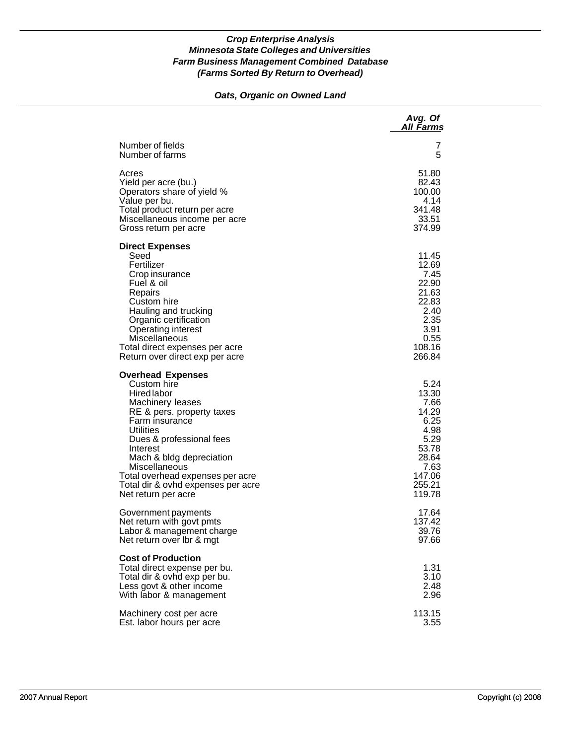***Crop Enterprise Analysis***
***Minnesota State Colleges and Universities***
***Farm Business Management Combined Database***
***(Farms Sorted By Return to Overhead)***

***Oats, Organic on Owned Land***

| | *Avg. Of All Farms* |
|---|---:|
| Number of fields | 7 |
| Number of farms | 5 |
| | |
| Acres | 51.80 |
| Yield per acre (bu.) | 82.43 |
| Operators share of yield % | 100.00 |
| Value per bu. | 4.14 |
| Total product return per acre | 341.48 |
| Miscellaneous income per acre | 33.51 |
| Gross return per acre | 374.99 |
| | |
| **Direct Expenses** | |
| Seed | 11.45 |
| Fertilizer | 12.69 |
| Crop insurance | 7.45 |
| Fuel & oil | 22.90 |
| Repairs | 21.63 |
| Custom hire | 22.83 |
| Hauling and trucking | 2.40 |
| Organic certification | 2.35 |
| Operating interest | 3.91 |
| Miscellaneous | 0.55 |
| Total direct expenses per acre | 108.16 |
| Return over direct exp per acre | 266.84 |
| | |
| **Overhead Expenses** | |
| Custom hire | 5.24 |
| Hired labor | 13.30 |
| Machinery leases | 7.66 |
| RE & pers. property taxes | 14.29 |
| Farm insurance | 6.25 |
| Utilities | 4.98 |
| Dues & professional fees | 5.29 |
| Interest | 53.78 |
| Mach & bldg depreciation | 28.64 |
| Miscellaneous | 7.63 |
| Total overhead expenses per acre | 147.06 |
| Total dir & ovhd expenses per acre | 255.21 |
| Net return per acre | 119.78 |
| | |
| Government payments | 17.64 |
| Net return with govt pmts | 137.42 |
| Labor & management charge | 39.76 |
| Net return over lbr & mgt | 97.66 |
| | |
| **Cost of Production** | |
| Total direct expense per bu. | 1.31 |
| Total dir & ovhd exp per bu. | 3.10 |
| Less govt & other income | 2.48 |
| With labor & management | 2.96 |
| | |
| Machinery cost per acre | 113.15 |
| Est. labor hours per acre | 3.55 |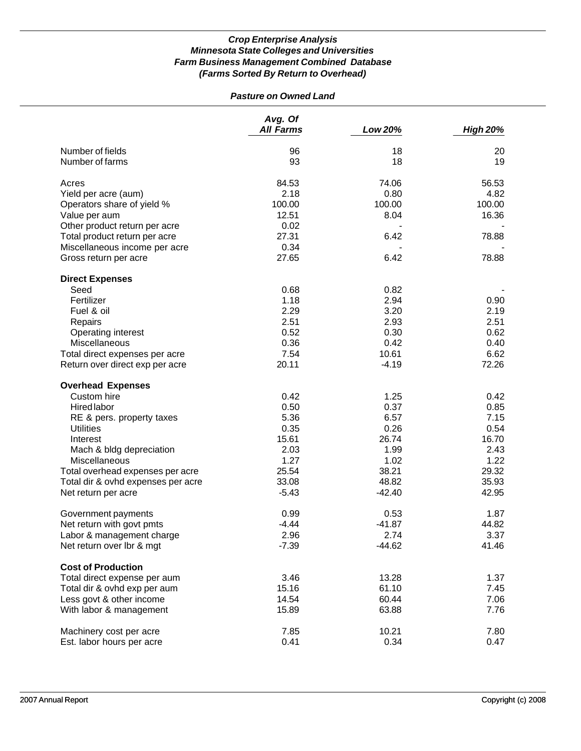*Crop Enterprise Analysis*
*Minnesota State Colleges and Universities*
*Farm Business Management Combined Database*
*(Farms Sorted By Return to Overhead)*

*Pasture on Owned Land*

| | *Avg. Of All Farms* | *Low 20%* | *High 20%* |
|---|---|---|---|
| Number of fields | 96 | 18 | 20 |
| Number of farms | 93 | 18 | 19 |
| | | | |
| Acres | 84.53 | 74.06 | 56.53 |
| Yield per acre (aum) | 2.18 | 0.80 | 4.82 |
| Operators share of yield % | 100.00 | 100.00 | 100.00 |
| Value per aum | 12.51 | 8.04 | 16.36 |
| Other product return per acre | 0.02 | - | - |
| Total product return per acre | 27.31 | 6.42 | 78.88 |
| Miscellaneous income per acre | 0.34 | - | - |
| Gross return per acre | 27.65 | 6.42 | 78.88 |
| | | | |
| **Direct Expenses** | | | |
| Seed | 0.68 | 0.82 | - |
| Fertilizer | 1.18 | 2.94 | 0.90 |
| Fuel & oil | 2.29 | 3.20 | 2.19 |
| Repairs | 2.51 | 2.93 | 2.51 |
| Operating interest | 0.52 | 0.30 | 0.62 |
| Miscellaneous | 0.36 | 0.42 | 0.40 |
| Total direct expenses per acre | 7.54 | 10.61 | 6.62 |
| Return over direct exp per acre | 20.11 | -4.19 | 72.26 |
| | | | |
| **Overhead Expenses** | | | |
| Custom hire | 0.42 | 1.25 | 0.42 |
| Hired labor | 0.50 | 0.37 | 0.85 |
| RE & pers. property taxes | 5.36 | 6.57 | 7.15 |
| Utilities | 0.35 | 0.26 | 0.54 |
| Interest | 15.61 | 26.74 | 16.70 |
| Mach & bldg depreciation | 2.03 | 1.99 | 2.43 |
| Miscellaneous | 1.27 | 1.02 | 1.22 |
| Total overhead expenses per acre | 25.54 | 38.21 | 29.32 |
| Total dir & ovhd expenses per acre | 33.08 | 48.82 | 35.93 |
| Net return per acre | -5.43 | -42.40 | 42.95 |
| | | | |
| Government payments | 0.99 | 0.53 | 1.87 |
| Net return with govt pmts | -4.44 | -41.87 | 44.82 |
| Labor & management charge | 2.96 | 2.74 | 3.37 |
| Net return over lbr & mgt | -7.39 | -44.62 | 41.46 |
| | | | |
| **Cost of Production** | | | |
| Total direct expense per aum | 3.46 | 13.28 | 1.37 |
| Total dir & ovhd exp per aum | 15.16 | 61.10 | 7.45 |
| Less govt & other income | 14.54 | 60.44 | 7.06 |
| With labor & management | 15.89 | 63.88 | 7.76 |
| | | | |
| Machinery cost per acre | 7.85 | 10.21 | 7.80 |
| Est. labor hours per acre | 0.41 | 0.34 | 0.47 |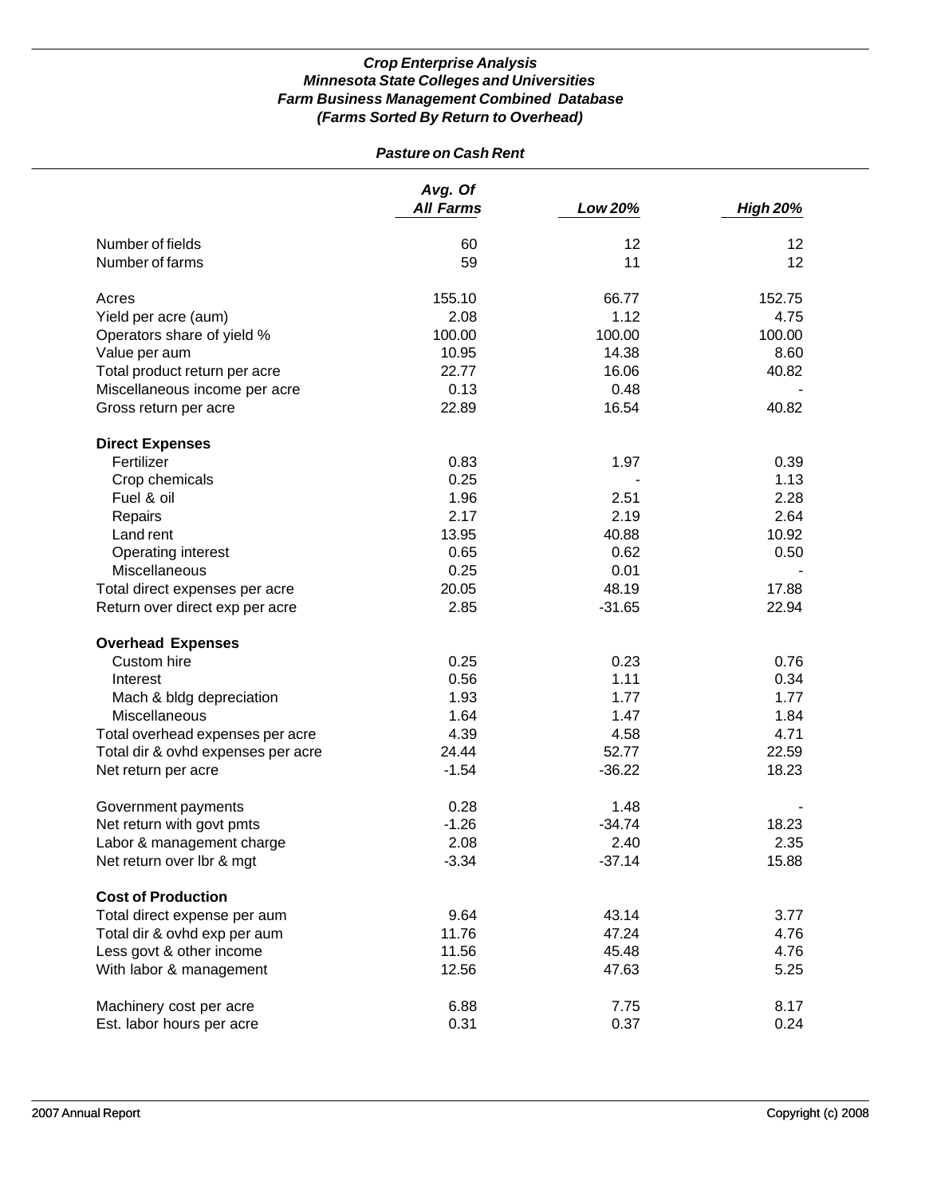***Crop Enterprise Analysis***
***Minnesota State Colleges and Universities***
***Farm Business Management Combined Database***
***(Farms Sorted By Return to Overhead)***

***Pasture on Cash Rent***

| | *Avg. Of All Farms* | *Low 20%* | *High 20%* |
|---|---|---|---|
| Number of fields | 60 | 12 | 12 |
| Number of farms | 59 | 11 | 12 |
| | | | |
| Acres | 155.10 | 66.77 | 152.75 |
| Yield per acre (aum) | 2.08 | 1.12 | 4.75 |
| Operators share of yield % | 100.00 | 100.00 | 100.00 |
| Value per aum | 10.95 | 14.38 | 8.60 |
| Total product return per acre | 22.77 | 16.06 | 40.82 |
| Miscellaneous income per acre | 0.13 | 0.48 | - |
| Gross return per acre | 22.89 | 16.54 | 40.82 |
| | | | |
| **Direct Expenses** | | | |
| Fertilizer | 0.83 | 1.97 | 0.39 |
| Crop chemicals | 0.25 | - | 1.13 |
| Fuel & oil | 1.96 | 2.51 | 2.28 |
| Repairs | 2.17 | 2.19 | 2.64 |
| Land rent | 13.95 | 40.88 | 10.92 |
| Operating interest | 0.65 | 0.62 | 0.50 |
| Miscellaneous | 0.25 | 0.01 | - |
| Total direct expenses per acre | 20.05 | 48.19 | 17.88 |
| Return over direct exp per acre | 2.85 | -31.65 | 22.94 |
| | | | |
| **Overhead Expenses** | | | |
| Custom hire | 0.25 | 0.23 | 0.76 |
| Interest | 0.56 | 1.11 | 0.34 |
| Mach & bldg depreciation | 1.93 | 1.77 | 1.77 |
| Miscellaneous | 1.64 | 1.47 | 1.84 |
| Total overhead expenses per acre | 4.39 | 4.58 | 4.71 |
| Total dir & ovhd expenses per acre | 24.44 | 52.77 | 22.59 |
| Net return per acre | -1.54 | -36.22 | 18.23 |
| | | | |
| Government payments | 0.28 | 1.48 | - |
| Net return with govt pmts | -1.26 | -34.74 | 18.23 |
| Labor & management charge | 2.08 | 2.40 | 2.35 |
| Net return over lbr & mgt | -3.34 | -37.14 | 15.88 |
| | | | |
| **Cost of Production** | | | |
| Total direct expense per aum | 9.64 | 43.14 | 3.77 |
| Total dir & ovhd exp per aum | 11.76 | 47.24 | 4.76 |
| Less govt & other income | 11.56 | 45.48 | 4.76 |
| With labor & management | 12.56 | 47.63 | 5.25 |
| | | | |
| Machinery cost per acre | 6.88 | 7.75 | 8.17 |
| Est. labor hours per acre | 0.31 | 0.37 | 0.24 |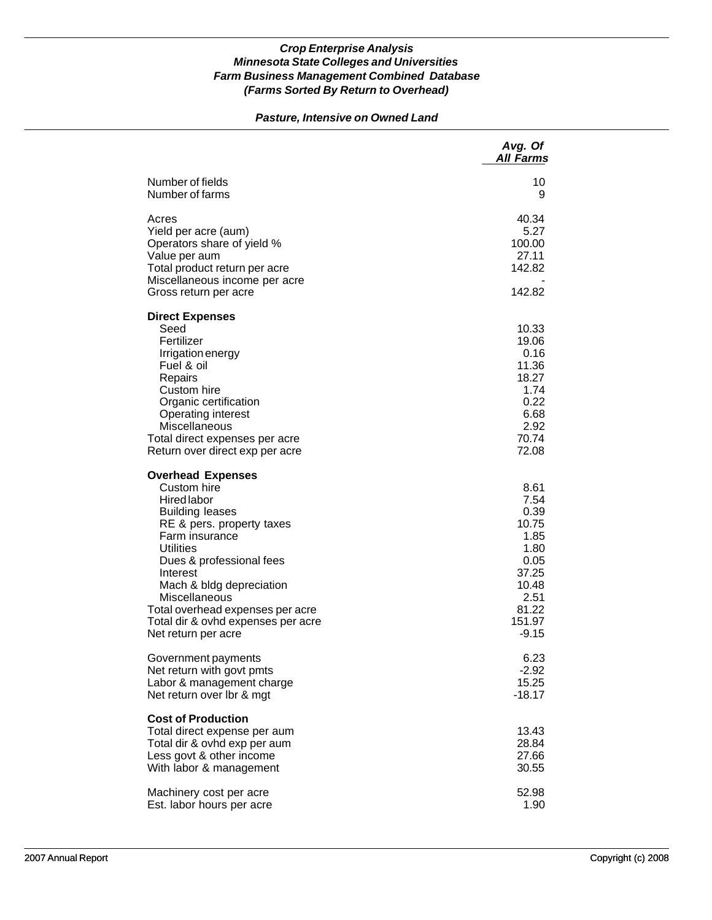***Crop Enterprise Analysis***
***Minnesota State Colleges and Universities***
***Farm Business Management Combined Database***
***(Farms Sorted By Return to Overhead)***

***Pasture, Intensive on Owned Land***

| | *Avg. Of All Farms* |
|---|---:|
| Number of fields | 10 |
| Number of farms | 9 |
| | |
| Acres | 40.34 |
| Yield per acre (aum) | 5.27 |
| Operators share of yield % | 100.00 |
| Value per aum | 27.11 |
| Total product return per acre | 142.82 |
| Miscellaneous income per acre | - |
| Gross return per acre | 142.82 |
| | |
| **Direct Expenses** | |
| Seed | 10.33 |
| Fertilizer | 19.06 |
| Irrigation energy | 0.16 |
| Fuel & oil | 11.36 |
| Repairs | 18.27 |
| Custom hire | 1.74 |
| Organic certification | 0.22 |
| Operating interest | 6.68 |
| Miscellaneous | 2.92 |
| Total direct expenses per acre | 70.74 |
| Return over direct exp per acre | 72.08 |
| | |
| **Overhead Expenses** | |
| Custom hire | 8.61 |
| Hired labor | 7.54 |
| Building leases | 0.39 |
| RE & pers. property taxes | 10.75 |
| Farm insurance | 1.85 |
| Utilities | 1.80 |
| Dues & professional fees | 0.05 |
| Interest | 37.25 |
| Mach & bldg depreciation | 10.48 |
| Miscellaneous | 2.51 |
| Total overhead expenses per acre | 81.22 |
| Total dir & ovhd expenses per acre | 151.97 |
| Net return per acre | -9.15 |
| | |
| Government payments | 6.23 |
| Net return with govt pmts | -2.92 |
| Labor & management charge | 15.25 |
| Net return over lbr & mgt | -18.17 |
| | |
| **Cost of Production** | |
| Total direct expense per aum | 13.43 |
| Total dir & ovhd exp per aum | 28.84 |
| Less govt & other income | 27.66 |
| With labor & management | 30.55 |
| | |
| Machinery cost per acre | 52.98 |
| Est. labor hours per acre | 1.90 |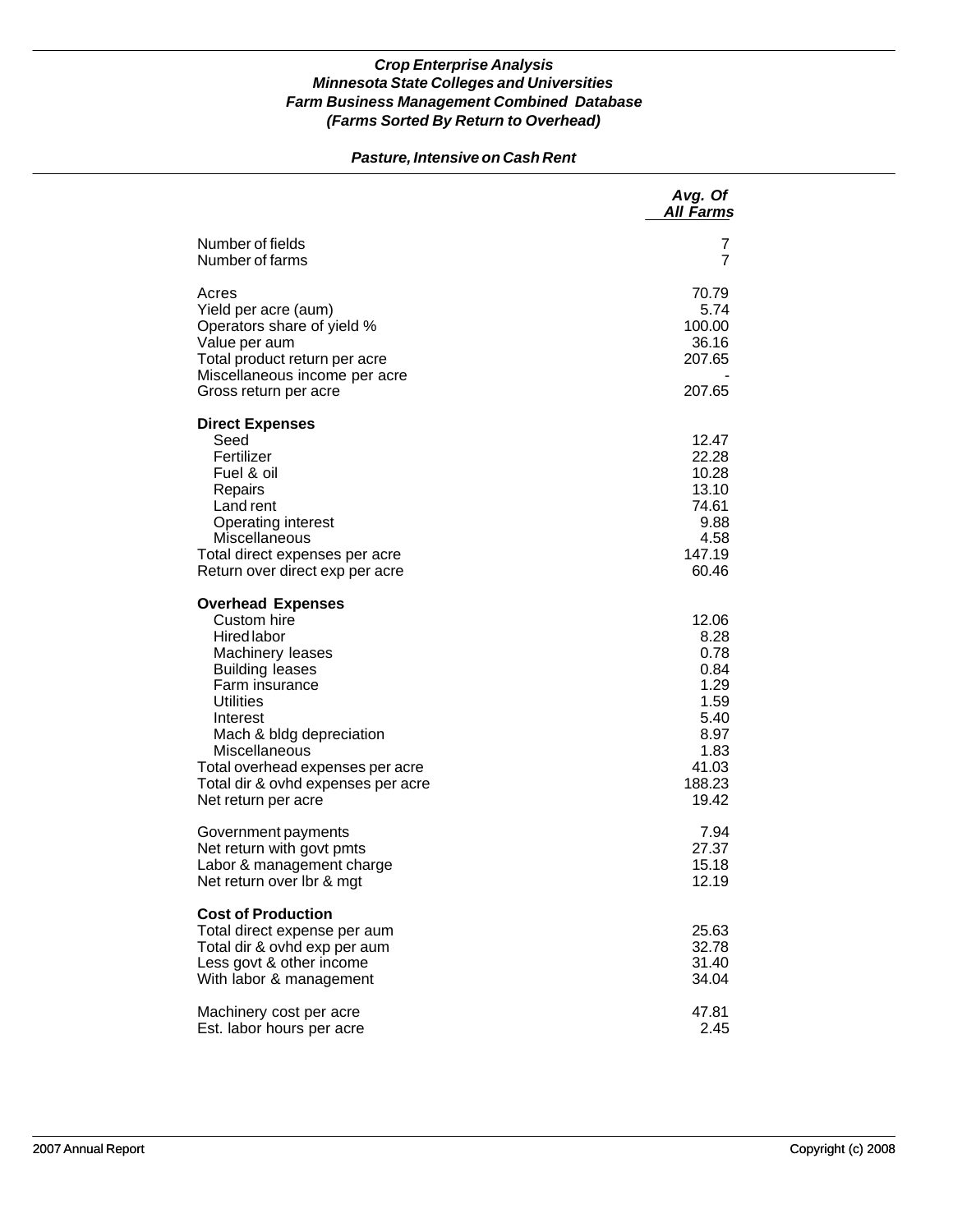***Crop Enterprise Analysis***
***Minnesota State Colleges and Universities***
***Farm Business Management Combined Database***
***(Farms Sorted By Return to Overhead)***

***Pasture, Intensive on Cash Rent***

| | *Avg. Of All Farms* |
|---|---:|
| Number of fields | 7 |
| Number of farms | 7 |
| | |
| Acres | 70.79 |
| Yield per acre (aum) | 5.74 |
| Operators share of yield % | 100.00 |
| Value per aum | 36.16 |
| Total product return per acre | 207.65 |
| Miscellaneous income per acre | - |
| Gross return per acre | 207.65 |
| | |
| **Direct Expenses** | |
| Seed | 12.47 |
| Fertilizer | 22.28 |
| Fuel & oil | 10.28 |
| Repairs | 13.10 |
| Land rent | 74.61 |
| Operating interest | 9.88 |
| Miscellaneous | 4.58 |
| Total direct expenses per acre | 147.19 |
| Return over direct exp per acre | 60.46 |
| | |
| **Overhead Expenses** | |
| Custom hire | 12.06 |
| Hired labor | 8.28 |
| Machinery leases | 0.78 |
| Building leases | 0.84 |
| Farm insurance | 1.29 |
| Utilities | 1.59 |
| Interest | 5.40 |
| Mach & bldg depreciation | 8.97 |
| Miscellaneous | 1.83 |
| Total overhead expenses per acre | 41.03 |
| Total dir & ovhd expenses per acre | 188.23 |
| Net return per acre | 19.42 |
| | |
| Government payments | 7.94 |
| Net return with govt pmts | 27.37 |
| Labor & management charge | 15.18 |
| Net return over lbr & mgt | 12.19 |
| | |
| **Cost of Production** | |
| Total direct expense per aum | 25.63 |
| Total dir & ovhd exp per aum | 32.78 |
| Less govt & other income | 31.40 |
| With labor & management | 34.04 |
| | |
| Machinery cost per acre | 47.81 |
| Est. labor hours per acre | 2.45 |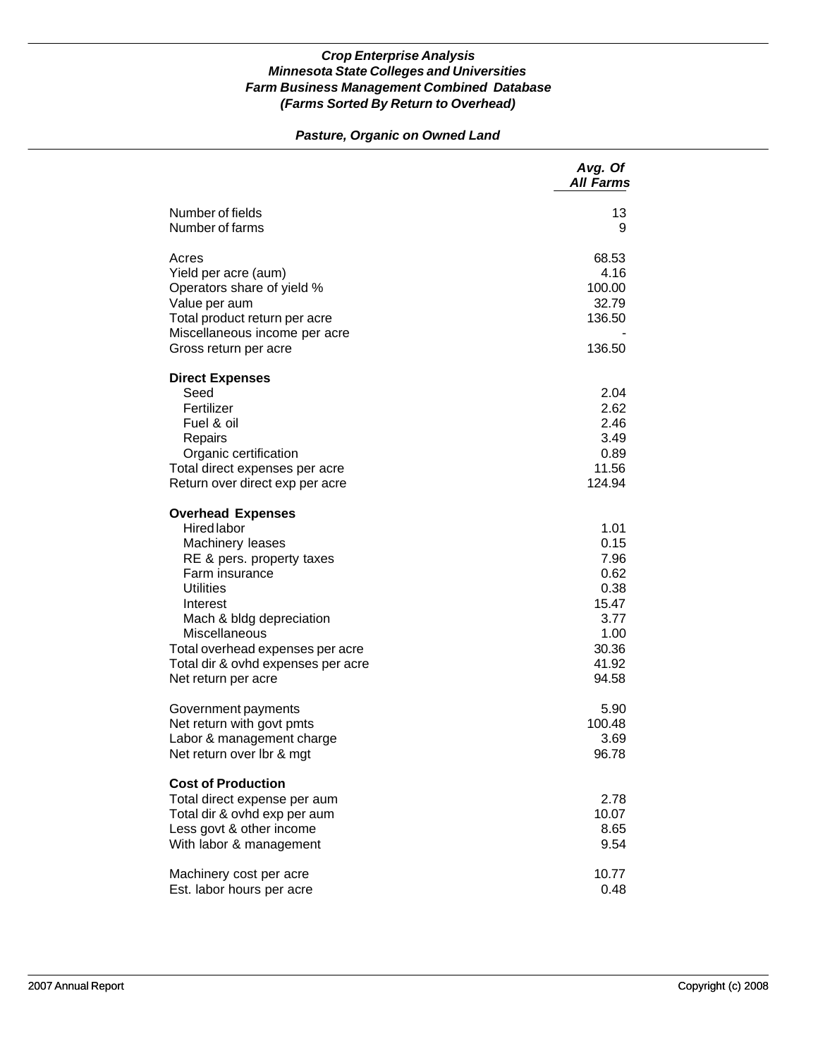***Crop Enterprise Analysis***
***Minnesota State Colleges and Universities***
***Farm Business Management Combined Database***
***(Farms Sorted By Return to Overhead)***

***Pasture, Organic on Owned Land***

| | *Avg. Of All Farms* |
|---|---|
| Number of fields | 13 |
| Number of farms | 9 |
| | |
| Acres | 68.53 |
| Yield per acre (aum) | 4.16 |
| Operators share of yield % | 100.00 |
| Value per aum | 32.79 |
| Total product return per acre | 136.50 |
| Miscellaneous income per acre | - |
| Gross return per acre | 136.50 |
| | |
| **Direct Expenses** | |
| Seed | 2.04 |
| Fertilizer | 2.62 |
| Fuel & oil | 2.46 |
| Repairs | 3.49 |
| Organic certification | 0.89 |
| Total direct expenses per acre | 11.56 |
| Return over direct exp per acre | 124.94 |
| | |
| **Overhead Expenses** | |
| Hired labor | 1.01 |
| Machinery leases | 0.15 |
| RE & pers. property taxes | 7.96 |
| Farm insurance | 0.62 |
| Utilities | 0.38 |
| Interest | 15.47 |
| Mach & bldg depreciation | 3.77 |
| Miscellaneous | 1.00 |
| Total overhead expenses per acre | 30.36 |
| Total dir & ovhd expenses per acre | 41.92 |
| Net return per acre | 94.58 |
| | |
| Government payments | 5.90 |
| Net return with govt pmts | 100.48 |
| Labor & management charge | 3.69 |
| Net return over lbr & mgt | 96.78 |
| | |
| **Cost of Production** | |
| Total direct expense per aum | 2.78 |
| Total dir & ovhd exp per aum | 10.07 |
| Less govt & other income | 8.65 |
| With labor & management | 9.54 |
| | |
| Machinery cost per acre | 10.77 |
| Est. labor hours per acre | 0.48 |

2007 Annual Report Copyright (c) 2008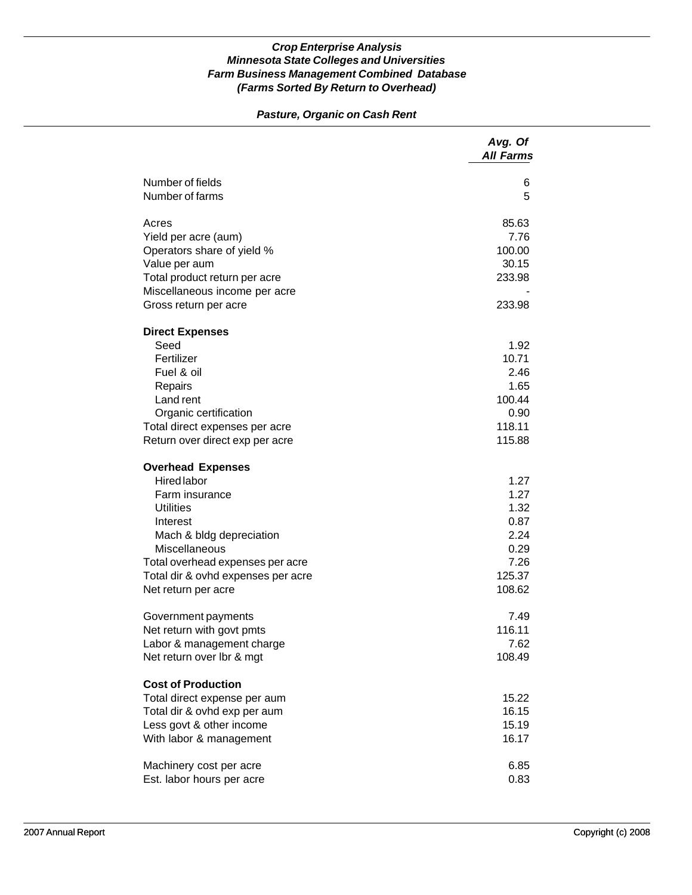***Crop Enterprise Analysis***
***Minnesota State Colleges and Universities***
***Farm Business Management Combined Database***
***(Farms Sorted By Return to Overhead)***

***Pasture, Organic on Cash Rent***

| | *Avg. Of All Farms* |
|---|---:|
| Number of fields | 6 |
| Number of farms | 5 |
| | |
| Acres | 85.63 |
| Yield per acre (aum) | 7.76 |
| Operators share of yield % | 100.00 |
| Value per aum | 30.15 |
| Total product return per acre | 233.98 |
| Miscellaneous income per acre | - |
| Gross return per acre | 233.98 |
| | |
| **Direct Expenses** | |
| Seed | 1.92 |
| Fertilizer | 10.71 |
| Fuel & oil | 2.46 |
| Repairs | 1.65 |
| Land rent | 100.44 |
| Organic certification | 0.90 |
| Total direct expenses per acre | 118.11 |
| Return over direct exp per acre | 115.88 |
| | |
| **Overhead Expenses** | |
| Hired labor | 1.27 |
| Farm insurance | 1.27 |
| Utilities | 1.32 |
| Interest | 0.87 |
| Mach & bldg depreciation | 2.24 |
| Miscellaneous | 0.29 |
| Total overhead expenses per acre | 7.26 |
| Total dir & ovhd expenses per acre | 125.37 |
| Net return per acre | 108.62 |
| | |
| Government payments | 7.49 |
| Net return with govt pmts | 116.11 |
| Labor & management charge | 7.62 |
| Net return over lbr & mgt | 108.49 |
| | |
| **Cost of Production** | |
| Total direct expense per aum | 15.22 |
| Total dir & ovhd exp per aum | 16.15 |
| Less govt & other income | 15.19 |
| With labor & management | 16.17 |
| | |
| Machinery cost per acre | 6.85 |
| Est. labor hours per acre | 0.83 |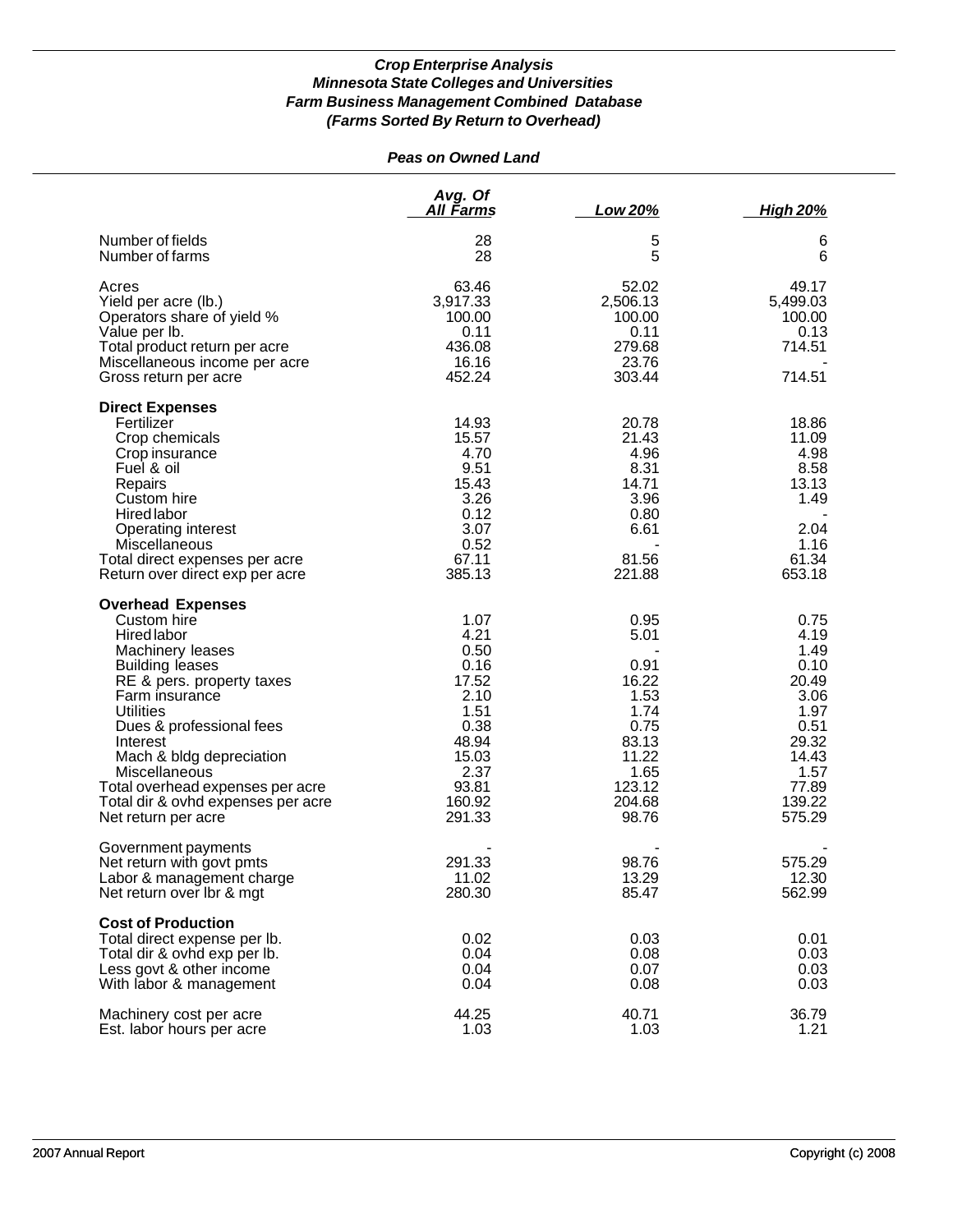***Crop Enterprise Analysis***
***Minnesota State Colleges and Universities***
***Farm Business Management Combined Database***
***(Farms Sorted By Return to Overhead)***

***Peas on Owned Land***

| | Avg. Of All Farms | Low 20% | High 20% |
|---|---|---|---|
| Number of fields | 28 | 5 | 6 |
| Number of farms | 28 | 5 | 6 |
| Acres | 63.46 | 52.02 | 49.17 |
| Yield per acre (lb.) | 3,917.33 | 2,506.13 | 5,499.03 |
| Operators share of yield % | 100.00 | 100.00 | 100.00 |
| Value per lb. | 0.11 | 0.11 | 0.13 |
| Total product return per acre | 436.08 | 279.68 | 714.51 |
| Miscellaneous income per acre | 16.16 | 23.76 | - |
| Gross return per acre | 452.24 | 303.44 | 714.51 |
| **Direct Expenses** | | | |
| Fertilizer | 14.93 | 20.78 | 18.86 |
| Crop chemicals | 15.57 | 21.43 | 11.09 |
| Crop insurance | 4.70 | 4.96 | 4.98 |
| Fuel & oil | 9.51 | 8.31 | 8.58 |
| Repairs | 15.43 | 14.71 | 13.13 |
| Custom hire | 3.26 | 3.96 | 1.49 |
| Hired labor | 0.12 | 0.80 | - |
| Operating interest | 3.07 | 6.61 | 2.04 |
| Miscellaneous | 0.52 | - | 1.16 |
| Total direct expenses per acre | 67.11 | 81.56 | 61.34 |
| Return over direct exp per acre | 385.13 | 221.88 | 653.18 |
| **Overhead Expenses** | | | |
| Custom hire | 1.07 | 0.95 | 0.75 |
| Hired labor | 4.21 | 5.01 | 4.19 |
| Machinery leases | 0.50 | - | 1.49 |
| Building leases | 0.16 | 0.91 | 0.10 |
| RE & pers. property taxes | 17.52 | 16.22 | 20.49 |
| Farm insurance | 2.10 | 1.53 | 3.06 |
| Utilities | 1.51 | 1.74 | 1.97 |
| Dues & professional fees | 0.38 | 0.75 | 0.51 |
| Interest | 48.94 | 83.13 | 29.32 |
| Mach & bldg depreciation | 15.03 | 11.22 | 14.43 |
| Miscellaneous | 2.37 | 1.65 | 1.57 |
| Total overhead expenses per acre | 93.81 | 123.12 | 77.89 |
| Total dir & ovhd expenses per acre | 160.92 | 204.68 | 139.22 |
| Net return per acre | 291.33 | 98.76 | 575.29 |
| Government payments | - | - | - |
| Net return with govt pmts | 291.33 | 98.76 | 575.29 |
| Labor & management charge | 11.02 | 13.29 | 12.30 |
| Net return over lbr & mgt | 280.30 | 85.47 | 562.99 |
| **Cost of Production** | | | |
| Total direct expense per lb. | 0.02 | 0.03 | 0.01 |
| Total dir & ovhd exp per lb. | 0.04 | 0.08 | 0.03 |
| Less govt & other income | 0.04 | 0.07 | 0.03 |
| With labor & management | 0.04 | 0.08 | 0.03 |
| Machinery cost per acre | 44.25 | 40.71 | 36.79 |
| Est. labor hours per acre | 1.03 | 1.03 | 1.21 |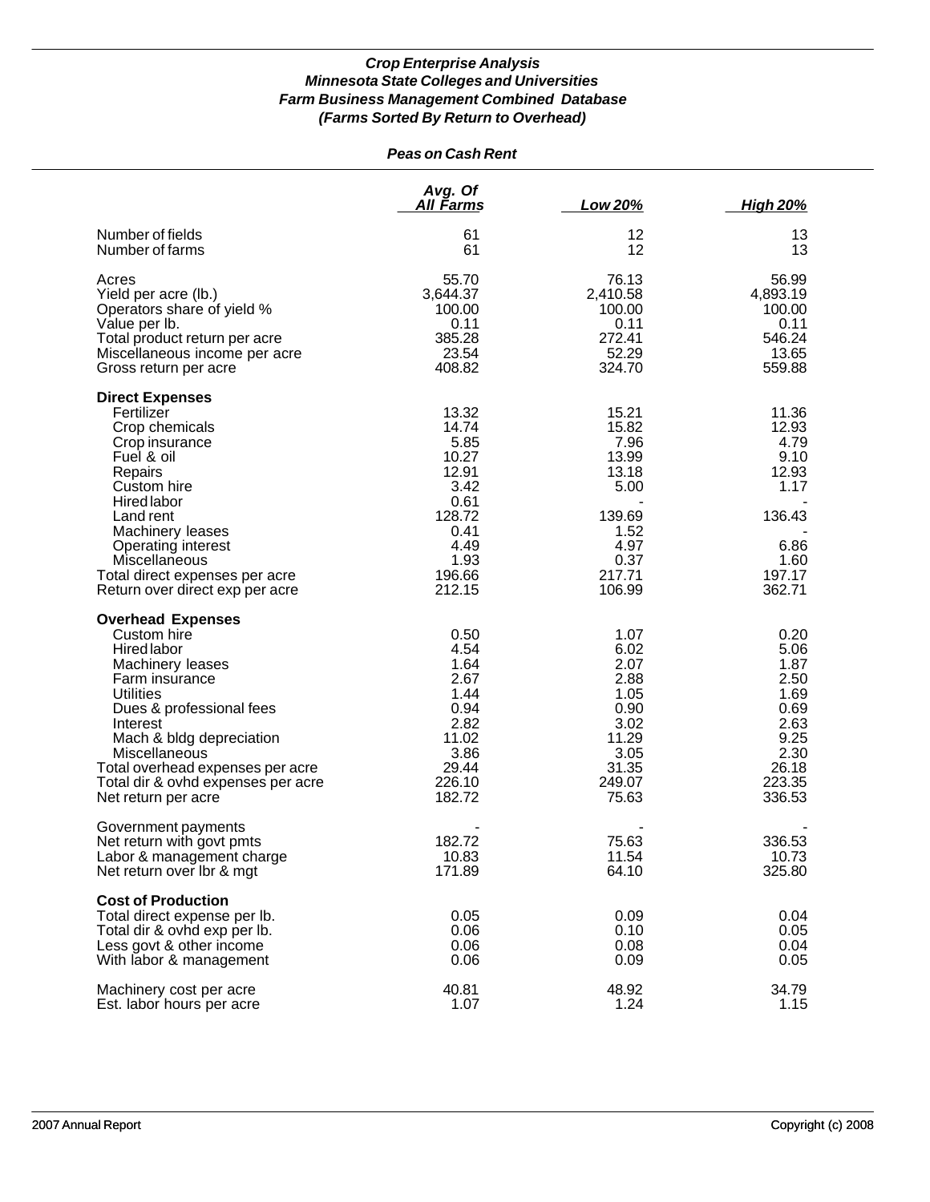*Crop Enterprise Analysis*
*Minnesota State Colleges and Universities*
*Farm Business Management Combined Database*
*(Farms Sorted By Return to Overhead)*

*Peas on Cash Rent*

| | Avg. Of All Farms | Low 20% | High 20% |
|---|---|---|---|
| Number of fields | 61 | 12 | 13 |
| Number of farms | 61 | 12 | 13 |
| Acres | 55.70 | 76.13 | 56.99 |
| Yield per acre (lb.) | 3,644.37 | 2,410.58 | 4,893.19 |
| Operators share of yield % | 100.00 | 100.00 | 100.00 |
| Value per lb. | 0.11 | 0.11 | 0.11 |
| Total product return per acre | 385.28 | 272.41 | 546.24 |
| Miscellaneous income per acre | 23.54 | 52.29 | 13.65 |
| Gross return per acre | 408.82 | 324.70 | 559.88 |
| **Direct Expenses** | | | |
| Fertilizer | 13.32 | 15.21 | 11.36 |
| Crop chemicals | 14.74 | 15.82 | 12.93 |
| Crop insurance | 5.85 | 7.96 | 4.79 |
| Fuel & oil | 10.27 | 13.99 | 9.10 |
| Repairs | 12.91 | 13.18 | 12.93 |
| Custom hire | 3.42 | 5.00 | 1.17 |
| Hired labor | 0.61 | - | - |
| Land rent | 128.72 | 139.69 | 136.43 |
| Machinery leases | 0.41 | 1.52 | - |
| Operating interest | 4.49 | 4.97 | 6.86 |
| Miscellaneous | 1.93 | 0.37 | 1.60 |
| Total direct expenses per acre | 196.66 | 217.71 | 197.17 |
| Return over direct exp per acre | 212.15 | 106.99 | 362.71 |
| **Overhead Expenses** | | | |
| Custom hire | 0.50 | 1.07 | 0.20 |
| Hired labor | 4.54 | 6.02 | 5.06 |
| Machinery leases | 1.64 | 2.07 | 1.87 |
| Farm insurance | 2.67 | 2.88 | 2.50 |
| Utilities | 1.44 | 1.05 | 1.69 |
| Dues & professional fees | 0.94 | 0.90 | 0.69 |
| Interest | 2.82 | 3.02 | 2.63 |
| Mach & bldg depreciation | 11.02 | 11.29 | 9.25 |
| Miscellaneous | 3.86 | 3.05 | 2.30 |
| Total overhead expenses per acre | 29.44 | 31.35 | 26.18 |
| Total dir & ovhd expenses per acre | 226.10 | 249.07 | 223.35 |
| Net return per acre | 182.72 | 75.63 | 336.53 |
| Government payments | - | - | - |
| Net return with govt pmts | 182.72 | 75.63 | 336.53 |
| Labor & management charge | 10.83 | 11.54 | 10.73 |
| Net return over lbr & mgt | 171.89 | 64.10 | 325.80 |
| **Cost of Production** | | | |
| Total direct expense per lb. | 0.05 | 0.09 | 0.04 |
| Total dir & ovhd exp per lb. | 0.06 | 0.10 | 0.05 |
| Less govt & other income | 0.06 | 0.08 | 0.04 |
| With labor & management | 0.06 | 0.09 | 0.05 |
| Machinery cost per acre | 40.81 | 48.92 | 34.79 |
| Est. labor hours per acre | 1.07 | 1.24 | 1.15 |

2007 Annual Report Copyright (c) 2008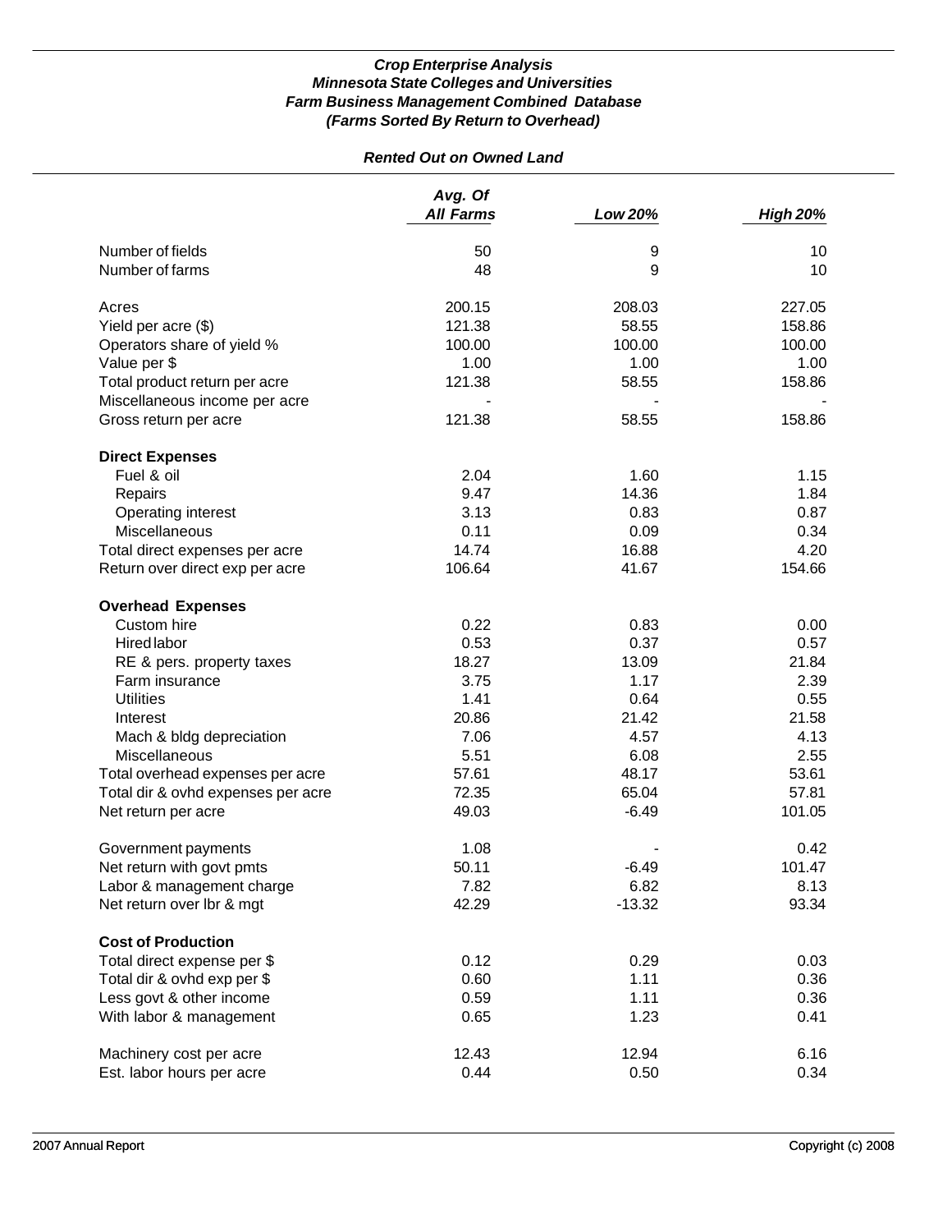***Crop Enterprise Analysis***
***Minnesota State Colleges and Universities***
***Farm Business Management Combined Database***
***(Farms Sorted By Return to Overhead)***

***Rented Out on Owned Land***

| | *Avg. Of All Farms* | *Low 20%* | *High 20%* |
|---|---|---|---|
| Number of fields | 50 | 9 | 10 |
| Number of farms | 48 | 9 | 10 |
| | | | |
| Acres | 200.15 | 208.03 | 227.05 |
| Yield per acre ($) | 121.38 | 58.55 | 158.86 |
| Operators share of yield % | 100.00 | 100.00 | 100.00 |
| Value per $ | 1.00 | 1.00 | 1.00 |
| Total product return per acre | 121.38 | 58.55 | 158.86 |
| Miscellaneous income per acre | - | - | - |
| Gross return per acre | 121.38 | 58.55 | 158.86 |
| | | | |
| **Direct Expenses** | | | |
| Fuel & oil | 2.04 | 1.60 | 1.15 |
| Repairs | 9.47 | 14.36 | 1.84 |
| Operating interest | 3.13 | 0.83 | 0.87 |
| Miscellaneous | 0.11 | 0.09 | 0.34 |
| Total direct expenses per acre | 14.74 | 16.88 | 4.20 |
| Return over direct exp per acre | 106.64 | 41.67 | 154.66 |
| | | | |
| **Overhead Expenses** | | | |
| Custom hire | 0.22 | 0.83 | 0.00 |
| Hired labor | 0.53 | 0.37 | 0.57 |
| RE & pers. property taxes | 18.27 | 13.09 | 21.84 |
| Farm insurance | 3.75 | 1.17 | 2.39 |
| Utilities | 1.41 | 0.64 | 0.55 |
| Interest | 20.86 | 21.42 | 21.58 |
| Mach & bldg depreciation | 7.06 | 4.57 | 4.13 |
| Miscellaneous | 5.51 | 6.08 | 2.55 |
| Total overhead expenses per acre | 57.61 | 48.17 | 53.61 |
| Total dir & ovhd expenses per acre | 72.35 | 65.04 | 57.81 |
| Net return per acre | 49.03 | -6.49 | 101.05 |
| | | | |
| Government payments | 1.08 | - | 0.42 |
| Net return with govt pmts | 50.11 | -6.49 | 101.47 |
| Labor & management charge | 7.82 | 6.82 | 8.13 |
| Net return over lbr & mgt | 42.29 | -13.32 | 93.34 |
| | | | |
| **Cost of Production** | | | |
| Total direct expense per $ | 0.12 | 0.29 | 0.03 |
| Total dir & ovhd exp per $ | 0.60 | 1.11 | 0.36 |
| Less govt & other income | 0.59 | 1.11 | 0.36 |
| With labor & management | 0.65 | 1.23 | 0.41 |
| | | | |
| Machinery cost per acre | 12.43 | 12.94 | 6.16 |
| Est. labor hours per acre | 0.44 | 0.50 | 0.34 |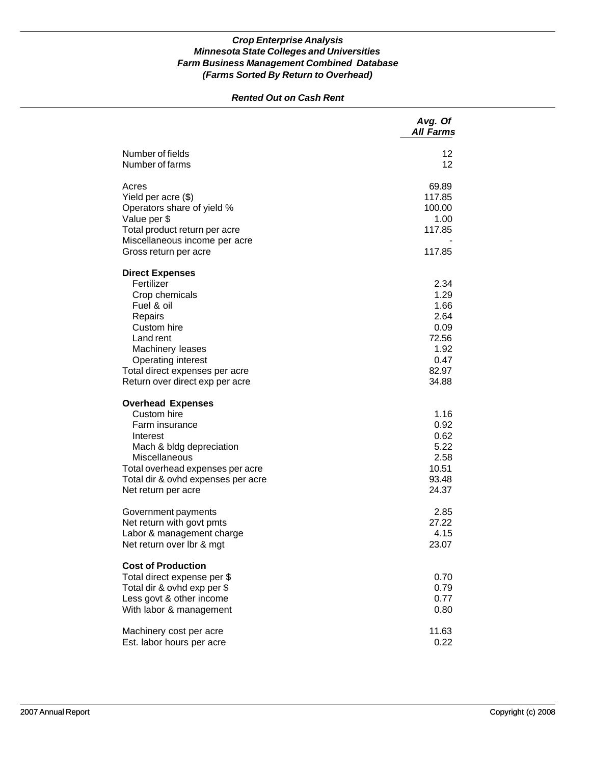***Crop Enterprise Analysis***
***Minnesota State Colleges and Universities***
***Farm Business Management Combined Database***
***(Farms Sorted By Return to Overhead)***

***Rented Out on Cash Rent***

| | *Avg. Of All Farms* |
|---|---:|
| Number of fields | 12 |
| Number of farms | 12 |
| | |
| Acres | 69.89 |
| Yield per acre ($) | 117.85 |
| Operators share of yield % | 100.00 |
| Value per $ | 1.00 |
| Total product return per acre | 117.85 |
| Miscellaneous income per acre | - |
| Gross return per acre | 117.85 |
| | |
| **Direct Expenses** | |
| Fertilizer | 2.34 |
| Crop chemicals | 1.29 |
| Fuel & oil | 1.66 |
| Repairs | 2.64 |
| Custom hire | 0.09 |
| Land rent | 72.56 |
| Machinery leases | 1.92 |
| Operating interest | 0.47 |
| Total direct expenses per acre | 82.97 |
| Return over direct exp per acre | 34.88 |
| | |
| **Overhead Expenses** | |
| Custom hire | 1.16 |
| Farm insurance | 0.92 |
| Interest | 0.62 |
| Mach & bldg depreciation | 5.22 |
| Miscellaneous | 2.58 |
| Total overhead expenses per acre | 10.51 |
| Total dir & ovhd expenses per acre | 93.48 |
| Net return per acre | 24.37 |
| | |
| Government payments | 2.85 |
| Net return with govt pmts | 27.22 |
| Labor & management charge | 4.15 |
| Net return over lbr & mgt | 23.07 |
| | |
| **Cost of Production** | |
| Total direct expense per $ | 0.70 |
| Total dir & ovhd exp per $ | 0.79 |
| Less govt & other income | 0.77 |
| With labor & management | 0.80 |
| | |
| Machinery cost per acre | 11.63 |
| Est. labor hours per acre | 0.22 |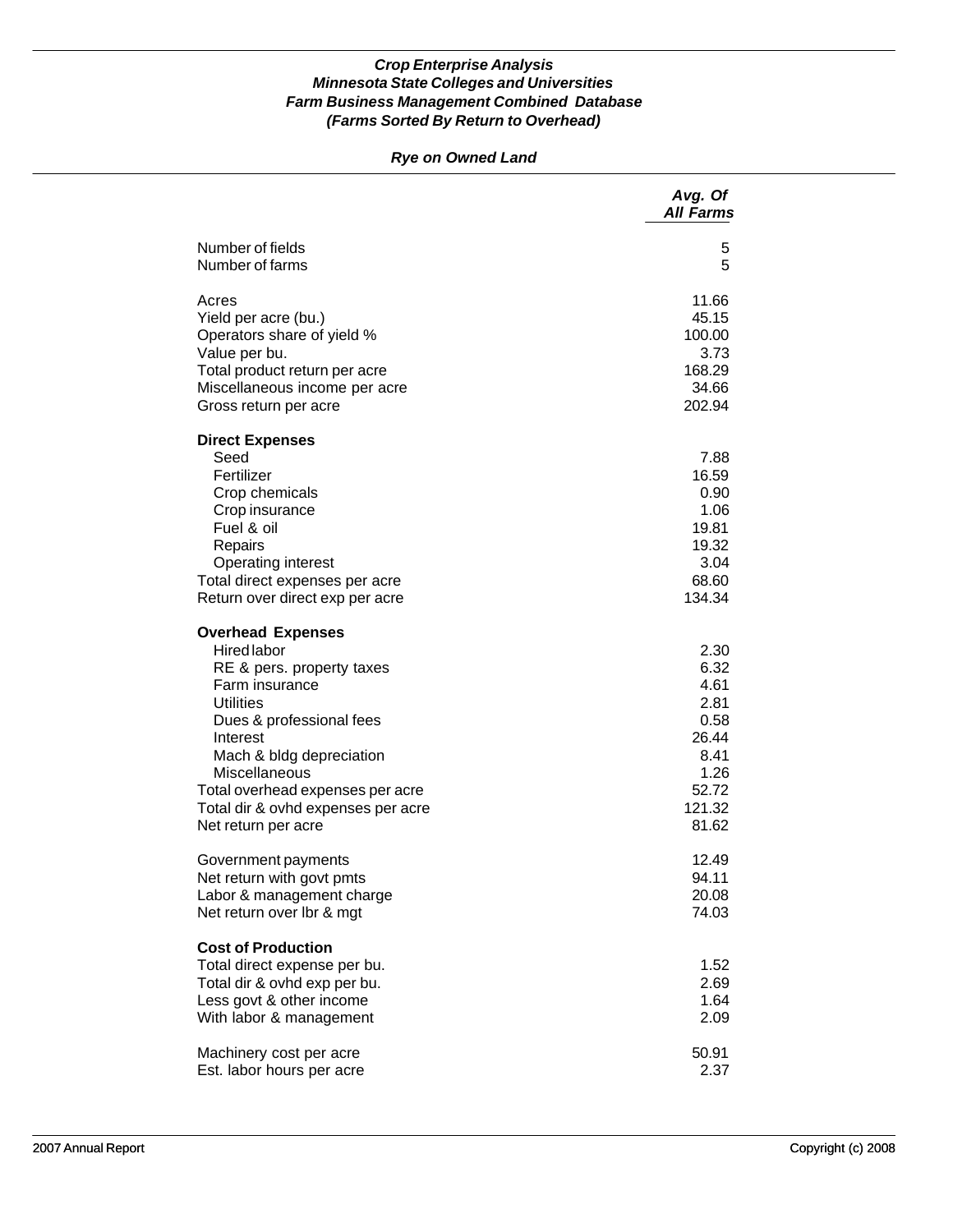***Crop Enterprise Analysis***
***Minnesota State Colleges and Universities***
***Farm Business Management Combined Database***
***(Farms Sorted By Return to Overhead)***

***Rye on Owned Land***

| | *Avg. Of All Farms* |
|---|---|
| Number of fields | 5 |
| Number of farms | 5 |
| | |
| Acres | 11.66 |
| Yield per acre (bu.) | 45.15 |
| Operators share of yield % | 100.00 |
| Value per bu. | 3.73 |
| Total product return per acre | 168.29 |
| Miscellaneous income per acre | 34.66 |
| Gross return per acre | 202.94 |
| | |
| **Direct Expenses** | |
| Seed | 7.88 |
| Fertilizer | 16.59 |
| Crop chemicals | 0.90 |
| Crop insurance | 1.06 |
| Fuel & oil | 19.81 |
| Repairs | 19.32 |
| Operating interest | 3.04 |
| Total direct expenses per acre | 68.60 |
| Return over direct exp per acre | 134.34 |
| | |
| **Overhead Expenses** | |
| Hired labor | 2.30 |
| RE & pers. property taxes | 6.32 |
| Farm insurance | 4.61 |
| Utilities | 2.81 |
| Dues & professional fees | 0.58 |
| Interest | 26.44 |
| Mach & bldg depreciation | 8.41 |
| Miscellaneous | 1.26 |
| Total overhead expenses per acre | 52.72 |
| Total dir & ovhd expenses per acre | 121.32 |
| Net return per acre | 81.62 |
| | |
| Government payments | 12.49 |
| Net return with govt pmts | 94.11 |
| Labor & management charge | 20.08 |
| Net return over lbr & mgt | 74.03 |
| | |
| **Cost of Production** | |
| Total direct expense per bu. | 1.52 |
| Total dir & ovhd exp per bu. | 2.69 |
| Less govt & other income | 1.64 |
| With labor & management | 2.09 |
| | |
| Machinery cost per acre | 50.91 |
| Est. labor hours per acre | 2.37 |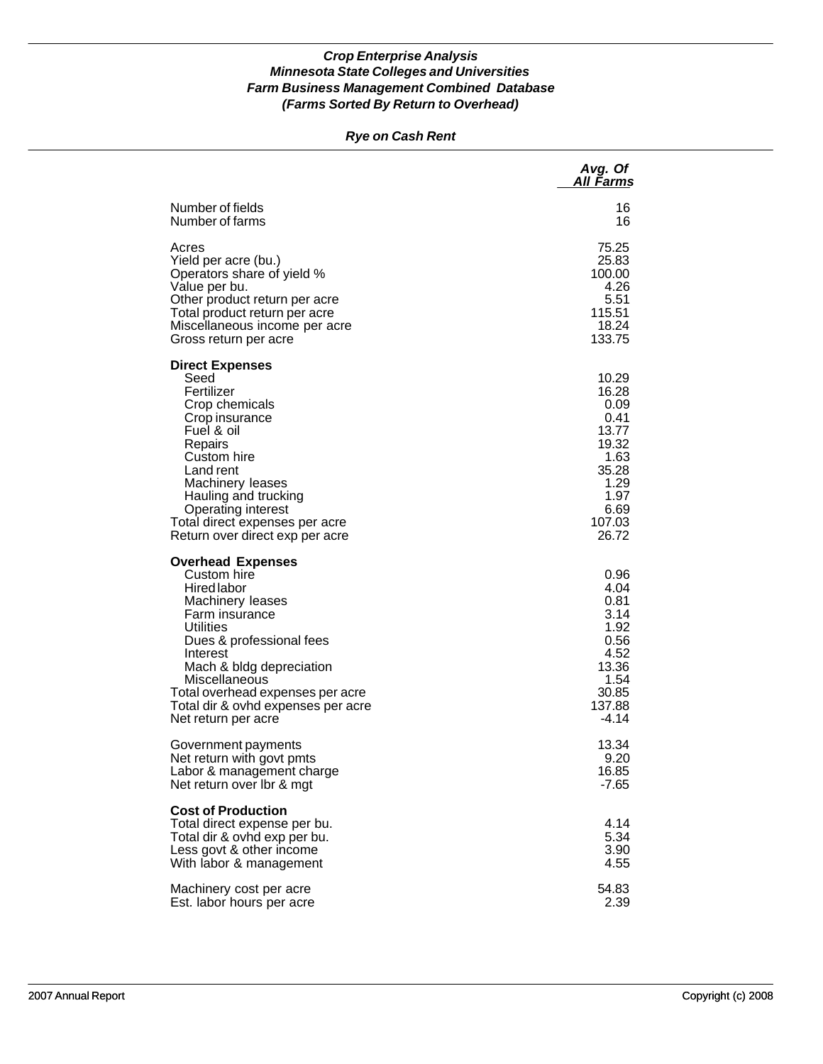***Crop Enterprise Analysis***
***Minnesota State Colleges and Universities***
***Farm Business Management Combined Database***
***(Farms Sorted By Return to Overhead)***

***Rye on Cash Rent***

| | *Avg. Of All Farms* |
|---|---|
| Number of fields | 16 |
| Number of farms | 16 |
| Acres | 75.25 |
| Yield per acre (bu.) | 25.83 |
| Operators share of yield % | 100.00 |
| Value per bu. | 4.26 |
| Other product return per acre | 5.51 |
| Total product return per acre | 115.51 |
| Miscellaneous income per acre | 18.24 |
| Gross return per acre | 133.75 |
| **Direct Expenses** | |
| Seed | 10.29 |
| Fertilizer | 16.28 |
| Crop chemicals | 0.09 |
| Crop insurance | 0.41 |
| Fuel & oil | 13.77 |
| Repairs | 19.32 |
| Custom hire | 1.63 |
| Land rent | 35.28 |
| Machinery leases | 1.29 |
| Hauling and trucking | 1.97 |
| Operating interest | 6.69 |
| Total direct expenses per acre | 107.03 |
| Return over direct exp per acre | 26.72 |
| **Overhead Expenses** | |
| Custom hire | 0.96 |
| Hired labor | 4.04 |
| Machinery leases | 0.81 |
| Farm insurance | 3.14 |
| Utilities | 1.92 |
| Dues & professional fees | 0.56 |
| Interest | 4.52 |
| Mach & bldg depreciation | 13.36 |
| Miscellaneous | 1.54 |
| Total overhead expenses per acre | 30.85 |
| Total dir & ovhd expenses per acre | 137.88 |
| Net return per acre | -4.14 |
| Government payments | 13.34 |
| Net return with govt pmts | 9.20 |
| Labor & management charge | 16.85 |
| Net return over lbr & mgt | -7.65 |
| **Cost of Production** | |
| Total direct expense per bu. | 4.14 |
| Total dir & ovhd exp per bu. | 5.34 |
| Less govt & other income | 3.90 |
| With labor & management | 4.55 |
| Machinery cost per acre | 54.83 |
| Est. labor hours per acre | 2.39 |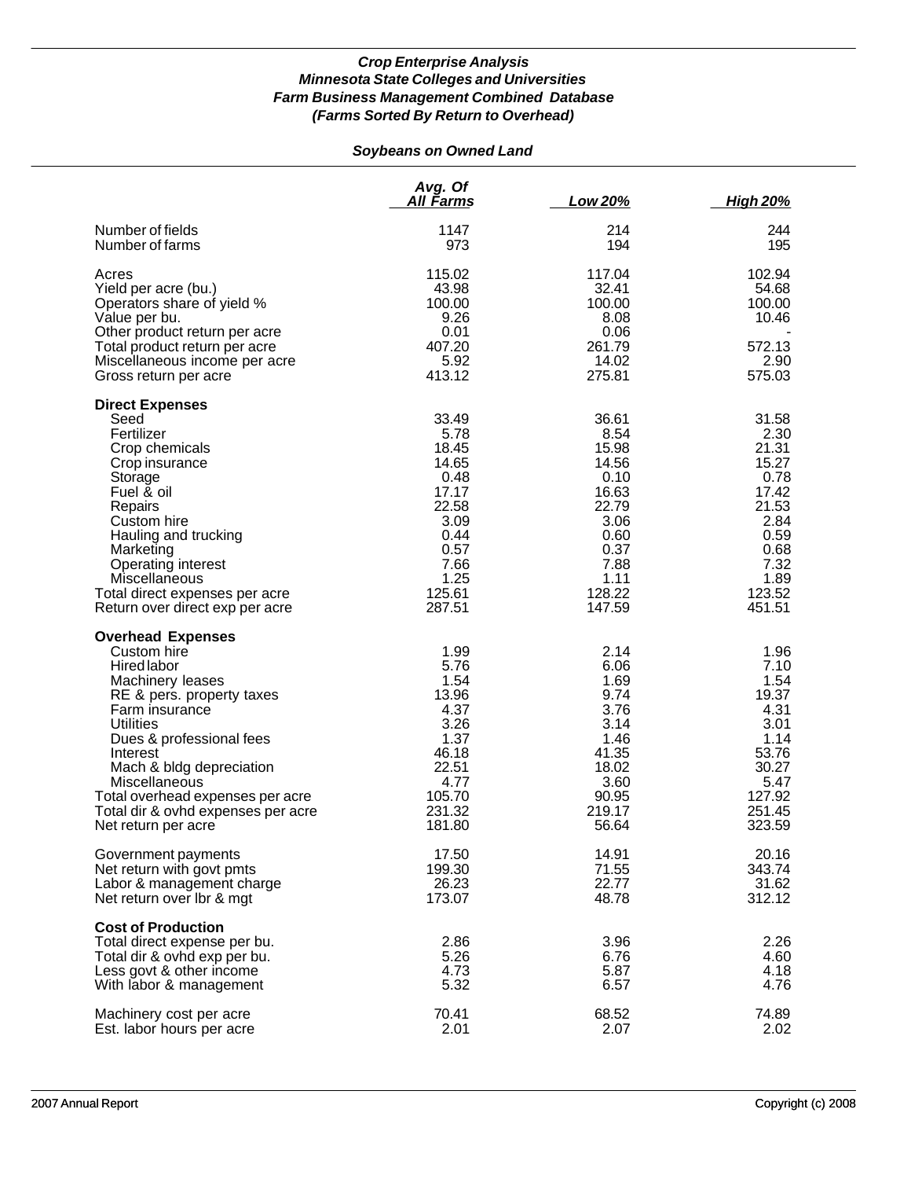### *Crop Enterprise Analysis*
### *Minnesota State Colleges and Universities*
### *Farm Business Management Combined Database*
### *(Farms Sorted By Return to Overhead)*

#### *Soybeans on Owned Land*

| | Avg. Of All Farms | Low 20% | High 20% |
|---|---|---|---|
| Number of fields | 1147 | 214 | 244 |
| Number of farms | 973 | 194 | 195 |
| Acres | 115.02 | 117.04 | 102.94 |
| Yield per acre (bu.) | 43.98 | 32.41 | 54.68 |
| Operators share of yield % | 100.00 | 100.00 | 100.00 |
| Value per bu. | 9.26 | 8.08 | 10.46 |
| Other product return per acre | 0.01 | 0.06 | - |
| Total product return per acre | 407.20 | 261.79 | 572.13 |
| Miscellaneous income per acre | 5.92 | 14.02 | 2.90 |
| Gross return per acre | 413.12 | 275.81 | 575.03 |
| **Direct Expenses** | | | |
| Seed | 33.49 | 36.61 | 31.58 |
| Fertilizer | 5.78 | 8.54 | 2.30 |
| Crop chemicals | 18.45 | 15.98 | 21.31 |
| Crop insurance | 14.65 | 14.56 | 15.27 |
| Storage | 0.48 | 0.10 | 0.78 |
| Fuel & oil | 17.17 | 16.63 | 17.42 |
| Repairs | 22.58 | 22.79 | 21.53 |
| Custom hire | 3.09 | 3.06 | 2.84 |
| Hauling and trucking | 0.44 | 0.60 | 0.59 |
| Marketing | 0.57 | 0.37 | 0.68 |
| Operating interest | 7.66 | 7.88 | 7.32 |
| Miscellaneous | 1.25 | 1.11 | 1.89 |
| Total direct expenses per acre | 125.61 | 128.22 | 123.52 |
| Return over direct exp per acre | 287.51 | 147.59 | 451.51 |
| **Overhead Expenses** | | | |
| Custom hire | 1.99 | 2.14 | 1.96 |
| Hired labor | 5.76 | 6.06 | 7.10 |
| Machinery leases | 1.54 | 1.69 | 1.54 |
| RE & pers. property taxes | 13.96 | 9.74 | 19.37 |
| Farm insurance | 4.37 | 3.76 | 4.31 |
| Utilities | 3.26 | 3.14 | 3.01 |
| Dues & professional fees | 1.37 | 1.46 | 1.14 |
| Interest | 46.18 | 41.35 | 53.76 |
| Mach & bldg depreciation | 22.51 | 18.02 | 30.27 |
| Miscellaneous | 4.77 | 3.60 | 5.47 |
| Total overhead expenses per acre | 105.70 | 90.95 | 127.92 |
| Total dir & ovhd expenses per acre | 231.32 | 219.17 | 251.45 |
| Net return per acre | 181.80 | 56.64 | 323.59 |
| Government payments | 17.50 | 14.91 | 20.16 |
| Net return with govt pmts | 199.30 | 71.55 | 343.74 |
| Labor & management charge | 26.23 | 22.77 | 31.62 |
| Net return over lbr & mgt | 173.07 | 48.78 | 312.12 |
| **Cost of Production** | | | |
| Total direct expense per bu. | 2.86 | 3.96 | 2.26 |
| Total dir & ovhd exp per bu. | 5.26 | 6.76 | 4.60 |
| Less govt & other income | 4.73 | 5.87 | 4.18 |
| With labor & management | 5.32 | 6.57 | 4.76 |
| Machinery cost per acre | 70.41 | 68.52 | 74.89 |
| Est. labor hours per acre | 2.01 | 2.07 | 2.02 |

2007 Annual Report Copyright (c) 2008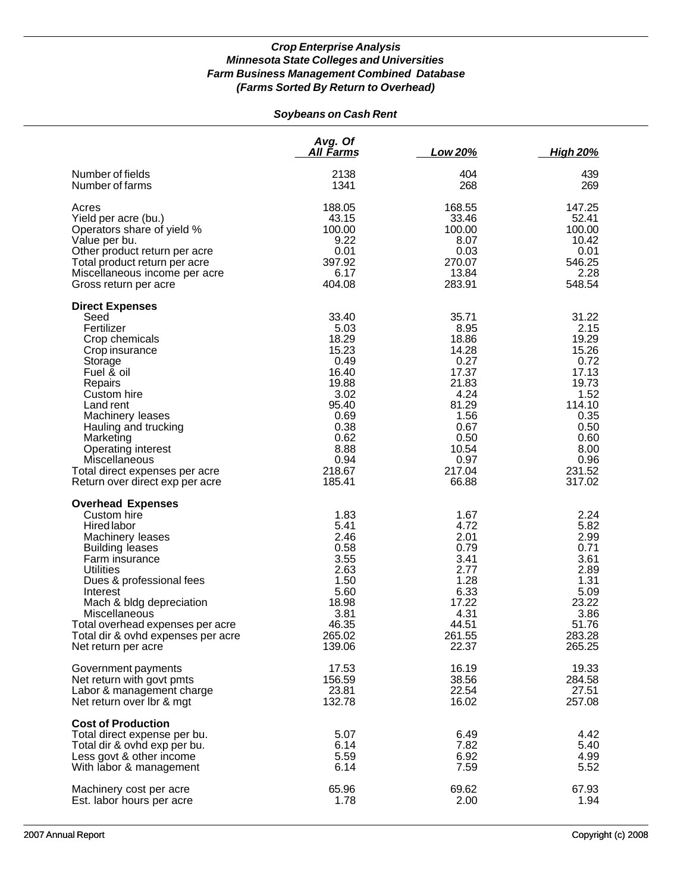***Crop Enterprise Analysis***
***Minnesota State Colleges and Universities***
***Farm Business Management Combined Database***
***(Farms Sorted By Return to Overhead)***

***Soybeans on Cash Rent***

| | Avg. Of All Farms | Low 20% | High 20% |
|---|---|---|---|
| Number of fields | 2138 | 404 | 439 |
| Number of farms | 1341 | 268 | 269 |
| Acres | 188.05 | 168.55 | 147.25 |
| Yield per acre (bu.) | 43.15 | 33.46 | 52.41 |
| Operators share of yield % | 100.00 | 100.00 | 100.00 |
| Value per bu. | 9.22 | 8.07 | 10.42 |
| Other product return per acre | 0.01 | 0.03 | 0.01 |
| Total product return per acre | 397.92 | 270.07 | 546.25 |
| Miscellaneous income per acre | 6.17 | 13.84 | 2.28 |
| Gross return per acre | 404.08 | 283.91 | 548.54 |
| **Direct Expenses** | | | |
| Seed | 33.40 | 35.71 | 31.22 |
| Fertilizer | 5.03 | 8.95 | 2.15 |
| Crop chemicals | 18.29 | 18.86 | 19.29 |
| Crop insurance | 15.23 | 14.28 | 15.26 |
| Storage | 0.49 | 0.27 | 0.72 |
| Fuel & oil | 16.40 | 17.37 | 17.13 |
| Repairs | 19.88 | 21.83 | 19.73 |
| Custom hire | 3.02 | 4.24 | 1.52 |
| Land rent | 95.40 | 81.29 | 114.10 |
| Machinery leases | 0.69 | 1.56 | 0.35 |
| Hauling and trucking | 0.38 | 0.67 | 0.50 |
| Marketing | 0.62 | 0.50 | 0.60 |
| Operating interest | 8.88 | 10.54 | 8.00 |
| Miscellaneous | 0.94 | 0.97 | 0.96 |
| Total direct expenses per acre | 218.67 | 217.04 | 231.52 |
| Return over direct exp per acre | 185.41 | 66.88 | 317.02 |
| **Overhead Expenses** | | | |
| Custom hire | 1.83 | 1.67 | 2.24 |
| Hired labor | 5.41 | 4.72 | 5.82 |
| Machinery leases | 2.46 | 2.01 | 2.99 |
| Building leases | 0.58 | 0.79 | 0.71 |
| Farm insurance | 3.55 | 3.41 | 3.61 |
| Utilities | 2.63 | 2.77 | 2.89 |
| Dues & professional fees | 1.50 | 1.28 | 1.31 |
| Interest | 5.60 | 6.33 | 5.09 |
| Mach & bldg depreciation | 18.98 | 17.22 | 23.22 |
| Miscellaneous | 3.81 | 4.31 | 3.86 |
| Total overhead expenses per acre | 46.35 | 44.51 | 51.76 |
| Total dir & ovhd expenses per acre | 265.02 | 261.55 | 283.28 |
| Net return per acre | 139.06 | 22.37 | 265.25 |
| Government payments | 17.53 | 16.19 | 19.33 |
| Net return with govt pmts | 156.59 | 38.56 | 284.58 |
| Labor & management charge | 23.81 | 22.54 | 27.51 |
| Net return over lbr & mgt | 132.78 | 16.02 | 257.08 |
| **Cost of Production** | | | |
| Total direct expense per bu. | 5.07 | 6.49 | 4.42 |
| Total dir & ovhd exp per bu. | 6.14 | 7.82 | 5.40 |
| Less govt & other income | 5.59 | 6.92 | 4.99 |
| With labor & management | 6.14 | 7.59 | 5.52 |
| Machinery cost per acre | 65.96 | 69.62 | 67.93 |
| Est. labor hours per acre | 1.78 | 2.00 | 1.94 |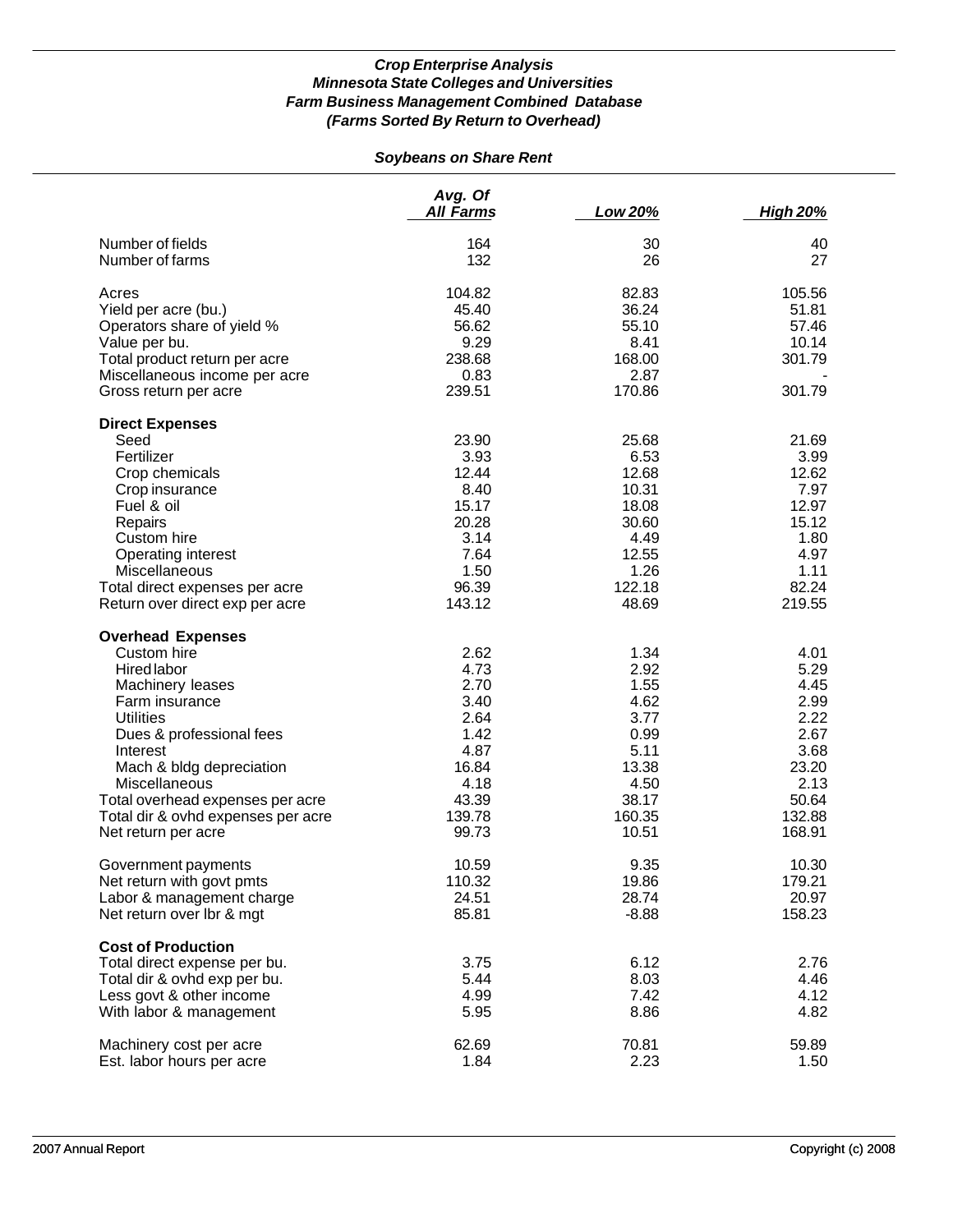***Crop Enterprise Analysis***
***Minnesota State Colleges and Universities***
***Farm Business Management Combined Database***
***(Farms Sorted By Return to Overhead)***

***Soybeans on Share Rent***

| | *Avg. Of All Farms* | *Low 20%* | *High 20%* |
|---|---|---|---|
| Number of fields | 164 | 30 | 40 |
| Number of farms | 132 | 26 | 27 |
| Acres | 104.82 | 82.83 | 105.56 |
| Yield per acre (bu.) | 45.40 | 36.24 | 51.81 |
| Operators share of yield % | 56.62 | 55.10 | 57.46 |
| Value per bu. | 9.29 | 8.41 | 10.14 |
| Total product return per acre | 238.68 | 168.00 | 301.79 |
| Miscellaneous income per acre | 0.83 | 2.87 | - |
| Gross return per acre | 239.51 | 170.86 | 301.79 |
| **Direct Expenses** | | | |
| Seed | 23.90 | 25.68 | 21.69 |
| Fertilizer | 3.93 | 6.53 | 3.99 |
| Crop chemicals | 12.44 | 12.68 | 12.62 |
| Crop insurance | 8.40 | 10.31 | 7.97 |
| Fuel & oil | 15.17 | 18.08 | 12.97 |
| Repairs | 20.28 | 30.60 | 15.12 |
| Custom hire | 3.14 | 4.49 | 1.80 |
| Operating interest | 7.64 | 12.55 | 4.97 |
| Miscellaneous | 1.50 | 1.26 | 1.11 |
| Total direct expenses per acre | 96.39 | 122.18 | 82.24 |
| Return over direct exp per acre | 143.12 | 48.69 | 219.55 |
| **Overhead Expenses** | | | |
| Custom hire | 2.62 | 1.34 | 4.01 |
| Hired labor | 4.73 | 2.92 | 5.29 |
| Machinery leases | 2.70 | 1.55 | 4.45 |
| Farm insurance | 3.40 | 4.62 | 2.99 |
| Utilities | 2.64 | 3.77 | 2.22 |
| Dues & professional fees | 1.42 | 0.99 | 2.67 |
| Interest | 4.87 | 5.11 | 3.68 |
| Mach & bldg depreciation | 16.84 | 13.38 | 23.20 |
| Miscellaneous | 4.18 | 4.50 | 2.13 |
| Total overhead expenses per acre | 43.39 | 38.17 | 50.64 |
| Total dir & ovhd expenses per acre | 139.78 | 160.35 | 132.88 |
| Net return per acre | 99.73 | 10.51 | 168.91 |
| Government payments | 10.59 | 9.35 | 10.30 |
| Net return with govt pmts | 110.32 | 19.86 | 179.21 |
| Labor & management charge | 24.51 | 28.74 | 20.97 |
| Net return over lbr & mgt | 85.81 | -8.88 | 158.23 |
| **Cost of Production** | | | |
| Total direct expense per bu. | 3.75 | 6.12 | 2.76 |
| Total dir & ovhd exp per bu. | 5.44 | 8.03 | 4.46 |
| Less govt & other income | 4.99 | 7.42 | 4.12 |
| With labor & management | 5.95 | 8.86 | 4.82 |
| Machinery cost per acre | 62.69 | 70.81 | 59.89 |
| Est. labor hours per acre | 1.84 | 2.23 | 1.50 |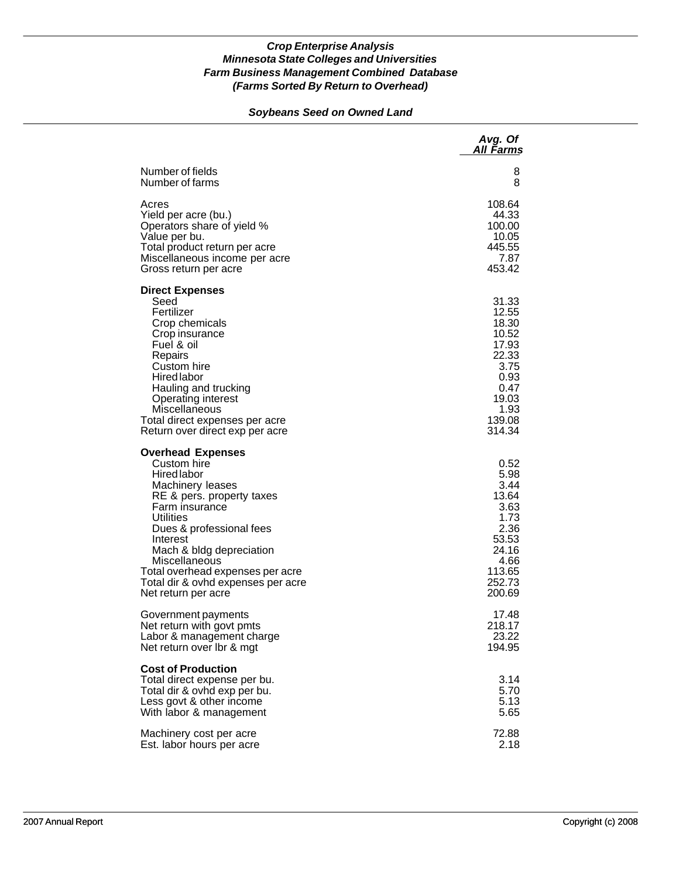***Crop Enterprise Analysis***
***Minnesota State Colleges and Universities***
***Farm Business Management Combined Database***
***(Farms Sorted By Return to Overhead)***

## *Soybeans Seed on Owned Land*

| | *Avg. Of All Farms* |
|---|---:|
| Number of fields | 8 |
| Number of farms | 8 |
| | |
| Acres | 108.64 |
| Yield per acre (bu.) | 44.33 |
| Operators share of yield % | 100.00 |
| Value per bu. | 10.05 |
| Total product return per acre | 445.55 |
| Miscellaneous income per acre | 7.87 |
| Gross return per acre | 453.42 |
| | |
| **Direct Expenses** | |
| Seed | 31.33 |
| Fertilizer | 12.55 |
| Crop chemicals | 18.30 |
| Crop insurance | 10.52 |
| Fuel & oil | 17.93 |
| Repairs | 22.33 |
| Custom hire | 3.75 |
| Hired labor | 0.93 |
| Hauling and trucking | 0.47 |
| Operating interest | 19.03 |
| Miscellaneous | 1.93 |
| Total direct expenses per acre | 139.08 |
| Return over direct exp per acre | 314.34 |
| | |
| **Overhead Expenses** | |
| Custom hire | 0.52 |
| Hired labor | 5.98 |
| Machinery leases | 3.44 |
| RE & pers. property taxes | 13.64 |
| Farm insurance | 3.63 |
| Utilities | 1.73 |
| Dues & professional fees | 2.36 |
| Interest | 53.53 |
| Mach & bldg depreciation | 24.16 |
| Miscellaneous | 4.66 |
| Total overhead expenses per acre | 113.65 |
| Total dir & ovhd expenses per acre | 252.73 |
| Net return per acre | 200.69 |
| | |
| Government payments | 17.48 |
| Net return with govt pmts | 218.17 |
| Labor & management charge | 23.22 |
| Net return over lbr & mgt | 194.95 |
| | |
| **Cost of Production** | |
| Total direct expense per bu. | 3.14 |
| Total dir & ovhd exp per bu. | 5.70 |
| Less govt & other income | 5.13 |
| With labor & management | 5.65 |
| | |
| Machinery cost per acre | 72.88 |
| Est. labor hours per acre | 2.18 |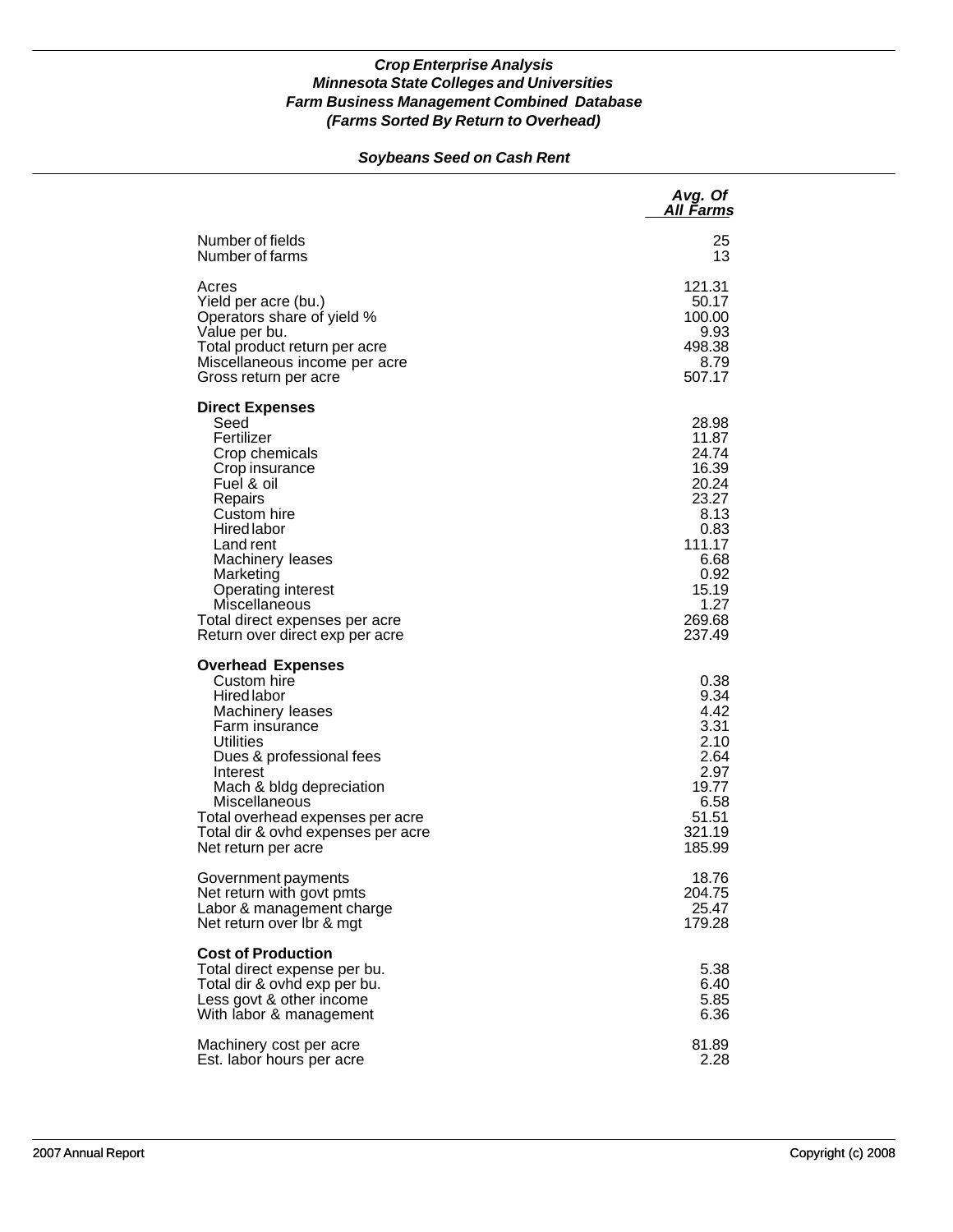***Crop Enterprise Analysis***
***Minnesota State Colleges and Universities***
***Farm Business Management Combined Database***
***(Farms Sorted By Return to Overhead)***

***Soybeans Seed on Cash Rent***

| | *Avg. Of All Farms* |
|---|---:|
| Number of fields | 25 |
| Number of farms | 13 |
| | |
| Acres | 121.31 |
| Yield per acre (bu.) | 50.17 |
| Operators share of yield % | 100.00 |
| Value per bu. | 9.93 |
| Total product return per acre | 498.38 |
| Miscellaneous income per acre | 8.79 |
| Gross return per acre | 507.17 |
| | |
| **Direct Expenses** | |
| Seed | 28.98 |
| Fertilizer | 11.87 |
| Crop chemicals | 24.74 |
| Crop insurance | 16.39 |
| Fuel & oil | 20.24 |
| Repairs | 23.27 |
| Custom hire | 8.13 |
| Hired labor | 0.83 |
| Land rent | 111.17 |
| Machinery leases | 6.68 |
| Marketing | 0.92 |
| Operating interest | 15.19 |
| Miscellaneous | 1.27 |
| Total direct expenses per acre | 269.68 |
| Return over direct exp per acre | 237.49 |
| | |
| **Overhead Expenses** | |
| Custom hire | 0.38 |
| Hired labor | 9.34 |
| Machinery leases | 4.42 |
| Farm insurance | 3.31 |
| Utilities | 2.10 |
| Dues & professional fees | 2.64 |
| Interest | 2.97 |
| Mach & bldg depreciation | 19.77 |
| Miscellaneous | 6.58 |
| Total overhead expenses per acre | 51.51 |
| Total dir & ovhd expenses per acre | 321.19 |
| Net return per acre | 185.99 |
| | |
| Government payments | 18.76 |
| Net return with govt pmts | 204.75 |
| Labor & management charge | 25.47 |
| Net return over lbr & mgt | 179.28 |
| | |
| **Cost of Production** | |
| Total direct expense per bu. | 5.38 |
| Total dir & ovhd exp per bu. | 6.40 |
| Less govt & other income | 5.85 |
| With labor & management | 6.36 |
| | |
| Machinery cost per acre | 81.89 |
| Est. labor hours per acre | 2.28 |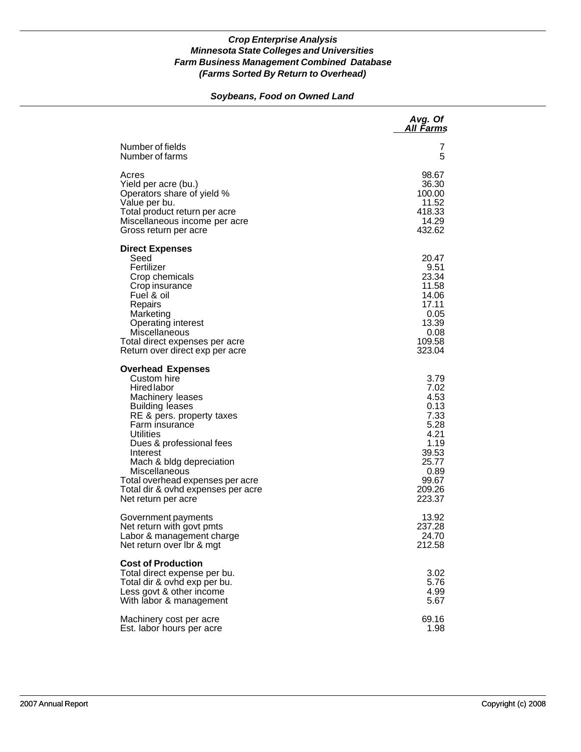***Crop Enterprise Analysis***
***Minnesota State Colleges and Universities***
***Farm Business Management Combined Database***
***(Farms Sorted By Return to Overhead)***

***Soybeans, Food on Owned Land***

| | *Avg. Of All Farms* |
|---|---|
| Number of fields | 7 |
| Number of farms | 5 |
| | |
| Acres | 98.67 |
| Yield per acre (bu.) | 36.30 |
| Operators share of yield % | 100.00 |
| Value per bu. | 11.52 |
| Total product return per acre | 418.33 |
| Miscellaneous income per acre | 14.29 |
| Gross return per acre | 432.62 |
| | |
| **Direct Expenses** | |
| Seed | 20.47 |
| Fertilizer | 9.51 |
| Crop chemicals | 23.34 |
| Crop insurance | 11.58 |
| Fuel & oil | 14.06 |
| Repairs | 17.11 |
| Marketing | 0.05 |
| Operating interest | 13.39 |
| Miscellaneous | 0.08 |
| Total direct expenses per acre | 109.58 |
| Return over direct exp per acre | 323.04 |
| | |
| **Overhead Expenses** | |
| Custom hire | 3.79 |
| Hired labor | 7.02 |
| Machinery leases | 4.53 |
| Building leases | 0.13 |
| RE & pers. property taxes | 7.33 |
| Farm insurance | 5.28 |
| Utilities | 4.21 |
| Dues & professional fees | 1.19 |
| Interest | 39.53 |
| Mach & bldg depreciation | 25.77 |
| Miscellaneous | 0.89 |
| Total overhead expenses per acre | 99.67 |
| Total dir & ovhd expenses per acre | 209.26 |
| Net return per acre | 223.37 |
| | |
| Government payments | 13.92 |
| Net return with govt pmts | 237.28 |
| Labor & management charge | 24.70 |
| Net return over lbr & mgt | 212.58 |
| | |
| **Cost of Production** | |
| Total direct expense per bu. | 3.02 |
| Total dir & ovhd exp per bu. | 5.76 |
| Less govt & other income | 4.99 |
| With labor & management | 5.67 |
| | |
| Machinery cost per acre | 69.16 |
| Est. labor hours per acre | 1.98 |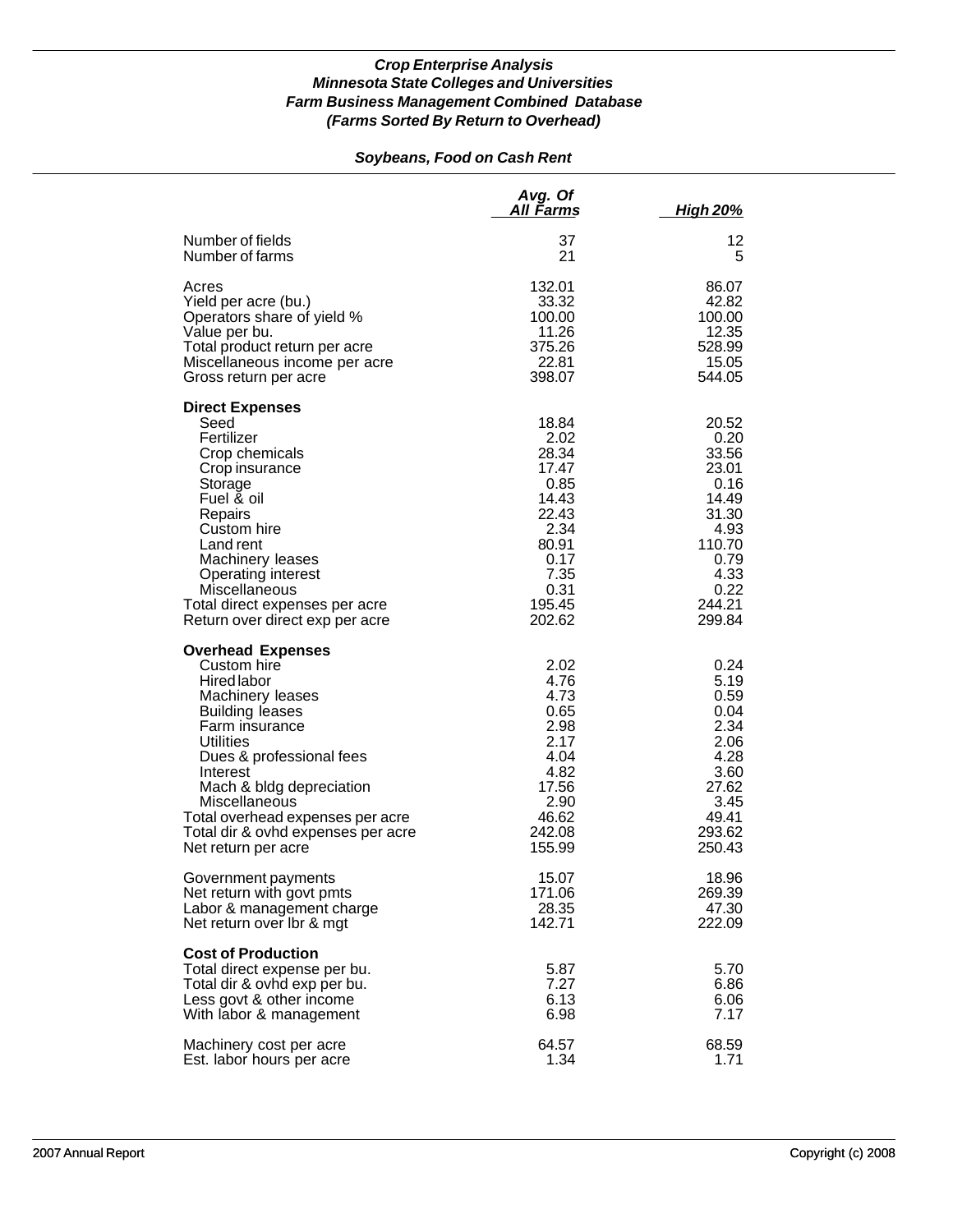***Crop Enterprise Analysis***
***Minnesota State Colleges and Universities***
***Farm Business Management Combined Database***
***(Farms Sorted By Return to Overhead)***

***Soybeans, Food on Cash Rent***

| | Avg. Of All Farms | High 20% |
|---|---:|---:|
| Number of fields | 37 | 12 |
| Number of farms | 21 | 5 |
| Acres | 132.01 | 86.07 |
| Yield per acre (bu.) | 33.32 | 42.82 |
| Operators share of yield % | 100.00 | 100.00 |
| Value per bu. | 11.26 | 12.35 |
| Total product return per acre | 375.26 | 528.99 |
| Miscellaneous income per acre | 22.81 | 15.05 |
| Gross return per acre | 398.07 | 544.05 |
| **Direct Expenses** | | |
| Seed | 18.84 | 20.52 |
| Fertilizer | 2.02 | 0.20 |
| Crop chemicals | 28.34 | 33.56 |
| Crop insurance | 17.47 | 23.01 |
| Storage | 0.85 | 0.16 |
| Fuel & oil | 14.43 | 14.49 |
| Repairs | 22.43 | 31.30 |
| Custom hire | 2.34 | 4.93 |
| Land rent | 80.91 | 110.70 |
| Machinery leases | 0.17 | 0.79 |
| Operating interest | 7.35 | 4.33 |
| Miscellaneous | 0.31 | 0.22 |
| Total direct expenses per acre | 195.45 | 244.21 |
| Return over direct exp per acre | 202.62 | 299.84 |
| **Overhead Expenses** | | |
| Custom hire | 2.02 | 0.24 |
| Hired labor | 4.76 | 5.19 |
| Machinery leases | 4.73 | 0.59 |
| Building leases | 0.65 | 0.04 |
| Farm insurance | 2.98 | 2.34 |
| Utilities | 2.17 | 2.06 |
| Dues & professional fees | 4.04 | 4.28 |
| Interest | 4.82 | 3.60 |
| Mach & bldg depreciation | 17.56 | 27.62 |
| Miscellaneous | 2.90 | 3.45 |
| Total overhead expenses per acre | 46.62 | 49.41 |
| Total dir & ovhd expenses per acre | 242.08 | 293.62 |
| Net return per acre | 155.99 | 250.43 |
| Government payments | 15.07 | 18.96 |
| Net return with govt pmts | 171.06 | 269.39 |
| Labor & management charge | 28.35 | 47.30 |
| Net return over lbr & mgt | 142.71 | 222.09 |
| **Cost of Production** | | |
| Total direct expense per bu. | 5.87 | 5.70 |
| Total dir & ovhd exp per bu. | 7.27 | 6.86 |
| Less govt & other income | 6.13 | 6.06 |
| With labor & management | 6.98 | 7.17 |
| Machinery cost per acre | 64.57 | 68.59 |
| Est. labor hours per acre | 1.34 | 1.71 |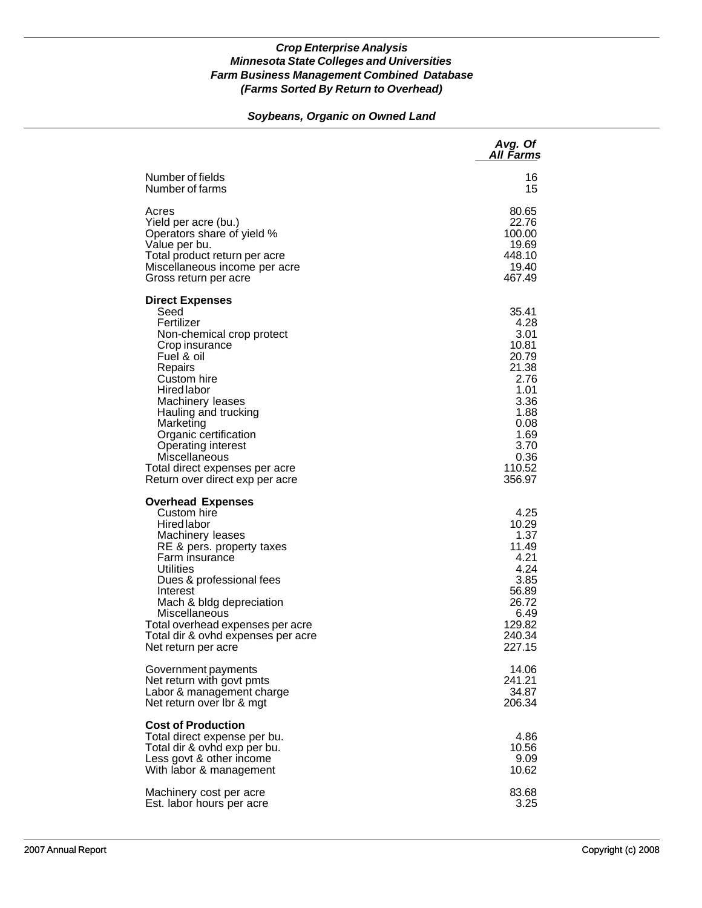### *Crop Enterprise Analysis*
### *Minnesota State Colleges and Universities*
### *Farm Business Management Combined Database*
### *(Farms Sorted By Return to Overhead)*

## *Soybeans, Organic on Owned Land*

| | *Avg. Of All Farms* |
|---|---:|
| Number of fields | 16 |
| Number of farms | 15 |
| | |
| Acres | 80.65 |
| Yield per acre (bu.) | 22.76 |
| Operators share of yield % | 100.00 |
| Value per bu. | 19.69 |
| Total product return per acre | 448.10 |
| Miscellaneous income per acre | 19.40 |
| Gross return per acre | 467.49 |
| | |
| **Direct Expenses** | |
| Seed | 35.41 |
| Fertilizer | 4.28 |
| Non-chemical crop protect | 3.01 |
| Crop insurance | 10.81 |
| Fuel & oil | 20.79 |
| Repairs | 21.38 |
| Custom hire | 2.76 |
| Hired labor | 1.01 |
| Machinery leases | 3.36 |
| Hauling and trucking | 1.88 |
| Marketing | 0.08 |
| Organic certification | 1.69 |
| Operating interest | 3.70 |
| Miscellaneous | 0.36 |
| Total direct expenses per acre | 110.52 |
| Return over direct exp per acre | 356.97 |
| | |
| **Overhead Expenses** | |
| Custom hire | 4.25 |
| Hired labor | 10.29 |
| Machinery leases | 1.37 |
| RE & pers. property taxes | 11.49 |
| Farm insurance | 4.21 |
| Utilities | 4.24 |
| Dues & professional fees | 3.85 |
| Interest | 56.89 |
| Mach & bldg depreciation | 26.72 |
| Miscellaneous | 6.49 |
| Total overhead expenses per acre | 129.82 |
| Total dir & ovhd expenses per acre | 240.34 |
| Net return per acre | 227.15 |
| | |
| Government payments | 14.06 |
| Net return with govt pmts | 241.21 |
| Labor & management charge | 34.87 |
| Net return over lbr & mgt | 206.34 |
| | |
| **Cost of Production** | |
| Total direct expense per bu. | 4.86 |
| Total dir & ovhd exp per bu. | 10.56 |
| Less govt & other income | 9.09 |
| With labor & management | 10.62 |
| | |
| Machinery cost per acre | 83.68 |
| Est. labor hours per acre | 3.25 |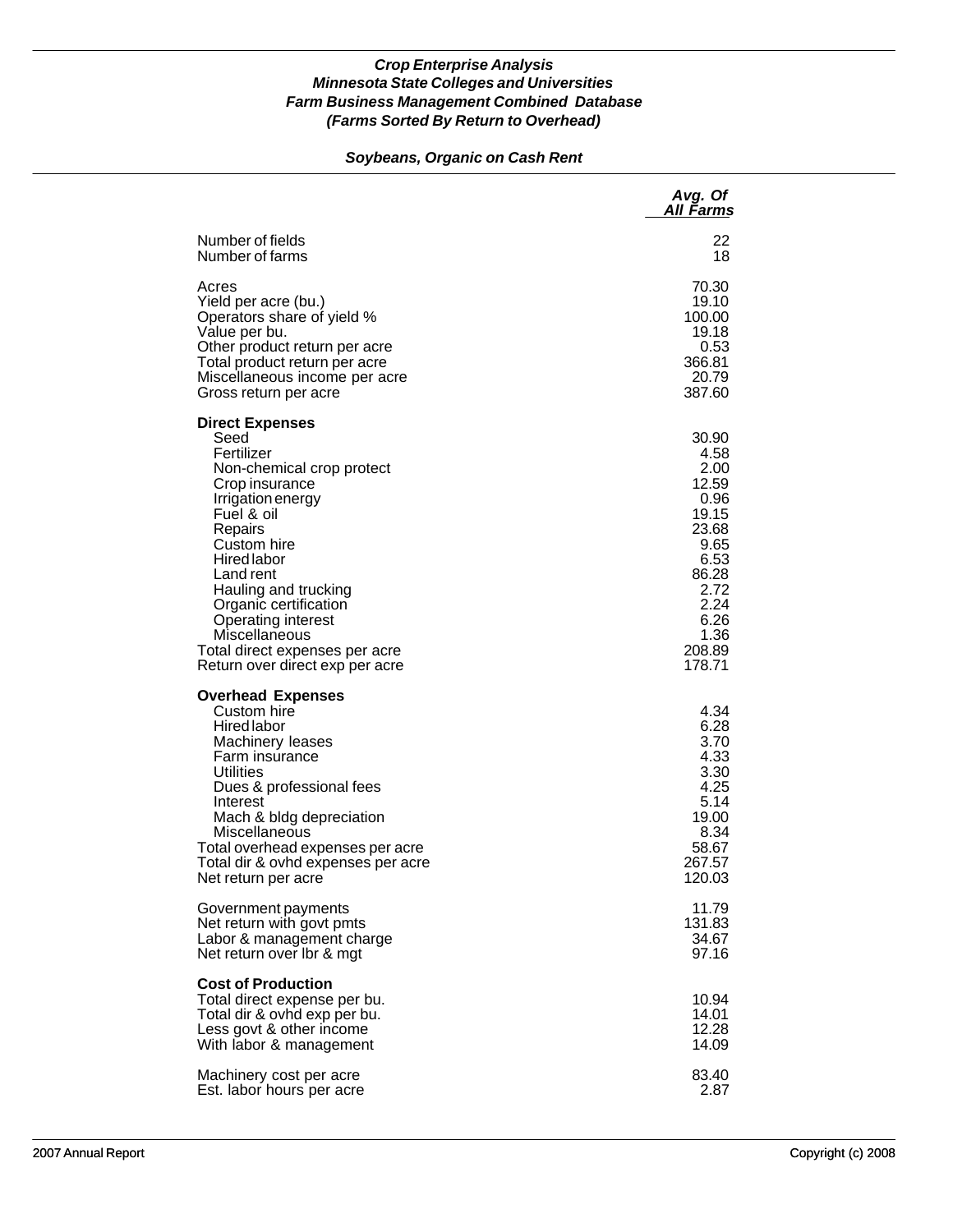***Crop Enterprise Analysis***
***Minnesota State Colleges and Universities***
***Farm Business Management Combined Database***
***(Farms Sorted By Return to Overhead)***

***Soybeans, Organic on Cash Rent***

| | *Avg. Of All Farms* |
|---|---|
| Number of fields | 22 |
| Number of farms | 18 |
| | |
| Acres | 70.30 |
| Yield per acre (bu.) | 19.10 |
| Operators share of yield % | 100.00 |
| Value per bu. | 19.18 |
| Other product return per acre | 0.53 |
| Total product return per acre | 366.81 |
| Miscellaneous income per acre | 20.79 |
| Gross return per acre | 387.60 |
| | |
| **Direct Expenses** | |
| Seed | 30.90 |
| Fertilizer | 4.58 |
| Non-chemical crop protect | 2.00 |
| Crop insurance | 12.59 |
| Irrigation energy | 0.96 |
| Fuel & oil | 19.15 |
| Repairs | 23.68 |
| Custom hire | 9.65 |
| Hired labor | 6.53 |
| Land rent | 86.28 |
| Hauling and trucking | 2.72 |
| Organic certification | 2.24 |
| Operating interest | 6.26 |
| Miscellaneous | 1.36 |
| Total direct expenses per acre | 208.89 |
| Return over direct exp per acre | 178.71 |
| | |
| **Overhead Expenses** | |
| Custom hire | 4.34 |
| Hired labor | 6.28 |
| Machinery leases | 3.70 |
| Farm insurance | 4.33 |
| Utilities | 3.30 |
| Dues & professional fees | 4.25 |
| Interest | 5.14 |
| Mach & bldg depreciation | 19.00 |
| Miscellaneous | 8.34 |
| Total overhead expenses per acre | 58.67 |
| Total dir & ovhd expenses per acre | 267.57 |
| Net return per acre | 120.03 |
| | |
| Government payments | 11.79 |
| Net return with govt pmts | 131.83 |
| Labor & management charge | 34.67 |
| Net return over lbr & mgt | 97.16 |
| | |
| **Cost of Production** | |
| Total direct expense per bu. | 10.94 |
| Total dir & ovhd exp per bu. | 14.01 |
| Less govt & other income | 12.28 |
| With labor & management | 14.09 |
| | |
| Machinery cost per acre | 83.40 |
| Est. labor hours per acre | 2.87 |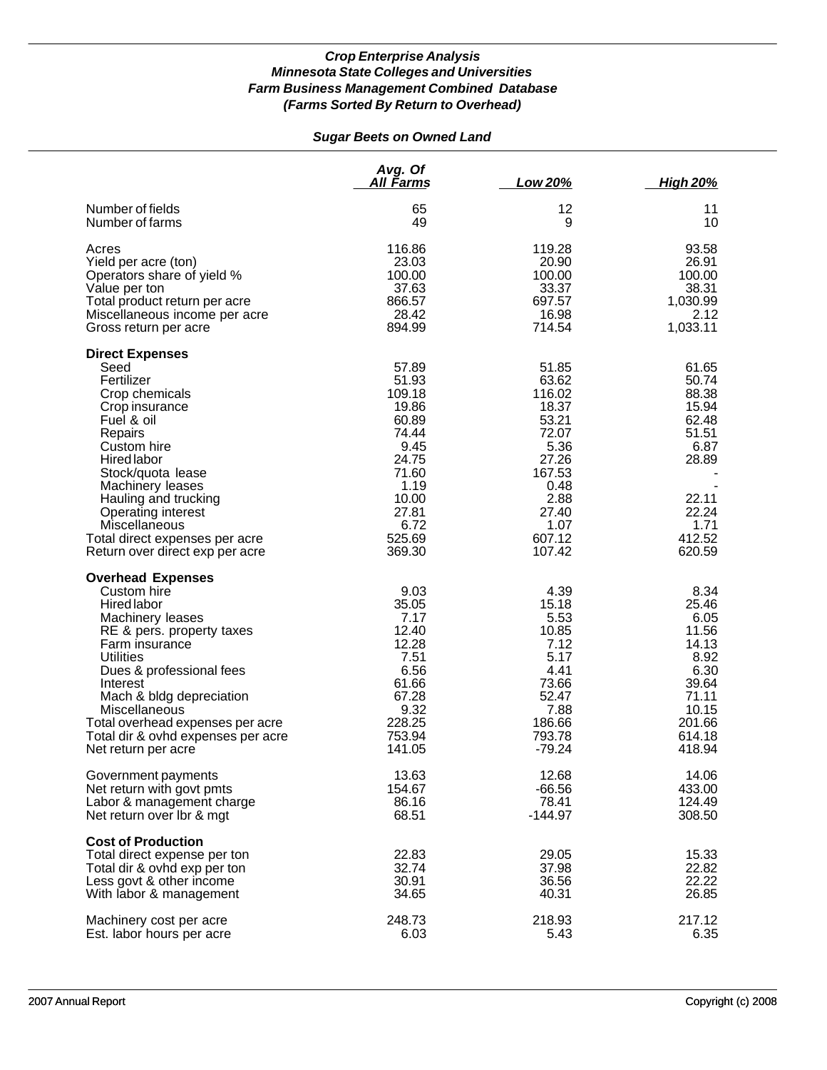***Crop Enterprise Analysis***
***Minnesota State Colleges and Universities***
***Farm Business Management Combined Database***
***(Farms Sorted By Return to Overhead)***

***Sugar Beets on Owned Land***

| | Avg. Of All Farms | Low 20% | High 20% |
|---|---|---|---|
| Number of fields | 65 | 12 | 11 |
| Number of farms | 49 | 9 | 10 |
| Acres | 116.86 | 119.28 | 93.58 |
| Yield per acre (ton) | 23.03 | 20.90 | 26.91 |
| Operators share of yield % | 100.00 | 100.00 | 100.00 |
| Value per ton | 37.63 | 33.37 | 38.31 |
| Total product return per acre | 866.57 | 697.57 | 1,030.99 |
| Miscellaneous income per acre | 28.42 | 16.98 | 2.12 |
| Gross return per acre | 894.99 | 714.54 | 1,033.11 |
| **Direct Expenses** | | | |
| Seed | 57.89 | 51.85 | 61.65 |
| Fertilizer | 51.93 | 63.62 | 50.74 |
| Crop chemicals | 109.18 | 116.02 | 88.38 |
| Crop insurance | 19.86 | 18.37 | 15.94 |
| Fuel & oil | 60.89 | 53.21 | 62.48 |
| Repairs | 74.44 | 72.07 | 51.51 |
| Custom hire | 9.45 | 5.36 | 6.87 |
| Hired labor | 24.75 | 27.26 | 28.89 |
| Stock/quota lease | 71.60 | 167.53 | - |
| Machinery leases | 1.19 | 0.48 | - |
| Hauling and trucking | 10.00 | 2.88 | 22.11 |
| Operating interest | 27.81 | 27.40 | 22.24 |
| Miscellaneous | 6.72 | 1.07 | 1.71 |
| Total direct expenses per acre | 525.69 | 607.12 | 412.52 |
| Return over direct exp per acre | 369.30 | 107.42 | 620.59 |
| **Overhead Expenses** | | | |
| Custom hire | 9.03 | 4.39 | 8.34 |
| Hired labor | 35.05 | 15.18 | 25.46 |
| Machinery leases | 7.17 | 5.53 | 6.05 |
| RE & pers. property taxes | 12.40 | 10.85 | 11.56 |
| Farm insurance | 12.28 | 7.12 | 14.13 |
| Utilities | 7.51 | 5.17 | 8.92 |
| Dues & professional fees | 6.56 | 4.41 | 6.30 |
| Interest | 61.66 | 73.66 | 39.64 |
| Mach & bldg depreciation | 67.28 | 52.47 | 71.11 |
| Miscellaneous | 9.32 | 7.88 | 10.15 |
| Total overhead expenses per acre | 228.25 | 186.66 | 201.66 |
| Total dir & ovhd expenses per acre | 753.94 | 793.78 | 614.18 |
| Net return per acre | 141.05 | -79.24 | 418.94 |
| Government payments | 13.63 | 12.68 | 14.06 |
| Net return with govt pmts | 154.67 | -66.56 | 433.00 |
| Labor & management charge | 86.16 | 78.41 | 124.49 |
| Net return over lbr & mgt | 68.51 | -144.97 | 308.50 |
| **Cost of Production** | | | |
| Total direct expense per ton | 22.83 | 29.05 | 15.33 |
| Total dir & ovhd exp per ton | 32.74 | 37.98 | 22.82 |
| Less govt & other income | 30.91 | 36.56 | 22.22 |
| With labor & management | 34.65 | 40.31 | 26.85 |
| Machinery cost per acre | 248.73 | 218.93 | 217.12 |
| Est. labor hours per acre | 6.03 | 5.43 | 6.35 |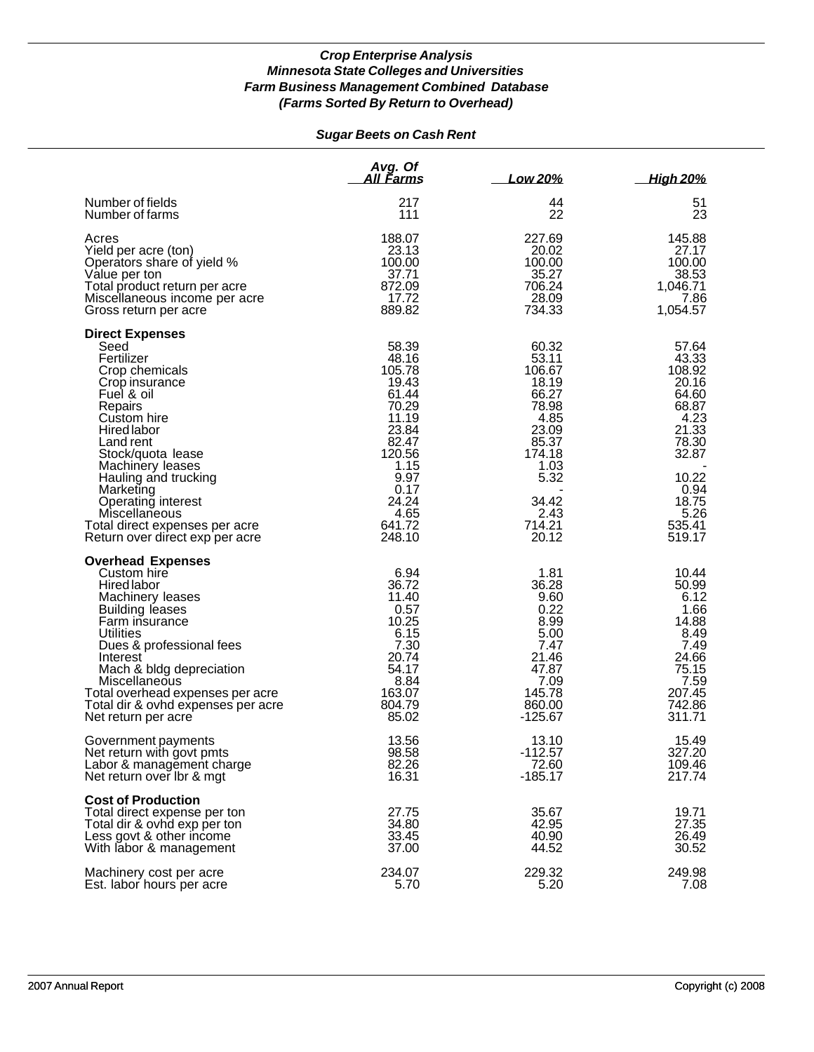***Crop Enterprise Analysis***
***Minnesota State Colleges and Universities***
***Farm Business Management Combined Database***
***(Farms Sorted By Return to Overhead)***

***Sugar Beets on Cash Rent***

| | Avg. Of All Farms | Low 20% | High 20% |
|---|---|---|---|
| Number of fields | 217 | 44 | 51 |
| Number of farms | 111 | 22 | 23 |
| Acres | 188.07 | 227.69 | 145.88 |
| Yield per acre (ton) | 23.13 | 20.02 | 27.17 |
| Operators share of yield % | 100.00 | 100.00 | 100.00 |
| Value per ton | 37.71 | 35.27 | 38.53 |
| Total product return per acre | 872.09 | 706.24 | 1,046.71 |
| Miscellaneous income per acre | 17.72 | 28.09 | 7.86 |
| Gross return per acre | 889.82 | 734.33 | 1,054.57 |
| **Direct Expenses** | | | |
| Seed | 58.39 | 60.32 | 57.64 |
| Fertilizer | 48.16 | 53.11 | 43.33 |
| Crop chemicals | 105.78 | 106.67 | 108.92 |
| Crop insurance | 19.43 | 18.19 | 20.16 |
| Fuel & oil | 61.44 | 66.27 | 64.60 |
| Repairs | 70.29 | 78.98 | 68.87 |
| Custom hire | 11.19 | 4.85 | 4.23 |
| Hired labor | 23.84 | 23.09 | 21.33 |
| Land rent | 82.47 | 85.37 | 78.30 |
| Stock/quota lease | 120.56 | 174.18 | 32.87 |
| Machinery leases | 1.15 | 1.03 | - |
| Hauling and trucking | 9.97 | 5.32 | 10.22 |
| Marketing | 0.17 | - | 0.94 |
| Operating interest | 24.24 | 34.42 | 18.75 |
| Miscellaneous | 4.65 | 2.43 | 5.26 |
| Total direct expenses per acre | 641.72 | 714.21 | 535.41 |
| Return over direct exp per acre | 248.10 | 20.12 | 519.17 |
| **Overhead Expenses** | | | |
| Custom hire | 6.94 | 1.81 | 10.44 |
| Hired labor | 36.72 | 36.28 | 50.99 |
| Machinery leases | 11.40 | 9.60 | 6.12 |
| Building leases | 0.57 | 0.22 | 1.66 |
| Farm insurance | 10.25 | 8.99 | 14.88 |
| Utilities | 6.15 | 5.00 | 8.49 |
| Dues & professional fees | 7.30 | 7.47 | 7.49 |
| Interest | 20.74 | 21.46 | 24.66 |
| Mach & bldg depreciation | 54.17 | 47.87 | 75.15 |
| Miscellaneous | 8.84 | 7.09 | 7.59 |
| Total overhead expenses per acre | 163.07 | 145.78 | 207.45 |
| Total dir & ovhd expenses per acre | 804.79 | 860.00 | 742.86 |
| Net return per acre | 85.02 | -125.67 | 311.71 |
| Government payments | 13.56 | 13.10 | 15.49 |
| Net return with govt pmts | 98.58 | -112.57 | 327.20 |
| Labor & management charge | 82.26 | 72.60 | 109.46 |
| Net return over lbr & mgt | 16.31 | -185.17 | 217.74 |
| **Cost of Production** | | | |
| Total direct expense per ton | 27.75 | 35.67 | 19.71 |
| Total dir & ovhd exp per ton | 34.80 | 42.95 | 27.35 |
| Less govt & other income | 33.45 | 40.90 | 26.49 |
| With labor & management | 37.00 | 44.52 | 30.52 |
| Machinery cost per acre | 234.07 | 229.32 | 249.98 |
| Est. labor hours per acre | 5.70 | 5.20 | 7.08 |

2007 Annual Report — Copyright (c) 2008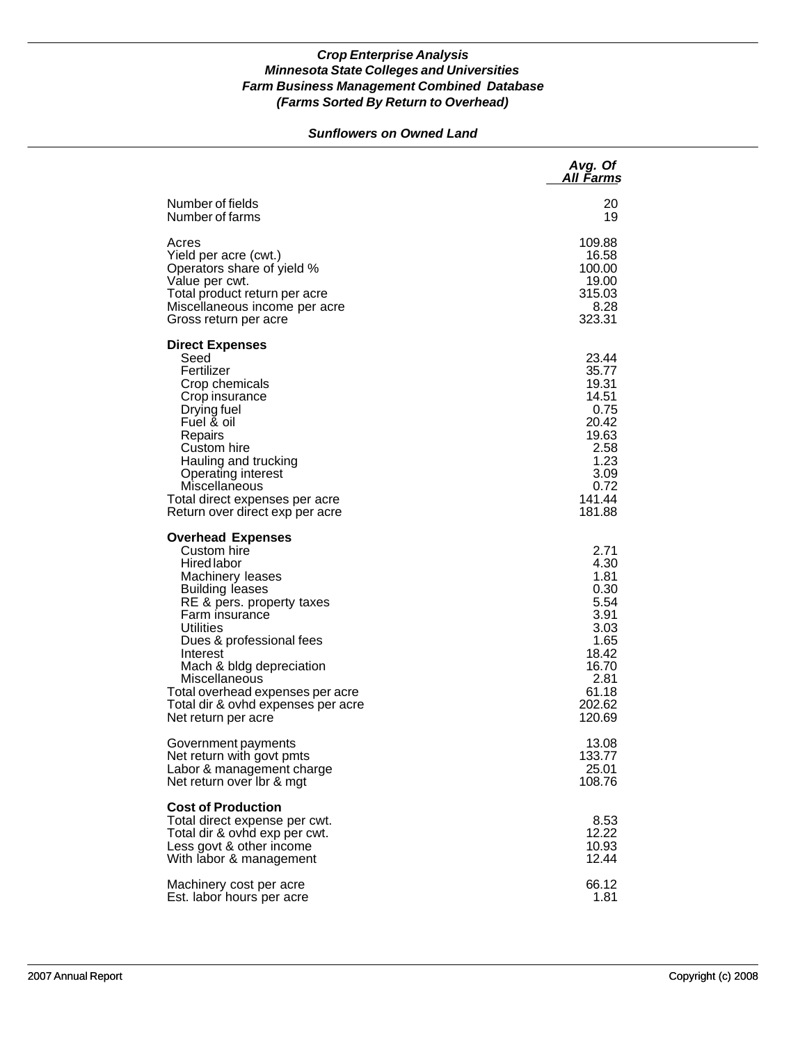### *Crop Enterprise Analysis*
### *Minnesota State Colleges and Universities*
### *Farm Business Management Combined Database*
### *(Farms Sorted By Return to Overhead)*

#### *Sunflowers on Owned Land*

| | *Avg. Of All Farms* |
|---|---|
| Number of fields | 20 |
| Number of farms | 19 |
| | |
| Acres | 109.88 |
| Yield per acre (cwt.) | 16.58 |
| Operators share of yield % | 100.00 |
| Value per cwt. | 19.00 |
| Total product return per acre | 315.03 |
| Miscellaneous income per acre | 8.28 |
| Gross return per acre | 323.31 |
| | |
| **Direct Expenses** | |
| Seed | 23.44 |
| Fertilizer | 35.77 |
| Crop chemicals | 19.31 |
| Crop insurance | 14.51 |
| Drying fuel | 0.75 |
| Fuel & oil | 20.42 |
| Repairs | 19.63 |
| Custom hire | 2.58 |
| Hauling and trucking | 1.23 |
| Operating interest | 3.09 |
| Miscellaneous | 0.72 |
| Total direct expenses per acre | 141.44 |
| Return over direct exp per acre | 181.88 |
| | |
| **Overhead Expenses** | |
| Custom hire | 2.71 |
| Hired labor | 4.30 |
| Machinery leases | 1.81 |
| Building leases | 0.30 |
| RE & pers. property taxes | 5.54 |
| Farm insurance | 3.91 |
| Utilities | 3.03 |
| Dues & professional fees | 1.65 |
| Interest | 18.42 |
| Mach & bldg depreciation | 16.70 |
| Miscellaneous | 2.81 |
| Total overhead expenses per acre | 61.18 |
| Total dir & ovhd expenses per acre | 202.62 |
| Net return per acre | 120.69 |
| | |
| Government payments | 13.08 |
| Net return with govt pmts | 133.77 |
| Labor & management charge | 25.01 |
| Net return over lbr & mgt | 108.76 |
| | |
| **Cost of Production** | |
| Total direct expense per cwt. | 8.53 |
| Total dir & ovhd exp per cwt. | 12.22 |
| Less govt & other income | 10.93 |
| With labor & management | 12.44 |
| | |
| Machinery cost per acre | 66.12 |
| Est. labor hours per acre | 1.81 |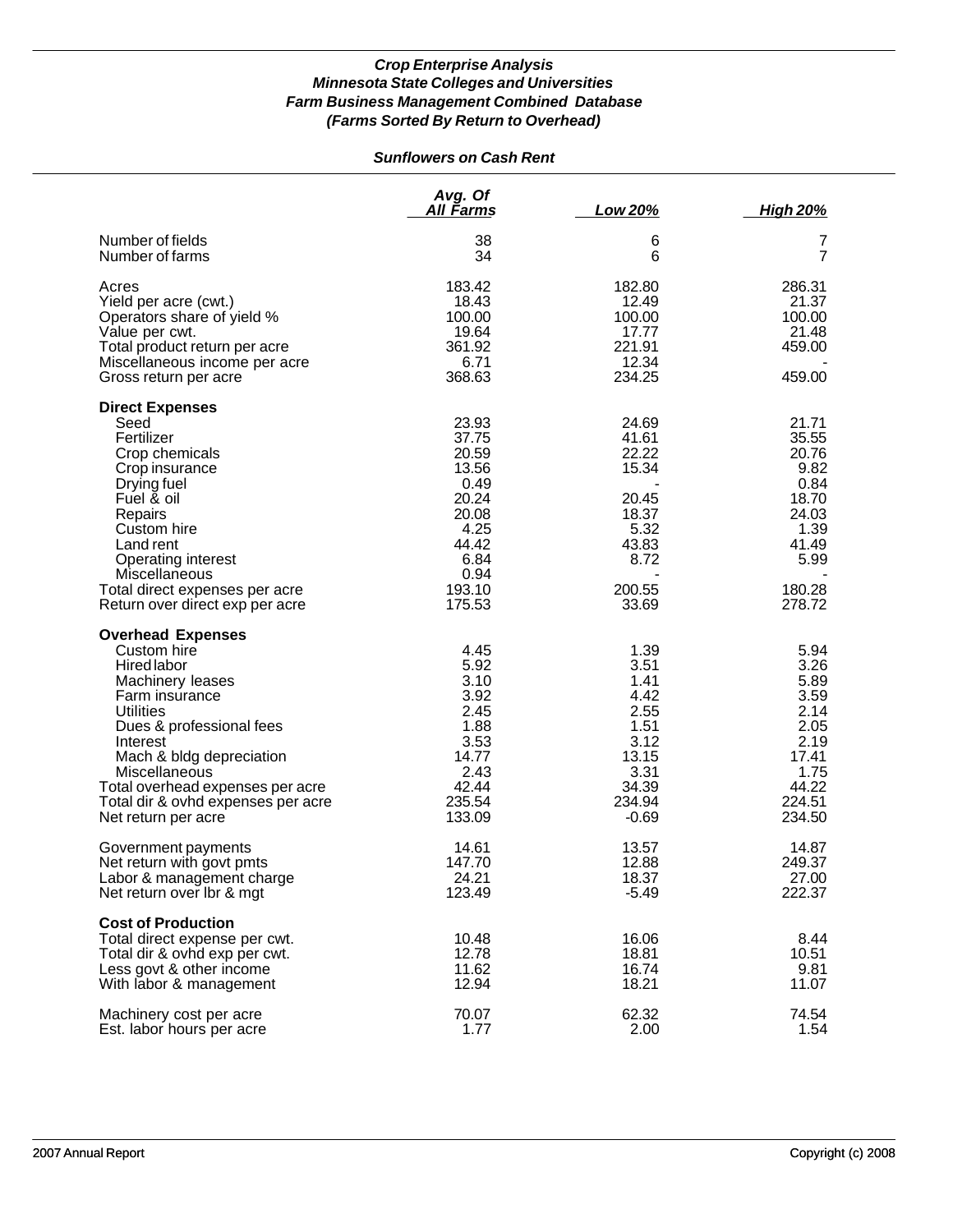### *Crop Enterprise Analysis*
### *Minnesota State Colleges and Universities*
### *Farm Business Management Combined Database*
### *(Farms Sorted By Return to Overhead)*

#### *Sunflowers on Cash Rent*

| | Avg. Of All Farms | Low 20% | High 20% |
|---|---|---|---|
| Number of fields | 38 | 6 | 7 |
| Number of farms | 34 | 6 | 7 |
| | | | |
| Acres | 183.42 | 182.80 | 286.31 |
| Yield per acre (cwt.) | 18.43 | 12.49 | 21.37 |
| Operators share of yield % | 100.00 | 100.00 | 100.00 |
| Value per cwt. | 19.64 | 17.77 | 21.48 |
| Total product return per acre | 361.92 | 221.91 | 459.00 |
| Miscellaneous income per acre | 6.71 | 12.34 | - |
| Gross return per acre | 368.63 | 234.25 | 459.00 |
| | | | |
| **Direct Expenses** | | | |
| Seed | 23.93 | 24.69 | 21.71 |
| Fertilizer | 37.75 | 41.61 | 35.55 |
| Crop chemicals | 20.59 | 22.22 | 20.76 |
| Crop insurance | 13.56 | 15.34 | 9.82 |
| Drying fuel | 0.49 | - | 0.84 |
| Fuel & oil | 20.24 | 20.45 | 18.70 |
| Repairs | 20.08 | 18.37 | 24.03 |
| Custom hire | 4.25 | 5.32 | 1.39 |
| Land rent | 44.42 | 43.83 | 41.49 |
| Operating interest | 6.84 | 8.72 | 5.99 |
| Miscellaneous | 0.94 | - | - |
| Total direct expenses per acre | 193.10 | 200.55 | 180.28 |
| Return over direct exp per acre | 175.53 | 33.69 | 278.72 |
| | | | |
| **Overhead Expenses** | | | |
| Custom hire | 4.45 | 1.39 | 5.94 |
| Hired labor | 5.92 | 3.51 | 3.26 |
| Machinery leases | 3.10 | 1.41 | 5.89 |
| Farm insurance | 3.92 | 4.42 | 3.59 |
| Utilities | 2.45 | 2.55 | 2.14 |
| Dues & professional fees | 1.88 | 1.51 | 2.05 |
| Interest | 3.53 | 3.12 | 2.19 |
| Mach & bldg depreciation | 14.77 | 13.15 | 17.41 |
| Miscellaneous | 2.43 | 3.31 | 1.75 |
| Total overhead expenses per acre | 42.44 | 34.39 | 44.22 |
| Total dir & ovhd expenses per acre | 235.54 | 234.94 | 224.51 |
| Net return per acre | 133.09 | -0.69 | 234.50 |
| | | | |
| Government payments | 14.61 | 13.57 | 14.87 |
| Net return with govt pmts | 147.70 | 12.88 | 249.37 |
| Labor & management charge | 24.21 | 18.37 | 27.00 |
| Net return over lbr & mgt | 123.49 | -5.49 | 222.37 |
| | | | |
| **Cost of Production** | | | |
| Total direct expense per cwt. | 10.48 | 16.06 | 8.44 |
| Total dir & ovhd exp per cwt. | 12.78 | 18.81 | 10.51 |
| Less govt & other income | 11.62 | 16.74 | 9.81 |
| With labor & management | 12.94 | 18.21 | 11.07 |
| | | | |
| Machinery cost per acre | 70.07 | 62.32 | 74.54 |
| Est. labor hours per acre | 1.77 | 2.00 | 1.54 |

2007 Annual Report Copyright (c) 2008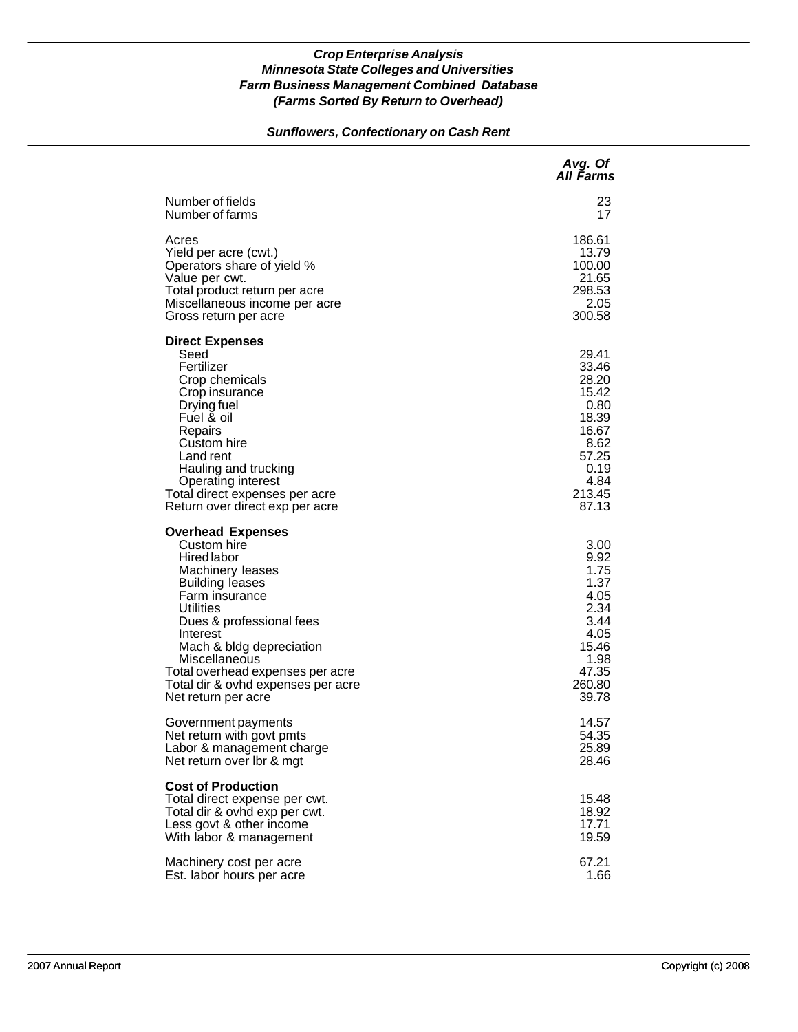***Crop Enterprise Analysis***
***Minnesota State Colleges and Universities***
***Farm Business Management Combined Database***
***(Farms Sorted By Return to Overhead)***

***Sunflowers, Confectionary on Cash Rent***

| | *Avg. Of All Farms* |
|---|---:|
| Number of fields | 23 |
| Number of farms | 17 |
| | |
| Acres | 186.61 |
| Yield per acre (cwt.) | 13.79 |
| Operators share of yield % | 100.00 |
| Value per cwt. | 21.65 |
| Total product return per acre | 298.53 |
| Miscellaneous income per acre | 2.05 |
| Gross return per acre | 300.58 |
| | |
| **Direct Expenses** | |
| Seed | 29.41 |
| Fertilizer | 33.46 |
| Crop chemicals | 28.20 |
| Crop insurance | 15.42 |
| Drying fuel | 0.80 |
| Fuel & oil | 18.39 |
| Repairs | 16.67 |
| Custom hire | 8.62 |
| Land rent | 57.25 |
| Hauling and trucking | 0.19 |
| Operating interest | 4.84 |
| Total direct expenses per acre | 213.45 |
| Return over direct exp per acre | 87.13 |
| | |
| **Overhead Expenses** | |
| Custom hire | 3.00 |
| Hired labor | 9.92 |
| Machinery leases | 1.75 |
| Building leases | 1.37 |
| Farm insurance | 4.05 |
| Utilities | 2.34 |
| Dues & professional fees | 3.44 |
| Interest | 4.05 |
| Mach & bldg depreciation | 15.46 |
| Miscellaneous | 1.98 |
| Total overhead expenses per acre | 47.35 |
| Total dir & ovhd expenses per acre | 260.80 |
| Net return per acre | 39.78 |
| | |
| Government payments | 14.57 |
| Net return with govt pmts | 54.35 |
| Labor & management charge | 25.89 |
| Net return over lbr & mgt | 28.46 |
| | |
| **Cost of Production** | |
| Total direct expense per cwt. | 15.48 |
| Total dir & ovhd exp per cwt. | 18.92 |
| Less govt & other income | 17.71 |
| With labor & management | 19.59 |
| | |
| Machinery cost per acre | 67.21 |
| Est. labor hours per acre | 1.66 |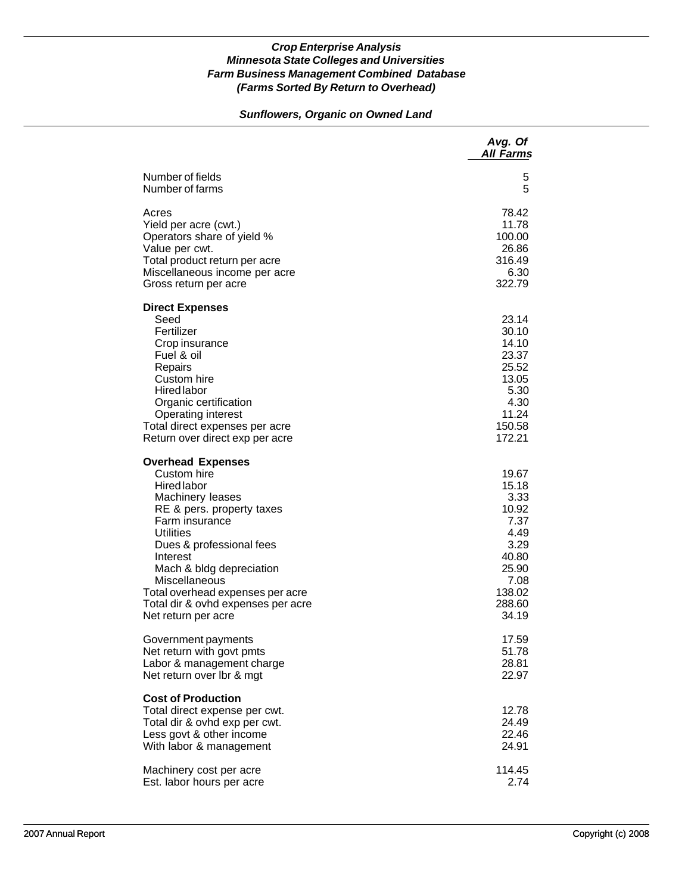*Crop Enterprise Analysis*
*Minnesota State Colleges and Universities*
*Farm Business Management Combined Database*
*(Farms Sorted By Return to Overhead)*

***Sunflowers, Organic on Owned Land***

| | *Avg. Of All Farms* |
|---|---|
| Number of fields | 5 |
| Number of farms | 5 |
| | |
| Acres | 78.42 |
| Yield per acre (cwt.) | 11.78 |
| Operators share of yield % | 100.00 |
| Value per cwt. | 26.86 |
| Total product return per acre | 316.49 |
| Miscellaneous income per acre | 6.30 |
| Gross return per acre | 322.79 |
| | |
| **Direct Expenses** | |
| Seed | 23.14 |
| Fertilizer | 30.10 |
| Crop insurance | 14.10 |
| Fuel & oil | 23.37 |
| Repairs | 25.52 |
| Custom hire | 13.05 |
| Hired labor | 5.30 |
| Organic certification | 4.30 |
| Operating interest | 11.24 |
| Total direct expenses per acre | 150.58 |
| Return over direct exp per acre | 172.21 |
| | |
| **Overhead Expenses** | |
| Custom hire | 19.67 |
| Hired labor | 15.18 |
| Machinery leases | 3.33 |
| RE & pers. property taxes | 10.92 |
| Farm insurance | 7.37 |
| Utilities | 4.49 |
| Dues & professional fees | 3.29 |
| Interest | 40.80 |
| Mach & bldg depreciation | 25.90 |
| Miscellaneous | 7.08 |
| Total overhead expenses per acre | 138.02 |
| Total dir & ovhd expenses per acre | 288.60 |
| Net return per acre | 34.19 |
| | |
| Government payments | 17.59 |
| Net return with govt pmts | 51.78 |
| Labor & management charge | 28.81 |
| Net return over lbr & mgt | 22.97 |
| | |
| **Cost of Production** | |
| Total direct expense per cwt. | 12.78 |
| Total dir & ovhd exp per cwt. | 24.49 |
| Less govt & other income | 22.46 |
| With labor & management | 24.91 |
| | |
| Machinery cost per acre | 114.45 |
| Est. labor hours per acre | 2.74 |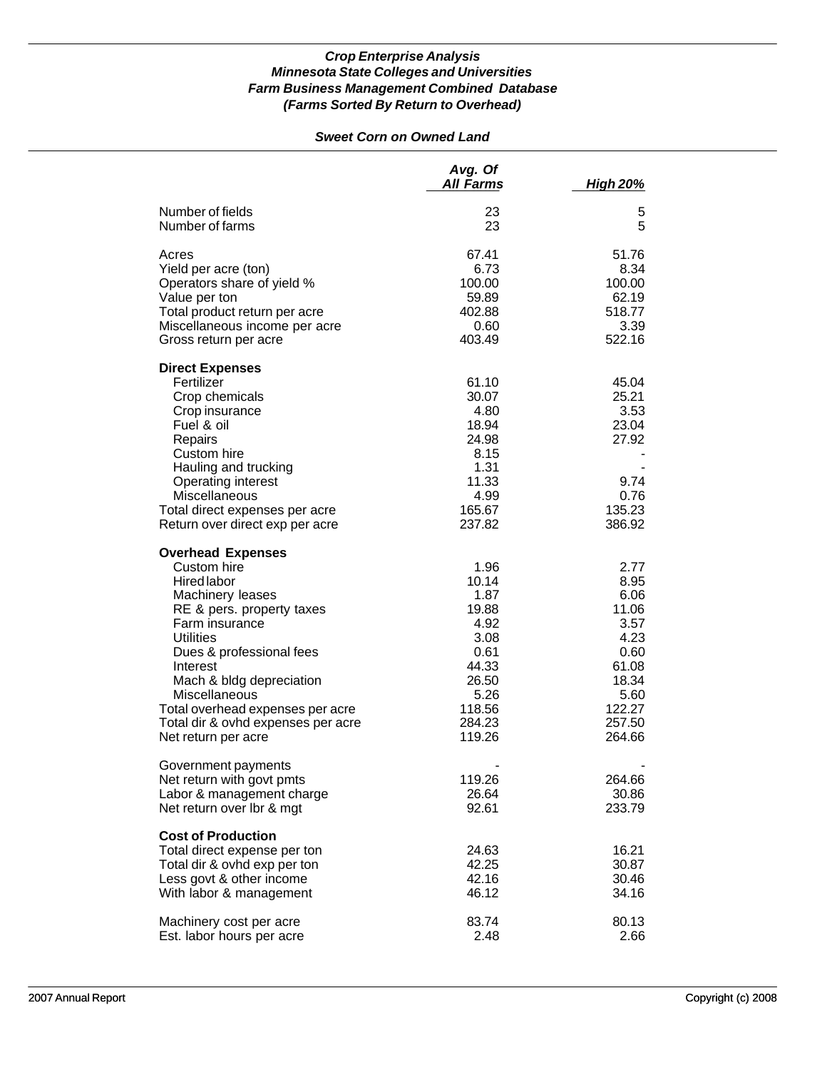***Crop Enterprise Analysis***
***Minnesota State Colleges and Universities***
***Farm Business Management Combined Database***
***(Farms Sorted By Return to Overhead)***

***Sweet Corn on Owned Land***

| | *Avg. Of All Farms* | *High 20%* |
|---|---|---|
| Number of fields | 23 | 5 |
| Number of farms | 23 | 5 |
| | | |
| Acres | 67.41 | 51.76 |
| Yield per acre (ton) | 6.73 | 8.34 |
| Operators share of yield % | 100.00 | 100.00 |
| Value per ton | 59.89 | 62.19 |
| Total product return per acre | 402.88 | 518.77 |
| Miscellaneous income per acre | 0.60 | 3.39 |
| Gross return per acre | 403.49 | 522.16 |
| | | |
| **Direct Expenses** | | |
| Fertilizer | 61.10 | 45.04 |
| Crop chemicals | 30.07 | 25.21 |
| Crop insurance | 4.80 | 3.53 |
| Fuel & oil | 18.94 | 23.04 |
| Repairs | 24.98 | 27.92 |
| Custom hire | 8.15 | - |
| Hauling and trucking | 1.31 | - |
| Operating interest | 11.33 | 9.74 |
| Miscellaneous | 4.99 | 0.76 |
| Total direct expenses per acre | 165.67 | 135.23 |
| Return over direct exp per acre | 237.82 | 386.92 |
| | | |
| **Overhead Expenses** | | |
| Custom hire | 1.96 | 2.77 |
| Hired labor | 10.14 | 8.95 |
| Machinery leases | 1.87 | 6.06 |
| RE & pers. property taxes | 19.88 | 11.06 |
| Farm insurance | 4.92 | 3.57 |
| Utilities | 3.08 | 4.23 |
| Dues & professional fees | 0.61 | 0.60 |
| Interest | 44.33 | 61.08 |
| Mach & bldg depreciation | 26.50 | 18.34 |
| Miscellaneous | 5.26 | 5.60 |
| Total overhead expenses per acre | 118.56 | 122.27 |
| Total dir & ovhd expenses per acre | 284.23 | 257.50 |
| Net return per acre | 119.26 | 264.66 |
| | | |
| Government payments | - | - |
| Net return with govt pmts | 119.26 | 264.66 |
| Labor & management charge | 26.64 | 30.86 |
| Net return over lbr & mgt | 92.61 | 233.79 |
| | | |
| **Cost of Production** | | |
| Total direct expense per ton | 24.63 | 16.21 |
| Total dir & ovhd exp per ton | 42.25 | 30.87 |
| Less govt & other income | 42.16 | 30.46 |
| With labor & management | 46.12 | 34.16 |
| | | |
| Machinery cost per acre | 83.74 | 80.13 |
| Est. labor hours per acre | 2.48 | 2.66 |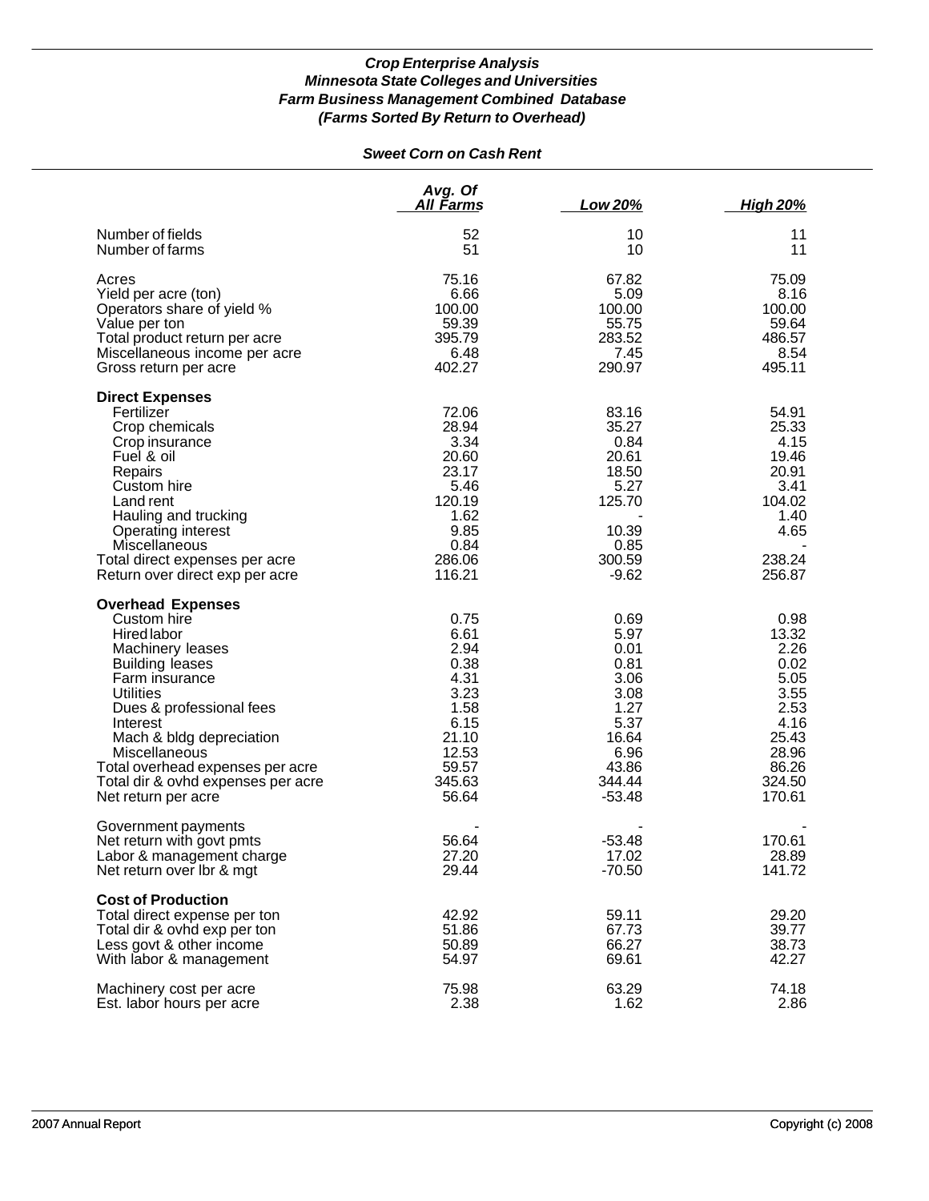*Crop Enterprise Analysis*
*Minnesota State Colleges and Universities*
*Farm Business Management Combined Database*
*(Farms Sorted By Return to Overhead)*

*Sweet Corn on Cash Rent*

| | Avg. Of All Farms | Low 20% | High 20% |
|---|---|---|---|
| Number of fields | 52 | 10 | 11 |
| Number of farms | 51 | 10 | 11 |
| Acres | 75.16 | 67.82 | 75.09 |
| Yield per acre (ton) | 6.66 | 5.09 | 8.16 |
| Operators share of yield % | 100.00 | 100.00 | 100.00 |
| Value per ton | 59.39 | 55.75 | 59.64 |
| Total product return per acre | 395.79 | 283.52 | 486.57 |
| Miscellaneous income per acre | 6.48 | 7.45 | 8.54 |
| Gross return per acre | 402.27 | 290.97 | 495.11 |
| **Direct Expenses** | | | |
| Fertilizer | 72.06 | 83.16 | 54.91 |
| Crop chemicals | 28.94 | 35.27 | 25.33 |
| Crop insurance | 3.34 | 0.84 | 4.15 |
| Fuel & oil | 20.60 | 20.61 | 19.46 |
| Repairs | 23.17 | 18.50 | 20.91 |
| Custom hire | 5.46 | 5.27 | 3.41 |
| Land rent | 120.19 | 125.70 | 104.02 |
| Hauling and trucking | 1.62 | - | 1.40 |
| Operating interest | 9.85 | 10.39 | 4.65 |
| Miscellaneous | 0.84 | 0.85 | - |
| Total direct expenses per acre | 286.06 | 300.59 | 238.24 |
| Return over direct exp per acre | 116.21 | -9.62 | 256.87 |
| **Overhead Expenses** | | | |
| Custom hire | 0.75 | 0.69 | 0.98 |
| Hired labor | 6.61 | 5.97 | 13.32 |
| Machinery leases | 2.94 | 0.01 | 2.26 |
| Building leases | 0.38 | 0.81 | 0.02 |
| Farm insurance | 4.31 | 3.06 | 5.05 |
| Utilities | 3.23 | 3.08 | 3.55 |
| Dues & professional fees | 1.58 | 1.27 | 2.53 |
| Interest | 6.15 | 5.37 | 4.16 |
| Mach & bldg depreciation | 21.10 | 16.64 | 25.43 |
| Miscellaneous | 12.53 | 6.96 | 28.96 |
| Total overhead expenses per acre | 59.57 | 43.86 | 86.26 |
| Total dir & ovhd expenses per acre | 345.63 | 344.44 | 324.50 |
| Net return per acre | 56.64 | -53.48 | 170.61 |
| Government payments | - | - | - |
| Net return with govt pmts | 56.64 | -53.48 | 170.61 |
| Labor & management charge | 27.20 | 17.02 | 28.89 |
| Net return over lbr & mgt | 29.44 | -70.50 | 141.72 |
| **Cost of Production** | | | |
| Total direct expense per ton | 42.92 | 59.11 | 29.20 |
| Total dir & ovhd exp per ton | 51.86 | 67.73 | 39.77 |
| Less govt & other income | 50.89 | 66.27 | 38.73 |
| With labor & management | 54.97 | 69.61 | 42.27 |
| Machinery cost per acre | 75.98 | 63.29 | 74.18 |
| Est. labor hours per acre | 2.38 | 1.62 | 2.86 |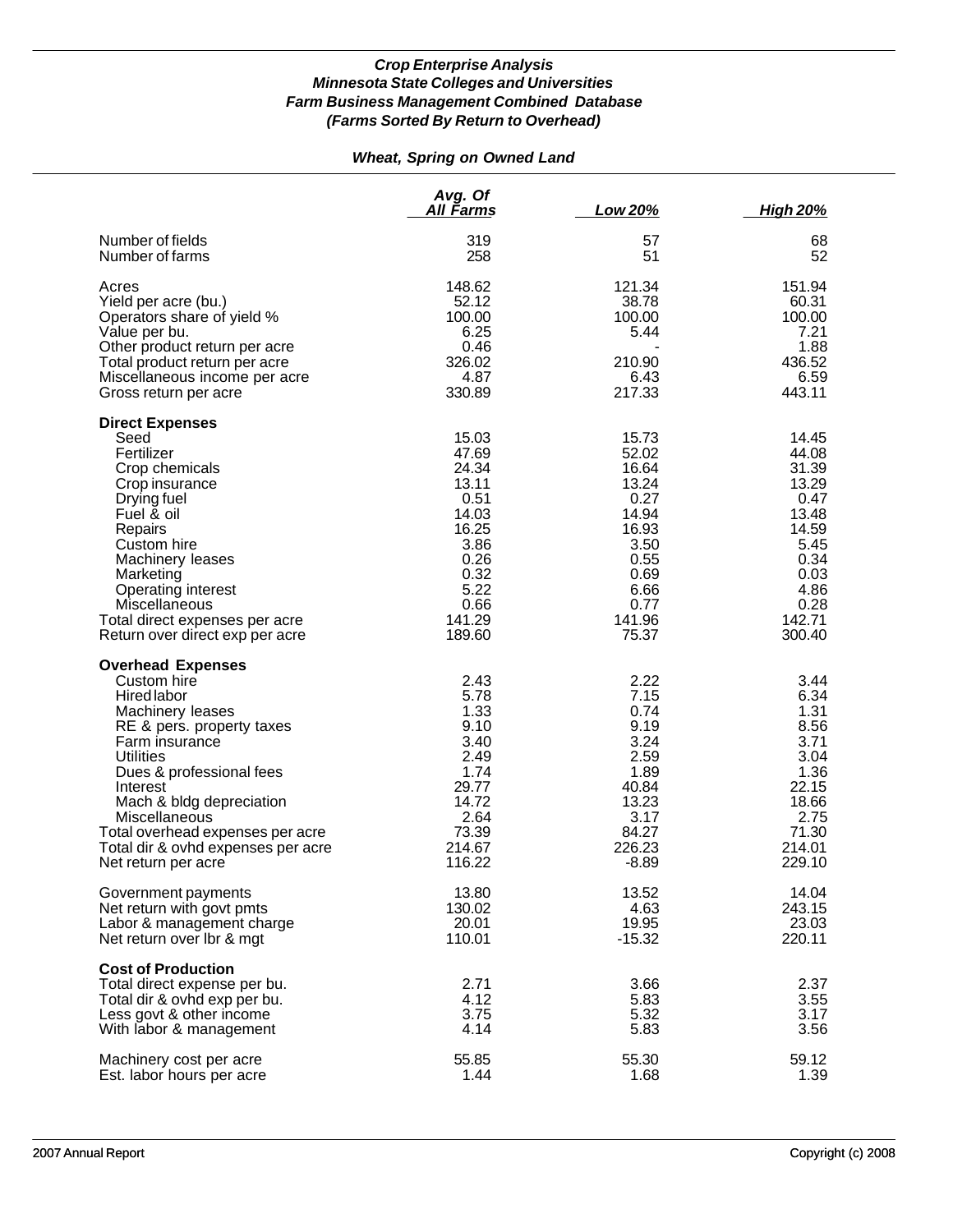*Crop Enterprise Analysis*
*Minnesota State Colleges and Universities*
*Farm Business Management Combined Database*
*(Farms Sorted By Return to Overhead)*

## *Wheat, Spring on Owned Land*

| | Avg. Of All Farms | Low 20% | High 20% |
|---|---|---|---|
| Number of fields | 319 | 57 | 68 |
| Number of farms | 258 | 51 | 52 |
| Acres | 148.62 | 121.34 | 151.94 |
| Yield per acre (bu.) | 52.12 | 38.78 | 60.31 |
| Operators share of yield % | 100.00 | 100.00 | 100.00 |
| Value per bu. | 6.25 | 5.44 | 7.21 |
| Other product return per acre | 0.46 | - | 1.88 |
| Total product return per acre | 326.02 | 210.90 | 436.52 |
| Miscellaneous income per acre | 4.87 | 6.43 | 6.59 |
| Gross return per acre | 330.89 | 217.33 | 443.11 |
| **Direct Expenses** | | | |
| Seed | 15.03 | 15.73 | 14.45 |
| Fertilizer | 47.69 | 52.02 | 44.08 |
| Crop chemicals | 24.34 | 16.64 | 31.39 |
| Crop insurance | 13.11 | 13.24 | 13.29 |
| Drying fuel | 0.51 | 0.27 | 0.47 |
| Fuel & oil | 14.03 | 14.94 | 13.48 |
| Repairs | 16.25 | 16.93 | 14.59 |
| Custom hire | 3.86 | 3.50 | 5.45 |
| Machinery leases | 0.26 | 0.55 | 0.34 |
| Marketing | 0.32 | 0.69 | 0.03 |
| Operating interest | 5.22 | 6.66 | 4.86 |
| Miscellaneous | 0.66 | 0.77 | 0.28 |
| Total direct expenses per acre | 141.29 | 141.96 | 142.71 |
| Return over direct exp per acre | 189.60 | 75.37 | 300.40 |
| **Overhead Expenses** | | | |
| Custom hire | 2.43 | 2.22 | 3.44 |
| Hired labor | 5.78 | 7.15 | 6.34 |
| Machinery leases | 1.33 | 0.74 | 1.31 |
| RE & pers. property taxes | 9.10 | 9.19 | 8.56 |
| Farm insurance | 3.40 | 3.24 | 3.71 |
| Utilities | 2.49 | 2.59 | 3.04 |
| Dues & professional fees | 1.74 | 1.89 | 1.36 |
| Interest | 29.77 | 40.84 | 22.15 |
| Mach & bldg depreciation | 14.72 | 13.23 | 18.66 |
| Miscellaneous | 2.64 | 3.17 | 2.75 |
| Total overhead expenses per acre | 73.39 | 84.27 | 71.30 |
| Total dir & ovhd expenses per acre | 214.67 | 226.23 | 214.01 |
| Net return per acre | 116.22 | -8.89 | 229.10 |
| Government payments | 13.80 | 13.52 | 14.04 |
| Net return with govt pmts | 130.02 | 4.63 | 243.15 |
| Labor & management charge | 20.01 | 19.95 | 23.03 |
| Net return over lbr & mgt | 110.01 | -15.32 | 220.11 |
| **Cost of Production** | | | |
| Total direct expense per bu. | 2.71 | 3.66 | 2.37 |
| Total dir & ovhd exp per bu. | 4.12 | 5.83 | 3.55 |
| Less govt & other income | 3.75 | 5.32 | 3.17 |
| With labor & management | 4.14 | 5.83 | 3.56 |
| Machinery cost per acre | 55.85 | 55.30 | 59.12 |
| Est. labor hours per acre | 1.44 | 1.68 | 1.39 |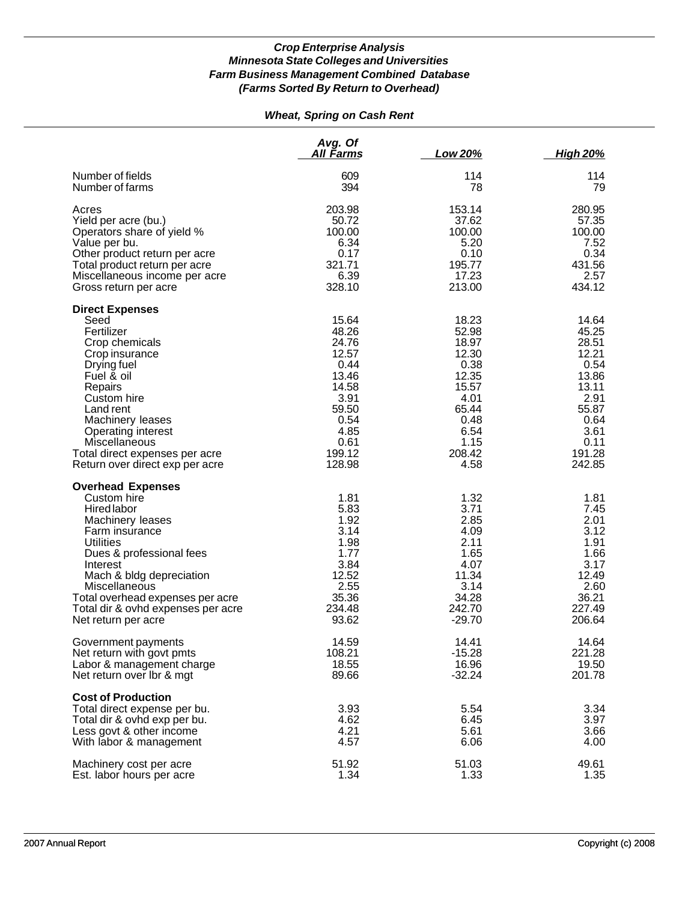***Crop Enterprise Analysis***
***Minnesota State Colleges and Universities***
***Farm Business Management Combined Database***
***(Farms Sorted By Return to Overhead)***

***Wheat, Spring on Cash Rent***

| | Avg. Of All Farms | Low 20% | High 20% |
|---|---|---|---|
| Number of fields | 609 | 114 | 114 |
| Number of farms | 394 | 78 | 79 |
| Acres | 203.98 | 153.14 | 280.95 |
| Yield per acre (bu.) | 50.72 | 37.62 | 57.35 |
| Operators share of yield % | 100.00 | 100.00 | 100.00 |
| Value per bu. | 6.34 | 5.20 | 7.52 |
| Other product return per acre | 0.17 | 0.10 | 0.34 |
| Total product return per acre | 321.71 | 195.77 | 431.56 |
| Miscellaneous income per acre | 6.39 | 17.23 | 2.57 |
| Gross return per acre | 328.10 | 213.00 | 434.12 |
| **Direct Expenses** | | | |
| Seed | 15.64 | 18.23 | 14.64 |
| Fertilizer | 48.26 | 52.98 | 45.25 |
| Crop chemicals | 24.76 | 18.97 | 28.51 |
| Crop insurance | 12.57 | 12.30 | 12.21 |
| Drying fuel | 0.44 | 0.38 | 0.54 |
| Fuel & oil | 13.46 | 12.35 | 13.86 |
| Repairs | 14.58 | 15.57 | 13.11 |
| Custom hire | 3.91 | 4.01 | 2.91 |
| Land rent | 59.50 | 65.44 | 55.87 |
| Machinery leases | 0.54 | 0.48 | 0.64 |
| Operating interest | 4.85 | 6.54 | 3.61 |
| Miscellaneous | 0.61 | 1.15 | 0.11 |
| Total direct expenses per acre | 199.12 | 208.42 | 191.28 |
| Return over direct exp per acre | 128.98 | 4.58 | 242.85 |
| **Overhead Expenses** | | | |
| Custom hire | 1.81 | 1.32 | 1.81 |
| Hired labor | 5.83 | 3.71 | 7.45 |
| Machinery leases | 1.92 | 2.85 | 2.01 |
| Farm insurance | 3.14 | 4.09 | 3.12 |
| Utilities | 1.98 | 2.11 | 1.91 |
| Dues & professional fees | 1.77 | 1.65 | 1.66 |
| Interest | 3.84 | 4.07 | 3.17 |
| Mach & bldg depreciation | 12.52 | 11.34 | 12.49 |
| Miscellaneous | 2.55 | 3.14 | 2.60 |
| Total overhead expenses per acre | 35.36 | 34.28 | 36.21 |
| Total dir & ovhd expenses per acre | 234.48 | 242.70 | 227.49 |
| Net return per acre | 93.62 | -29.70 | 206.64 |
| Government payments | 14.59 | 14.41 | 14.64 |
| Net return with govt pmts | 108.21 | -15.28 | 221.28 |
| Labor & management charge | 18.55 | 16.96 | 19.50 |
| Net return over lbr & mgt | 89.66 | -32.24 | 201.78 |
| **Cost of Production** | | | |
| Total direct expense per bu. | 3.93 | 5.54 | 3.34 |
| Total dir & ovhd exp per bu. | 4.62 | 6.45 | 3.97 |
| Less govt & other income | 4.21 | 5.61 | 3.66 |
| With labor & management | 4.57 | 6.06 | 4.00 |
| Machinery cost per acre | 51.92 | 51.03 | 49.61 |
| Est. labor hours per acre | 1.34 | 1.33 | 1.35 |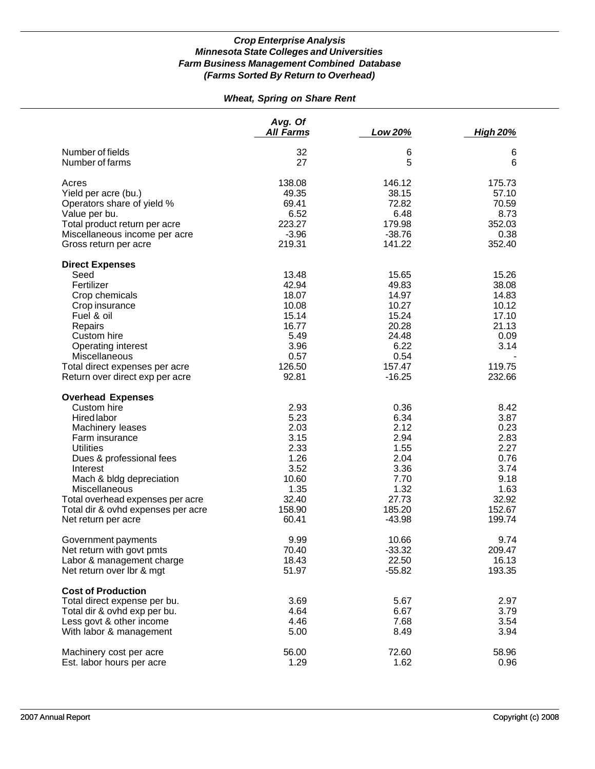***Crop Enterprise Analysis***
***Minnesota State Colleges and Universities***
***Farm Business Management Combined Database***
***(Farms Sorted By Return to Overhead)***

***Wheat, Spring on Share Rent***

| | *Avg. Of All Farms* | *Low 20%* | *High 20%* |
|---|---|---|---|
| Number of fields | 32 | 6 | 6 |
| Number of farms | 27 | 5 | 6 |
| Acres | 138.08 | 146.12 | 175.73 |
| Yield per acre (bu.) | 49.35 | 38.15 | 57.10 |
| Operators share of yield % | 69.41 | 72.82 | 70.59 |
| Value per bu. | 6.52 | 6.48 | 8.73 |
| Total product return per acre | 223.27 | 179.98 | 352.03 |
| Miscellaneous income per acre | -3.96 | -38.76 | 0.38 |
| Gross return per acre | 219.31 | 141.22 | 352.40 |
| **Direct Expenses** | | | |
| Seed | 13.48 | 15.65 | 15.26 |
| Fertilizer | 42.94 | 49.83 | 38.08 |
| Crop chemicals | 18.07 | 14.97 | 14.83 |
| Crop insurance | 10.08 | 10.27 | 10.12 |
| Fuel & oil | 15.14 | 15.24 | 17.10 |
| Repairs | 16.77 | 20.28 | 21.13 |
| Custom hire | 5.49 | 24.48 | 0.09 |
| Operating interest | 3.96 | 6.22 | 3.14 |
| Miscellaneous | 0.57 | 0.54 | - |
| Total direct expenses per acre | 126.50 | 157.47 | 119.75 |
| Return over direct exp per acre | 92.81 | -16.25 | 232.66 |
| **Overhead Expenses** | | | |
| Custom hire | 2.93 | 0.36 | 8.42 |
| Hired labor | 5.23 | 6.34 | 3.87 |
| Machinery leases | 2.03 | 2.12 | 0.23 |
| Farm insurance | 3.15 | 2.94 | 2.83 |
| Utilities | 2.33 | 1.55 | 2.27 |
| Dues & professional fees | 1.26 | 2.04 | 0.76 |
| Interest | 3.52 | 3.36 | 3.74 |
| Mach & bldg depreciation | 10.60 | 7.70 | 9.18 |
| Miscellaneous | 1.35 | 1.32 | 1.63 |
| Total overhead expenses per acre | 32.40 | 27.73 | 32.92 |
| Total dir & ovhd expenses per acre | 158.90 | 185.20 | 152.67 |
| Net return per acre | 60.41 | -43.98 | 199.74 |
| Government payments | 9.99 | 10.66 | 9.74 |
| Net return with govt pmts | 70.40 | -33.32 | 209.47 |
| Labor & management charge | 18.43 | 22.50 | 16.13 |
| Net return over lbr & mgt | 51.97 | -55.82 | 193.35 |
| **Cost of Production** | | | |
| Total direct expense per bu. | 3.69 | 5.67 | 2.97 |
| Total dir & ovhd exp per bu. | 4.64 | 6.67 | 3.79 |
| Less govt & other income | 4.46 | 7.68 | 3.54 |
| With labor & management | 5.00 | 8.49 | 3.94 |
| Machinery cost per acre | 56.00 | 72.60 | 58.96 |
| Est. labor hours per acre | 1.29 | 1.62 | 0.96 |

2007 Annual Report

Copyright (c) 2008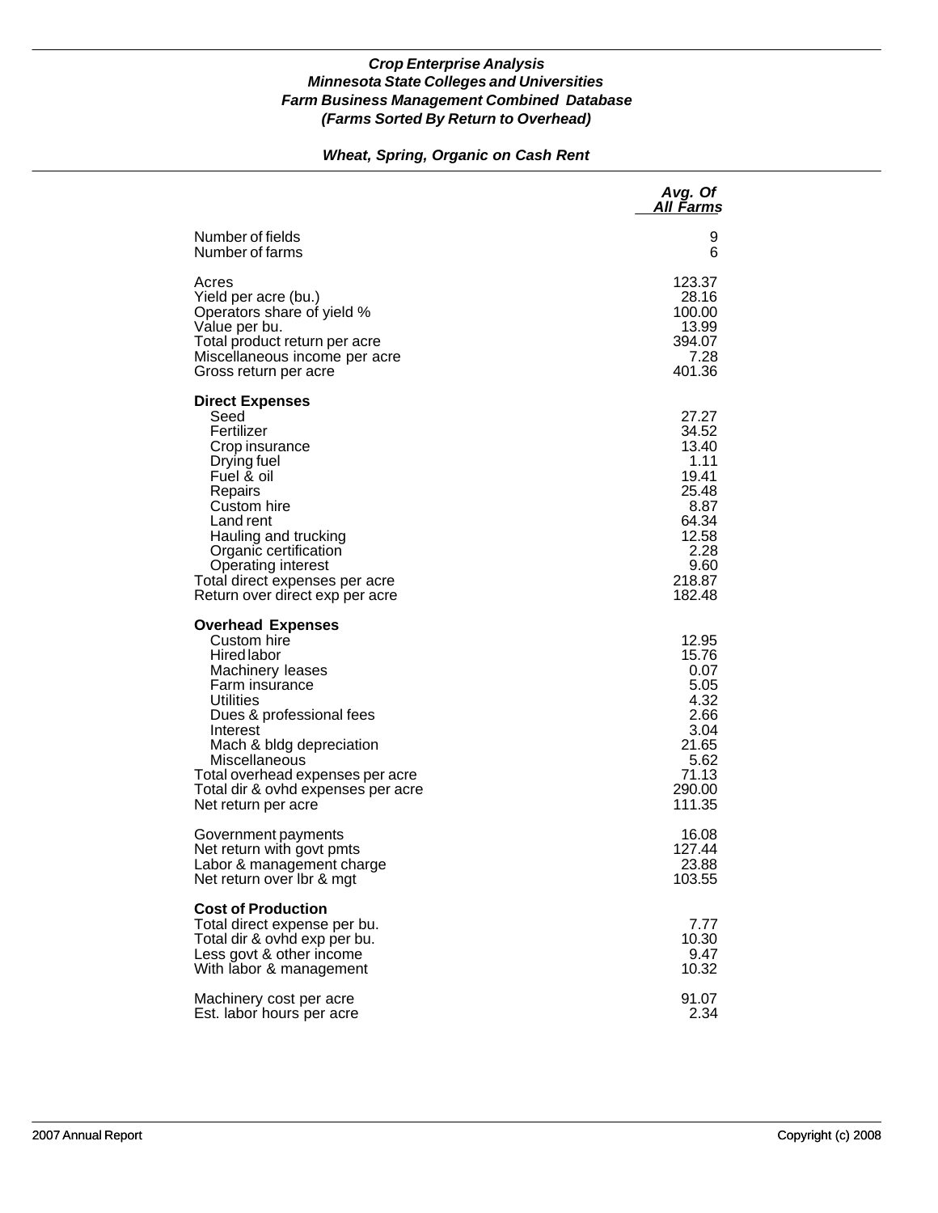### *Crop Enterprise Analysis*
### *Minnesota State Colleges and Universities*
### *Farm Business Management Combined Database*
### *(Farms Sorted By Return to Overhead)*

### *Wheat, Spring, Organic on Cash Rent*

| | *Avg. Of All Farms* |
|---|---:|
| Number of fields | 9 |
| Number of farms | 6 |
| | |
| Acres | 123.37 |
| Yield per acre (bu.) | 28.16 |
| Operators share of yield % | 100.00 |
| Value per bu. | 13.99 |
| Total product return per acre | 394.07 |
| Miscellaneous income per acre | 7.28 |
| Gross return per acre | 401.36 |
| | |
| **Direct Expenses** | |
| Seed | 27.27 |
| Fertilizer | 34.52 |
| Crop insurance | 13.40 |
| Drying fuel | 1.11 |
| Fuel & oil | 19.41 |
| Repairs | 25.48 |
| Custom hire | 8.87 |
| Land rent | 64.34 |
| Hauling and trucking | 12.58 |
| Organic certification | 2.28 |
| Operating interest | 9.60 |
| Total direct expenses per acre | 218.87 |
| Return over direct exp per acre | 182.48 |
| | |
| **Overhead Expenses** | |
| Custom hire | 12.95 |
| Hired labor | 15.76 |
| Machinery leases | 0.07 |
| Farm insurance | 5.05 |
| Utilities | 4.32 |
| Dues & professional fees | 2.66 |
| Interest | 3.04 |
| Mach & bldg depreciation | 21.65 |
| Miscellaneous | 5.62 |
| Total overhead expenses per acre | 71.13 |
| Total dir & ovhd expenses per acre | 290.00 |
| Net return per acre | 111.35 |
| | |
| Government payments | 16.08 |
| Net return with govt pmts | 127.44 |
| Labor & management charge | 23.88 |
| Net return over lbr & mgt | 103.55 |
| | |
| **Cost of Production** | |
| Total direct expense per bu. | 7.77 |
| Total dir & ovhd exp per bu. | 10.30 |
| Less govt & other income | 9.47 |
| With labor & management | 10.32 |
| | |
| Machinery cost per acre | 91.07 |
| Est. labor hours per acre | 2.34 |

2007 Annual Report Copyright (c) 2008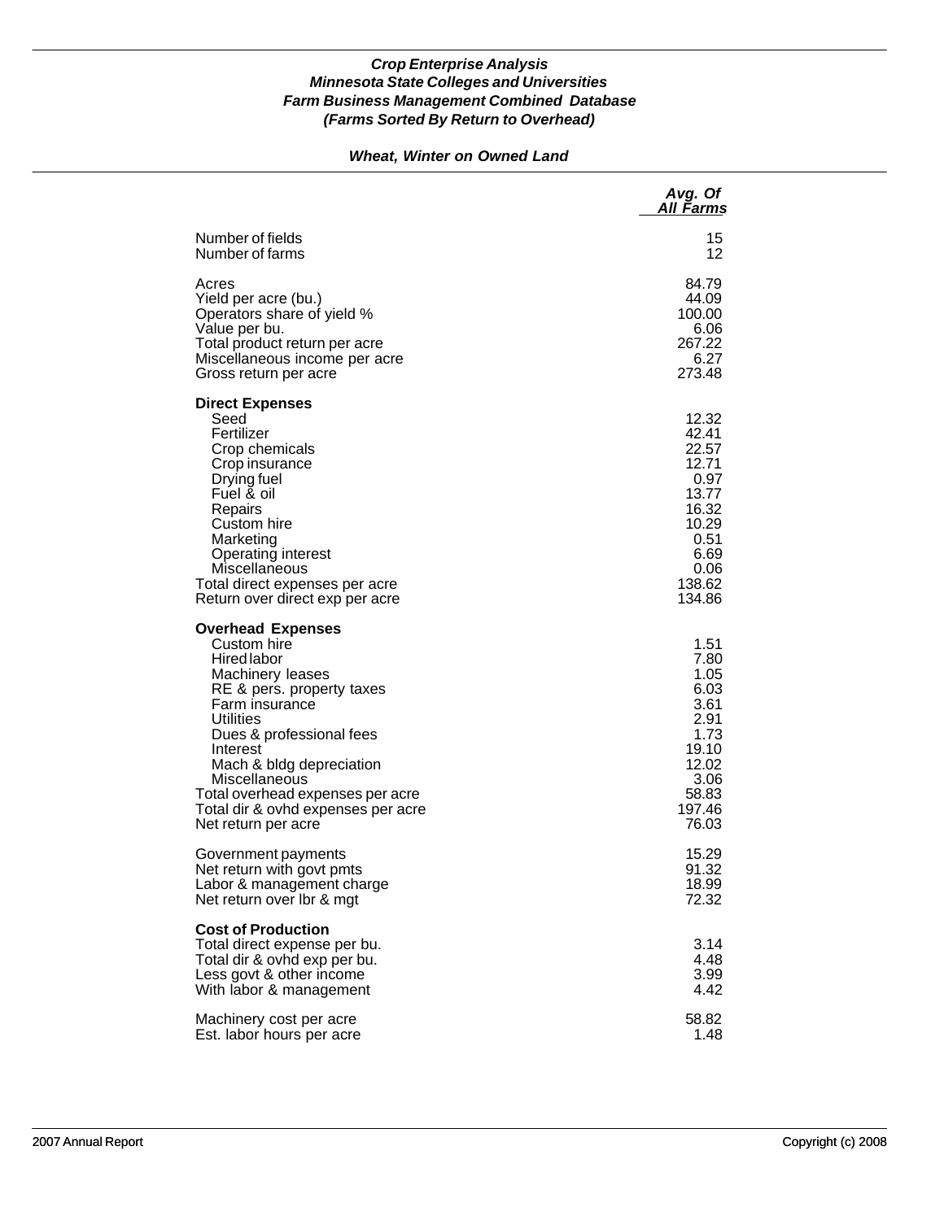***Crop Enterprise Analysis***
***Minnesota State Colleges and Universities***
***Farm Business Management Combined Database***
***(Farms Sorted By Return to Overhead)***

***Wheat, Winter on Owned Land***

| | *Avg. Of All Farms* |
|---|---|
| Number of fields | 15 |
| Number of farms | 12 |
| | |
| Acres | 84.79 |
| Yield per acre (bu.) | 44.09 |
| Operators share of yield % | 100.00 |
| Value per bu. | 6.06 |
| Total product return per acre | 267.22 |
| Miscellaneous income per acre | 6.27 |
| Gross return per acre | 273.48 |
| | |
| **Direct Expenses** | |
| Seed | 12.32 |
| Fertilizer | 42.41 |
| Crop chemicals | 22.57 |
| Crop insurance | 12.71 |
| Drying fuel | 0.97 |
| Fuel & oil | 13.77 |
| Repairs | 16.32 |
| Custom hire | 10.29 |
| Marketing | 0.51 |
| Operating interest | 6.69 |
| Miscellaneous | 0.06 |
| Total direct expenses per acre | 138.62 |
| Return over direct exp per acre | 134.86 |
| | |
| **Overhead Expenses** | |
| Custom hire | 1.51 |
| Hired labor | 7.80 |
| Machinery leases | 1.05 |
| RE & pers. property taxes | 6.03 |
| Farm insurance | 3.61 |
| Utilities | 2.91 |
| Dues & professional fees | 1.73 |
| Interest | 19.10 |
| Mach & bldg depreciation | 12.02 |
| Miscellaneous | 3.06 |
| Total overhead expenses per acre | 58.83 |
| Total dir & ovhd expenses per acre | 197.46 |
| Net return per acre | 76.03 |
| | |
| Government payments | 15.29 |
| Net return with govt pmts | 91.32 |
| Labor & management charge | 18.99 |
| Net return over lbr & mgt | 72.32 |
| | |
| **Cost of Production** | |
| Total direct expense per bu. | 3.14 |
| Total dir & ovhd exp per bu. | 4.48 |
| Less govt & other income | 3.99 |
| With labor & management | 4.42 |
| | |
| Machinery cost per acre | 58.82 |
| Est. labor hours per acre | 1.48 |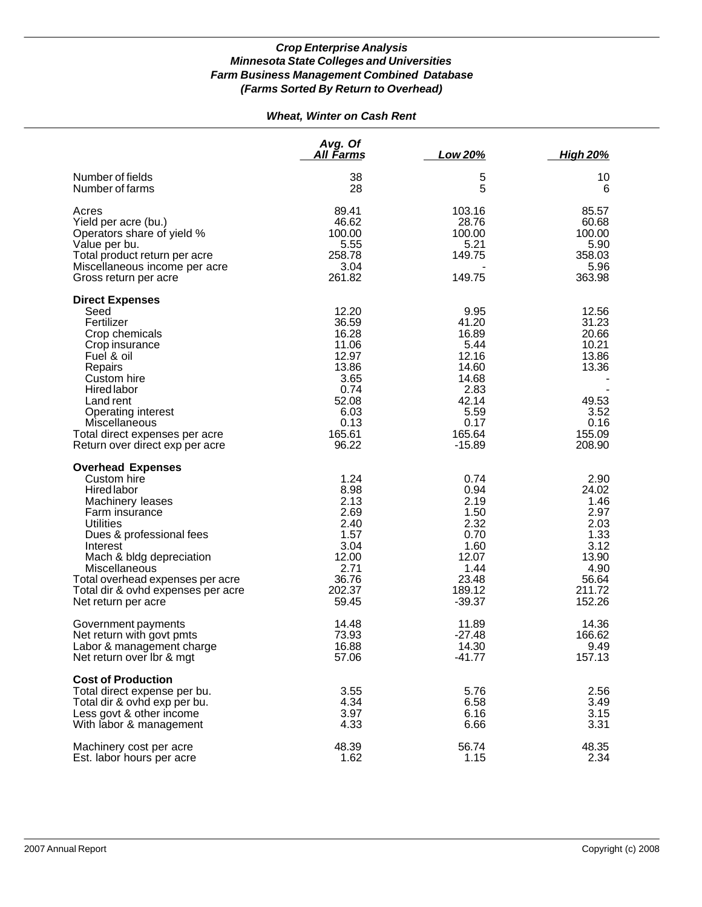***Crop Enterprise Analysis***
***Minnesota State Colleges and Universities***
***Farm Business Management Combined Database***
***(Farms Sorted By Return to Overhead)***

***Wheat, Winter on Cash Rent***

| | Avg. Of All Farms | Low 20% | High 20% |
|---|---|---|---|
| Number of fields | 38 | 5 | 10 |
| Number of farms | 28 | 5 | 6 |
| Acres | 89.41 | 103.16 | 85.57 |
| Yield per acre (bu.) | 46.62 | 28.76 | 60.68 |
| Operators share of yield % | 100.00 | 100.00 | 100.00 |
| Value per bu. | 5.55 | 5.21 | 5.90 |
| Total product return per acre | 258.78 | 149.75 | 358.03 |
| Miscellaneous income per acre | 3.04 | - | 5.96 |
| Gross return per acre | 261.82 | 149.75 | 363.98 |
| **Direct Expenses** | | | |
| Seed | 12.20 | 9.95 | 12.56 |
| Fertilizer | 36.59 | 41.20 | 31.23 |
| Crop chemicals | 16.28 | 16.89 | 20.66 |
| Crop insurance | 11.06 | 5.44 | 10.21 |
| Fuel & oil | 12.97 | 12.16 | 13.86 |
| Repairs | 13.86 | 14.60 | 13.36 |
| Custom hire | 3.65 | 14.68 | - |
| Hired labor | 0.74 | 2.83 | - |
| Land rent | 52.08 | 42.14 | 49.53 |
| Operating interest | 6.03 | 5.59 | 3.52 |
| Miscellaneous | 0.13 | 0.17 | 0.16 |
| Total direct expenses per acre | 165.61 | 165.64 | 155.09 |
| Return over direct exp per acre | 96.22 | -15.89 | 208.90 |
| **Overhead Expenses** | | | |
| Custom hire | 1.24 | 0.74 | 2.90 |
| Hired labor | 8.98 | 0.94 | 24.02 |
| Machinery leases | 2.13 | 2.19 | 1.46 |
| Farm insurance | 2.69 | 1.50 | 2.97 |
| Utilities | 2.40 | 2.32 | 2.03 |
| Dues & professional fees | 1.57 | 0.70 | 1.33 |
| Interest | 3.04 | 1.60 | 3.12 |
| Mach & bldg depreciation | 12.00 | 12.07 | 13.90 |
| Miscellaneous | 2.71 | 1.44 | 4.90 |
| Total overhead expenses per acre | 36.76 | 23.48 | 56.64 |
| Total dir & ovhd expenses per acre | 202.37 | 189.12 | 211.72 |
| Net return per acre | 59.45 | -39.37 | 152.26 |
| Government payments | 14.48 | 11.89 | 14.36 |
| Net return with govt pmts | 73.93 | -27.48 | 166.62 |
| Labor & management charge | 16.88 | 14.30 | 9.49 |
| Net return over lbr & mgt | 57.06 | -41.77 | 157.13 |
| **Cost of Production** | | | |
| Total direct expense per bu. | 3.55 | 5.76 | 2.56 |
| Total dir & ovhd exp per bu. | 4.34 | 6.58 | 3.49 |
| Less govt & other income | 3.97 | 6.16 | 3.15 |
| With labor & management | 4.33 | 6.66 | 3.31 |
| Machinery cost per acre | 48.39 | 56.74 | 48.35 |
| Est. labor hours per acre | 1.62 | 1.15 | 2.34 |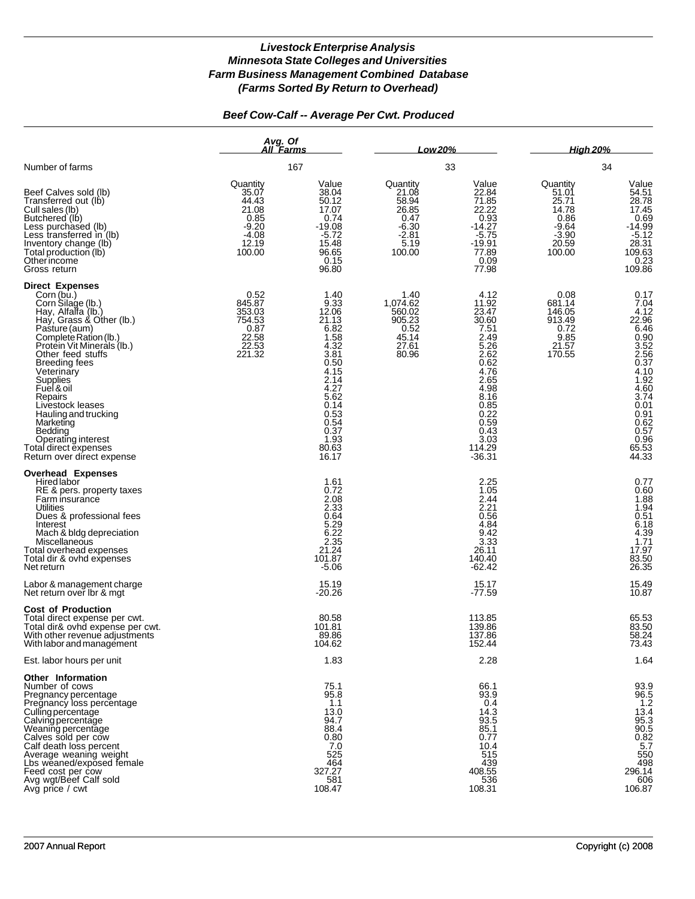# *Livestock Enterprise Analysis*
## *Minnesota State Colleges and Universities*
## *Farm Business Management Combined Database*
## *(Farms Sorted By Return to Overhead)*

### *Beef Cow-Calf -- Average Per Cwt. Produced*

| | *Avg. Of All Farms* | | *Low 20%* | | *High 20%* | |
|---|---|---|---|---|---|---|
| Number of farms | 167 | | 33 | | 34 | |
| | Quantity | Value | Quantity | Value | Quantity | Value |
| Beef Calves sold (lb) | 35.07 | 38.04 | 21.08 | 22.84 | 51.01 | 54.51 |
| Transferred out (lb) | 44.43 | 50.12 | 58.94 | 71.85 | 25.71 | 28.78 |
| Cull sales (lb) | 21.08 | 17.07 | 26.85 | 22.22 | 14.78 | 17.45 |
| Butchered (lb) | 0.85 | 0.74 | 0.47 | 0.93 | 0.86 | 0.69 |
| Less purchased (lb) | -9.20 | -19.08 | -6.30 | -14.27 | -9.64 | -14.99 |
| Less transferred in (lb) | -4.08 | -5.72 | -2.81 | -5.75 | -3.90 | -5.12 |
| Inventory change (lb) | 12.19 | 15.48 | 5.19 | -19.91 | 20.59 | 28.31 |
| Total production (lb) | 100.00 | 96.65 | 100.00 | 77.89 | 100.00 | 109.63 |
| Other income | | 0.15 | | 0.09 | | 0.23 |
| Gross return | | 96.80 | | 77.98 | | 109.86 |
| **Direct Expenses** | | | | | | |
| Corn (bu.) | 0.52 | 1.40 | 1.40 | 4.12 | 0.08 | 0.17 |
| Corn Silage (lb.) | 845.87 | 9.33 | 1,074.62 | 11.92 | 681.14 | 7.04 |
| Hay, Alfalfa (lb.) | 353.03 | 12.06 | 560.02 | 23.47 | 146.05 | 4.12 |
| Hay, Grass & Other (lb.) | 754.53 | 21.13 | 905.23 | 30.60 | 913.49 | 22.96 |
| Pasture (aum) | 0.87 | 6.82 | 0.52 | 7.51 | 0.72 | 6.46 |
| Complete Ration (lb.) | 22.58 | 1.58 | 45.14 | 2.49 | 9.85 | 0.90 |
| Protein Vit Minerals (lb.) | 22.53 | 4.32 | 27.61 | 5.26 | 21.57 | 3.52 |
| Other feed stuffs | 221.32 | 3.81 | 80.96 | 2.62 | 170.55 | 2.56 |
| Breeding fees | | 0.50 | | 0.62 | | 0.37 |
| Veterinary | | 4.15 | | 4.76 | | 4.10 |
| Supplies | | 2.14 | | 2.65 | | 1.92 |
| Fuel & oil | | 4.27 | | 4.98 | | 4.60 |
| Repairs | | 5.62 | | 8.16 | | 3.74 |
| Livestock leases | | 0.14 | | 0.85 | | 0.01 |
| Hauling and trucking | | 0.53 | | 0.22 | | 0.91 |
| Marketing | | 0.54 | | 0.59 | | 0.62 |
| Bedding | | 0.37 | | 0.43 | | 0.57 |
| Operating interest | | 1.93 | | 3.03 | | 0.96 |
| Total direct expenses | | 80.63 | | 114.29 | | 65.53 |
| Return over direct expense | | 16.17 | | -36.31 | | 44.33 |
| **Overhead Expenses** | | | | | | |
| Hired labor | | 1.61 | | 2.25 | | 0.77 |
| RE & pers. property taxes | | 0.72 | | 1.05 | | 0.60 |
| Farm insurance | | 2.08 | | 2.44 | | 1.88 |
| Utilities | | 2.33 | | 2.21 | | 1.94 |
| Dues & professional fees | | 0.64 | | 0.56 | | 0.51 |
| Interest | | 5.29 | | 4.84 | | 6.18 |
| Mach & bldg depreciation | | 6.22 | | 9.42 | | 4.39 |
| Miscellaneous | | 2.35 | | 3.33 | | 1.71 |
| Total overhead expenses | | 21.24 | | 26.11 | | 17.97 |
| Total dir & ovhd expenses | | 101.87 | | 140.40 | | 83.50 |
| Net return | | -5.06 | | -62.42 | | 26.35 |
| Labor & management charge | | 15.19 | | 15.17 | | 15.49 |
| Net return over lbr & mgt | | -20.26 | | -77.59 | | 10.87 |
| **Cost of Production** | | | | | | |
| Total direct expense per cwt. | | 80.58 | | 113.85 | | 65.53 |
| Total dir& ovhd expense per cwt. | | 101.81 | | 139.86 | | 83.50 |
| With other revenue adjustments | | 89.86 | | 137.86 | | 58.24 |
| With labor and management | | 104.62 | | 152.44 | | 73.43 |
| Est. labor hours per unit | | 1.83 | | 2.28 | | 1.64 |
| **Other Information** | | | | | | |
| Number of cows | | 75.1 | | 66.1 | | 93.9 |
| Pregnancy percentage | | 95.8 | | 93.9 | | 96.5 |
| Pregnancy loss percentage | | 1.1 | | 0.4 | | 1.2 |
| Culling percentage | | 13.0 | | 14.3 | | 13.4 |
| Calving percentage | | 94.7 | | 93.5 | | 95.3 |
| Weaning percentage | | 88.4 | | 85.1 | | 90.5 |
| Calves sold per cow | | 0.80 | | 0.77 | | 0.82 |
| Calf death loss percent | | 7.0 | | 10.4 | | 5.7 |
| Average weaning weight | | 525 | | 515 | | 550 |
| Lbs weaned/exposed female | | 464 | | 439 | | 498 |
| Feed cost per cow | | 327.27 | | 408.55 | | 296.14 |
| Avg wgt/Beef Calf sold | | 581 | | 536 | | 606 |
| Avg price / cwt | | 108.47 | | 108.31 | | 106.87 |

2007 Annual Report — Copyright (c) 2008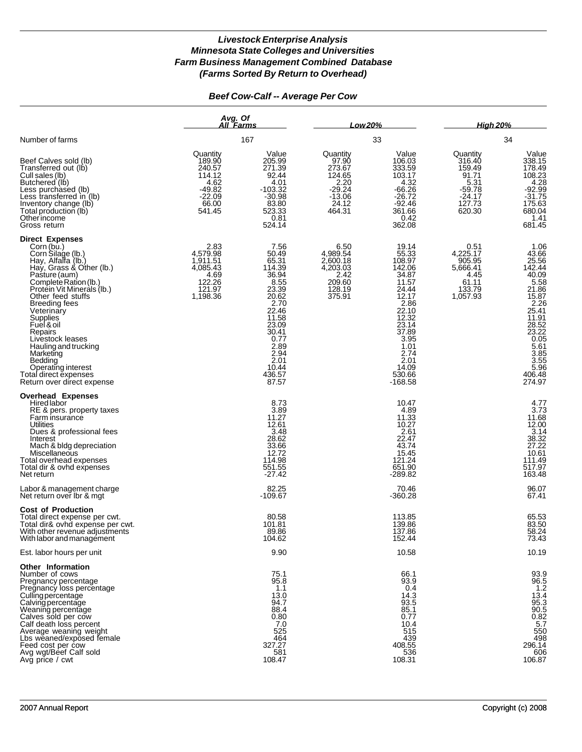# *Livestock Enterprise Analysis*
# *Minnesota State Colleges and Universities*
# *Farm Business Management Combined Database*
# *(Farms Sorted By Return to Overhead)*

## *Beef Cow-Calf -- Average Per Cow*

| | Avg. Of All Farms | | Low 20% | | High 20% | |
|---|---|---|---|---|---|---|
| Number of farms | 167 | | 33 | | 34 | |
| | Quantity | Value | Quantity | Value | Quantity | Value |
| Beef Calves sold (lb) | 189.90 | 205.99 | 97.90 | 106.03 | 316.40 | 338.15 |
| Transferred out (lb) | 240.57 | 271.39 | 273.67 | 333.59 | 159.49 | 178.49 |
| Cull sales (lb) | 114.12 | 92.44 | 124.65 | 103.17 | 91.71 | 108.23 |
| Butchered (lb) | 4.62 | 4.01 | 2.20 | 4.32 | 5.31 | 4.28 |
| Less purchased (lb) | -49.82 | -103.32 | -29.24 | -66.26 | -59.78 | -92.99 |
| Less transferred in (lb) | -22.09 | -30.98 | -13.06 | -26.72 | -24.17 | -31.75 |
| Inventory change (lb) | 66.00 | 83.80 | 24.12 | -92.46 | 127.73 | 175.63 |
| Total production (lb) | 541.45 | 523.33 | 464.31 | 361.66 | 620.30 | 680.04 |
| Other income | | 0.81 | | 0.42 | | 1.41 |
| Gross return | | 524.14 | | 362.08 | | 681.45 |
| **Direct Expenses** | | | | | | |
| Corn (bu.) | 2.83 | 7.56 | 6.50 | 19.14 | 0.51 | 1.06 |
| Corn Silage (lb.) | 4,579.98 | 50.49 | 4,989.54 | 55.33 | 4,225.17 | 43.66 |
| Hay, Alfalfa (lb.) | 1,911.51 | 65.31 | 2,600.18 | 108.97 | 905.95 | 25.56 |
| Hay, Grass & Other (lb.) | 4,085.43 | 114.39 | 4,203.03 | 142.06 | 5,666.41 | 142.44 |
| Pasture (aum) | 4.69 | 36.94 | 2.42 | 34.87 | 4.45 | 40.09 |
| Complete Ration (lb.) | 122.26 | 8.55 | 209.60 | 11.57 | 61.11 | 5.58 |
| Protein Vit Minerals (lb.) | 121.97 | 23.39 | 128.19 | 24.44 | 133.79 | 21.86 |
| Other feed stuffs | 1,198.36 | 20.62 | 375.91 | 12.17 | 1,057.93 | 15.87 |
| Breeding fees | | 2.70 | | 2.86 | | 2.26 |
| Veterinary | | 22.46 | | 22.10 | | 25.41 |
| Supplies | | 11.58 | | 12.32 | | 11.91 |
| Fuel & oil | | 23.09 | | 23.14 | | 28.52 |
| Repairs | | 30.41 | | 37.89 | | 23.22 |
| Livestock leases | | 0.77 | | 3.95 | | 0.05 |
| Hauling and trucking | | 2.89 | | 1.01 | | 5.61 |
| Marketing | | 2.94 | | 2.74 | | 3.85 |
| Bedding | | 2.01 | | 2.01 | | 3.55 |
| Operating interest | | 10.44 | | 14.09 | | 5.96 |
| Total direct expenses | | 436.57 | | 530.66 | | 406.48 |
| Return over direct expense | | 87.57 | | -168.58 | | 274.97 |
| **Overhead Expenses** | | | | | | |
| Hired labor | | 8.73 | | 10.47 | | 4.77 |
| RE & pers. property taxes | | 3.89 | | 4.89 | | 3.73 |
| Farm insurance | | 11.27 | | 11.33 | | 11.68 |
| Utilities | | 12.61 | | 10.27 | | 12.00 |
| Dues & professional fees | | 3.48 | | 2.61 | | 3.14 |
| Interest | | 28.62 | | 22.47 | | 38.32 |
| Mach & bldg depreciation | | 33.66 | | 43.74 | | 27.22 |
| Miscellaneous | | 12.72 | | 15.45 | | 10.61 |
| Total overhead expenses | | 114.98 | | 121.24 | | 111.49 |
| Total dir & ovhd expenses | | 551.55 | | 651.90 | | 517.97 |
| Net return | | -27.42 | | -289.82 | | 163.48 |
| Labor & management charge | | 82.25 | | 70.46 | | 96.07 |
| Net return over lbr & mgt | | -109.67 | | -360.28 | | 67.41 |
| **Cost of Production** | | | | | | |
| Total direct expense per cwt. | | 80.58 | | 113.85 | | 65.53 |
| Total dir& ovhd expense per cwt. | | 101.81 | | 139.86 | | 83.50 |
| With other revenue adjustments | | 89.86 | | 137.86 | | 58.24 |
| With labor and management | | 104.62 | | 152.44 | | 73.43 |
| Est. labor hours per unit | | 9.90 | | 10.58 | | 10.19 |
| **Other Information** | | | | | | |
| Number of cows | | 75.1 | | 66.1 | | 93.9 |
| Pregnancy percentage | | 95.8 | | 93.9 | | 96.5 |
| Pregnancy loss percentage | | 1.1 | | 0.4 | | 1.2 |
| Culling percentage | | 13.0 | | 14.3 | | 13.4 |
| Calving percentage | | 94.7 | | 93.5 | | 95.3 |
| Weaning percentage | | 88.4 | | 85.1 | | 90.5 |
| Calves sold per cow | | 0.80 | | 0.77 | | 0.82 |
| Calf death loss percent | | 7.0 | | 10.4 | | 5.7 |
| Average weaning weight | | 525 | | 515 | | 550 |
| Lbs weaned/exposed female | | 464 | | 439 | | 498 |
| Feed cost per cow | | 327.27 | | 408.55 | | 296.14 |
| Avg wgt/Beef Calf sold | | 581 | | 536 | | 606 |
| Avg price / cwt | | 108.47 | | 108.31 | | 106.87 |

2007 Annual Report | Copyright (c) 2008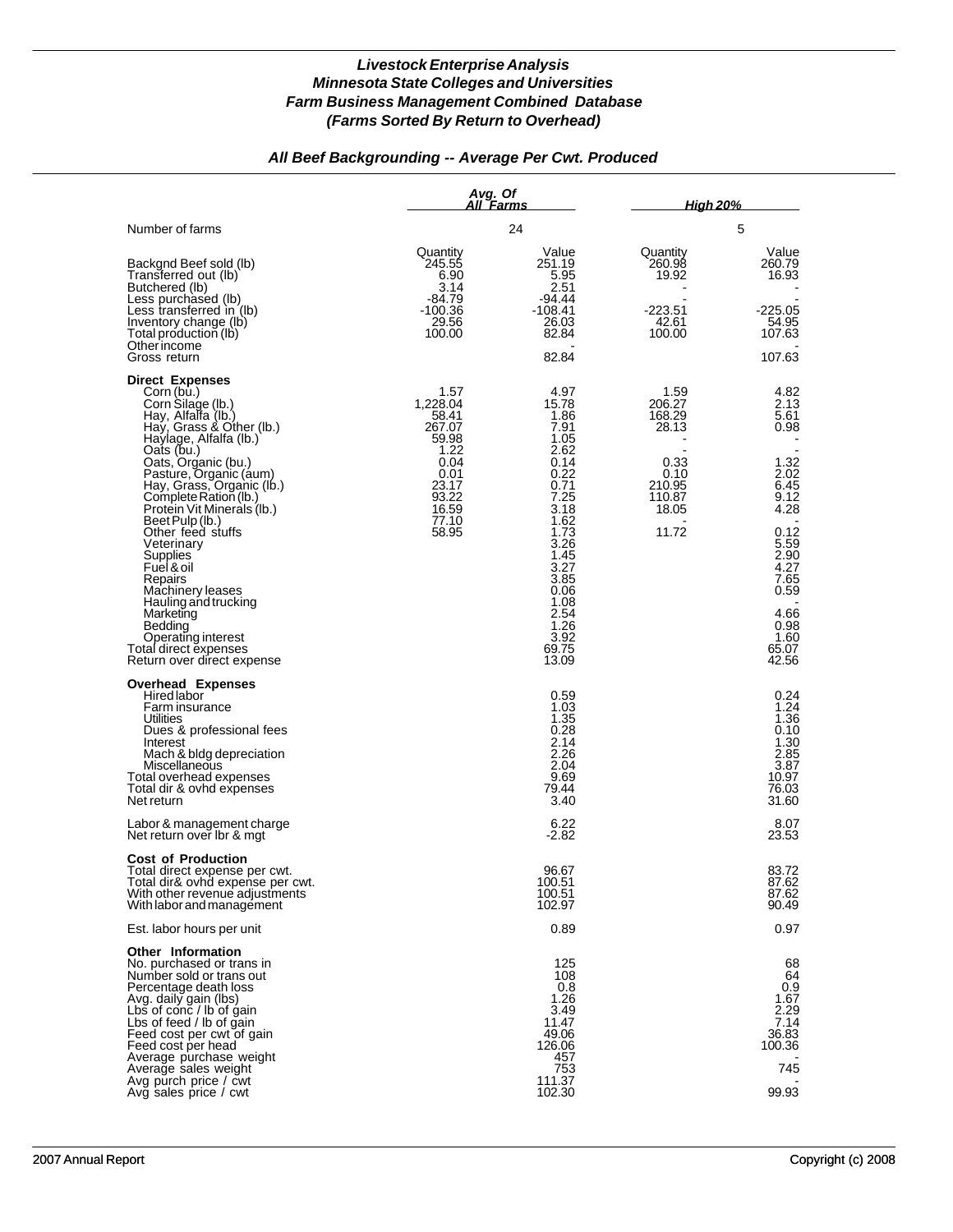### *Livestock Enterprise Analysis*
### *Minnesota State Colleges and Universities*
### *Farm Business Management Combined Database*
### *(Farms Sorted By Return to Overhead)*

## *All Beef Backgrounding -- Average Per Cwt. Produced*

| | Avg. Of All Farms | | High 20% | |
|---|---|---|---|---|
| Number of farms | 24 | | 5 | |
| | Quantity | Value | Quantity | Value |
| Backgnd Beef sold (lb) | 245.55 | 251.19 | 260.98 | 260.79 |
| Transferred out (lb) | 6.90 | 5.95 | 19.92 | 16.93 |
| Butchered (lb) | 3.14 | 2.51 | - | - |
| Less purchased (lb) | -84.79 | -94.44 | - | - |
| Less transferred in (lb) | -100.36 | -108.41 | -223.51 | -225.05 |
| Inventory change (lb) | 29.56 | 26.03 | 42.61 | 54.95 |
| Total production (lb) | 100.00 | 82.84 | 100.00 | 107.63 |
| Other income | | - | | - |
| Gross return | | 82.84 | | 107.63 |
| **Direct Expenses** | | | | |
| Corn (bu.) | 1.57 | 4.97 | 1.59 | 4.82 |
| Corn Silage (lb.) | 1,228.04 | 15.78 | 206.27 | 2.13 |
| Hay, Alfalfa (lb.) | 58.41 | 1.86 | 168.29 | 5.61 |
| Hay, Grass & Other (lb.) | 267.07 | 7.91 | 28.13 | 0.98 |
| Haylage, Alfalfa (lb.) | 59.98 | 1.05 | - | - |
| Oats (bu.) | 1.22 | 2.62 | - | - |
| Oats, Organic (bu.) | 0.04 | 0.14 | 0.33 | 1.32 |
| Pasture, Organic (aum) | 0.01 | 0.22 | 0.10 | 2.02 |
| Hay, Grass, Organic (lb.) | 23.17 | 0.71 | 210.95 | 6.45 |
| Complete Ration (lb.) | 93.22 | 7.25 | 110.87 | 9.12 |
| Protein Vit Minerals (lb.) | 16.59 | 3.18 | 18.05 | 4.28 |
| Beet Pulp (lb.) | 77.10 | 1.62 | - | - |
| Other feed stuffs | 58.95 | 1.73 | 11.72 | 0.12 |
| Veterinary | | 3.26 | | 5.59 |
| Supplies | | 1.45 | | 2.90 |
| Fuel & oil | | 3.27 | | 4.27 |
| Repairs | | 3.85 | | 7.65 |
| Machinery leases | | 0.06 | | 0.59 |
| Hauling and trucking | | 1.08 | | - |
| Marketing | | 2.54 | | 4.66 |
| Bedding | | 1.26 | | 0.98 |
| Operating interest | | 3.92 | | 1.60 |
| Total direct expenses | | 69.75 | | 65.07 |
| Return over direct expense | | 13.09 | | 42.56 |
| **Overhead Expenses** | | | | |
| Hired labor | | 0.59 | | 0.24 |
| Farm insurance | | 1.03 | | 1.24 |
| Utilities | | 1.35 | | 1.36 |
| Dues & professional fees | | 0.28 | | 0.10 |
| Interest | | 2.14 | | 1.30 |
| Mach & bldg depreciation | | 2.26 | | 2.85 |
| Miscellaneous | | 2.04 | | 3.87 |
| Total overhead expenses | | 9.69 | | 10.97 |
| Total dir & ovhd expenses | | 79.44 | | 76.03 |
| Net return | | 3.40 | | 31.60 |
| Labor & management charge | | 6.22 | | 8.07 |
| Net return over lbr & mgt | | -2.82 | | 23.53 |
| **Cost of Production** | | | | |
| Total direct expense per cwt. | | 96.67 | | 83.72 |
| Total dir& ovhd expense per cwt. | | 100.51 | | 87.62 |
| With other revenue adjustments | | 100.51 | | 87.62 |
| With labor and management | | 102.97 | | 90.49 |
| Est. labor hours per unit | | 0.89 | | 0.97 |
| **Other Information** | | | | |
| No. purchased or trans in | | 125 | | 68 |
| Number sold or trans out | | 108 | | 64 |
| Percentage death loss | | 0.8 | | 0.9 |
| Avg. daily gain (lbs) | | 1.26 | | 1.67 |
| Lbs of conc / lb of gain | | 3.49 | | 2.29 |
| Lbs of feed / lb of gain | | 11.47 | | 7.14 |
| Feed cost per cwt of gain | | 49.06 | | 36.83 |
| Feed cost per head | | 126.06 | | 100.36 |
| Average purchase weight | | 457 | | - |
| Average sales weight | | 753 | | 745 |
| Avg purch price / cwt | | 111.37 | | - |
| Avg sales price / cwt | | 102.30 | | 99.93 |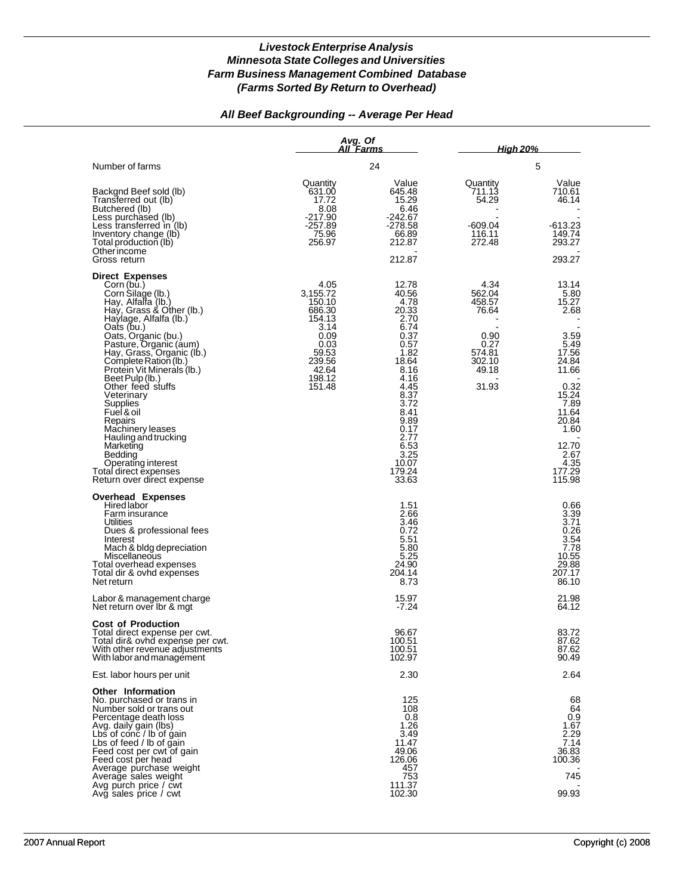## *Livestock Enterprise Analysis*
## *Minnesota State Colleges and Universities*
## *Farm Business Management Combined Database*
## *(Farms Sorted By Return to Overhead)*

### *All Beef Backgrounding -- Average Per Head*

| | *Avg. Of All Farms* | | *High 20%* | |
|---|---|---|---|---|
| Number of farms | 24 | | 5 | |
| | Quantity | Value | Quantity | Value |
| Backgnd Beef sold (lb) | 631.00 | 645.48 | 711.13 | 710.61 |
| Transferred out (lb) | 17.72 | 15.29 | 54.29 | 46.14 |
| Butchered (lb) | 8.08 | 6.46 | - | - |
| Less purchased (lb) | -217.90 | -242.67 | - | - |
| Less transferred in (lb) | -257.89 | -278.58 | -609.04 | -613.23 |
| Inventory change (lb) | 75.96 | 66.89 | 116.11 | 149.74 |
| Total production (lb) | 256.97 | 212.87 | 272.48 | 293.27 |
| Other income | | - | | - |
| Gross return | | 212.87 | | 293.27 |
| **Direct Expenses** | | | | |
| Corn (bu.) | 4.05 | 12.78 | 4.34 | 13.14 |
| Corn Silage (lb.) | 3,155.72 | 40.56 | 562.04 | 5.80 |
| Hay, Alfalfa (lb.) | 150.10 | 4.78 | 458.57 | 15.27 |
| Hay, Grass & Other (lb.) | 686.30 | 20.33 | 76.64 | 2.68 |
| Haylage, Alfalfa (lb.) | 154.13 | 2.70 | - | - |
| Oats (bu.) | 3.14 | 6.74 | - | - |
| Oats, Organic (bu.) | 0.09 | 0.37 | 0.90 | 3.59 |
| Pasture, Organic (aum) | 0.03 | 0.57 | 0.27 | 5.49 |
| Hay, Grass, Organic (lb.) | 59.53 | 1.82 | 574.81 | 17.56 |
| Complete Ration (lb.) | 239.56 | 18.64 | 302.10 | 24.84 |
| Protein Vit Minerals (lb.) | 42.64 | 8.16 | 49.18 | 11.66 |
| Beet Pulp (lb.) | 198.12 | 4.16 | - | - |
| Other feed stuffs | 151.48 | 4.45 | 31.93 | 0.32 |
| Veterinary | | 8.37 | | 15.24 |
| Supplies | | 3.72 | | 7.89 |
| Fuel & oil | | 8.41 | | 11.64 |
| Repairs | | 9.89 | | 20.84 |
| Machinery leases | | 0.17 | | 1.60 |
| Hauling and trucking | | 2.77 | | - |
| Marketing | | 6.53 | | 12.70 |
| Bedding | | 3.25 | | 2.67 |
| Operating interest | | 10.07 | | 4.35 |
| Total direct expenses | | 179.24 | | 177.29 |
| Return over direct expense | | 33.63 | | 115.98 |
| **Overhead Expenses** | | | | |
| Hired labor | | 1.51 | | 0.66 |
| Farm insurance | | 2.66 | | 3.39 |
| Utilities | | 3.46 | | 3.71 |
| Dues & professional fees | | 0.72 | | 0.26 |
| Interest | | 5.51 | | 3.54 |
| Mach & bldg depreciation | | 5.80 | | 7.78 |
| Miscellaneous | | 5.25 | | 10.55 |
| Total overhead expenses | | 24.90 | | 29.88 |
| Total dir & ovhd expenses | | 204.14 | | 207.17 |
| Net return | | 8.73 | | 86.10 |
| Labor & management charge | | 15.97 | | 21.98 |
| Net return over lbr & mgt | | -7.24 | | 64.12 |
| **Cost of Production** | | | | |
| Total direct expense per cwt. | | 96.67 | | 83.72 |
| Total dir& ovhd expense per cwt. | | 100.51 | | 87.62 |
| With other revenue adjustments | | 100.51 | | 87.62 |
| With labor and management | | 102.97 | | 90.49 |
| Est. labor hours per unit | | 2.30 | | 2.64 |
| **Other Information** | | | | |
| No. purchased or trans in | | 125 | | 68 |
| Number sold or trans out | | 108 | | 64 |
| Percentage death loss | | 0.8 | | 0.9 |
| Avg. daily gain (lbs) | | 1.26 | | 1.67 |
| Lbs of conc / lb of gain | | 3.49 | | 2.29 |
| Lbs of feed / lb of gain | | 11.47 | | 7.14 |
| Feed cost per cwt of gain | | 49.06 | | 36.83 |
| Feed cost per head | | 126.06 | | 100.36 |
| Average purchase weight | | 457 | | - |
| Average sales weight | | 753 | | 745 |
| Avg purch price / cwt | | 111.37 | | - |
| Avg sales price / cwt | | 102.30 | | 99.93 |

2007 Annual Report | Copyright (c) 2008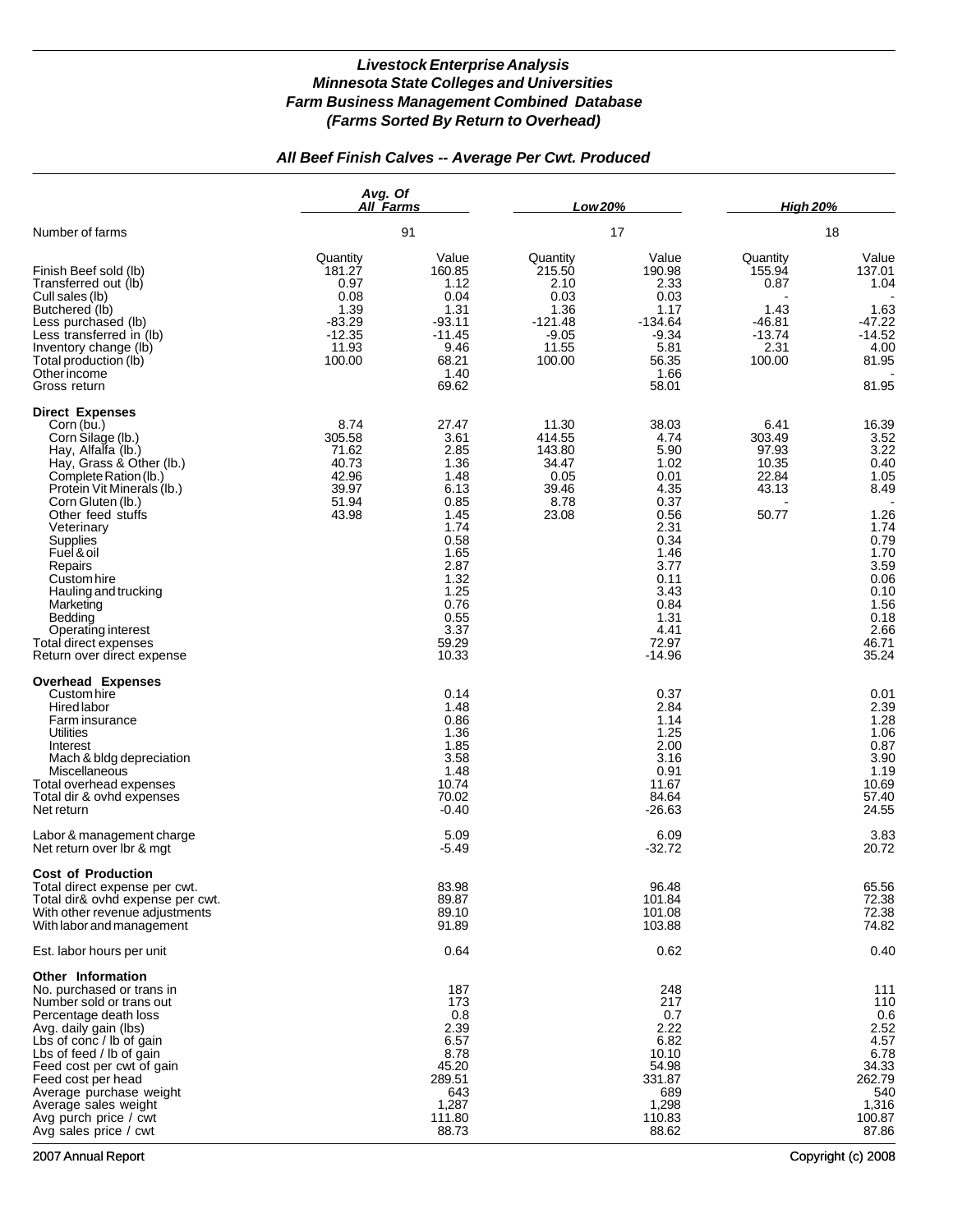***Livestock Enterprise Analysis***
***Minnesota State Colleges and Universities***
***Farm Business Management Combined Database***
***(Farms Sorted By Return to Overhead)***

***All Beef Finish Calves -- Average Per Cwt. Produced***

| | Avg. Of All Farms | | Low 20% | | High 20% | |
|---|---|---|---|---|---|---|
| Number of farms | 91 | | 17 | | 18 | |
| | Quantity | Value | Quantity | Value | Quantity | Value |
| Finish Beef sold (lb) | 181.27 | 160.85 | 215.50 | 190.98 | 155.94 | 137.01 |
| Transferred out (lb) | 0.97 | 1.12 | 2.10 | 2.33 | 0.87 | 1.04 |
| Cull sales (lb) | 0.08 | 0.04 | 0.03 | 0.03 | - | - |
| Butchered (lb) | 1.39 | 1.31 | 1.36 | 1.17 | 1.43 | 1.63 |
| Less purchased (lb) | -83.29 | -93.11 | -121.48 | -134.64 | -46.81 | -47.22 |
| Less transferred in (lb) | -12.35 | -11.45 | -9.05 | -9.34 | -13.74 | -14.52 |
| Inventory change (lb) | 11.93 | 9.46 | 11.55 | 5.81 | 2.31 | 4.00 |
| Total production (lb) | 100.00 | 68.21 | 100.00 | 56.35 | 100.00 | 81.95 |
| Other income | | 1.40 | | 1.66 | | - |
| Gross return | | 69.62 | | 58.01 | | 81.95 |
| **Direct Expenses** | | | | | | |
| Corn (bu.) | 8.74 | 27.47 | 11.30 | 38.03 | 6.41 | 16.39 |
| Corn Silage (lb.) | 305.58 | 3.61 | 414.55 | 4.74 | 303.49 | 3.52 |
| Hay, Alfalfa (lb.) | 71.62 | 2.85 | 143.80 | 5.90 | 97.93 | 3.22 |
| Hay, Grass & Other (lb.) | 40.73 | 1.36 | 34.47 | 1.02 | 10.35 | 0.40 |
| Complete Ration (lb.) | 42.96 | 1.48 | 0.05 | 0.01 | 22.84 | 1.05 |
| Protein Vit Minerals (lb.) | 39.97 | 6.13 | 39.46 | 4.35 | 43.13 | 8.49 |
| Corn Gluten (lb.) | 51.94 | 0.85 | 8.78 | 0.37 | - | - |
| Other feed stuffs | 43.98 | 1.45 | 23.08 | 0.56 | 50.77 | 1.26 |
| Veterinary | | 1.74 | | 2.31 | | 1.74 |
| Supplies | | 0.58 | | 0.34 | | 0.79 |
| Fuel & oil | | 1.65 | | 1.46 | | 1.70 |
| Repairs | | 2.87 | | 3.77 | | 3.59 |
| Custom hire | | 1.32 | | 0.11 | | 0.06 |
| Hauling and trucking | | 1.25 | | 3.43 | | 0.10 |
| Marketing | | 0.76 | | 0.84 | | 1.56 |
| Bedding | | 0.55 | | 1.31 | | 0.18 |
| Operating interest | | 3.37 | | 4.41 | | 2.66 |
| Total direct expenses | | 59.29 | | 72.97 | | 46.71 |
| Return over direct expense | | 10.33 | | -14.96 | | 35.24 |
| **Overhead Expenses** | | | | | | |
| Custom hire | | 0.14 | | 0.37 | | 0.01 |
| Hired labor | | 1.48 | | 2.84 | | 2.39 |
| Farm insurance | | 0.86 | | 1.14 | | 1.28 |
| Utilities | | 1.36 | | 1.25 | | 1.06 |
| Interest | | 1.85 | | 2.00 | | 0.87 |
| Mach & bldg depreciation | | 3.58 | | 3.16 | | 3.90 |
| Miscellaneous | | 1.48 | | 0.91 | | 1.19 |
| Total overhead expenses | | 10.74 | | 11.67 | | 10.69 |
| Total dir & ovhd expenses | | 70.02 | | 84.64 | | 57.40 |
| Net return | | -0.40 | | -26.63 | | 24.55 |
| Labor & management charge | | 5.09 | | 6.09 | | 3.83 |
| Net return over lbr & mgt | | -5.49 | | -32.72 | | 20.72 |
| **Cost of Production** | | | | | | |
| Total direct expense per cwt. | | 83.98 | | 96.48 | | 65.56 |
| Total dir& ovhd expense per cwt. | | 89.87 | | 101.84 | | 72.38 |
| With other revenue adjustments | | 89.10 | | 101.08 | | 72.38 |
| With labor and management | | 91.89 | | 103.88 | | 74.82 |
| Est. labor hours per unit | | 0.64 | | 0.62 | | 0.40 |
| **Other Information** | | | | | | |
| No. purchased or trans in | | 187 | | 248 | | 111 |
| Number sold or trans out | | 173 | | 217 | | 110 |
| Percentage death loss | | 0.8 | | 0.7 | | 0.6 |
| Avg. daily gain (lbs) | | 2.39 | | 2.22 | | 2.52 |
| Lbs of conc / lb of gain | | 6.57 | | 6.82 | | 4.57 |
| Lbs of feed / lb of gain | | 8.78 | | 10.10 | | 6.78 |
| Feed cost per cwt of gain | | 45.20 | | 54.98 | | 34.33 |
| Feed cost per head | | 289.51 | | 331.87 | | 262.79 |
| Average purchase weight | | 643 | | 689 | | 540 |
| Average sales weight | | 1,287 | | 1,298 | | 1,316 |
| Avg purch price / cwt | | 111.80 | | 110.83 | | 100.87 |
| Avg sales price / cwt | | 88.73 | | 88.62 | | 87.86 |

2007 Annual Report — Copyright (c) 2008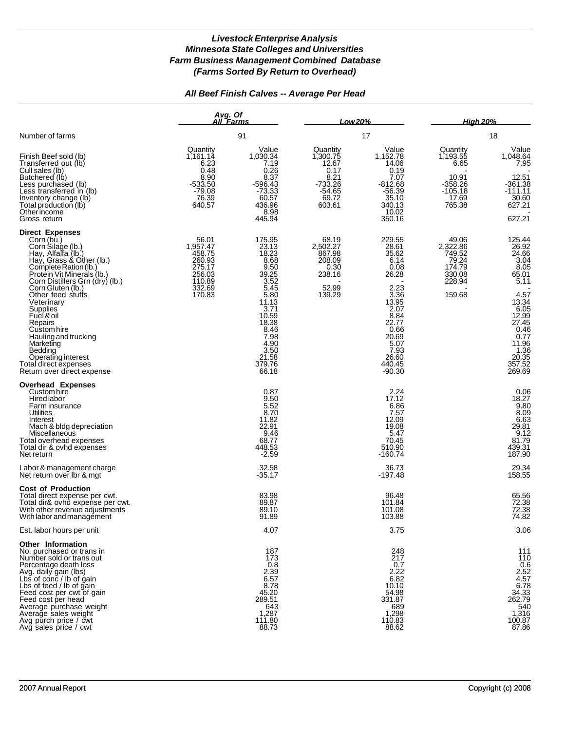# *Livestock Enterprise Analysis*
# *Minnesota State Colleges and Universities*
# *Farm Business Management Combined Database*
# *(Farms Sorted By Return to Overhead)*

## *All Beef Finish Calves -- Average Per Head*

| | *Avg. Of All Farms* | | *Low 20%* | | *High 20%* | |
|---|---|---|---|---|---|---|
| Number of farms | 91 | | 17 | | 18 | |
| | Quantity | Value | Quantity | Value | Quantity | Value |
| Finish Beef sold (lb) | 1,161.14 | 1,030.34 | 1,300.75 | 1,152.78 | 1,193.55 | 1,048.64 |
| Transferred out (lb) | 6.23 | 7.19 | 12.67 | 14.06 | 6.65 | 7.95 |
| Cull sales (lb) | 0.48 | 0.26 | 0.17 | 0.19 | - | - |
| Butchered (lb) | 8.90 | 8.37 | 8.21 | 7.07 | 10.91 | 12.51 |
| Less purchased (lb) | -533.50 | -596.43 | -733.26 | -812.68 | -358.26 | -361.38 |
| Less transferred in (lb) | -79.08 | -73.33 | -54.65 | -56.39 | -105.18 | -111.11 |
| Inventory change (lb) | 76.39 | 60.57 | 69.72 | 35.10 | 17.69 | 30.60 |
| Total production (lb) | 640.57 | 436.96 | 603.61 | 340.13 | 765.38 | 627.21 |
| Other income | | 8.98 | | 10.02 | | - |
| Gross return | | 445.94 | | 350.16 | | 627.21 |
| **Direct Expenses** | | | | | | |
| Corn (bu.) | 56.01 | 175.95 | 68.19 | 229.55 | 49.06 | 125.44 |
| Corn Silage (lb.) | 1,957.47 | 23.13 | 2,502.27 | 28.61 | 2,322.86 | 26.92 |
| Hay, Alfalfa (lb.) | 458.75 | 18.23 | 867.98 | 35.62 | 749.52 | 24.66 |
| Hay, Grass & Other (lb.) | 260.93 | 8.68 | 208.09 | 6.14 | 79.24 | 3.04 |
| Complete Ration (lb.) | 275.17 | 9.50 | 0.30 | 0.08 | 174.79 | 8.05 |
| Protein Vit Minerals (lb.) | 256.03 | 39.25 | 238.16 | 26.28 | 330.08 | 65.01 |
| Corn Distillers Grn (dry) (lb.) | 110.89 | 3.52 | - | - | 228.94 | 5.11 |
| Corn Gluten (lb.) | 332.69 | 5.45 | 52.99 | 2.23 | - | - |
| Other feed stuffs | 170.83 | 5.80 | 139.29 | 3.36 | 159.68 | 4.57 |
| Veterinary | | 11.13 | | 13.95 | | 13.34 |
| Supplies | | 3.71 | | 2.07 | | 6.05 |
| Fuel & oil | | 10.59 | | 8.84 | | 12.99 |
| Repairs | | 18.38 | | 22.77 | | 27.45 |
| Custom hire | | 8.46 | | 0.66 | | 0.46 |
| Hauling and trucking | | 7.98 | | 20.69 | | 0.77 |
| Marketing | | 4.90 | | 5.07 | | 11.96 |
| Bedding | | 3.50 | | 7.93 | | 1.36 |
| Operating interest | | 21.58 | | 26.60 | | 20.35 |
| Total direct expenses | | 379.76 | | 440.45 | | 357.52 |
| Return over direct expense | | 66.18 | | -90.30 | | 269.69 |
| **Overhead Expenses** | | | | | | |
| Custom hire | | 0.87 | | 2.24 | | 0.06 |
| Hired labor | | 9.50 | | 17.12 | | 18.27 |
| Farm insurance | | 5.52 | | 6.86 | | 9.80 |
| Utilities | | 8.70 | | 7.57 | | 8.09 |
| Interest | | 11.82 | | 12.09 | | 6.63 |
| Mach & bldg depreciation | | 22.91 | | 19.08 | | 29.81 |
| Miscellaneous | | 9.46 | | 5.47 | | 9.12 |
| Total overhead expenses | | 68.77 | | 70.45 | | 81.79 |
| Total dir & ovhd expenses | | 448.53 | | 510.90 | | 439.31 |
| Net return | | -2.59 | | -160.74 | | 187.90 |
| Labor & management charge | | 32.58 | | 36.73 | | 29.34 |
| Net return over lbr & mgt | | -35.17 | | -197.48 | | 158.55 |
| **Cost of Production** | | | | | | |
| Total direct expense per cwt. | | 83.98 | | 96.48 | | 65.56 |
| Total dir& ovhd expense per cwt. | | 89.87 | | 101.84 | | 72.38 |
| With other revenue adjustments | | 89.10 | | 101.08 | | 72.38 |
| With labor and management | | 91.89 | | 103.88 | | 74.82 |
| Est. labor hours per unit | | 4.07 | | 3.75 | | 3.06 |
| **Other Information** | | | | | | |
| No. purchased or trans in | | 187 | | 248 | | 111 |
| Number sold or trans out | | 173 | | 217 | | 110 |
| Percentage death loss | | 0.8 | | 0.7 | | 0.6 |
| Avg. daily gain (lbs) | | 2.39 | | 2.22 | | 2.52 |
| Lbs of conc / lb of gain | | 6.57 | | 6.82 | | 4.57 |
| Lbs of feed / lb of gain | | 8.78 | | 10.10 | | 6.78 |
| Feed cost per cwt of gain | | 45.20 | | 54.98 | | 34.33 |
| Feed cost per head | | 289.51 | | 331.87 | | 262.79 |
| Average purchase weight | | 643 | | 689 | | 540 |
| Average sales weight | | 1,287 | | 1,298 | | 1,316 |
| Avg purch price / cwt | | 111.80 | | 110.83 | | 100.87 |
| Avg sales price / cwt | | 88.73 | | 88.62 | | 87.86 |

2007 Annual Report — Copyright (c) 2008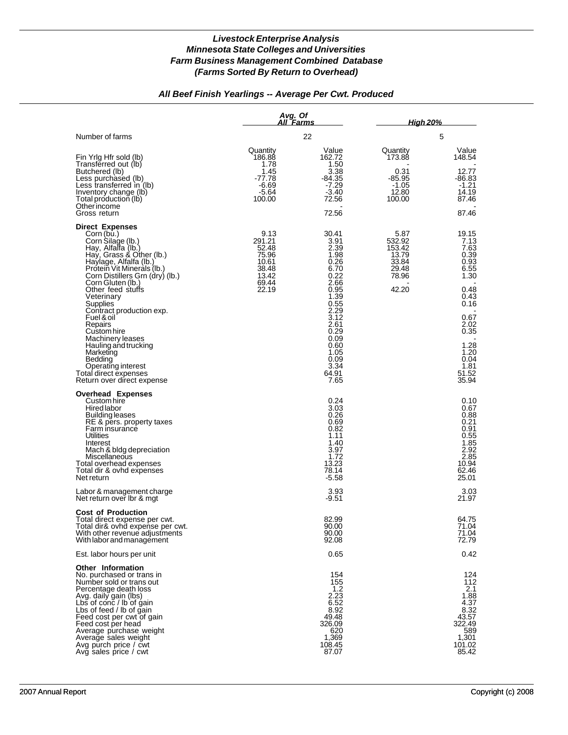# *Livestock Enterprise Analysis*
# *Minnesota State Colleges and Universities*
# *Farm Business Management Combined Database*
# *(Farms Sorted By Return to Overhead)*

## *All Beef Finish Yearlings -- Average Per Cwt. Produced*

| | *Avg. Of All Farms* | | *High 20%* | |
|---|---|---|---|---|
| Number of farms | 22 | | 5 | |
| | Quantity | Value | Quantity | Value |
| Fin Yrlg Hfr sold (lb) | 186.88 | 162.72 | 173.88 | 148.54 |
| Transferred out (lb) | 1.78 | 1.50 | - | - |
| Butchered (lb) | 1.45 | 3.38 | 0.31 | 12.77 |
| Less purchased (lb) | -77.78 | -84.35 | -85.95 | -86.83 |
| Less transferred in (lb) | -6.69 | -7.29 | -1.05 | -1.21 |
| Inventory change (lb) | -5.64 | -3.40 | 12.80 | 14.19 |
| Total production (lb) | 100.00 | 72.56 | 100.00 | 87.46 |
| Other income | | - | | - |
| Gross return | | 72.56 | | 87.46 |
| **Direct Expenses** | | | | |
| Corn (bu.) | 9.13 | 30.41 | 5.87 | 19.15 |
| Corn Silage (lb.) | 291.21 | 3.91 | 532.92 | 7.13 |
| Hay, Alfalfa (lb.) | 52.48 | 2.39 | 153.42 | 7.63 |
| Hay, Grass & Other (lb.) | 75.96 | 1.98 | 13.79 | 0.39 |
| Haylage, Alfalfa (lb.) | 10.61 | 0.26 | 33.84 | 0.93 |
| Protein Vit Minerals (lb.) | 38.48 | 6.70 | 29.48 | 6.55 |
| Corn Distillers Grn (dry) (lb.) | 13.42 | 0.22 | 78.96 | 1.30 |
| Corn Gluten (lb.) | 69.44 | 2.66 | - | - |
| Other feed stuffs | 22.19 | 0.95 | 42.20 | 0.48 |
| Veterinary | | 1.39 | | 0.43 |
| Supplies | | 0.55 | | 0.16 |
| Contract production exp. | | 2.29 | | - |
| Fuel & oil | | 3.12 | | 0.67 |
| Repairs | | 2.61 | | 2.02 |
| Custom hire | | 0.29 | | 0.35 |
| Machinery leases | | 0.09 | | - |
| Hauling and trucking | | 0.60 | | 1.28 |
| Marketing | | 1.05 | | 1.20 |
| Bedding | | 0.09 | | 0.04 |
| Operating interest | | 3.34 | | 1.81 |
| Total direct expenses | | 64.91 | | 51.52 |
| Return over direct expense | | 7.65 | | 35.94 |
| **Overhead Expenses** | | | | |
| Custom hire | | 0.24 | | 0.10 |
| Hired labor | | 3.03 | | 0.67 |
| Building leases | | 0.26 | | 0.88 |
| RE & pers. property taxes | | 0.69 | | 0.21 |
| Farm insurance | | 0.82 | | 0.91 |
| Utilities | | 1.11 | | 0.55 |
| Interest | | 1.40 | | 1.85 |
| Mach & bldg depreciation | | 3.97 | | 2.92 |
| Miscellaneous | | 1.72 | | 2.85 |
| Total overhead expenses | | 13.23 | | 10.94 |
| Total dir & ovhd expenses | | 78.14 | | 62.46 |
| Net return | | -5.58 | | 25.01 |
| Labor & management charge | | 3.93 | | 3.03 |
| Net return over lbr & mgt | | -9.51 | | 21.97 |
| **Cost of Production** | | | | |
| Total direct expense per cwt. | | 82.99 | | 64.75 |
| Total dir& ovhd expense per cwt. | | 90.00 | | 71.04 |
| With other revenue adjustments | | 90.00 | | 71.04 |
| With labor and management | | 92.08 | | 72.79 |
| Est. labor hours per unit | | 0.65 | | 0.42 |
| **Other Information** | | | | |
| No. purchased or trans in | | 154 | | 124 |
| Number sold or trans out | | 155 | | 112 |
| Percentage death loss | | 1.2 | | 2.1 |
| Avg. daily gain (lbs) | | 2.23 | | 1.88 |
| Lbs of conc / lb of gain | | 6.52 | | 4.37 |
| Lbs of feed / lb of gain | | 8.92 | | 8.32 |
| Feed cost per cwt of gain | | 49.48 | | 43.57 |
| Feed cost per head | | 326.09 | | 322.49 |
| Average purchase weight | | 620 | | 589 |
| Average sales weight | | 1,369 | | 1,301 |
| Avg purch price / cwt | | 108.45 | | 101.02 |
| Avg sales price / cwt | | 87.07 | | 85.42 |

2007 Annual Report — Copyright (c) 2008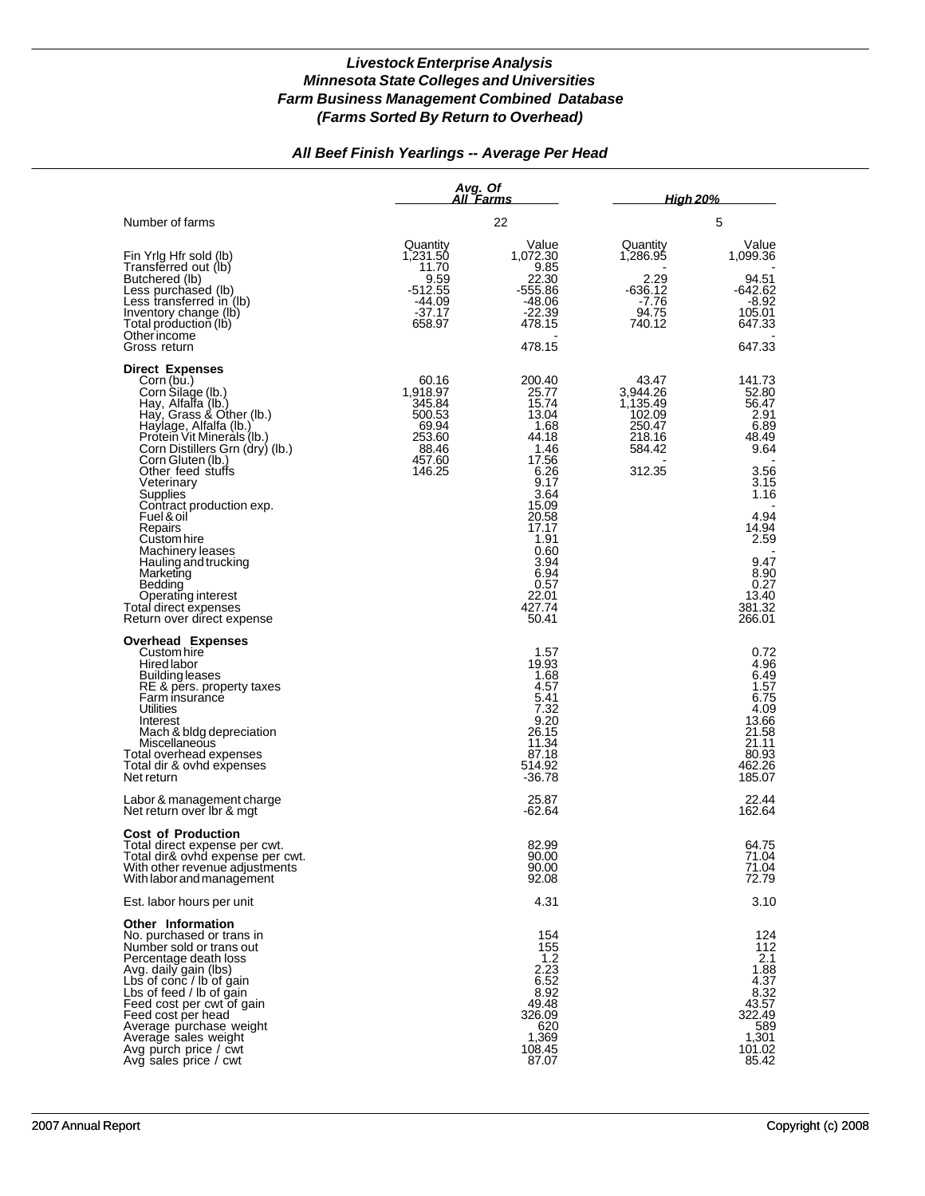# *Livestock Enterprise Analysis*
# *Minnesota State Colleges and Universities*
# *Farm Business Management Combined Database*
# *(Farms Sorted By Return to Overhead)*

## *All Beef Finish Yearlings -- Average Per Head*

| | Avg. Of All Farms | | High 20% | |
|---|---|---|---|---|
| Number of farms | 22 | | 5 | |
| | Quantity | Value | Quantity | Value |
| Fin Yrlg Hfr sold (lb) | 1,231.50 | 1,072.30 | 1,286.95 | 1,099.36 |
| Transferred out (lb) | 11.70 | 9.85 | - | - |
| Butchered (lb) | 9.59 | 22.30 | 2.29 | 94.51 |
| Less purchased (lb) | -512.55 | -555.86 | -636.12 | -642.62 |
| Less transferred in (lb) | -44.09 | -48.06 | -7.76 | -8.92 |
| Inventory change (lb) | -37.17 | -22.39 | 94.75 | 105.01 |
| Total production (lb) | 658.97 | 478.15 | 740.12 | 647.33 |
| Other income | | - | | - |
| Gross return | | 478.15 | | 647.33 |
| **Direct Expenses** | | | | |
| Corn (bu.) | 60.16 | 200.40 | 43.47 | 141.73 |
| Corn Silage (lb.) | 1,918.97 | 25.77 | 3,944.26 | 52.80 |
| Hay, Alfalfa (lb.) | 345.84 | 15.74 | 1,135.49 | 56.47 |
| Hay, Grass & Other (lb.) | 500.53 | 13.04 | 102.09 | 2.91 |
| Haylage, Alfalfa (lb.) | 69.94 | 1.68 | 250.47 | 6.89 |
| Protein Vit Minerals (lb.) | 253.60 | 44.18 | 218.16 | 48.49 |
| Corn Distillers Grn (dry) (lb.) | 88.46 | 1.46 | 584.42 | 9.64 |
| Corn Gluten (lb.) | 457.60 | 17.56 | - | - |
| Other feed stuffs | 146.25 | 6.26 | 312.35 | 3.56 |
| Veterinary | | 9.17 | | 3.15 |
| Supplies | | 3.64 | | 1.16 |
| Contract production exp. | | 15.09 | | - |
| Fuel & oil | | 20.58 | | 4.94 |
| Repairs | | 17.17 | | 14.94 |
| Custom hire | | 1.91 | | 2.59 |
| Machinery leases | | 0.60 | | - |
| Hauling and trucking | | 3.94 | | 9.47 |
| Marketing | | 6.94 | | 8.90 |
| Bedding | | 0.57 | | 0.27 |
| Operating interest | | 22.01 | | 13.40 |
| Total direct expenses | | 427.74 | | 381.32 |
| Return over direct expense | | 50.41 | | 266.01 |
| **Overhead Expenses** | | | | |
| Custom hire | | 1.57 | | 0.72 |
| Hired labor | | 19.93 | | 4.96 |
| Building leases | | 1.68 | | 6.49 |
| RE & pers. property taxes | | 4.57 | | 1.57 |
| Farm insurance | | 5.41 | | 6.75 |
| Utilities | | 7.32 | | 4.09 |
| Interest | | 9.20 | | 13.66 |
| Mach & bldg depreciation | | 26.15 | | 21.58 |
| Miscellaneous | | 11.34 | | 21.11 |
| Total overhead expenses | | 87.18 | | 80.93 |
| Total dir & ovhd expenses | | 514.92 | | 462.26 |
| Net return | | -36.78 | | 185.07 |
| Labor & management charge | | 25.87 | | 22.44 |
| Net return over lbr & mgt | | -62.64 | | 162.64 |
| **Cost of Production** | | | | |
| Total direct expense per cwt. | | 82.99 | | 64.75 |
| Total dir& ovhd expense per cwt. | | 90.00 | | 71.04 |
| With other revenue adjustments | | 90.00 | | 71.04 |
| With labor and management | | 92.08 | | 72.79 |
| Est. labor hours per unit | | 4.31 | | 3.10 |
| **Other Information** | | | | |
| No. purchased or trans in | | 154 | | 124 |
| Number sold or trans out | | 155 | | 112 |
| Percentage death loss | | 1.2 | | 2.1 |
| Avg. daily gain (lbs) | | 2.23 | | 1.88 |
| Lbs of conc / lb of gain | | 6.52 | | 4.37 |
| Lbs of feed / lb of gain | | 8.92 | | 8.32 |
| Feed cost per cwt of gain | | 49.48 | | 43.57 |
| Feed cost per head | | 326.09 | | 322.49 |
| Average purchase weight | | 620 | | 589 |
| Average sales weight | | 1,369 | | 1,301 |
| Avg purch price / cwt | | 108.45 | | 101.02 |
| Avg sales price / cwt | | 87.07 | | 85.42 |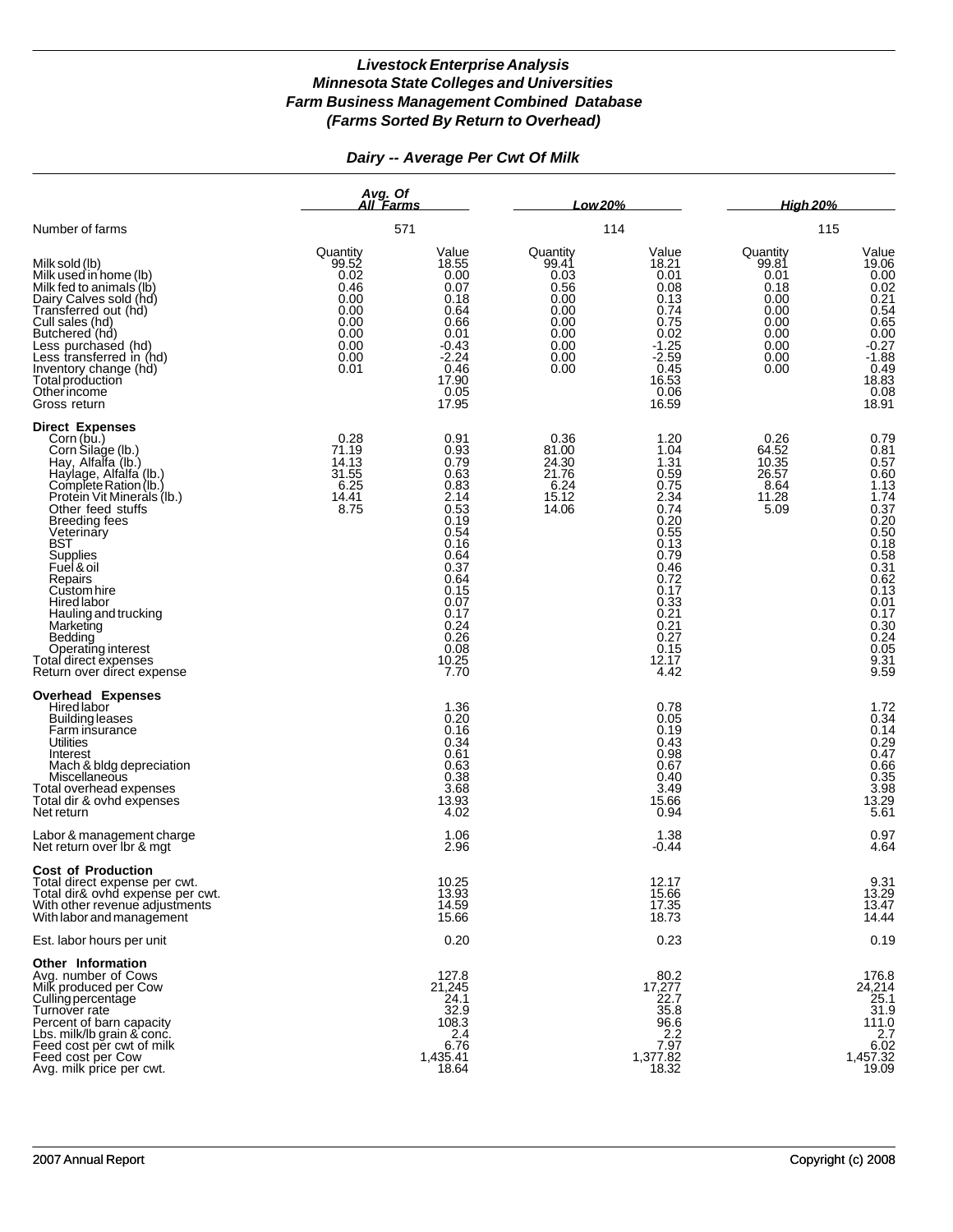***Livestock Enterprise Analysis***
***Minnesota State Colleges and Universities***
***Farm Business Management Combined Database***
***(Farms Sorted By Return to Overhead)***

***Dairy -- Average Per Cwt Of Milk***

| | Avg. Of All Farms | | Low 20% | | High 20% | |
|---|---|---|---|---|---|---|
| Number of farms | 571 | | 114 | | 115 | |
| | Quantity | Value | Quantity | Value | Quantity | Value |
| Milk sold (lb) | 99.52 | 18.55 | 99.41 | 18.21 | 99.81 | 19.06 |
| Milk used in home (lb) | 0.02 | 0.00 | 0.03 | 0.01 | 0.01 | 0.00 |
| Milk fed to animals (lb) | 0.46 | 0.07 | 0.56 | 0.08 | 0.18 | 0.02 |
| Dairy Calves sold (hd) | 0.00 | 0.18 | 0.00 | 0.13 | 0.00 | 0.21 |
| Transferred out (hd) | 0.00 | 0.64 | 0.00 | 0.74 | 0.00 | 0.54 |
| Cull sales (hd) | 0.00 | 0.66 | 0.00 | 0.75 | 0.00 | 0.65 |
| Butchered (hd) | 0.00 | 0.01 | 0.00 | 0.02 | 0.00 | 0.00 |
| Less purchased (hd) | 0.00 | -0.43 | 0.00 | -1.25 | 0.00 | -0.27 |
| Less transferred in (hd) | 0.00 | -2.24 | 0.00 | -2.59 | 0.00 | -1.88 |
| Inventory change (hd) | 0.01 | 0.46 | 0.00 | 0.45 | 0.00 | 0.49 |
| Total production | | 17.90 | | 16.53 | | 18.83 |
| Other income | | 0.05 | | 0.06 | | 0.08 |
| Gross return | | 17.95 | | 16.59 | | 18.91 |
| **Direct Expenses** | | | | | | |
| Corn (bu.) | 0.28 | 0.91 | 0.36 | 1.20 | 0.26 | 0.79 |
| Corn Silage (lb.) | 71.19 | 0.93 | 81.00 | 1.04 | 64.52 | 0.81 |
| Hay, Alfalfa (lb.) | 14.13 | 0.79 | 24.30 | 1.31 | 10.35 | 0.57 |
| Haylage, Alfalfa (lb.) | 31.55 | 0.63 | 21.76 | 0.59 | 26.57 | 0.60 |
| Complete Ration (lb.) | 6.25 | 0.83 | 6.24 | 0.75 | 8.64 | 1.13 |
| Protein Vit Minerals (lb.) | 14.41 | 2.14 | 15.12 | 2.34 | 11.28 | 1.74 |
| Other feed stuffs | 8.75 | 0.53 | 14.06 | 0.74 | 5.09 | 0.37 |
| Breeding fees | | 0.19 | | 0.20 | | 0.20 |
| Veterinary | | 0.54 | | 0.55 | | 0.50 |
| BST | | 0.16 | | 0.13 | | 0.18 |
| Supplies | | 0.64 | | 0.79 | | 0.58 |
| Fuel & oil | | 0.37 | | 0.46 | | 0.31 |
| Repairs | | 0.64 | | 0.72 | | 0.62 |
| Custom hire | | 0.15 | | 0.17 | | 0.13 |
| Hired labor | | 0.07 | | 0.33 | | 0.01 |
| Hauling and trucking | | 0.17 | | 0.21 | | 0.17 |
| Marketing | | 0.24 | | 0.21 | | 0.30 |
| Bedding | | 0.26 | | 0.27 | | 0.24 |
| Operating interest | | 0.08 | | 0.15 | | 0.05 |
| Total direct expenses | | 10.25 | | 12.17 | | 9.31 |
| Return over direct expense | | 7.70 | | 4.42 | | 9.59 |
| **Overhead Expenses** | | | | | | |
| Hired labor | | 1.36 | | 0.78 | | 1.72 |
| Building leases | | 0.20 | | 0.05 | | 0.34 |
| Farm insurance | | 0.16 | | 0.19 | | 0.14 |
| Utilities | | 0.34 | | 0.43 | | 0.29 |
| Interest | | 0.61 | | 0.98 | | 0.47 |
| Mach & bldg depreciation | | 0.63 | | 0.67 | | 0.66 |
| Miscellaneous | | 0.38 | | 0.40 | | 0.35 |
| Total overhead expenses | | 3.68 | | 3.49 | | 3.98 |
| Total dir & ovhd expenses | | 13.93 | | 15.66 | | 13.29 |
| Net return | | 4.02 | | 0.94 | | 5.61 |
| Labor & management charge | | 1.06 | | 1.38 | | 0.97 |
| Net return over lbr & mgt | | 2.96 | | -0.44 | | 4.64 |
| **Cost of Production** | | | | | | |
| Total direct expense per cwt. | | 10.25 | | 12.17 | | 9.31 |
| Total dir& ovhd expense per cwt. | | 13.93 | | 15.66 | | 13.29 |
| With other revenue adjustments | | 14.59 | | 17.35 | | 13.47 |
| With labor and management | | 15.66 | | 18.73 | | 14.44 |
| Est. labor hours per unit | | 0.20 | | 0.23 | | 0.19 |
| **Other Information** | | | | | | |
| Avg. number of Cows | | 127.8 | | 80.2 | | 176.8 |
| Milk produced per Cow | | 21,245 | | 17,277 | | 24,214 |
| Culling percentage | | 24.1 | | 22.7 | | 25.1 |
| Turnover rate | | 32.9 | | 35.8 | | 31.9 |
| Percent of barn capacity | | 108.3 | | 96.6 | | 111.0 |
| Lbs. milk/lb grain & conc. | | 2.4 | | 2.2 | | 2.7 |
| Feed cost per cwt of milk | | 6.76 | | 7.97 | | 6.02 |
| Feed cost per Cow | | 1,435.41 | | 1,377.82 | | 1,457.32 |
| Avg. milk price per cwt. | | 18.64 | | 18.32 | | 19.09 |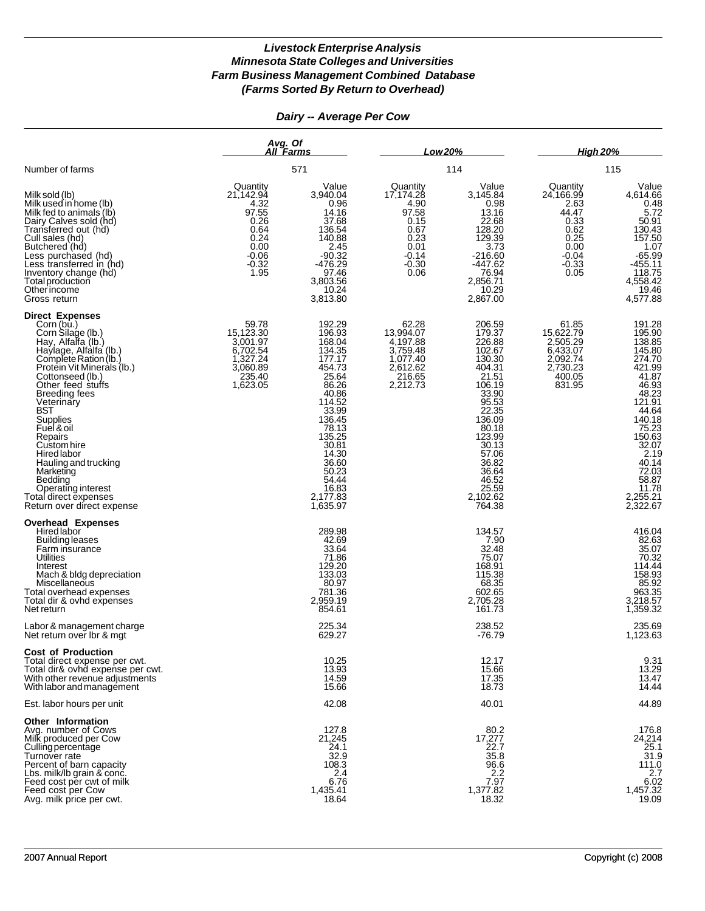## *Livestock Enterprise Analysis*
## *Minnesota State Colleges and Universities*
## *Farm Business Management Combined Database*
## *(Farms Sorted By Return to Overhead)*

### *Dairy -- Average Per Cow*

| | Avg. Of All Farms | | Low 20% | | High 20% | |
|---|---|---|---|---|---|---|
| Number of farms | 571 | | 114 | | 115 | |
| | Quantity | Value | Quantity | Value | Quantity | Value |
| Milk sold (lb) | 21,142.94 | 3,940.04 | 17,174.28 | 3,145.84 | 24,166.99 | 4,614.66 |
| Milk used in home (lb) | 4.32 | 0.96 | 4.90 | 0.98 | 2.63 | 0.48 |
| Milk fed to animals (lb) | 97.55 | 14.16 | 97.58 | 13.16 | 44.47 | 5.72 |
| Dairy Calves sold (hd) | 0.26 | 37.68 | 0.15 | 22.68 | 0.33 | 50.91 |
| Transferred out (hd) | 0.64 | 136.54 | 0.67 | 128.20 | 0.62 | 130.43 |
| Cull sales (hd) | 0.24 | 140.88 | 0.23 | 129.39 | 0.25 | 157.50 |
| Butchered (hd) | 0.00 | 2.45 | 0.01 | 3.73 | 0.00 | 1.07 |
| Less purchased (hd) | -0.06 | -90.32 | -0.14 | -216.60 | -0.04 | -65.99 |
| Less transferred in (hd) | -0.32 | -476.29 | -0.30 | -447.62 | -0.33 | -455.11 |
| Inventory change (hd) | 1.95 | 97.46 | 0.06 | 76.94 | 0.05 | 118.75 |
| Total production | | 3,803.56 | | 2,856.71 | | 4,558.42 |
| Other income | | 10.24 | | 10.29 | | 19.46 |
| Gross return | | 3,813.80 | | 2,867.00 | | 4,577.88 |
| **Direct Expenses** | | | | | | |
| Corn (bu.) | 59.78 | 192.29 | 62.28 | 206.59 | 61.85 | 191.28 |
| Corn Silage (lb.) | 15,123.30 | 196.93 | 13,994.07 | 179.37 | 15,622.79 | 195.90 |
| Hay, Alfalfa (lb.) | 3,001.97 | 168.04 | 4,197.88 | 226.88 | 2,505.29 | 138.85 |
| Haylage, Alfalfa (lb.) | 6,702.54 | 134.35 | 3,759.48 | 102.67 | 6,433.07 | 145.80 |
| Complete Ration (lb.) | 1,327.24 | 177.17 | 1,077.40 | 130.30 | 2,092.74 | 274.70 |
| Protein Vit Minerals (lb.) | 3,060.89 | 454.73 | 2,612.62 | 404.31 | 2,730.23 | 421.99 |
| Cottonseed (lb.) | 235.40 | 25.64 | 216.65 | 21.51 | 400.05 | 41.87 |
| Other feed stuffs | 1,623.05 | 86.26 | 2,212.73 | 106.19 | 831.95 | 46.93 |
| Breeding fees | | 40.86 | | 33.90 | | 48.23 |
| Veterinary | | 114.52 | | 95.53 | | 121.91 |
| BST | | 33.99 | | 22.35 | | 44.64 |
| Supplies | | 136.45 | | 136.09 | | 140.18 |
| Fuel & oil | | 78.13 | | 80.18 | | 75.23 |
| Repairs | | 135.25 | | 123.99 | | 150.63 |
| Custom hire | | 30.81 | | 30.13 | | 32.07 |
| Hired labor | | 14.30 | | 57.06 | | 2.19 |
| Hauling and trucking | | 36.60 | | 36.82 | | 40.14 |
| Marketing | | 50.23 | | 36.64 | | 72.03 |
| Bedding | | 54.44 | | 46.52 | | 58.87 |
| Operating interest | | 16.83 | | 25.59 | | 11.78 |
| Total direct expenses | | 2,177.83 | | 2,102.62 | | 2,255.21 |
| Return over direct expense | | 1,635.97 | | 764.38 | | 2,322.67 |
| **Overhead Expenses** | | | | | | |
| Hired labor | | 289.98 | | 134.57 | | 416.04 |
| Building leases | | 42.69 | | 7.90 | | 82.63 |
| Farm insurance | | 33.64 | | 32.48 | | 35.07 |
| Utilities | | 71.86 | | 75.07 | | 70.32 |
| Interest | | 129.20 | | 168.91 | | 114.44 |
| Mach & bldg depreciation | | 133.03 | | 115.38 | | 158.93 |
| Miscellaneous | | 80.97 | | 68.35 | | 85.92 |
| Total overhead expenses | | 781.36 | | 602.65 | | 963.35 |
| Total dir & ovhd expenses | | 2,959.19 | | 2,705.28 | | 3,218.57 |
| Net return | | 854.61 | | 161.73 | | 1,359.32 |
| Labor & management charge | | 225.34 | | 238.52 | | 235.69 |
| Net return over lbr & mgt | | 629.27 | | -76.79 | | 1,123.63 |
| **Cost of Production** | | | | | | |
| Total direct expense per cwt. | | 10.25 | | 12.17 | | 9.31 |
| Total dir& ovhd expense per cwt. | | 13.93 | | 15.66 | | 13.29 |
| With other revenue adjustments | | 14.59 | | 17.35 | | 13.47 |
| With labor and management | | 15.66 | | 18.73 | | 14.44 |
| Est. labor hours per unit | | 42.08 | | 40.01 | | 44.89 |
| **Other Information** | | | | | | |
| Avg. number of Cows | | 127.8 | | 80.2 | | 176.8 |
| Milk produced per Cow | | 21,245 | | 17,277 | | 24,214 |
| Culling percentage | | 24.1 | | 22.7 | | 25.1 |
| Turnover rate | | 32.9 | | 35.8 | | 31.9 |
| Percent of barn capacity | | 108.3 | | 96.6 | | 111.0 |
| Lbs. milk/lb grain & conc. | | 2.4 | | 2.2 | | 2.7 |
| Feed cost per cwt of milk | | 6.76 | | 7.97 | | 6.02 |
| Feed cost per Cow | | 1,435.41 | | 1,377.82 | | 1,457.32 |
| Avg. milk price per cwt. | | 18.64 | | 18.32 | | 19.09 |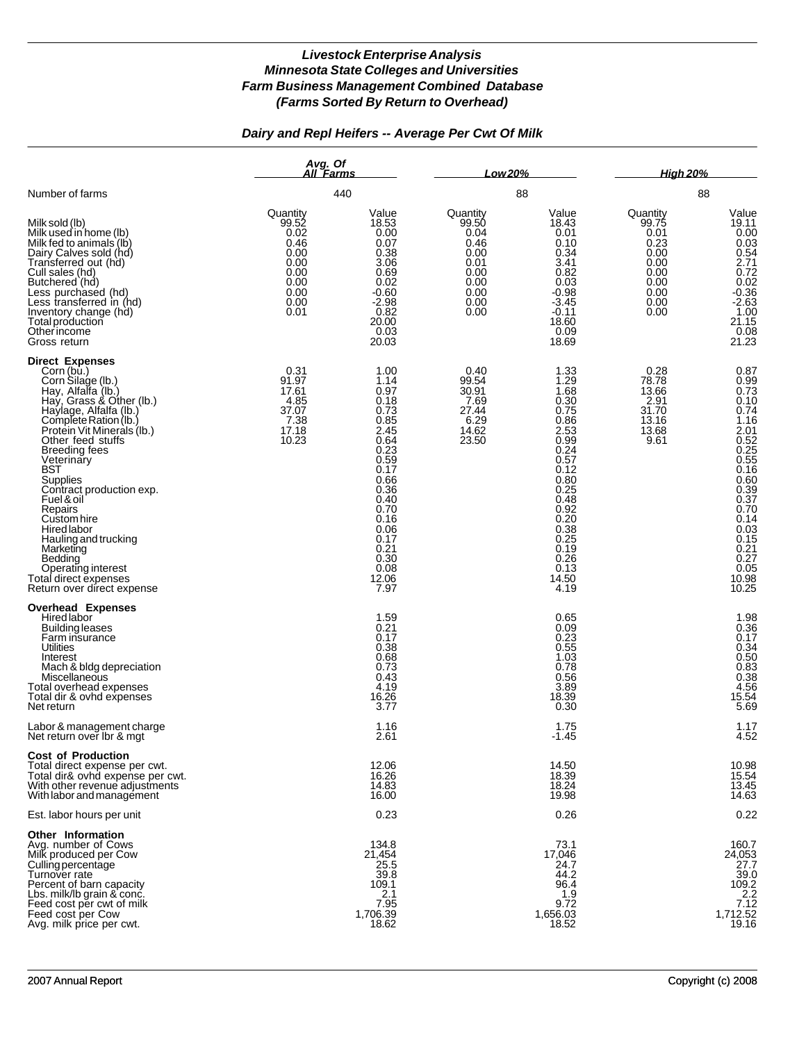# *Livestock Enterprise Analysis*
# *Minnesota State Colleges and Universities*
# *Farm Business Management Combined Database*
# *(Farms Sorted By Return to Overhead)*

## *Dairy and Repl Heifers -- Average Per Cwt Of Milk*

| | Avg. Of All Farms | | Low 20% | | High 20% | |
|---|---|---|---|---|---|---|
| Number of farms | 440 | | 88 | | 88 | |
| | Quantity | Value | Quantity | Value | Quantity | Value |
| Milk sold (lb) | 99.52 | 18.53 | 99.50 | 18.43 | 99.75 | 19.11 |
| Milk used in home (lb) | 0.02 | 0.00 | 0.04 | 0.01 | 0.01 | 0.00 |
| Milk fed to animals (lb) | 0.46 | 0.07 | 0.46 | 0.10 | 0.23 | 0.03 |
| Dairy Calves sold (hd) | 0.00 | 0.38 | 0.00 | 0.34 | 0.00 | 0.54 |
| Transferred out (hd) | 0.00 | 3.06 | 0.01 | 3.41 | 0.00 | 2.71 |
| Cull sales (hd) | 0.00 | 0.69 | 0.00 | 0.82 | 0.00 | 0.72 |
| Butchered (hd) | 0.00 | 0.02 | 0.00 | 0.03 | 0.00 | 0.02 |
| Less purchased (hd) | 0.00 | -0.60 | 0.00 | -0.98 | 0.00 | -0.36 |
| Less transferred in (hd) | 0.00 | -2.98 | 0.00 | -3.45 | 0.00 | -2.63 |
| Inventory change (hd) | 0.01 | 0.82 | 0.00 | -0.11 | 0.00 | 1.00 |
| Total production | | 20.00 | | 18.60 | | 21.15 |
| Other income | | 0.03 | | 0.09 | | 0.08 |
| Gross return | | 20.03 | | 18.69 | | 21.23 |
| **Direct Expenses** | | | | | | |
| Corn (bu.) | 0.31 | 1.00 | 0.40 | 1.33 | 0.28 | 0.87 |
| Corn Silage (lb.) | 91.97 | 1.14 | 99.54 | 1.29 | 78.78 | 0.99 |
| Hay, Alfalfa (lb.) | 17.61 | 0.97 | 30.91 | 1.68 | 13.66 | 0.73 |
| Hay, Grass & Other (lb.) | 4.85 | 0.18 | 7.69 | 0.30 | 2.91 | 0.10 |
| Haylage, Alfalfa (lb.) | 37.07 | 0.73 | 27.44 | 0.75 | 31.70 | 0.74 |
| Complete Ration (lb.) | 7.38 | 0.85 | 6.29 | 0.86 | 13.16 | 1.16 |
| Protein Vit Minerals (lb.) | 17.18 | 2.45 | 14.62 | 2.53 | 13.68 | 2.01 |
| Other feed stuffs | 10.23 | 0.64 | 23.50 | 0.99 | 9.61 | 0.52 |
| Breeding fees | | 0.23 | | 0.24 | | 0.25 |
| Veterinary | | 0.59 | | 0.57 | | 0.55 |
| BST | | 0.17 | | 0.12 | | 0.16 |
| Supplies | | 0.66 | | 0.80 | | 0.60 |
| Contract production exp. | | 0.36 | | 0.25 | | 0.39 |
| Fuel & oil | | 0.40 | | 0.48 | | 0.37 |
| Repairs | | 0.70 | | 0.92 | | 0.70 |
| Custom hire | | 0.16 | | 0.20 | | 0.14 |
| Hired labor | | 0.06 | | 0.38 | | 0.03 |
| Hauling and trucking | | 0.17 | | 0.25 | | 0.15 |
| Marketing | | 0.21 | | 0.19 | | 0.21 |
| Bedding | | 0.30 | | 0.26 | | 0.27 |
| Operating interest | | 0.08 | | 0.13 | | 0.05 |
| Total direct expenses | | 12.06 | | 14.50 | | 10.98 |
| Return over direct expense | | 7.97 | | 4.19 | | 10.25 |
| **Overhead Expenses** | | | | | | |
| Hired labor | | 1.59 | | 0.65 | | 1.98 |
| Building leases | | 0.21 | | 0.09 | | 0.36 |
| Farm insurance | | 0.17 | | 0.23 | | 0.17 |
| Utilities | | 0.38 | | 0.55 | | 0.34 |
| Interest | | 0.68 | | 1.03 | | 0.50 |
| Mach & bldg depreciation | | 0.73 | | 0.78 | | 0.83 |
| Miscellaneous | | 0.43 | | 0.56 | | 0.38 |
| Total overhead expenses | | 4.19 | | 3.89 | | 4.56 |
| Total dir & ovhd expenses | | 16.26 | | 18.39 | | 15.54 |
| Net return | | 3.77 | | 0.30 | | 5.69 |
| Labor & management charge | | 1.16 | | 1.75 | | 1.17 |
| Net return over lbr & mgt | | 2.61 | | -1.45 | | 4.52 |
| **Cost of Production** | | | | | | |
| Total direct expense per cwt. | | 12.06 | | 14.50 | | 10.98 |
| Total dir& ovhd expense per cwt. | | 16.26 | | 18.39 | | 15.54 |
| With other revenue adjustments | | 14.83 | | 18.24 | | 13.45 |
| With labor and management | | 16.00 | | 19.98 | | 14.63 |
| Est. labor hours per unit | | 0.23 | | 0.26 | | 0.22 |
| **Other Information** | | | | | | |
| Avg. number of Cows | | 134.8 | | 73.1 | | 160.7 |
| Milk produced per Cow | | 21,454 | | 17,046 | | 24,053 |
| Culling percentage | | 25.5 | | 24.7 | | 27.7 |
| Turnover rate | | 39.8 | | 44.2 | | 39.0 |
| Percent of barn capacity | | 109.1 | | 96.4 | | 109.2 |
| Lbs. milk/lb grain & conc. | | 2.1 | | 1.9 | | 2.2 |
| Feed cost per cwt of milk | | 7.95 | | 9.72 | | 7.12 |
| Feed cost per Cow | | 1,706.39 | | 1,656.03 | | 1,712.52 |
| Avg. milk price per cwt. | | 18.62 | | 18.52 | | 19.16 |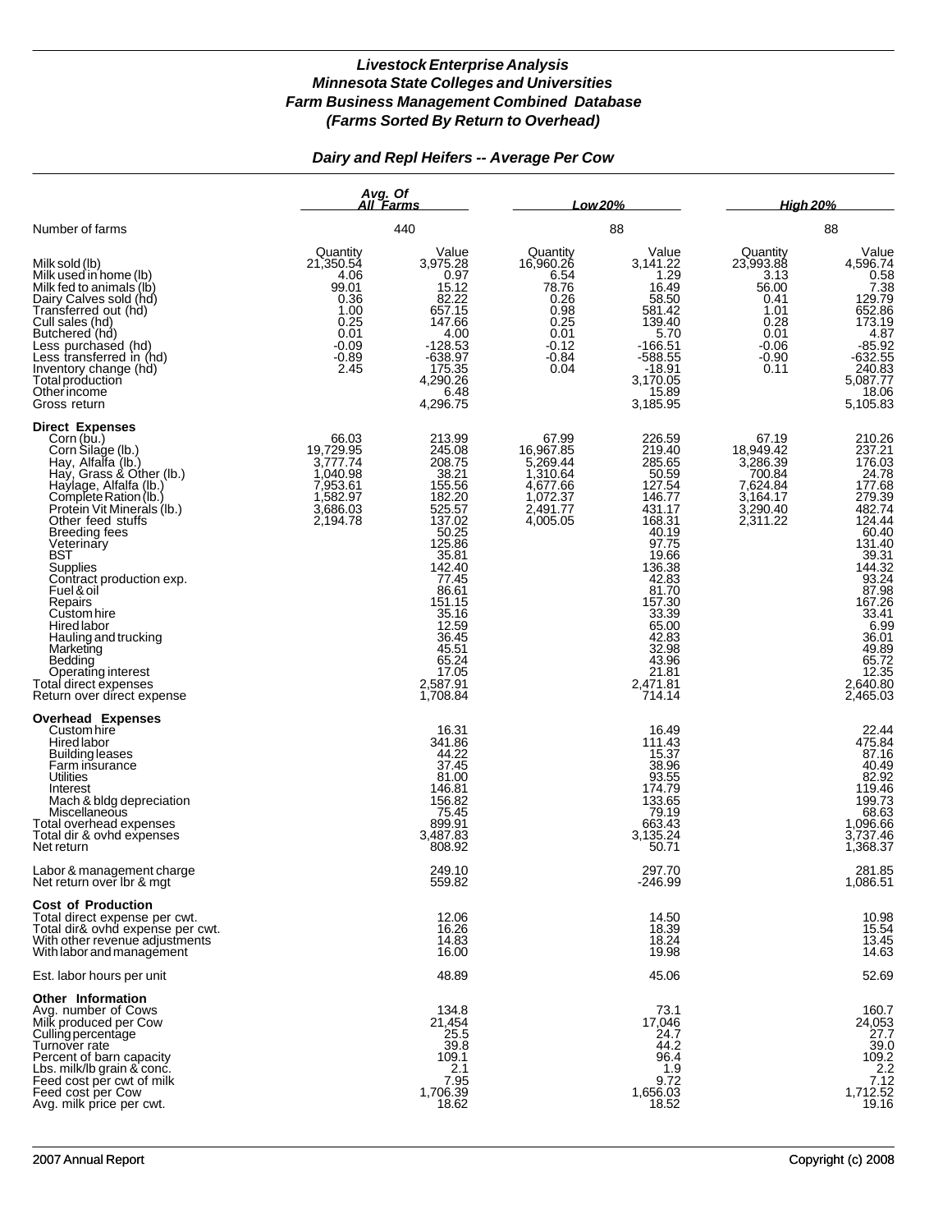# *Livestock Enterprise Analysis*
## *Minnesota State Colleges and Universities*
## *Farm Business Management Combined Database*
## *(Farms Sorted By Return to Overhead)*

### *Dairy and Repl Heifers -- Average Per Cow*

| | Avg. Of All Farms | | Low 20% | | High 20% | |
|---|---|---|---|---|---|---|
| Number of farms | 440 | | 88 | | 88 | |
| | Quantity | Value | Quantity | Value | Quantity | Value |
| Milk sold (lb) | 21,350.54 | 3,975.28 | 16,960.26 | 3,141.22 | 23,993.88 | 4,596.74 |
| Milk used in home (lb) | 4.06 | 0.97 | 6.54 | 1.29 | 3.13 | 0.58 |
| Milk fed to animals (lb) | 99.01 | 15.12 | 78.76 | 16.49 | 56.00 | 7.38 |
| Dairy Calves sold (hd) | 0.36 | 82.22 | 0.26 | 58.50 | 0.41 | 129.79 |
| Transferred out (hd) | 1.00 | 657.15 | 0.98 | 581.42 | 1.01 | 652.86 |
| Cull sales (hd) | 0.25 | 147.66 | 0.25 | 139.40 | 0.28 | 173.19 |
| Butchered (hd) | 0.01 | 4.00 | 0.01 | 5.70 | 0.01 | 4.87 |
| Less purchased (hd) | -0.09 | -128.53 | -0.12 | -166.51 | -0.06 | -85.92 |
| Less transferred in (hd) | -0.89 | -638.97 | -0.84 | -588.55 | -0.90 | -632.55 |
| Inventory change (hd) | 2.45 | 175.35 | 0.04 | -18.91 | 0.11 | 240.83 |
| Total production | | 4,290.26 | | 3,170.05 | | 5,087.77 |
| Other income | | 6.48 | | 15.89 | | 18.06 |
| Gross return | | 4,296.75 | | 3,185.95 | | 5,105.83 |
| **Direct Expenses** | | | | | | |
| Corn (bu.) | 66.03 | 213.99 | 67.99 | 226.59 | 67.19 | 210.26 |
| Corn Silage (lb.) | 19,729.95 | 245.08 | 16,967.85 | 219.40 | 18,949.42 | 237.21 |
| Hay, Alfalfa (lb.) | 3,777.74 | 208.75 | 5,269.44 | 285.65 | 3,286.39 | 176.03 |
| Hay, Grass & Other (lb.) | 1,040.98 | 38.21 | 1,310.64 | 50.59 | 700.84 | 24.78 |
| Haylage, Alfalfa (lb.) | 7,953.61 | 155.56 | 4,677.66 | 127.54 | 7,624.84 | 177.68 |
| Complete Ration (lb.) | 1,582.97 | 182.20 | 1,072.37 | 146.77 | 3,164.17 | 279.39 |
| Protein Vit Minerals (lb.) | 3,686.03 | 525.57 | 2,491.77 | 431.17 | 3,290.40 | 482.74 |
| Other feed stuffs | 2,194.78 | 137.02 | 4,005.05 | 168.31 | 2,311.22 | 124.44 |
| Breeding fees | | 50.25 | | 40.19 | | 60.40 |
| Veterinary | | 125.86 | | 97.75 | | 131.40 |
| BST | | 35.81 | | 19.66 | | 39.31 |
| Supplies | | 142.40 | | 136.38 | | 144.32 |
| Contract production exp. | | 77.45 | | 42.83 | | 93.24 |
| Fuel & oil | | 86.61 | | 81.70 | | 87.98 |
| Repairs | | 151.15 | | 157.30 | | 167.26 |
| Custom hire | | 35.16 | | 33.39 | | 33.41 |
| Hired labor | | 12.59 | | 65.00 | | 6.99 |
| Hauling and trucking | | 36.45 | | 42.83 | | 36.01 |
| Marketing | | 45.51 | | 32.98 | | 49.89 |
| Bedding | | 65.24 | | 43.96 | | 65.72 |
| Operating interest | | 17.05 | | 21.81 | | 12.35 |
| Total direct expenses | | 2,587.91 | | 2,471.81 | | 2,640.80 |
| Return over direct expense | | 1,708.84 | | 714.14 | | 2,465.03 |
| **Overhead Expenses** | | | | | | |
| Custom hire | | 16.31 | | 16.49 | | 22.44 |
| Hired labor | | 341.86 | | 111.43 | | 475.84 |
| Building leases | | 44.22 | | 15.37 | | 87.16 |
| Farm insurance | | 37.45 | | 38.96 | | 40.49 |
| Utilities | | 81.00 | | 93.55 | | 82.92 |
| Interest | | 146.81 | | 174.79 | | 119.46 |
| Mach & bldg depreciation | | 156.82 | | 133.65 | | 199.73 |
| Miscellaneous | | 75.45 | | 79.19 | | 68.63 |
| Total overhead expenses | | 899.91 | | 663.43 | | 1,096.66 |
| Total dir & ovhd expenses | | 3,487.83 | | 3,135.24 | | 3,737.46 |
| Net return | | 808.92 | | 50.71 | | 1,368.37 |
| Labor & management charge | | 249.10 | | 297.70 | | 281.85 |
| Net return over lbr & mgt | | 559.82 | | -246.99 | | 1,086.51 |
| **Cost of Production** | | | | | | |
| Total direct expense per cwt. | | 12.06 | | 14.50 | | 10.98 |
| Total dir& ovhd expense per cwt. | | 16.26 | | 18.39 | | 15.54 |
| With other revenue adjustments | | 14.83 | | 18.24 | | 13.45 |
| With labor and management | | 16.00 | | 19.98 | | 14.63 |
| Est. labor hours per unit | | 48.89 | | 45.06 | | 52.69 |
| **Other Information** | | | | | | |
| Avg. number of Cows | | 134.8 | | 73.1 | | 160.7 |
| Milk produced per Cow | | 21,454 | | 17,046 | | 24,053 |
| Culling percentage | | 25.5 | | 24.7 | | 27.7 |
| Turnover rate | | 39.8 | | 44.2 | | 39.0 |
| Percent of barn capacity | | 109.1 | | 96.4 | | 109.2 |
| Lbs. milk/lb grain & conc. | | 2.1 | | 1.9 | | 2.2 |
| Feed cost per cwt of milk | | 7.95 | | 9.72 | | 7.12 |
| Feed cost per Cow | | 1,706.39 | | 1,656.03 | | 1,712.52 |
| Avg. milk price per cwt. | | 18.62 | | 18.52 | | 19.16 |

2007 Annual Report | Copyright (c) 2008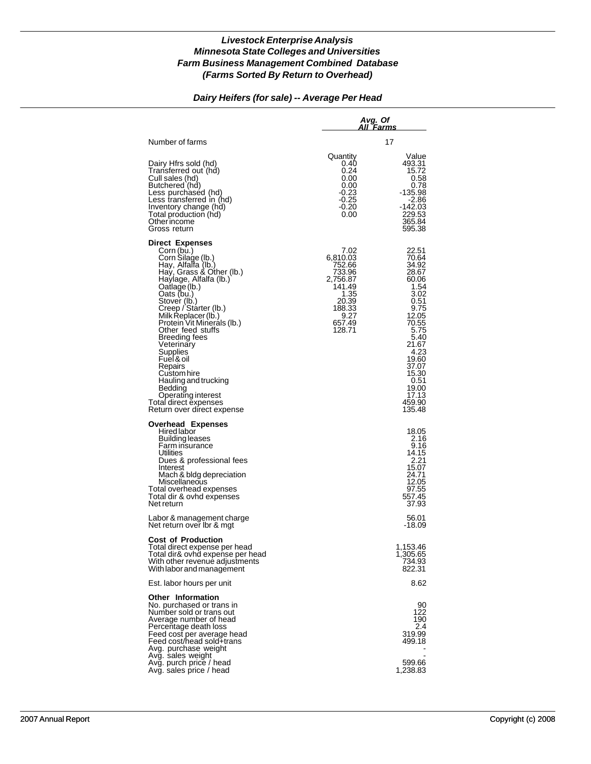# *Livestock Enterprise Analysis*
## *Minnesota State Colleges and Universities*
## *Farm Business Management Combined Database*
## *(Farms Sorted By Return to Overhead)*

### *Dairy Heifers (for sale) -- Average Per Head*

| | *Avg. Of All Farms* | |
|---|---|---|
| Number of farms | 17 | |
| | Quantity | Value |
| Dairy Hfrs sold (hd) | 0.40 | 493.31 |
| Transferred out (hd) | 0.24 | 15.72 |
| Cull sales (hd) | 0.00 | 0.58 |
| Butchered (hd) | 0.00 | 0.78 |
| Less purchased (hd) | -0.23 | -135.98 |
| Less transferred in (hd) | -0.25 | -2.86 |
| Inventory change (hd) | -0.20 | -142.03 |
| Total production (hd) | 0.00 | 229.53 |
| Other income | | 365.84 |
| Gross return | | 595.38 |
| **Direct Expenses** | | |
| Corn (bu.) | 7.02 | 22.51 |
| Corn Silage (lb.) | 6,810.03 | 70.64 |
| Hay, Alfalfa (lb.) | 752.66 | 34.92 |
| Hay, Grass & Other (lb.) | 733.96 | 28.67 |
| Haylage, Alfalfa (lb.) | 2,756.87 | 60.06 |
| Oatlage (lb.) | 141.49 | 1.54 |
| Oats (bu.) | 1.35 | 3.02 |
| Stover (lb.) | 20.39 | 0.51 |
| Creep / Starter (lb.) | 188.33 | 9.75 |
| Milk Replacer (lb.) | 9.27 | 12.05 |
| Protein Vit Minerals (lb.) | 657.49 | 70.55 |
| Other feed stuffs | 128.71 | 5.75 |
| Breeding fees | | 5.40 |
| Veterinary | | 21.67 |
| Supplies | | 4.23 |
| Fuel & oil | | 19.60 |
| Repairs | | 37.07 |
| Custom hire | | 15.30 |
| Hauling and trucking | | 0.51 |
| Bedding | | 19.00 |
| Operating interest | | 17.13 |
| Total direct expenses | | 459.90 |
| Return over direct expense | | 135.48 |
| **Overhead Expenses** | | |
| Hired labor | | 18.05 |
| Building leases | | 2.16 |
| Farm insurance | | 9.16 |
| Utilities | | 14.15 |
| Dues & professional fees | | 2.21 |
| Interest | | 15.07 |
| Mach & bldg depreciation | | 24.71 |
| Miscellaneous | | 12.05 |
| Total overhead expenses | | 97.55 |
| Total dir & ovhd expenses | | 557.45 |
| Net return | | 37.93 |
| Labor & management charge | | 56.01 |
| Net return over lbr & mgt | | -18.09 |
| **Cost of Production** | | |
| Total direct expense per head | | 1,153.46 |
| Total dir& ovhd expense per head | | 1,305.65 |
| With other revenue adjustments | | 734.93 |
| With labor and management | | 822.31 |
| Est. labor hours per unit | | 8.62 |
| **Other Information** | | |
| No. purchased or trans in | | 90 |
| Number sold or trans out | | 122 |
| Average number of head | | 190 |
| Percentage death loss | | 2.4 |
| Feed cost per average head | | 319.99 |
| Feed cost/head sold+trans | | 499.18 |
| Avg. purchase weight | | - |
| Avg. sales weight | | - |
| Avg. purch price / head | | 599.66 |
| Avg. sales price / head | | 1,238.83 |

2007 Annual Report

Copyright (c) 2008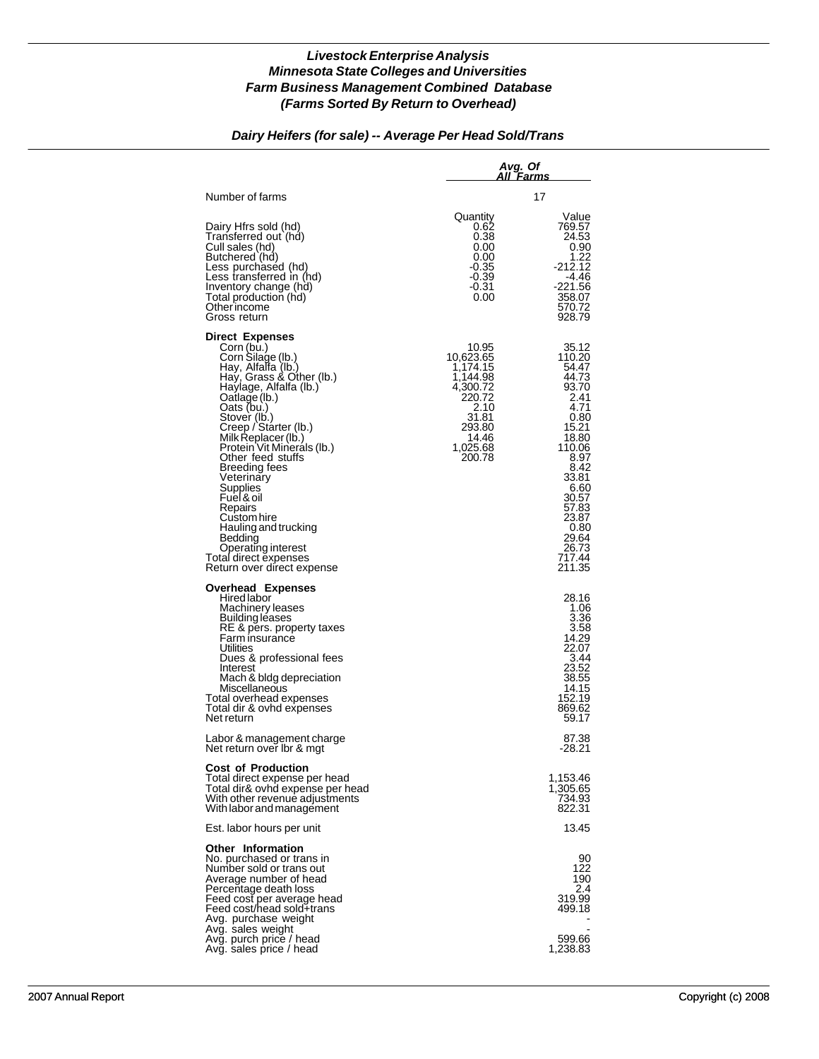# *Livestock Enterprise Analysis*
# *Minnesota State Colleges and Universities*
# *Farm Business Management Combined Database*
# *(Farms Sorted By Return to Overhead)*

## *Dairy Heifers (for sale) -- Average Per Head Sold/Trans*

| | *Avg. Of All Farms* | |
|---|---|---|
| Number of farms | 17 | |
| | Quantity | Value |
| Dairy Hfrs sold (hd) | 0.62 | 769.57 |
| Transferred out (hd) | 0.38 | 24.53 |
| Cull sales (hd) | 0.00 | 0.90 |
| Butchered (hd) | 0.00 | 1.22 |
| Less purchased (hd) | -0.35 | -212.12 |
| Less transferred in (hd) | -0.39 | -4.46 |
| Inventory change (hd) | -0.31 | -221.56 |
| Total production (hd) | 0.00 | 358.07 |
| Other income | | 570.72 |
| Gross return | | 928.79 |
| **Direct Expenses** | | |
| Corn (bu.) | 10.95 | 35.12 |
| Corn Silage (lb.) | 10,623.65 | 110.20 |
| Hay, Alfalfa (lb.) | 1,174.15 | 54.47 |
| Hay, Grass & Other (lb.) | 1,144.98 | 44.73 |
| Haylage, Alfalfa (lb.) | 4,300.72 | 93.70 |
| Oatlage (lb.) | 220.72 | 2.41 |
| Oats (bu.) | 2.10 | 4.71 |
| Stover (lb.) | 31.81 | 0.80 |
| Creep / Starter (lb.) | 293.80 | 15.21 |
| Milk Replacer (lb.) | 14.46 | 18.80 |
| Protein Vit Minerals (lb.) | 1,025.68 | 110.06 |
| Other feed stuffs | 200.78 | 8.97 |
| Breeding fees | | 8.42 |
| Veterinary | | 33.81 |
| Supplies | | 6.60 |
| Fuel & oil | | 30.57 |
| Repairs | | 57.83 |
| Custom hire | | 23.87 |
| Hauling and trucking | | 0.80 |
| Bedding | | 29.64 |
| Operating interest | | 26.73 |
| Total direct expenses | | 717.44 |
| Return over direct expense | | 211.35 |
| **Overhead Expenses** | | |
| Hired labor | | 28.16 |
| Machinery leases | | 1.06 |
| Building leases | | 3.36 |
| RE & pers. property taxes | | 3.58 |
| Farm insurance | | 14.29 |
| Utilities | | 22.07 |
| Dues & professional fees | | 3.44 |
| Interest | | 23.52 |
| Mach & bldg depreciation | | 38.55 |
| Miscellaneous | | 14.15 |
| Total overhead expenses | | 152.19 |
| Total dir & ovhd expenses | | 869.62 |
| Net return | | 59.17 |
| Labor & management charge | | 87.38 |
| Net return over lbr & mgt | | -28.21 |
| **Cost of Production** | | |
| Total direct expense per head | | 1,153.46 |
| Total dir& ovhd expense per head | | 1,305.65 |
| With other revenue adjustments | | 734.93 |
| With labor and management | | 822.31 |
| Est. labor hours per unit | | 13.45 |
| **Other Information** | | |
| No. purchased or trans in | | 90 |
| Number sold or trans out | | 122 |
| Average number of head | | 190 |
| Percentage death loss | | 2.4 |
| Feed cost per average head | | 319.99 |
| Feed cost/head sold+trans | | 499.18 |
| Avg. purchase weight | | - |
| Avg. sales weight | | - |
| Avg. purch price / head | | 599.66 |
| Avg. sales price / head | | 1,238.83 |

2007 Annual Report — Copyright (c) 2008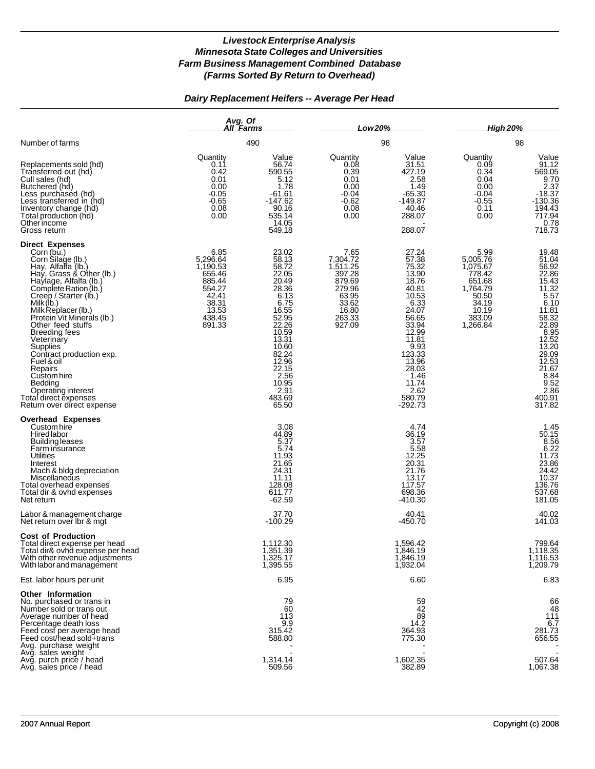# *Livestock Enterprise Analysis*
# *Minnesota State Colleges and Universities*
# *Farm Business Management Combined Database*
# *(Farms Sorted By Return to Overhead)*

## *Dairy Replacement Heifers -- Average Per Head*

| | *Avg. Of All Farms* | | *Low 20%* | | *High 20%* | |
|---|---|---|---|---|---|---|
| Number of farms | 490 | | 98 | | 98 | |
| | Quantity | Value | Quantity | Value | Quantity | Value |
| Replacements sold (hd) | 0.11 | 56.74 | 0.08 | 31.51 | 0.09 | 91.12 |
| Transferred out (hd) | 0.42 | 590.55 | 0.39 | 427.19 | 0.34 | 569.05 |
| Cull sales (hd) | 0.01 | 5.12 | 0.01 | 2.58 | 0.04 | 9.70 |
| Butchered (hd) | 0.00 | 1.78 | 0.00 | 1.49 | 0.00 | 2.37 |
| Less purchased (hd) | -0.05 | -61.61 | -0.04 | -65.30 | -0.04 | -18.37 |
| Less transferred in (hd) | -0.65 | -147.62 | -0.62 | -149.87 | -0.55 | -130.36 |
| Inventory change (hd) | 0.08 | 90.16 | 0.08 | 40.46 | 0.11 | 194.43 |
| Total production (hd) | 0.00 | 535.14 | 0.00 | 288.07 | 0.00 | 717.94 |
| Other income | | 14.05 | | - | | 0.78 |
| Gross return | | 549.18 | | 288.07 | | 718.73 |
| **Direct Expenses** | | | | | | |
| Corn (bu.) | 6.85 | 23.02 | 7.65 | 27.24 | 5.99 | 19.48 |
| Corn Silage (lb.) | 5,296.64 | 58.13 | 7,304.72 | 57.38 | 5,005.76 | 51.04 |
| Hay, Alfalfa (lb.) | 1,190.53 | 58.72 | 1,511.25 | 75.32 | 1,075.67 | 56.92 |
| Hay, Grass & Other (lb.) | 655.46 | 22.05 | 397.28 | 13.90 | 778.42 | 22.86 |
| Haylage, Alfalfa (lb.) | 885.44 | 20.49 | 879.69 | 18.76 | 651.68 | 15.43 |
| Complete Ration (lb.) | 554.27 | 28.36 | 279.96 | 40.81 | 1,764.79 | 11.32 |
| Creep / Starter (lb.) | 42.41 | 6.13 | 63.95 | 10.53 | 50.50 | 5.57 |
| Milk (lb.) | 38.31 | 6.75 | 33.62 | 6.33 | 34.19 | 6.10 |
| Milk Replacer (lb.) | 13.53 | 16.55 | 16.80 | 24.07 | 10.19 | 11.81 |
| Protein Vit Minerals (lb.) | 438.45 | 52.95 | 263.33 | 56.65 | 383.09 | 58.32 |
| Other feed stuffs | 891.33 | 22.26 | 927.09 | 33.94 | 1,266.84 | 22.89 |
| Breeding fees | | 10.59 | | 12.99 | | 8.95 |
| Veterinary | | 13.31 | | 11.81 | | 12.52 |
| Supplies | | 10.60 | | 9.93 | | 13.20 |
| Contract production exp. | | 82.24 | | 123.33 | | 29.09 |
| Fuel & oil | | 12.96 | | 13.96 | | 12.53 |
| Repairs | | 22.15 | | 28.03 | | 21.67 |
| Custom hire | | 2.56 | | 1.46 | | 8.84 |
| Bedding | | 10.95 | | 11.74 | | 9.52 |
| Operating interest | | 2.91 | | 2.62 | | 2.86 |
| Total direct expenses | | 483.69 | | 580.79 | | 400.91 |
| Return over direct expense | | 65.50 | | -292.73 | | 317.82 |
| **Overhead Expenses** | | | | | | |
| Custom hire | | 3.08 | | 4.74 | | 1.45 |
| Hired labor | | 44.89 | | 36.19 | | 50.15 |
| Building leases | | 5.37 | | 3.57 | | 8.56 |
| Farm insurance | | 5.74 | | 5.58 | | 6.22 |
| Utilities | | 11.93 | | 12.25 | | 11.73 |
| Interest | | 21.65 | | 20.31 | | 23.86 |
| Mach & bldg depreciation | | 24.31 | | 21.76 | | 24.42 |
| Miscellaneous | | 11.11 | | 13.17 | | 10.37 |
| Total overhead expenses | | 128.08 | | 117.57 | | 136.76 |
| Total dir & ovhd expenses | | 611.77 | | 698.36 | | 537.68 |
| Net return | | -62.59 | | -410.30 | | 181.05 |
| Labor & management charge | | 37.70 | | 40.41 | | 40.02 |
| Net return over lbr & mgt | | -100.29 | | -450.70 | | 141.03 |
| **Cost of Production** | | | | | | |
| Total direct expense per head | | 1,112.30 | | 1,596.42 | | 799.64 |
| Total dir& ovhd expense per head | | 1,351.39 | | 1,846.19 | | 1,118.35 |
| With other revenue adjustments | | 1,325.17 | | 1,846.19 | | 1,116.53 |
| With labor and management | | 1,395.55 | | 1,932.04 | | 1,209.79 |
| Est. labor hours per unit | | 6.95 | | 6.60 | | 6.83 |
| **Other Information** | | | | | | |
| No. purchased or trans in | | 79 | | 59 | | 66 |
| Number sold or trans out | | 60 | | 42 | | 48 |
| Average number of head | | 113 | | 89 | | 111 |
| Percentage death loss | | 9.9 | | 14.2 | | 6.7 |
| Feed cost per average head | | 315.42 | | 364.93 | | 281.73 |
| Feed cost/head sold+trans | | 588.80 | | 775.30 | | 656.55 |
| Avg. purchase weight | | - | | - | | - |
| Avg. sales weight | | - | | - | | - |
| Avg. purch price / head | | 1,314.14 | | 1,602.35 | | 507.64 |
| Avg. sales price / head | | 509.56 | | 382.89 | | 1,067.38 |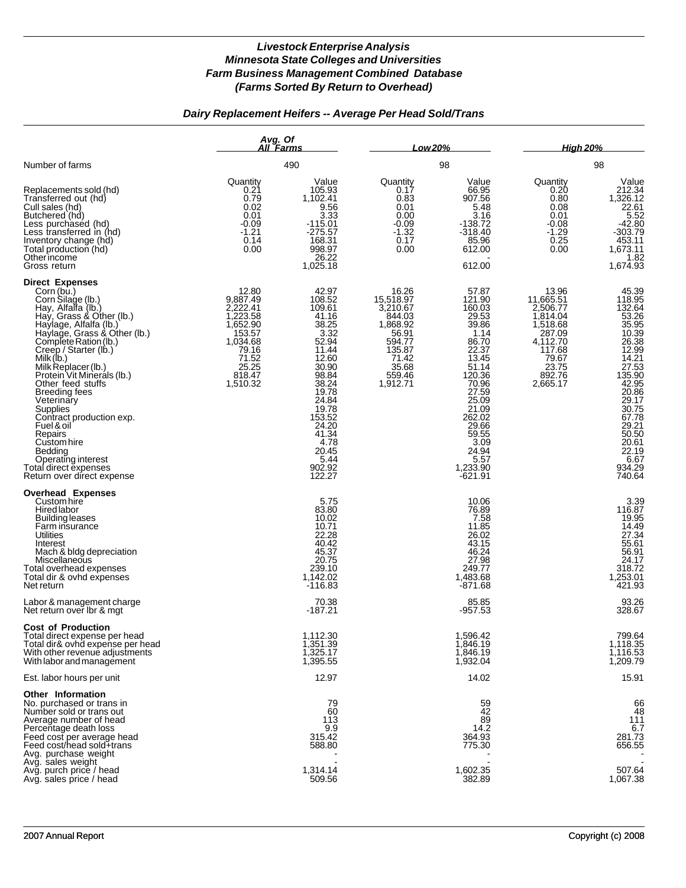# *Livestock Enterprise Analysis*
# *Minnesota State Colleges and Universities*
# *Farm Business Management Combined Database*
# *(Farms Sorted By Return to Overhead)*

## *Dairy Replacement Heifers -- Average Per Head Sold/Trans*

| | Avg. Of All Farms | | Low 20% | | High 20% | |
|---|---|---|---|---|---|---|
| Number of farms | 490 | | 98 | | 98 | |
| | Quantity | Value | Quantity | Value | Quantity | Value |
| Replacements sold (hd) | 0.21 | 105.93 | 0.17 | 66.95 | 0.20 | 212.34 |
| Transferred out (hd) | 0.79 | 1,102.41 | 0.83 | 907.56 | 0.80 | 1,326.12 |
| Cull sales (hd) | 0.02 | 9.56 | 0.01 | 5.48 | 0.08 | 22.61 |
| Butchered (hd) | 0.01 | 3.33 | 0.00 | 3.16 | 0.01 | 5.52 |
| Less purchased (hd) | -0.09 | -115.01 | -0.09 | -138.72 | -0.08 | -42.80 |
| Less transferred in (hd) | -1.21 | -275.57 | -1.32 | -318.40 | -1.29 | -303.79 |
| Inventory change (hd) | 0.14 | 168.31 | 0.17 | 85.96 | 0.25 | 453.11 |
| Total production (hd) | 0.00 | 998.97 | 0.00 | 612.00 | 0.00 | 1,673.11 |
| Other income | | 26.22 | | - | | 1.82 |
| Gross return | | 1,025.18 | | 612.00 | | 1,674.93 |
| **Direct Expenses** | | | | | | |
| Corn (bu.) | 12.80 | 42.97 | 16.26 | 57.87 | 13.96 | 45.39 |
| Corn Silage (lb.) | 9,887.49 | 108.52 | 15,518.97 | 121.90 | 11,665.51 | 118.95 |
| Hay, Alfalfa (lb.) | 2,222.41 | 109.61 | 3,210.67 | 160.03 | 2,506.77 | 132.64 |
| Hay, Grass & Other (lb.) | 1,223.58 | 41.16 | 844.03 | 29.53 | 1,814.04 | 53.26 |
| Haylage, Alfalfa (lb.) | 1,652.90 | 38.25 | 1,868.92 | 39.86 | 1,518.68 | 35.95 |
| Haylage, Grass & Other (lb.) | 153.57 | 3.32 | 56.91 | 1.14 | 287.09 | 10.39 |
| Complete Ration (lb.) | 1,034.68 | 52.94 | 594.77 | 86.70 | 4,112.70 | 26.38 |
| Creep / Starter (lb.) | 79.16 | 11.44 | 135.87 | 22.37 | 117.68 | 12.99 |
| Milk (lb.) | 71.52 | 12.60 | 71.42 | 13.45 | 79.67 | 14.21 |
| Milk Replacer (lb.) | 25.25 | 30.90 | 35.68 | 51.14 | 23.75 | 27.53 |
| Protein Vit Minerals (lb.) | 818.47 | 98.84 | 559.46 | 120.36 | 892.76 | 135.90 |
| Other feed stuffs | 1,510.32 | 38.24 | 1,912.71 | 70.96 | 2,665.17 | 42.95 |
| Breeding fees | | 19.78 | | 27.59 | | 20.86 |
| Veterinary | | 24.84 | | 25.09 | | 29.17 |
| Supplies | | 19.78 | | 21.09 | | 30.75 |
| Contract production exp. | | 153.52 | | 262.02 | | 67.78 |
| Fuel & oil | | 24.20 | | 29.66 | | 29.21 |
| Repairs | | 41.34 | | 59.55 | | 50.50 |
| Custom hire | | 4.78 | | 3.09 | | 20.61 |
| Bedding | | 20.45 | | 24.94 | | 22.19 |
| Operating interest | | 5.44 | | 5.57 | | 6.67 |
| Total direct expenses | | 902.92 | | 1,233.90 | | 934.29 |
| Return over direct expense | | 122.27 | | -621.91 | | 740.64 |
| **Overhead Expenses** | | | | | | |
| Custom hire | | 5.75 | | 10.06 | | 3.39 |
| Hired labor | | 83.80 | | 76.89 | | 116.87 |
| Building leases | | 10.02 | | 7.58 | | 19.95 |
| Farm insurance | | 10.71 | | 11.85 | | 14.49 |
| Utilities | | 22.28 | | 26.02 | | 27.34 |
| Interest | | 40.42 | | 43.15 | | 55.61 |
| Mach & bldg depreciation | | 45.37 | | 46.24 | | 56.91 |
| Miscellaneous | | 20.75 | | 27.98 | | 24.17 |
| Total overhead expenses | | 239.10 | | 249.77 | | 318.72 |
| Total dir & ovhd expenses | | 1,142.02 | | 1,483.68 | | 1,253.01 |
| Net return | | -116.83 | | -871.68 | | 421.93 |
| Labor & management charge | | 70.38 | | 85.85 | | 93.26 |
| Net return over lbr & mgt | | -187.21 | | -957.53 | | 328.67 |
| **Cost of Production** | | | | | | |
| Total direct expense per head | | 1,112.30 | | 1,596.42 | | 799.64 |
| Total dir& ovhd expense per head | | 1,351.39 | | 1,846.19 | | 1,118.35 |
| With other revenue adjustments | | 1,325.17 | | 1,846.19 | | 1,116.53 |
| With labor and management | | 1,395.55 | | 1,932.04 | | 1,209.79 |
| Est. labor hours per unit | | 12.97 | | 14.02 | | 15.91 |
| **Other Information** | | | | | | |
| No. purchased or trans in | | 79 | | 59 | | 66 |
| Number sold or trans out | | 60 | | 42 | | 48 |
| Average number of head | | 113 | | 89 | | 111 |
| Percentage death loss | | 9.9 | | 14.2 | | 6.7 |
| Feed cost per average head | | 315.42 | | 364.93 | | 281.73 |
| Feed cost/head sold+trans | | 588.80 | | 775.30 | | 656.55 |
| Avg. purchase weight | | - | | - | | - |
| Avg. sales weight | | - | | - | | - |
| Avg. purch price / head | | 1,314.14 | | 1,602.35 | | 507.64 |
| Avg. sales price / head | | 509.56 | | 382.89 | | 1,067.38 |

2007 Annual Report — Copyright (c) 2008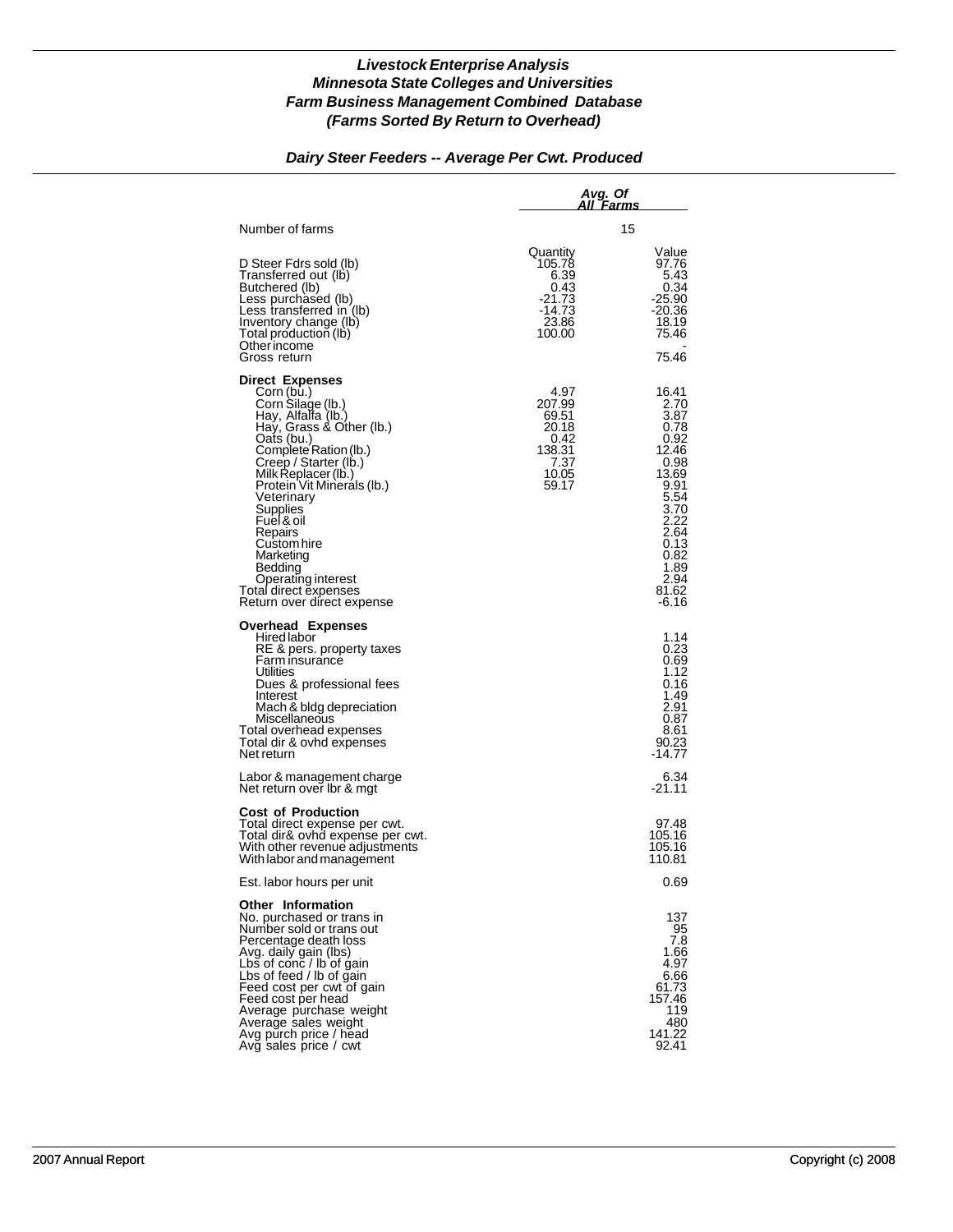***Livestock Enterprise Analysis***
***Minnesota State Colleges and Universities***
***Farm Business Management Combined Database***
***(Farms Sorted By Return to Overhead)***

***Dairy Steer Feeders -- Average Per Cwt. Produced***

| | ***Avg. Of All Farms*** | |
|---|---|---|
| Number of farms | 15 | |
| | Quantity | Value |
| D Steer Fdrs sold (lb) | 105.78 | 97.76 |
| Transferred out (lb) | 6.39 | 5.43 |
| Butchered (lb) | 0.43 | 0.34 |
| Less purchased (lb) | -21.73 | -25.90 |
| Less transferred in (lb) | -14.73 | -20.36 |
| Inventory change (lb) | 23.86 | 18.19 |
| Total production (lb) | 100.00 | 75.46 |
| Other income | | - |
| Gross return | | 75.46 |
| **Direct Expenses** | | |
| Corn (bu.) | 4.97 | 16.41 |
| Corn Silage (lb.) | 207.99 | 2.70 |
| Hay, Alfalfa (lb.) | 69.51 | 3.87 |
| Hay, Grass & Other (lb.) | 20.18 | 0.78 |
| Oats (bu.) | 0.42 | 0.92 |
| Complete Ration (lb.) | 138.31 | 12.46 |
| Creep / Starter (lb.) | 7.37 | 0.98 |
| Milk Replacer (lb.) | 10.05 | 13.69 |
| Protein Vit Minerals (lb.) | 59.17 | 9.91 |
| Veterinary | | 5.54 |
| Supplies | | 3.70 |
| Fuel & oil | | 2.22 |
| Repairs | | 2.64 |
| Custom hire | | 0.13 |
| Marketing | | 0.82 |
| Bedding | | 1.89 |
| Operating interest | | 2.94 |
| Total direct expenses | | 81.62 |
| Return over direct expense | | -6.16 |
| **Overhead Expenses** | | |
| Hired labor | | 1.14 |
| RE & pers. property taxes | | 0.23 |
| Farm insurance | | 0.69 |
| Utilities | | 1.12 |
| Dues & professional fees | | 0.16 |
| Interest | | 1.49 |
| Mach & bldg depreciation | | 2.91 |
| Miscellaneous | | 0.87 |
| Total overhead expenses | | 8.61 |
| Total dir & ovhd expenses | | 90.23 |
| Net return | | -14.77 |
| Labor & management charge | | 6.34 |
| Net return over lbr & mgt | | -21.11 |
| **Cost of Production** | | |
| Total direct expense per cwt. | | 97.48 |
| Total dir& ovhd expense per cwt. | | 105.16 |
| With other revenue adjustments | | 105.16 |
| With labor and management | | 110.81 |
| Est. labor hours per unit | | 0.69 |
| **Other Information** | | |
| No. purchased or trans in | | 137 |
| Number sold or trans out | | 95 |
| Percentage death loss | | 7.8 |
| Avg. daily gain (lbs) | | 1.66 |
| Lbs of conc / lb of gain | | 4.97 |
| Lbs of feed / lb of gain | | 6.66 |
| Feed cost per cwt of gain | | 61.73 |
| Feed cost per head | | 157.46 |
| Average purchase weight | | 119 |
| Average sales weight | | 480 |
| Avg purch price / head | | 141.22 |
| Avg sales price / cwt | | 92.41 |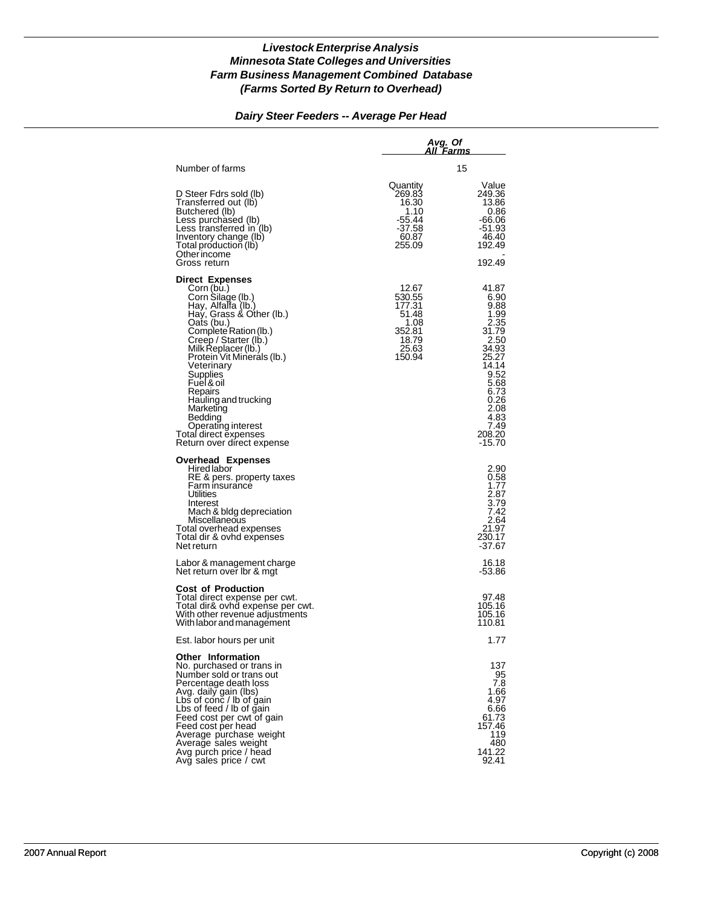# *Livestock Enterprise Analysis*
# *Minnesota State Colleges and Universities*
# *Farm Business Management Combined Database*
# *(Farms Sorted By Return to Overhead)*

## *Dairy Steer Feeders -- Average Per Head*

| | *Avg. Of All Farms* | |
|---|---|---|
| Number of farms | 15 | |
| | Quantity | Value |
| D Steer Fdrs sold (lb) | 269.83 | 249.36 |
| Transferred out (lb) | 16.30 | 13.86 |
| Butchered (lb) | 1.10 | 0.86 |
| Less purchased (lb) | -55.44 | -66.06 |
| Less transferred in (lb) | -37.58 | -51.93 |
| Inventory change (lb) | 60.87 | 46.40 |
| Total production (lb) | 255.09 | 192.49 |
| Other income | | - |
| Gross return | | 192.49 |
| **Direct Expenses** | | |
| Corn (bu.) | 12.67 | 41.87 |
| Corn Silage (lb.) | 530.55 | 6.90 |
| Hay, Alfalfa (lb.) | 177.31 | 9.88 |
| Hay, Grass & Other (lb.) | 51.48 | 1.99 |
| Oats (bu.) | 1.08 | 2.35 |
| Complete Ration (lb.) | 352.81 | 31.79 |
| Creep / Starter (lb.) | 18.79 | 2.50 |
| Milk Replacer (lb.) | 25.63 | 34.93 |
| Protein Vit Minerals (lb.) | 150.94 | 25.27 |
| Veterinary | | 14.14 |
| Supplies | | 9.52 |
| Fuel & oil | | 5.68 |
| Repairs | | 6.73 |
| Hauling and trucking | | 0.26 |
| Marketing | | 2.08 |
| Bedding | | 4.83 |
| Operating interest | | 7.49 |
| Total direct expenses | | 208.20 |
| Return over direct expense | | -15.70 |
| **Overhead Expenses** | | |
| Hired labor | | 2.90 |
| RE & pers. property taxes | | 0.58 |
| Farm insurance | | 1.77 |
| Utilities | | 2.87 |
| Interest | | 3.79 |
| Mach & bldg depreciation | | 7.42 |
| Miscellaneous | | 2.64 |
| Total overhead expenses | | 21.97 |
| Total dir & ovhd expenses | | 230.17 |
| Net return | | -37.67 |
| Labor & management charge | | 16.18 |
| Net return over lbr & mgt | | -53.86 |
| **Cost of Production** | | |
| Total direct expense per cwt. | | 97.48 |
| Total dir& ovhd expense per cwt. | | 105.16 |
| With other revenue adjustments | | 105.16 |
| With labor and management | | 110.81 |
| Est. labor hours per unit | | 1.77 |
| **Other Information** | | |
| No. purchased or trans in | | 137 |
| Number sold or trans out | | 95 |
| Percentage death loss | | 7.8 |
| Avg. daily gain (lbs) | | 1.66 |
| Lbs of conc / lb of gain | | 4.97 |
| Lbs of feed / lb of gain | | 6.66 |
| Feed cost per cwt of gain | | 61.73 |
| Feed cost per head | | 157.46 |
| Average purchase weight | | 119 |
| Average sales weight | | 480 |
| Avg purch price / head | | 141.22 |
| Avg sales price / cwt | | 92.41 |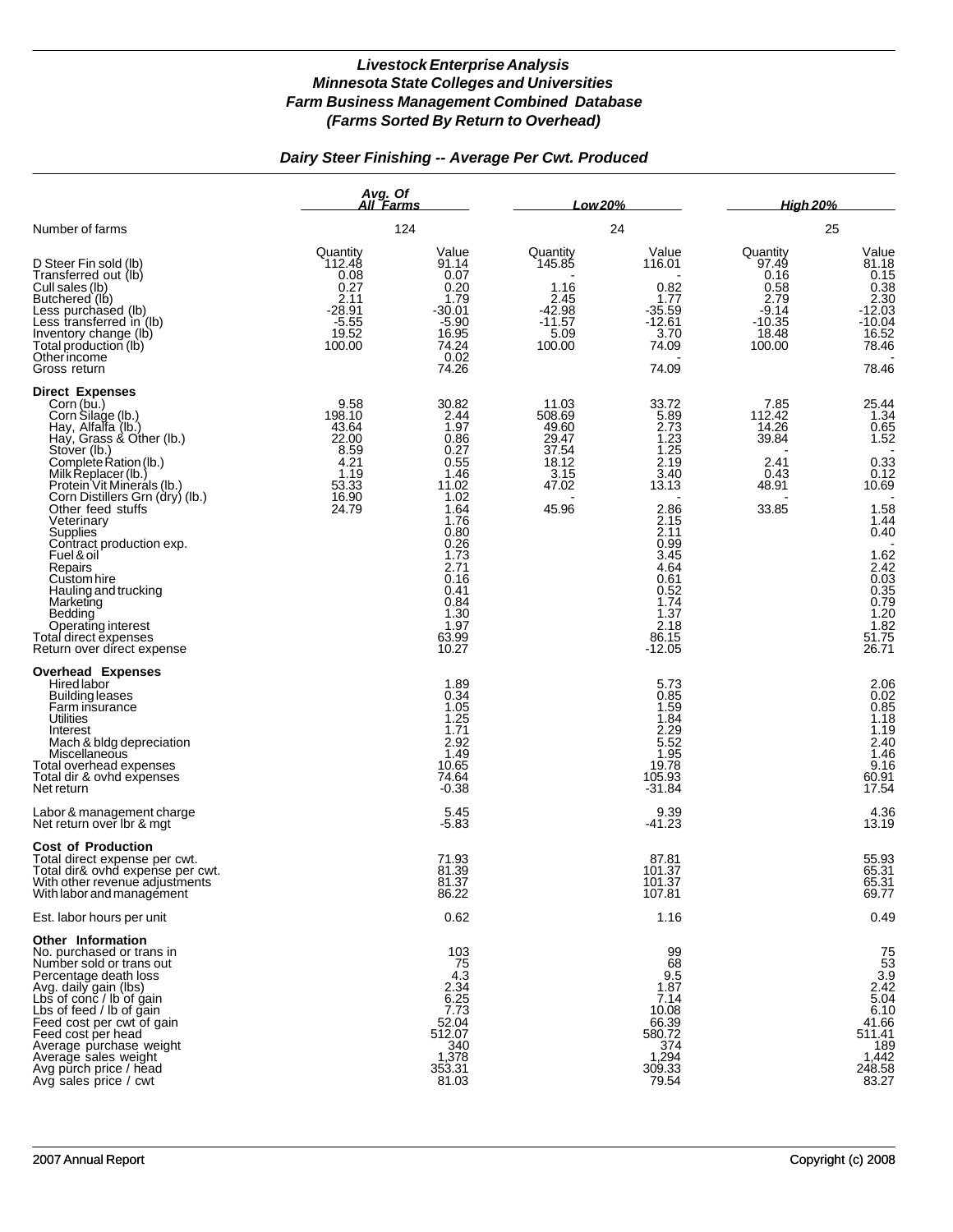***Livestock Enterprise Analysis***
***Minnesota State Colleges and Universities***
***Farm Business Management Combined Database***
***(Farms Sorted By Return to Overhead)***

***Dairy Steer Finishing -- Average Per Cwt. Produced***

| | Avg. Of All Farms | | Low 20% | | High 20% | |
|---|---|---|---|---|---|---|
| Number of farms | 124 | | 24 | | 25 | |
| | Quantity | Value | Quantity | Value | Quantity | Value |
| D Steer Fin sold (lb) | 112.48 | 91.14 | 145.85 | 116.01 | 97.49 | 81.18 |
| Transferred out (lb) | 0.08 | 0.07 | - | - | 0.16 | 0.15 |
| Cull sales (lb) | 0.27 | 0.20 | 1.16 | 0.82 | 0.58 | 0.38 |
| Butchered (lb) | 2.11 | 1.79 | 2.45 | 1.77 | 2.79 | 2.30 |
| Less purchased (lb) | -28.91 | -30.01 | -42.98 | -35.59 | -9.14 | -12.03 |
| Less transferred in (lb) | -5.55 | -5.90 | -11.57 | -12.61 | -10.35 | -10.04 |
| Inventory change (lb) | 19.52 | 16.95 | 5.09 | 3.70 | 18.48 | 16.52 |
| Total production (lb) | 100.00 | 74.24 | 100.00 | 74.09 | 100.00 | 78.46 |
| Other income | | 0.02 | | - | | - |
| Gross return | | 74.26 | | 74.09 | | 78.46 |
| **Direct Expenses** | | | | | | |
| Corn (bu.) | 9.58 | 30.82 | 11.03 | 33.72 | 7.85 | 25.44 |
| Corn Silage (lb.) | 198.10 | 2.44 | 508.69 | 5.89 | 112.42 | 1.34 |
| Hay, Alfalfa (lb.) | 43.64 | 1.97 | 49.60 | 2.73 | 14.26 | 0.65 |
| Hay, Grass & Other (lb.) | 22.00 | 0.86 | 29.47 | 1.23 | 39.84 | 1.52 |
| Stover (lb.) | 8.59 | 0.27 | 37.54 | 1.25 | - | - |
| Complete Ration (lb.) | 4.21 | 0.55 | 18.12 | 2.19 | 2.41 | 0.33 |
| Milk Replacer (lb.) | 1.19 | 1.46 | 3.15 | 3.40 | 0.43 | 0.12 |
| Protein Vit Minerals (lb.) | 53.33 | 11.02 | 47.02 | 13.13 | 48.91 | 10.69 |
| Corn Distillers Grn (dry) (lb.) | 16.90 | 1.02 | - | - | - | - |
| Other feed stuffs | 24.79 | 1.64 | 45.96 | 2.86 | 33.85 | 1.58 |
| Veterinary | | 1.76 | | 2.15 | | 1.44 |
| Supplies | | 0.80 | | 2.11 | | 0.40 |
| Contract production exp. | | 0.26 | | 0.99 | | - |
| Fuel & oil | | 1.73 | | 3.45 | | 1.62 |
| Repairs | | 2.71 | | 4.64 | | 2.42 |
| Custom hire | | 0.16 | | 0.61 | | 0.03 |
| Hauling and trucking | | 0.41 | | 0.52 | | 0.35 |
| Marketing | | 0.84 | | 1.74 | | 0.79 |
| Bedding | | 1.30 | | 1.37 | | 1.20 |
| Operating interest | | 1.97 | | 2.18 | | 1.82 |
| Total direct expenses | | 63.99 | | 86.15 | | 51.75 |
| Return over direct expense | | 10.27 | | -12.05 | | 26.71 |
| **Overhead Expenses** | | | | | | |
| Hired labor | | 1.89 | | 5.73 | | 2.06 |
| Building leases | | 0.34 | | 0.85 | | 0.02 |
| Farm insurance | | 1.05 | | 1.59 | | 0.85 |
| Utilities | | 1.25 | | 1.84 | | 1.18 |
| Interest | | 1.71 | | 2.29 | | 1.19 |
| Mach & bldg depreciation | | 2.92 | | 5.52 | | 2.40 |
| Miscellaneous | | 1.49 | | 1.95 | | 1.46 |
| Total overhead expenses | | 10.65 | | 19.78 | | 9.16 |
| Total dir & ovhd expenses | | 74.64 | | 105.93 | | 60.91 |
| Net return | | -0.38 | | -31.84 | | 17.54 |
| Labor & management charge | | 5.45 | | 9.39 | | 4.36 |
| Net return over lbr & mgt | | -5.83 | | -41.23 | | 13.19 |
| **Cost of Production** | | | | | | |
| Total direct expense per cwt. | | 71.93 | | 87.81 | | 55.93 |
| Total dir& ovhd expense per cwt. | | 81.39 | | 101.37 | | 65.31 |
| With other revenue adjustments | | 81.37 | | 101.37 | | 65.31 |
| With labor and management | | 86.22 | | 107.81 | | 69.77 |
| Est. labor hours per unit | | 0.62 | | 1.16 | | 0.49 |
| **Other Information** | | | | | | |
| No. purchased or trans in | | 103 | | 99 | | 75 |
| Number sold or trans out | | 75 | | 68 | | 53 |
| Percentage death loss | | 4.3 | | 9.5 | | 3.9 |
| Avg. daily gain (lbs) | | 2.34 | | 1.87 | | 2.42 |
| Lbs of conc / lb of gain | | 6.25 | | 7.14 | | 5.04 |
| Lbs of feed / lb of gain | | 7.73 | | 10.08 | | 6.10 |
| Feed cost per cwt of gain | | 52.04 | | 66.39 | | 41.66 |
| Feed cost per head | | 512.07 | | 580.72 | | 511.41 |
| Average purchase weight | | 340 | | 374 | | 189 |
| Average sales weight | | 1,378 | | 1,294 | | 1,442 |
| Avg purch price / head | | 353.31 | | 309.33 | | 248.58 |
| Avg sales price / cwt | | 81.03 | | 79.54 | | 83.27 |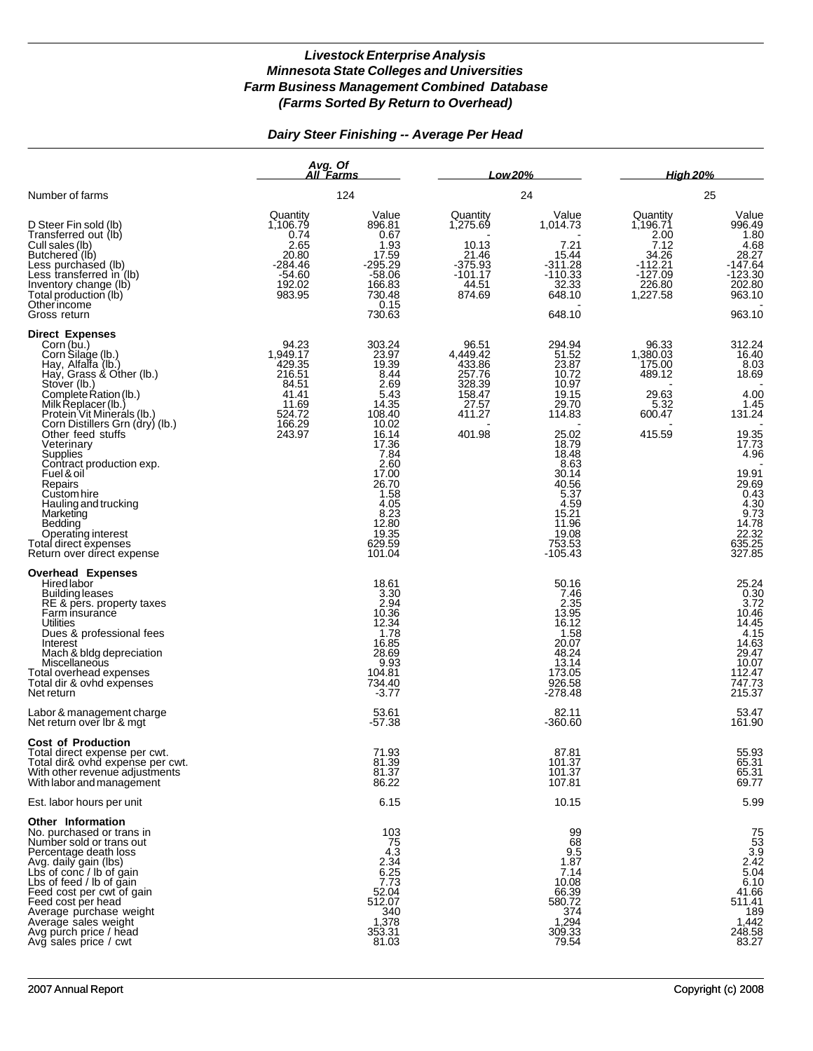# *Livestock Enterprise Analysis*
# *Minnesota State Colleges and Universities*
# *Farm Business Management Combined Database*
# *(Farms Sorted By Return to Overhead)*

## *Dairy Steer Finishing -- Average Per Head*

| | Avg. Of All Farms | | Low 20% | | High 20% | |
|---|---|---|---|---|---|---|
| Number of farms | 124 | | 24 | | 25 | |
| | Quantity | Value | Quantity | Value | Quantity | Value |
| D Steer Fin sold (lb) | 1,106.79 | 896.81 | 1,275.69 | 1,014.73 | 1,196.71 | 996.49 |
| Transferred out (lb) | 0.74 | 0.67 | - | - | 2.00 | 1.80 |
| Cull sales (lb) | 2.65 | 1.93 | 10.13 | 7.21 | 7.12 | 4.68 |
| Butchered (lb) | 20.80 | 17.59 | 21.46 | 15.44 | 34.26 | 28.27 |
| Less purchased (lb) | -284.46 | -295.29 | -375.93 | -311.28 | -112.21 | -147.64 |
| Less transferred in (lb) | -54.60 | -58.06 | -101.17 | -110.33 | -127.09 | -123.30 |
| Inventory change (lb) | 192.02 | 166.83 | 44.51 | 32.33 | 226.80 | 202.80 |
| Total production (lb) | 983.95 | 730.48 | 874.69 | 648.10 | 1,227.58 | 963.10 |
| Other income | | 0.15 | | - | | - |
| Gross return | | 730.63 | | 648.10 | | 963.10 |
| **Direct Expenses** | | | | | | |
| Corn (bu.) | 94.23 | 303.24 | 96.51 | 294.94 | 96.33 | 312.24 |
| Corn Silage (lb.) | 1,949.17 | 23.97 | 4,449.42 | 51.52 | 1,380.03 | 16.40 |
| Hay, Alfalfa (lb.) | 429.35 | 19.39 | 433.86 | 23.87 | 175.00 | 8.03 |
| Hay, Grass & Other (lb.) | 216.51 | 8.44 | 257.76 | 10.72 | 489.12 | 18.69 |
| Stover (lb.) | 84.51 | 2.69 | 328.39 | 10.97 | - | - |
| Complete Ration (lb.) | 41.41 | 5.43 | 158.47 | 19.15 | 29.63 | 4.00 |
| Milk Replacer (lb.) | 11.69 | 14.35 | 27.57 | 29.70 | 5.32 | 1.45 |
| Protein Vit Minerals (lb.) | 524.72 | 108.40 | 411.27 | 114.83 | 600.47 | 131.24 |
| Corn Distillers Grn (dry) (lb.) | 166.29 | 10.02 | - | - | - | - |
| Other feed stuffs | 243.97 | 16.14 | 401.98 | 25.02 | 415.59 | 19.35 |
| Veterinary | | 17.36 | | 18.79 | | 17.73 |
| Supplies | | 7.84 | | 18.48 | | 4.96 |
| Contract production exp. | | 2.60 | | 8.63 | | - |
| Fuel & oil | | 17.00 | | 30.14 | | 19.91 |
| Repairs | | 26.70 | | 40.56 | | 29.69 |
| Custom hire | | 1.58 | | 5.37 | | 0.43 |
| Hauling and trucking | | 4.05 | | 4.59 | | 4.30 |
| Marketing | | 8.23 | | 15.21 | | 9.73 |
| Bedding | | 12.80 | | 11.96 | | 14.78 |
| Operating interest | | 19.35 | | 19.08 | | 22.32 |
| Total direct expenses | | 629.59 | | 753.53 | | 635.25 |
| Return over direct expense | | 101.04 | | -105.43 | | 327.85 |
| **Overhead Expenses** | | | | | | |
| Hired labor | | 18.61 | | 50.16 | | 25.24 |
| Building leases | | 3.30 | | 7.46 | | 0.30 |
| RE & pers. property taxes | | 2.94 | | 2.35 | | 3.72 |
| Farm insurance | | 10.36 | | 13.95 | | 10.46 |
| Utilities | | 12.34 | | 16.12 | | 14.45 |
| Dues & professional fees | | 1.78 | | 1.58 | | 4.15 |
| Interest | | 16.85 | | 20.07 | | 14.63 |
| Mach & bldg depreciation | | 28.69 | | 48.24 | | 29.47 |
| Miscellaneous | | 9.93 | | 13.14 | | 10.07 |
| Total overhead expenses | | 104.81 | | 173.05 | | 112.47 |
| Total dir & ovhd expenses | | 734.40 | | 926.58 | | 747.73 |
| Net return | | -3.77 | | -278.48 | | 215.37 |
| Labor & management charge | | 53.61 | | 82.11 | | 53.47 |
| Net return over lbr & mgt | | -57.38 | | -360.60 | | 161.90 |
| **Cost of Production** | | | | | | |
| Total direct expense per cwt. | | 71.93 | | 87.81 | | 55.93 |
| Total dir& ovhd expense per cwt. | | 81.39 | | 101.37 | | 65.31 |
| With other revenue adjustments | | 81.37 | | 101.37 | | 65.31 |
| With labor and management | | 86.22 | | 107.81 | | 69.77 |
| Est. labor hours per unit | | 6.15 | | 10.15 | | 5.99 |
| **Other Information** | | | | | | |
| No. purchased or trans in | | 103 | | 99 | | 75 |
| Number sold or trans out | | 75 | | 68 | | 53 |
| Percentage death loss | | 4.3 | | 9.5 | | 3.9 |
| Avg. daily gain (lbs) | | 2.34 | | 1.87 | | 2.42 |
| Lbs of conc / lb of gain | | 6.25 | | 7.14 | | 5.04 |
| Lbs of feed / lb of gain | | 7.73 | | 10.08 | | 6.10 |
| Feed cost per cwt of gain | | 52.04 | | 66.39 | | 41.66 |
| Feed cost per head | | 512.07 | | 580.72 | | 511.41 |
| Average purchase weight | | 340 | | 374 | | 189 |
| Average sales weight | | 1,378 | | 1,294 | | 1,442 |
| Avg purch price / head | | 353.31 | | 309.33 | | 248.58 |
| Avg sales price / cwt | | 81.03 | | 79.54 | | 83.27 |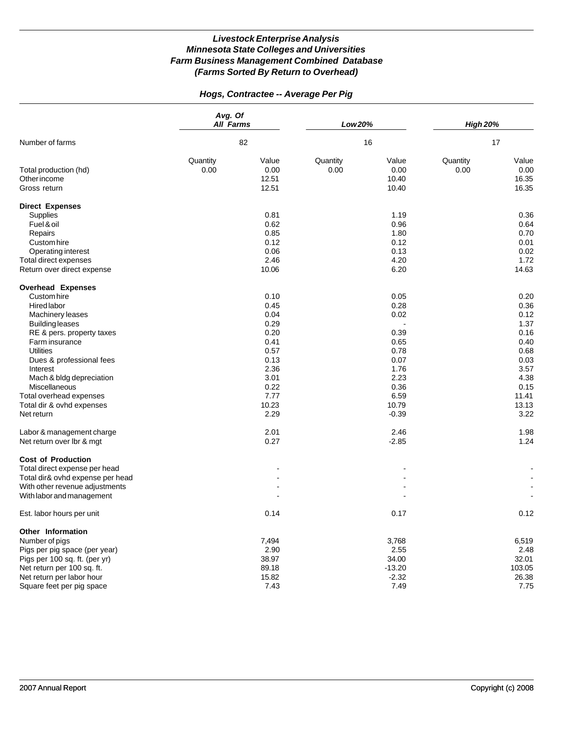# *Livestock Enterprise Analysis*
# *Minnesota State Colleges and Universities*
# *Farm Business Management Combined Database*
# *(Farms Sorted By Return to Overhead)*

## *Hogs, Contractee -- Average Per Pig*

| | *Avg. Of All Farms* | | *Low 20%* | | *High 20%* | |
|---|---|---|---|---|---|---|
| Number of farms | 82 | | 16 | | 17 | |
| | Quantity | Value | Quantity | Value | Quantity | Value |
| Total production (hd) | 0.00 | 0.00 | 0.00 | 0.00 | 0.00 | 0.00 |
| Other income | | 12.51 | | 10.40 | | 16.35 |
| Gross return | | 12.51 | | 10.40 | | 16.35 |
| **Direct Expenses** | | | | | | |
| Supplies | | 0.81 | | 1.19 | | 0.36 |
| Fuel & oil | | 0.62 | | 0.96 | | 0.64 |
| Repairs | | 0.85 | | 1.80 | | 0.70 |
| Custom hire | | 0.12 | | 0.12 | | 0.01 |
| Operating interest | | 0.06 | | 0.13 | | 0.02 |
| Total direct expenses | | 2.46 | | 4.20 | | 1.72 |
| Return over direct expense | | 10.06 | | 6.20 | | 14.63 |
| **Overhead Expenses** | | | | | | |
| Custom hire | | 0.10 | | 0.05 | | 0.20 |
| Hired labor | | 0.45 | | 0.28 | | 0.36 |
| Machinery leases | | 0.04 | | 0.02 | | 0.12 |
| Building leases | | 0.29 | | - | | 1.37 |
| RE & pers. property taxes | | 0.20 | | 0.39 | | 0.16 |
| Farm insurance | | 0.41 | | 0.65 | | 0.40 |
| Utilities | | 0.57 | | 0.78 | | 0.68 |
| Dues & professional fees | | 0.13 | | 0.07 | | 0.03 |
| Interest | | 2.36 | | 1.76 | | 3.57 |
| Mach & bldg depreciation | | 3.01 | | 2.23 | | 4.38 |
| Miscellaneous | | 0.22 | | 0.36 | | 0.15 |
| Total overhead expenses | | 7.77 | | 6.59 | | 11.41 |
| Total dir & ovhd expenses | | 10.23 | | 10.79 | | 13.13 |
| Net return | | 2.29 | | -0.39 | | 3.22 |
| Labor & management charge | | 2.01 | | 2.46 | | 1.98 |
| Net return over lbr & mgt | | 0.27 | | -2.85 | | 1.24 |
| **Cost of Production** | | | | | | |
| Total direct expense per head | | - | | - | | - |
| Total dir& ovhd expense per head | | - | | - | | - |
| With other revenue adjustments | | - | | - | | - |
| With labor and management | | - | | - | | - |
| Est. labor hours per unit | | 0.14 | | 0.17 | | 0.12 |
| **Other Information** | | | | | | |
| Number of pigs | | 7,494 | | 3,768 | | 6,519 |
| Pigs per pig space (per year) | | 2.90 | | 2.55 | | 2.48 |
| Pigs per 100 sq. ft. (per yr) | | 38.97 | | 34.00 | | 32.01 |
| Net return per 100 sq. ft. | | 89.18 | | -13.20 | | 103.05 |
| Net return per labor hour | | 15.82 | | -2.32 | | 26.38 |
| Square feet per pig space | | 7.43 | | 7.49 | | 7.75 |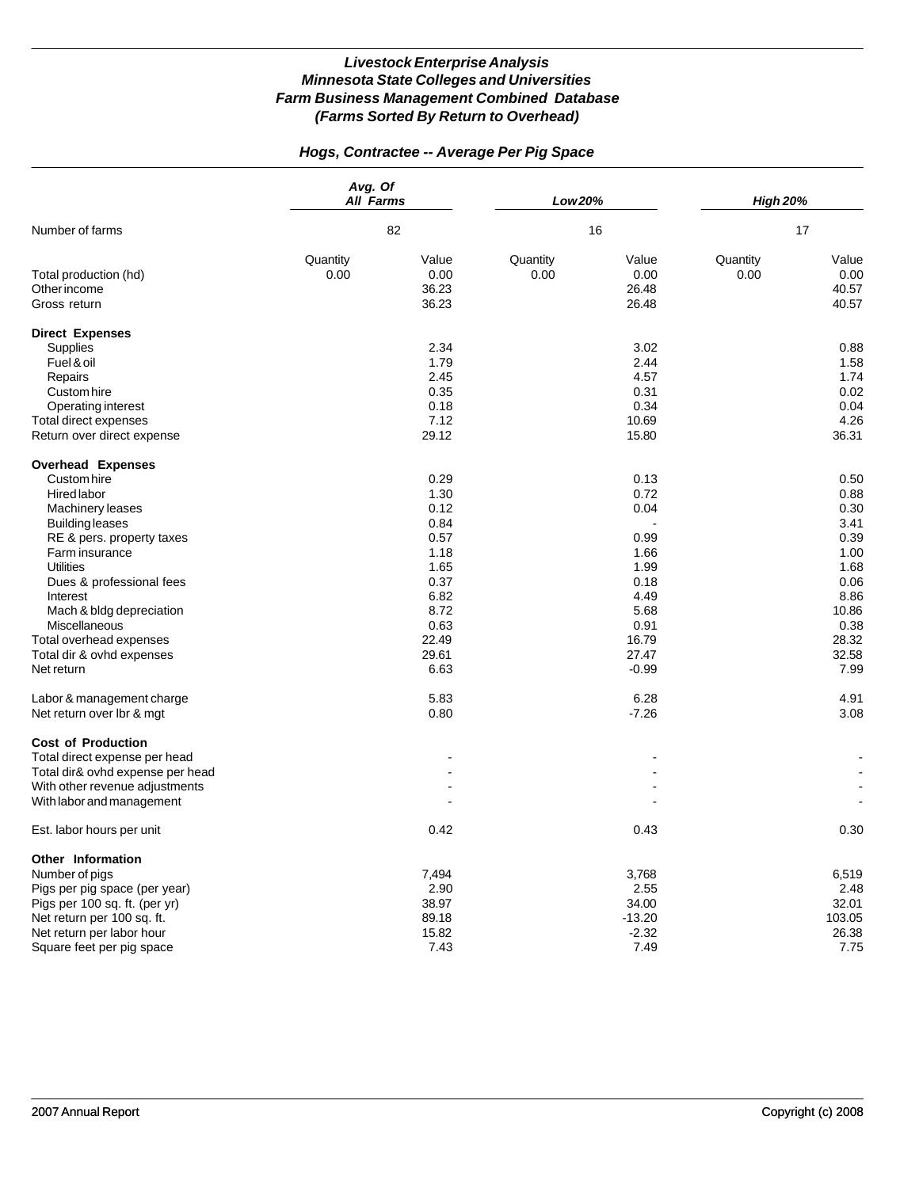### *Livestock Enterprise Analysis*
### *Minnesota State Colleges and Universities*
### *Farm Business Management Combined Database*
### *(Farms Sorted By Return to Overhead)*

## *Hogs, Contractee -- Average Per Pig Space*

| | *Avg. Of All Farms* | | *Low 20%* | | *High 20%* | |
|---|---|---|---|---|---|---|
| Number of farms | 82 | | 16 | | 17 | |
| | Quantity | Value | Quantity | Value | Quantity | Value |
| Total production (hd) | 0.00 | 0.00 | 0.00 | 0.00 | 0.00 | 0.00 |
| Other income | | 36.23 | | 26.48 | | 40.57 |
| Gross return | | 36.23 | | 26.48 | | 40.57 |
| **Direct Expenses** | | | | | | |
| Supplies | | 2.34 | | 3.02 | | 0.88 |
| Fuel & oil | | 1.79 | | 2.44 | | 1.58 |
| Repairs | | 2.45 | | 4.57 | | 1.74 |
| Custom hire | | 0.35 | | 0.31 | | 0.02 |
| Operating interest | | 0.18 | | 0.34 | | 0.04 |
| Total direct expenses | | 7.12 | | 10.69 | | 4.26 |
| Return over direct expense | | 29.12 | | 15.80 | | 36.31 |
| **Overhead Expenses** | | | | | | |
| Custom hire | | 0.29 | | 0.13 | | 0.50 |
| Hired labor | | 1.30 | | 0.72 | | 0.88 |
| Machinery leases | | 0.12 | | 0.04 | | 0.30 |
| Building leases | | 0.84 | | - | | 3.41 |
| RE & pers. property taxes | | 0.57 | | 0.99 | | 0.39 |
| Farm insurance | | 1.18 | | 1.66 | | 1.00 |
| Utilities | | 1.65 | | 1.99 | | 1.68 |
| Dues & professional fees | | 0.37 | | 0.18 | | 0.06 |
| Interest | | 6.82 | | 4.49 | | 8.86 |
| Mach & bldg depreciation | | 8.72 | | 5.68 | | 10.86 |
| Miscellaneous | | 0.63 | | 0.91 | | 0.38 |
| Total overhead expenses | | 22.49 | | 16.79 | | 28.32 |
| Total dir & ovhd expenses | | 29.61 | | 27.47 | | 32.58 |
| Net return | | 6.63 | | -0.99 | | 7.99 |
| Labor & management charge | | 5.83 | | 6.28 | | 4.91 |
| Net return over lbr & mgt | | 0.80 | | -7.26 | | 3.08 |
| **Cost of Production** | | | | | | |
| Total direct expense per head | | - | | - | | - |
| Total dir& ovhd expense per head | | - | | - | | - |
| With other revenue adjustments | | - | | - | | - |
| With labor and management | | - | | - | | - |
| Est. labor hours per unit | | 0.42 | | 0.43 | | 0.30 |
| **Other Information** | | | | | | |
| Number of pigs | | 7,494 | | 3,768 | | 6,519 |
| Pigs per pig space (per year) | | 2.90 | | 2.55 | | 2.48 |
| Pigs per 100 sq. ft. (per yr) | | 38.97 | | 34.00 | | 32.01 |
| Net return per 100 sq. ft. | | 89.18 | | -13.20 | | 103.05 |
| Net return per labor hour | | 15.82 | | -2.32 | | 26.38 |
| Square feet per pig space | | 7.43 | | 7.49 | | 7.75 |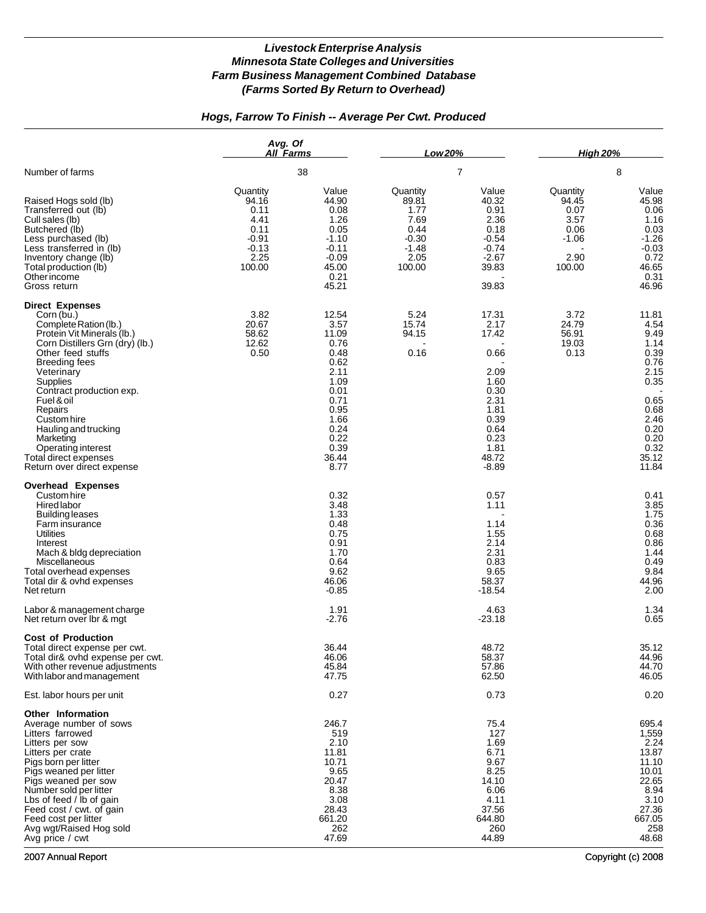# Livestock Enterprise Analysis
## Minnesota State Colleges and Universities
## Farm Business Management Combined Database
## (Farms Sorted By Return to Overhead)

### Hogs, Farrow To Finish -- Average Per Cwt. Produced

| | Avg. Of All Farms | | Low 20% | | High 20% | |
|---|---|---|---|---|---|---|
| Number of farms | 38 | | 7 | | 8 | |
| | Quantity | Value | Quantity | Value | Quantity | Value |
| Raised Hogs sold (lb) | 94.16 | 44.90 | 89.81 | 40.32 | 94.45 | 45.98 |
| Transferred out (lb) | 0.11 | 0.08 | 1.77 | 0.91 | 0.07 | 0.06 |
| Cull sales (lb) | 4.41 | 1.26 | 7.69 | 2.36 | 3.57 | 1.16 |
| Butchered (lb) | 0.11 | 0.05 | 0.44 | 0.18 | 0.06 | 0.03 |
| Less purchased (lb) | -0.91 | -1.10 | -0.30 | -0.54 | -1.06 | -1.26 |
| Less transferred in (lb) | -0.13 | -0.11 | -1.48 | -0.74 | - | -0.03 |
| Inventory change (lb) | 2.25 | -0.09 | 2.05 | -2.67 | 2.90 | 0.72 |
| Total production (lb) | 100.00 | 45.00 | 100.00 | 39.83 | 100.00 | 46.65 |
| Other income | | 0.21 | | - | | 0.31 |
| Gross return | | 45.21 | | 39.83 | | 46.96 |
| **Direct Expenses** | | | | | | |
| Corn (bu.) | 3.82 | 12.54 | 5.24 | 17.31 | 3.72 | 11.81 |
| Complete Ration (lb.) | 20.67 | 3.57 | 15.74 | 2.17 | 24.79 | 4.54 |
| Protein Vit Minerals (lb.) | 58.62 | 11.09 | 94.15 | 17.42 | 56.91 | 9.49 |
| Corn Distillers Grn (dry) (lb.) | 12.62 | 0.76 | - | - | 19.03 | 1.14 |
| Other feed stuffs | 0.50 | 0.48 | 0.16 | 0.66 | 0.13 | 0.39 |
| Breeding fees | | 0.62 | | - | | 0.76 |
| Veterinary | | 2.11 | | 2.09 | | 2.15 |
| Supplies | | 1.09 | | 1.60 | | 0.35 |
| Contract production exp. | | 0.01 | | 0.30 | | - |
| Fuel & oil | | 0.71 | | 2.31 | | 0.65 |
| Repairs | | 0.95 | | 1.81 | | 0.68 |
| Custom hire | | 1.66 | | 0.39 | | 2.46 |
| Hauling and trucking | | 0.24 | | 0.64 | | 0.20 |
| Marketing | | 0.22 | | 0.23 | | 0.20 |
| Operating interest | | 0.39 | | 1.81 | | 0.32 |
| Total direct expenses | | 36.44 | | 48.72 | | 35.12 |
| Return over direct expense | | 8.77 | | -8.89 | | 11.84 |
| **Overhead Expenses** | | | | | | |
| Custom hire | | 0.32 | | 0.57 | | 0.41 |
| Hired labor | | 3.48 | | 1.11 | | 3.85 |
| Building leases | | 1.33 | | - | | 1.75 |
| Farm insurance | | 0.48 | | 1.14 | | 0.36 |
| Utilities | | 0.75 | | 1.55 | | 0.68 |
| Interest | | 0.91 | | 2.14 | | 0.86 |
| Mach & bldg depreciation | | 1.70 | | 2.31 | | 1.44 |
| Miscellaneous | | 0.64 | | 0.83 | | 0.49 |
| Total overhead expenses | | 9.62 | | 9.65 | | 9.84 |
| Total dir & ovhd expenses | | 46.06 | | 58.37 | | 44.96 |
| Net return | | -0.85 | | -18.54 | | 2.00 |
| Labor & management charge | | 1.91 | | 4.63 | | 1.34 |
| Net return over lbr & mgt | | -2.76 | | -23.18 | | 0.65 |
| **Cost of Production** | | | | | | |
| Total direct expense per cwt. | | 36.44 | | 48.72 | | 35.12 |
| Total dir& ovhd expense per cwt. | | 46.06 | | 58.37 | | 44.96 |
| With other revenue adjustments | | 45.84 | | 57.86 | | 44.70 |
| With labor and management | | 47.75 | | 62.50 | | 46.05 |
| Est. labor hours per unit | | 0.27 | | 0.73 | | 0.20 |
| **Other Information** | | | | | | |
| Average number of sows | | 246.7 | | 75.4 | | 695.4 |
| Litters farrowed | | 519 | | 127 | | 1,559 |
| Litters per sow | | 2.10 | | 1.69 | | 2.24 |
| Litters per crate | | 11.81 | | 6.71 | | 13.87 |
| Pigs born per litter | | 10.71 | | 9.67 | | 11.10 |
| Pigs weaned per litter | | 9.65 | | 8.25 | | 10.01 |
| Pigs weaned per sow | | 20.47 | | 14.10 | | 22.65 |
| Number sold per litter | | 8.38 | | 6.06 | | 8.94 |
| Lbs of feed / lb of gain | | 3.08 | | 4.11 | | 3.10 |
| Feed cost / cwt. of gain | | 28.43 | | 37.56 | | 27.36 |
| Feed cost per litter | | 661.20 | | 644.80 | | 667.05 |
| Avg wgt/Raised Hog sold | | 262 | | 260 | | 258 |
| Avg price / cwt | | 47.69 | | 44.89 | | 48.68 |

2007 Annual Report — Copyright (c) 2008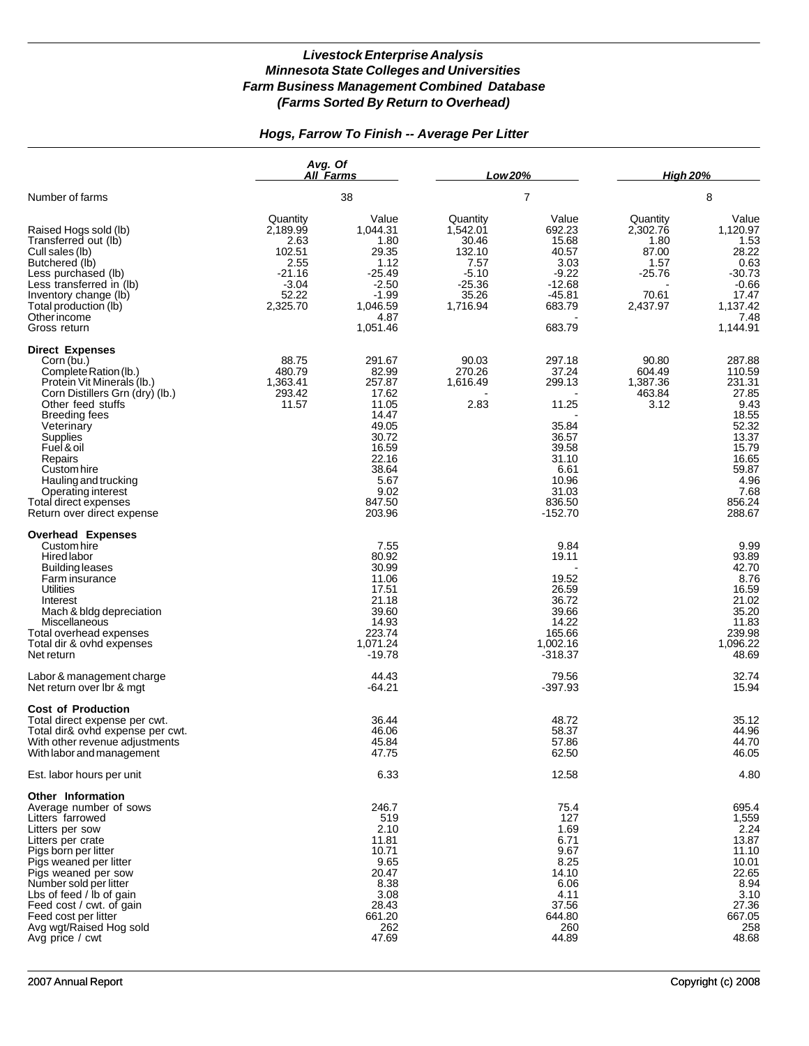# *Livestock Enterprise Analysis*
## *Minnesota State Colleges and Universities*
## *Farm Business Management Combined Database*
## *(Farms Sorted By Return to Overhead)*

### *Hogs, Farrow To Finish -- Average Per Litter*

| | *Avg. Of All Farms* | | *Low 20%* | | *High 20%* | |
|---|---|---|---|---|---|---|
| Number of farms | 38 | | 7 | | 8 | |
| | Quantity | Value | Quantity | Value | Quantity | Value |
| Raised Hogs sold (lb) | 2,189.99 | 1,044.31 | 1,542.01 | 692.23 | 2,302.76 | 1,120.97 |
| Transferred out (lb) | 2.63 | 1.80 | 30.46 | 15.68 | 1.80 | 1.53 |
| Cull sales (lb) | 102.51 | 29.35 | 132.10 | 40.57 | 87.00 | 28.22 |
| Butchered (lb) | 2.55 | 1.12 | 7.57 | 3.03 | 1.57 | 0.63 |
| Less purchased (lb) | -21.16 | -25.49 | -5.10 | -9.22 | -25.76 | -30.73 |
| Less transferred in (lb) | -3.04 | -2.50 | -25.36 | -12.68 | - | -0.66 |
| Inventory change (lb) | 52.22 | -1.99 | 35.26 | -45.81 | 70.61 | 17.47 |
| Total production (lb) | 2,325.70 | 1,046.59 | 1,716.94 | 683.79 | 2,437.97 | 1,137.42 |
| Other income | | 4.87 | | - | | 7.48 |
| Gross return | | 1,051.46 | | 683.79 | | 1,144.91 |
| **Direct Expenses** | | | | | | |
| Corn (bu.) | 88.75 | 291.67 | 90.03 | 297.18 | 90.80 | 287.88 |
| Complete Ration (lb.) | 480.79 | 82.99 | 270.26 | 37.24 | 604.49 | 110.59 |
| Protein Vit Minerals (lb.) | 1,363.41 | 257.87 | 1,616.49 | 299.13 | 1,387.36 | 231.31 |
| Corn Distillers Grn (dry) (lb.) | 293.42 | 17.62 | - | - | 463.84 | 27.85 |
| Other feed stuffs | 11.57 | 11.05 | 2.83 | 11.25 | 3.12 | 9.43 |
| Breeding fees | | 14.47 | | - | | 18.55 |
| Veterinary | | 49.05 | | 35.84 | | 52.32 |
| Supplies | | 30.72 | | 36.57 | | 13.37 |
| Fuel & oil | | 16.59 | | 39.58 | | 15.79 |
| Repairs | | 22.16 | | 31.10 | | 16.65 |
| Custom hire | | 38.64 | | 6.61 | | 59.87 |
| Hauling and trucking | | 5.67 | | 10.96 | | 4.96 |
| Operating interest | | 9.02 | | 31.03 | | 7.68 |
| Total direct expenses | | 847.50 | | 836.50 | | 856.24 |
| Return over direct expense | | 203.96 | | -152.70 | | 288.67 |
| **Overhead Expenses** | | | | | | |
| Custom hire | | 7.55 | | 9.84 | | 9.99 |
| Hired labor | | 80.92 | | 19.11 | | 93.89 |
| Building leases | | 30.99 | | - | | 42.70 |
| Farm insurance | | 11.06 | | 19.52 | | 8.76 |
| Utilities | | 17.51 | | 26.59 | | 16.59 |
| Interest | | 21.18 | | 36.72 | | 21.02 |
| Mach & bldg depreciation | | 39.60 | | 39.66 | | 35.20 |
| Miscellaneous | | 14.93 | | 14.22 | | 11.83 |
| Total overhead expenses | | 223.74 | | 165.66 | | 239.98 |
| Total dir & ovhd expenses | | 1,071.24 | | 1,002.16 | | 1,096.22 |
| Net return | | -19.78 | | -318.37 | | 48.69 |
| Labor & management charge | | 44.43 | | 79.56 | | 32.74 |
| Net return over lbr & mgt | | -64.21 | | -397.93 | | 15.94 |
| **Cost of Production** | | | | | | |
| Total direct expense per cwt. | | 36.44 | | 48.72 | | 35.12 |
| Total dir& ovhd expense per cwt. | | 46.06 | | 58.37 | | 44.96 |
| With other revenue adjustments | | 45.84 | | 57.86 | | 44.70 |
| With labor and management | | 47.75 | | 62.50 | | 46.05 |
| Est. labor hours per unit | | 6.33 | | 12.58 | | 4.80 |
| **Other Information** | | | | | | |
| Average number of sows | | 246.7 | | 75.4 | | 695.4 |
| Litters farrowed | | 519 | | 127 | | 1,559 |
| Litters per sow | | 2.10 | | 1.69 | | 2.24 |
| Litters per crate | | 11.81 | | 6.71 | | 13.87 |
| Pigs born per litter | | 10.71 | | 9.67 | | 11.10 |
| Pigs weaned per litter | | 9.65 | | 8.25 | | 10.01 |
| Pigs weaned per sow | | 20.47 | | 14.10 | | 22.65 |
| Number sold per litter | | 8.38 | | 6.06 | | 8.94 |
| Lbs of feed / lb of gain | | 3.08 | | 4.11 | | 3.10 |
| Feed cost / cwt. of gain | | 28.43 | | 37.56 | | 27.36 |
| Feed cost per litter | | 661.20 | | 644.80 | | 667.05 |
| Avg wgt/Raised Hog sold | | 262 | | 260 | | 258 |
| Avg price / cwt | | 47.69 | | 44.89 | | 48.68 |

2007 Annual Report — Copyright (c) 2008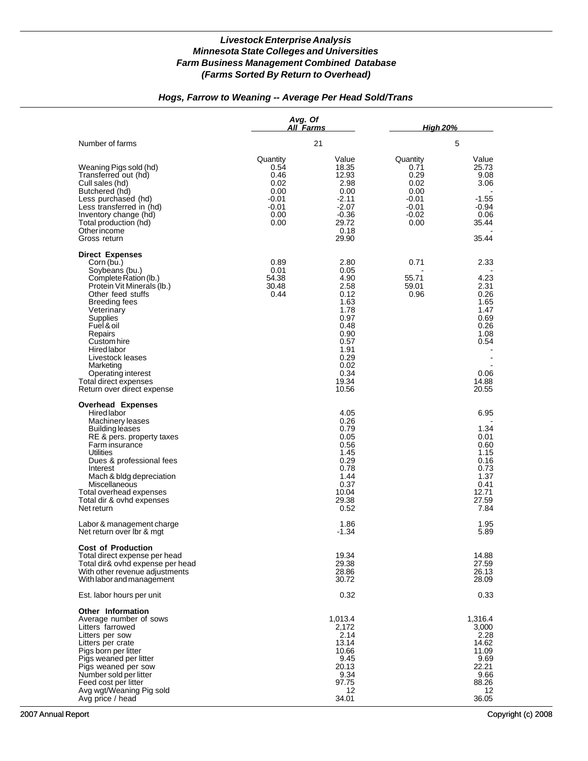# *Livestock Enterprise Analysis*
## *Minnesota State Colleges and Universities*
## *Farm Business Management Combined Database*
## *(Farms Sorted By Return to Overhead)*

### *Hogs, Farrow to Weaning -- Average Per Head Sold/Trans*

| | Avg. Of All Farms | | High 20% | |
|---|---|---|---|---|
| Number of farms | 21 | | 5 | |
| | Quantity | Value | Quantity | Value |
| Weaning Pigs sold (hd) | 0.54 | 18.35 | 0.71 | 25.73 |
| Transferred out (hd) | 0.46 | 12.93 | 0.29 | 9.08 |
| Cull sales (hd) | 0.02 | 2.98 | 0.02 | 3.06 |
| Butchered (hd) | 0.00 | 0.00 | 0.00 | - |
| Less purchased (hd) | -0.01 | -2.11 | -0.01 | -1.55 |
| Less transferred in (hd) | -0.01 | -2.07 | -0.01 | -0.94 |
| Inventory change (hd) | 0.00 | -0.36 | -0.02 | 0.06 |
| Total production (hd) | 0.00 | 29.72 | 0.00 | 35.44 |
| Other income | | 0.18 | | - |
| Gross return | | 29.90 | | 35.44 |
| **Direct Expenses** | | | | |
| Corn (bu.) | 0.89 | 2.80 | 0.71 | 2.33 |
| Soybeans (bu.) | 0.01 | 0.05 | - | - |
| Complete Ration (lb.) | 54.38 | 4.90 | 55.71 | 4.23 |
| Protein Vit Minerals (lb.) | 30.48 | 2.58 | 59.01 | 2.31 |
| Other feed stuffs | 0.44 | 0.12 | 0.96 | 0.26 |
| Breeding fees | | 1.63 | | 1.65 |
| Veterinary | | 1.78 | | 1.47 |
| Supplies | | 0.97 | | 0.69 |
| Fuel & oil | | 0.48 | | 0.26 |
| Repairs | | 0.90 | | 1.08 |
| Custom hire | | 0.57 | | 0.54 |
| Hired labor | | 1.91 | | - |
| Livestock leases | | 0.29 | | - |
| Marketing | | 0.02 | | - |
| Operating interest | | 0.34 | | 0.06 |
| Total direct expenses | | 19.34 | | 14.88 |
| Return over direct expense | | 10.56 | | 20.55 |
| **Overhead Expenses** | | | | |
| Hired labor | | 4.05 | | 6.95 |
| Machinery leases | | 0.26 | | - |
| Building leases | | 0.79 | | 1.34 |
| RE & pers. property taxes | | 0.05 | | 0.01 |
| Farm insurance | | 0.56 | | 0.60 |
| Utilities | | 1.45 | | 1.15 |
| Dues & professional fees | | 0.29 | | 0.16 |
| Interest | | 0.78 | | 0.73 |
| Mach & bldg depreciation | | 1.44 | | 1.37 |
| Miscellaneous | | 0.37 | | 0.41 |
| Total overhead expenses | | 10.04 | | 12.71 |
| Total dir & ovhd expenses | | 29.38 | | 27.59 |
| Net return | | 0.52 | | 7.84 |
| Labor & management charge | | 1.86 | | 1.95 |
| Net return over lbr & mgt | | -1.34 | | 5.89 |
| **Cost of Production** | | | | |
| Total direct expense per head | | 19.34 | | 14.88 |
| Total dir& ovhd expense per head | | 29.38 | | 27.59 |
| With other revenue adjustments | | 28.86 | | 26.13 |
| With labor and management | | 30.72 | | 28.09 |
| Est. labor hours per unit | | 0.32 | | 0.33 |
| **Other Information** | | | | |
| Average number of sows | | 1,013.4 | | 1,316.4 |
| Litters farrowed | | 2,172 | | 3,000 |
| Litters per sow | | 2.14 | | 2.28 |
| Litters per crate | | 13.14 | | 14.62 |
| Pigs born per litter | | 10.66 | | 11.09 |
| Pigs weaned per litter | | 9.45 | | 9.69 |
| Pigs weaned per sow | | 20.13 | | 22.21 |
| Number sold per litter | | 9.34 | | 9.66 |
| Feed cost per litter | | 97.75 | | 88.26 |
| Avg wgt/Weaning Pig sold | | 12 | | 12 |
| Avg price / head | | 34.01 | | 36.05 |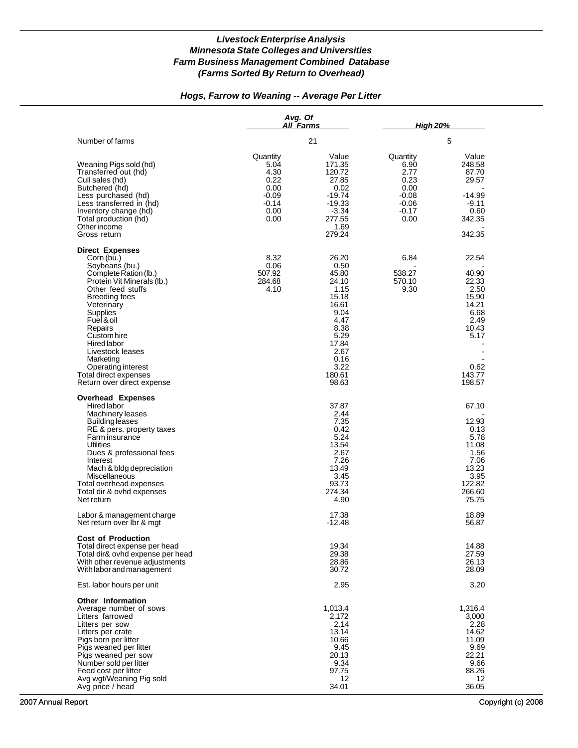# *Livestock Enterprise Analysis*
## *Minnesota State Colleges and Universities*
## *Farm Business Management Combined Database*
## *(Farms Sorted By Return to Overhead)*

### *Hogs, Farrow to Weaning -- Average Per Litter*

| | Avg. Of All Farms | | High 20% | |
|---|---|---|---|---|
| Number of farms | 21 | | 5 | |
| | Quantity | Value | Quantity | Value |
| Weaning Pigs sold (hd) | 5.04 | 171.35 | 6.90 | 248.58 |
| Transferred out (hd) | 4.30 | 120.72 | 2.77 | 87.70 |
| Cull sales (hd) | 0.22 | 27.85 | 0.23 | 29.57 |
| Butchered (hd) | 0.00 | 0.02 | 0.00 | - |
| Less purchased (hd) | -0.09 | -19.74 | -0.08 | -14.99 |
| Less transferred in (hd) | -0.14 | -19.33 | -0.06 | -9.11 |
| Inventory change (hd) | 0.00 | -3.34 | -0.17 | 0.60 |
| Total production (hd) | 0.00 | 277.55 | 0.00 | 342.35 |
| Other income | | 1.69 | | - |
| Gross return | | 279.24 | | 342.35 |
| **Direct Expenses** | | | | |
| Corn (bu.) | 8.32 | 26.20 | 6.84 | 22.54 |
| Soybeans (bu.) | 0.06 | 0.50 | - | - |
| Complete Ration (lb.) | 507.92 | 45.80 | 538.27 | 40.90 |
| Protein Vit Minerals (lb.) | 284.68 | 24.10 | 570.10 | 22.33 |
| Other feed stuffs | 4.10 | 1.15 | 9.30 | 2.50 |
| Breeding fees | | 15.18 | | 15.90 |
| Veterinary | | 16.61 | | 14.21 |
| Supplies | | 9.04 | | 6.68 |
| Fuel & oil | | 4.47 | | 2.49 |
| Repairs | | 8.38 | | 10.43 |
| Custom hire | | 5.29 | | 5.17 |
| Hired labor | | 17.84 | | - |
| Livestock leases | | 2.67 | | - |
| Marketing | | 0.16 | | - |
| Operating interest | | 3.22 | | 0.62 |
| Total direct expenses | | 180.61 | | 143.77 |
| Return over direct expense | | 98.63 | | 198.57 |
| **Overhead Expenses** | | | | |
| Hired labor | | 37.87 | | 67.10 |
| Machinery leases | | 2.44 | | - |
| Building leases | | 7.35 | | 12.93 |
| RE & pers. property taxes | | 0.42 | | 0.13 |
| Farm insurance | | 5.24 | | 5.78 |
| Utilities | | 13.54 | | 11.08 |
| Dues & professional fees | | 2.67 | | 1.56 |
| Interest | | 7.26 | | 7.06 |
| Mach & bldg depreciation | | 13.49 | | 13.23 |
| Miscellaneous | | 3.45 | | 3.95 |
| Total overhead expenses | | 93.73 | | 122.82 |
| Total dir & ovhd expenses | | 274.34 | | 266.60 |
| Net return | | 4.90 | | 75.75 |
| Labor & management charge | | 17.38 | | 18.89 |
| Net return over lbr & mgt | | -12.48 | | 56.87 |
| **Cost of Production** | | | | |
| Total direct expense per head | | 19.34 | | 14.88 |
| Total dir& ovhd expense per head | | 29.38 | | 27.59 |
| With other revenue adjustments | | 28.86 | | 26.13 |
| With labor and management | | 30.72 | | 28.09 |
| Est. labor hours per unit | | 2.95 | | 3.20 |
| **Other Information** | | | | |
| Average number of sows | | 1,013.4 | | 1,316.4 |
| Litters farrowed | | 2,172 | | 3,000 |
| Litters per sow | | 2.14 | | 2.28 |
| Litters per crate | | 13.14 | | 14.62 |
| Pigs born per litter | | 10.66 | | 11.09 |
| Pigs weaned per litter | | 9.45 | | 9.69 |
| Pigs weaned per sow | | 20.13 | | 22.21 |
| Number sold per litter | | 9.34 | | 9.66 |
| Feed cost per litter | | 97.75 | | 88.26 |
| Avg wgt/Weaning Pig sold | | 12 | | 12 |
| Avg price / head | | 34.01 | | 36.05 |

2007 Annual Report Copyright (c) 2008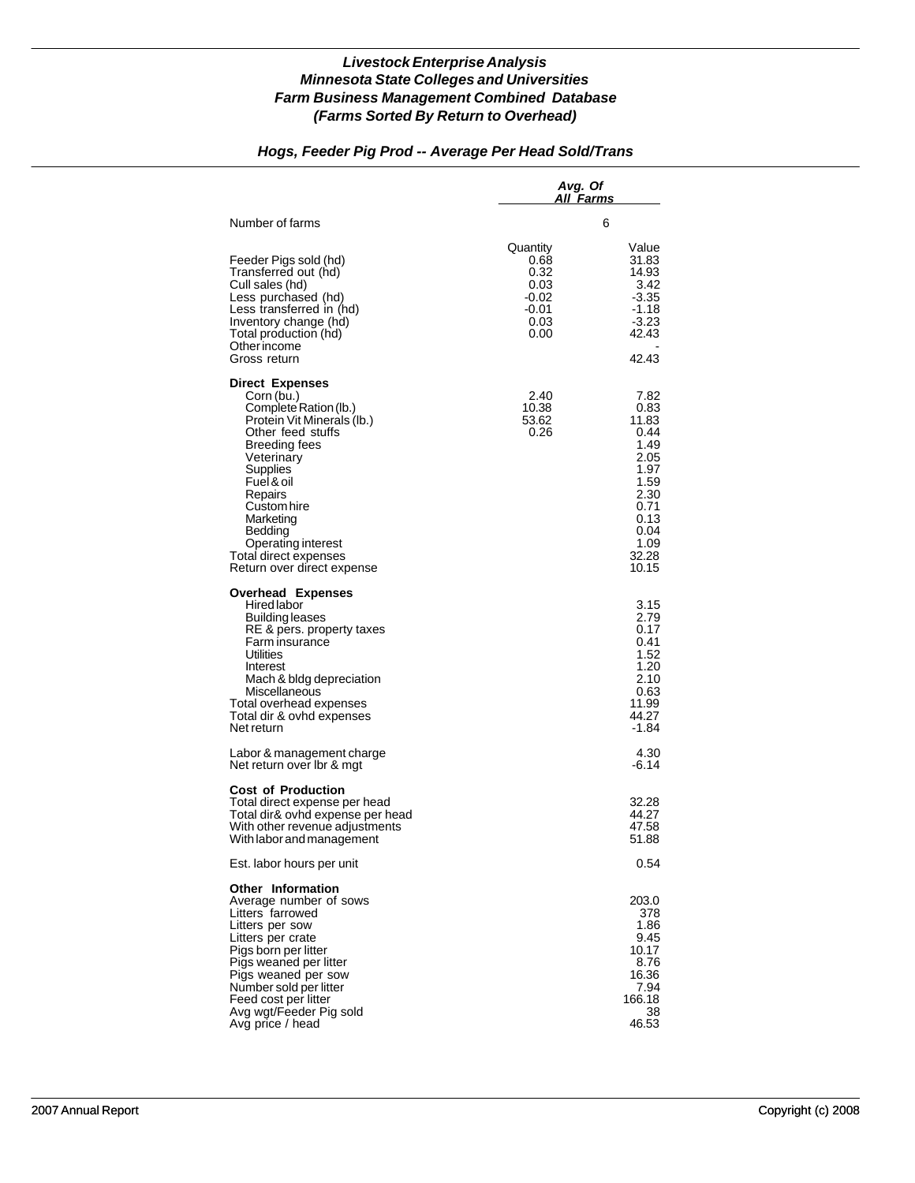# *Livestock Enterprise Analysis*
# *Minnesota State Colleges and Universities*
# *Farm Business Management Combined Database*
# *(Farms Sorted By Return to Overhead)*

## *Hogs, Feeder Pig Prod -- Average Per Head Sold/Trans*

| | *Avg. Of All Farms* | |
|---|---|---|
| Number of farms | 6 | |
| | Quantity | Value |
| Feeder Pigs sold (hd) | 0.68 | 31.83 |
| Transferred out (hd) | 0.32 | 14.93 |
| Cull sales (hd) | 0.03 | 3.42 |
| Less purchased (hd) | -0.02 | -3.35 |
| Less transferred in (hd) | -0.01 | -1.18 |
| Inventory change (hd) | 0.03 | -3.23 |
| Total production (hd) | 0.00 | 42.43 |
| Other income | | - |
| Gross return | | 42.43 |
| **Direct Expenses** | | |
| Corn (bu.) | 2.40 | 7.82 |
| Complete Ration (lb.) | 10.38 | 0.83 |
| Protein Vit Minerals (lb.) | 53.62 | 11.83 |
| Other feed stuffs | 0.26 | 0.44 |
| Breeding fees | | 1.49 |
| Veterinary | | 2.05 |
| Supplies | | 1.97 |
| Fuel & oil | | 1.59 |
| Repairs | | 2.30 |
| Custom hire | | 0.71 |
| Marketing | | 0.13 |
| Bedding | | 0.04 |
| Operating interest | | 1.09 |
| Total direct expenses | | 32.28 |
| Return over direct expense | | 10.15 |
| **Overhead Expenses** | | |
| Hired labor | | 3.15 |
| Building leases | | 2.79 |
| RE & pers. property taxes | | 0.17 |
| Farm insurance | | 0.41 |
| Utilities | | 1.52 |
| Interest | | 1.20 |
| Mach & bldg depreciation | | 2.10 |
| Miscellaneous | | 0.63 |
| Total overhead expenses | | 11.99 |
| Total dir & ovhd expenses | | 44.27 |
| Net return | | -1.84 |
| Labor & management charge | | 4.30 |
| Net return over lbr & mgt | | -6.14 |
| **Cost of Production** | | |
| Total direct expense per head | | 32.28 |
| Total dir& ovhd expense per head | | 44.27 |
| With other revenue adjustments | | 47.58 |
| With labor and management | | 51.88 |
| Est. labor hours per unit | | 0.54 |
| **Other Information** | | |
| Average number of sows | | 203.0 |
| Litters farrowed | | 378 |
| Litters per sow | | 1.86 |
| Litters per crate | | 9.45 |
| Pigs born per litter | | 10.17 |
| Pigs weaned per litter | | 8.76 |
| Pigs weaned per sow | | 16.36 |
| Number sold per litter | | 7.94 |
| Feed cost per litter | | 166.18 |
| Avg wgt/Feeder Pig sold | | 38 |
| Avg price / head | | 46.53 |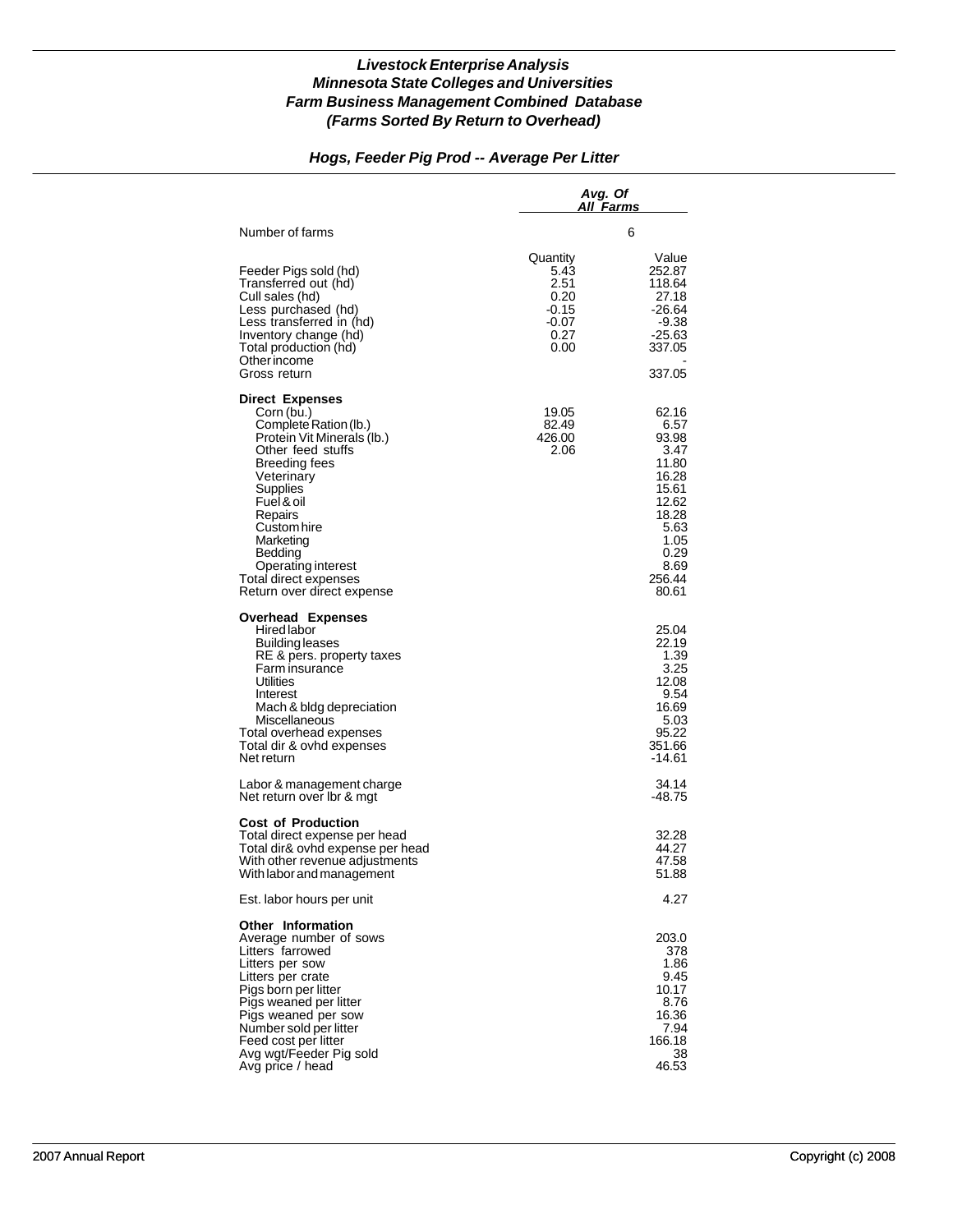***Livestock Enterprise Analysis***
***Minnesota State Colleges and Universities***
***Farm Business Management Combined Database***
***(Farms Sorted By Return to Overhead)***

## *Hogs, Feeder Pig Prod -- Average Per Litter*

| | *Avg. Of All Farms* | |
|---|---|---|
| Number of farms | | 6 |
| | Quantity | Value |
| Feeder Pigs sold (hd) | 5.43 | 252.87 |
| Transferred out (hd) | 2.51 | 118.64 |
| Cull sales (hd) | 0.20 | 27.18 |
| Less purchased (hd) | -0.15 | -26.64 |
| Less transferred in (hd) | -0.07 | -9.38 |
| Inventory change (hd) | 0.27 | -25.63 |
| Total production (hd) | 0.00 | 337.05 |
| Other income | | - |
| Gross return | | 337.05 |
| **Direct Expenses** | | |
| Corn (bu.) | 19.05 | 62.16 |
| Complete Ration (lb.) | 82.49 | 6.57 |
| Protein Vit Minerals (lb.) | 426.00 | 93.98 |
| Other feed stuffs | 2.06 | 3.47 |
| Breeding fees | | 11.80 |
| Veterinary | | 16.28 |
| Supplies | | 15.61 |
| Fuel & oil | | 12.62 |
| Repairs | | 18.28 |
| Custom hire | | 5.63 |
| Marketing | | 1.05 |
| Bedding | | 0.29 |
| Operating interest | | 8.69 |
| Total direct expenses | | 256.44 |
| Return over direct expense | | 80.61 |
| **Overhead Expenses** | | |
| Hired labor | | 25.04 |
| Building leases | | 22.19 |
| RE & pers. property taxes | | 1.39 |
| Farm insurance | | 3.25 |
| Utilities | | 12.08 |
| Interest | | 9.54 |
| Mach & bldg depreciation | | 16.69 |
| Miscellaneous | | 5.03 |
| Total overhead expenses | | 95.22 |
| Total dir & ovhd expenses | | 351.66 |
| Net return | | -14.61 |
| Labor & management charge | | 34.14 |
| Net return over lbr & mgt | | -48.75 |
| **Cost of Production** | | |
| Total direct expense per head | | 32.28 |
| Total dir& ovhd expense per head | | 44.27 |
| With other revenue adjustments | | 47.58 |
| With labor and management | | 51.88 |
| Est. labor hours per unit | | 4.27 |
| **Other Information** | | |
| Average number of sows | | 203.0 |
| Litters farrowed | | 378 |
| Litters per sow | | 1.86 |
| Litters per crate | | 9.45 |
| Pigs born per litter | | 10.17 |
| Pigs weaned per litter | | 8.76 |
| Pigs weaned per sow | | 16.36 |
| Number sold per litter | | 7.94 |
| Feed cost per litter | | 166.18 |
| Avg wgt/Feeder Pig sold | | 38 |
| Avg price / head | | 46.53 |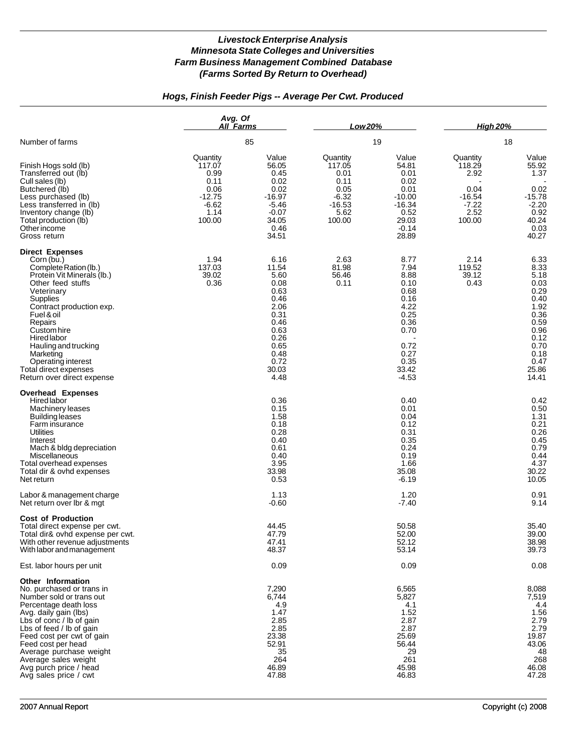### *Livestock Enterprise Analysis*
### *Minnesota State Colleges and Universities*
### *Farm Business Management Combined Database*
### *(Farms Sorted By Return to Overhead)*

## *Hogs, Finish Feeder Pigs -- Average Per Cwt. Produced*

| | *Avg. Of All Farms* | | *Low 20%* | | *High 20%* | |
|---|---|---|---|---|---|---|
| Number of farms | 85 | | 19 | | 18 | |
| | Quantity | Value | Quantity | Value | Quantity | Value |
| Finish Hogs sold (lb) | 117.07 | 56.05 | 117.05 | 54.81 | 118.29 | 55.92 |
| Transferred out (lb) | 0.99 | 0.45 | 0.01 | 0.01 | 2.92 | 1.37 |
| Cull sales (lb) | 0.11 | 0.02 | 0.11 | 0.02 | - | - |
| Butchered (lb) | 0.06 | 0.02 | 0.05 | 0.01 | 0.04 | 0.02 |
| Less purchased (lb) | -12.75 | -16.97 | -6.32 | -10.00 | -16.54 | -15.78 |
| Less transferred in (lb) | -6.62 | -5.46 | -16.53 | -16.34 | -7.22 | -2.20 |
| Inventory change (lb) | 1.14 | -0.07 | 5.62 | 0.52 | 2.52 | 0.92 |
| Total production (lb) | 100.00 | 34.05 | 100.00 | 29.03 | 100.00 | 40.24 |
| Other income | | 0.46 | | -0.14 | | 0.03 |
| Gross return | | 34.51 | | 28.89 | | 40.27 |
| **Direct Expenses** | | | | | | |
| Corn (bu.) | 1.94 | 6.16 | 2.63 | 8.77 | 2.14 | 6.33 |
| Complete Ration (lb.) | 137.03 | 11.54 | 81.98 | 7.94 | 119.52 | 8.33 |
| Protein Vit Minerals (lb.) | 39.02 | 5.60 | 56.46 | 8.88 | 39.12 | 5.18 |
| Other feed stuffs | 0.36 | 0.08 | 0.11 | 0.10 | 0.43 | 0.03 |
| Veterinary | | 0.63 | | 0.68 | | 0.29 |
| Supplies | | 0.46 | | 0.16 | | 0.40 |
| Contract production exp. | | 2.06 | | 4.22 | | 1.92 |
| Fuel & oil | | 0.31 | | 0.25 | | 0.36 |
| Repairs | | 0.46 | | 0.36 | | 0.59 |
| Custom hire | | 0.63 | | 0.70 | | 0.96 |
| Hired labor | | 0.26 | | - | | 0.12 |
| Hauling and trucking | | 0.65 | | 0.72 | | 0.70 |
| Marketing | | 0.48 | | 0.27 | | 0.18 |
| Operating interest | | 0.72 | | 0.35 | | 0.47 |
| Total direct expenses | | 30.03 | | 33.42 | | 25.86 |
| Return over direct expense | | 4.48 | | -4.53 | | 14.41 |
| **Overhead Expenses** | | | | | | |
| Hired labor | | 0.36 | | 0.40 | | 0.42 |
| Machinery leases | | 0.15 | | 0.01 | | 0.50 |
| Building leases | | 1.58 | | 0.04 | | 1.31 |
| Farm insurance | | 0.18 | | 0.12 | | 0.21 |
| Utilities | | 0.28 | | 0.31 | | 0.26 |
| Interest | | 0.40 | | 0.35 | | 0.45 |
| Mach & bldg depreciation | | 0.61 | | 0.24 | | 0.79 |
| Miscellaneous | | 0.40 | | 0.19 | | 0.44 |
| Total overhead expenses | | 3.95 | | 1.66 | | 4.37 |
| Total dir & ovhd expenses | | 33.98 | | 35.08 | | 30.22 |
| Net return | | 0.53 | | -6.19 | | 10.05 |
| Labor & management charge | | 1.13 | | 1.20 | | 0.91 |
| Net return over lbr & mgt | | -0.60 | | -7.40 | | 9.14 |
| **Cost of Production** | | | | | | |
| Total direct expense per cwt. | | 44.45 | | 50.58 | | 35.40 |
| Total dir& ovhd expense per cwt. | | 47.79 | | 52.00 | | 39.00 |
| With other revenue adjustments | | 47.41 | | 52.12 | | 38.98 |
| With labor and management | | 48.37 | | 53.14 | | 39.73 |
| Est. labor hours per unit | | 0.09 | | 0.09 | | 0.08 |
| **Other Information** | | | | | | |
| No. purchased or trans in | | 7,290 | | 6,565 | | 8,088 |
| Number sold or trans out | | 6,744 | | 5,827 | | 7,519 |
| Percentage death loss | | 4.9 | | 4.1 | | 4.4 |
| Avg. daily gain (lbs) | | 1.47 | | 1.52 | | 1.56 |
| Lbs of conc / lb of gain | | 2.85 | | 2.87 | | 2.79 |
| Lbs of feed / lb of gain | | 2.85 | | 2.87 | | 2.79 |
| Feed cost per cwt of gain | | 23.38 | | 25.69 | | 19.87 |
| Feed cost per head | | 52.91 | | 56.44 | | 43.06 |
| Average purchase weight | | 35 | | 29 | | 48 |
| Average sales weight | | 264 | | 261 | | 268 |
| Avg purch price / head | | 46.89 | | 45.98 | | 46.08 |
| Avg sales price / cwt | | 47.88 | | 46.83 | | 47.28 |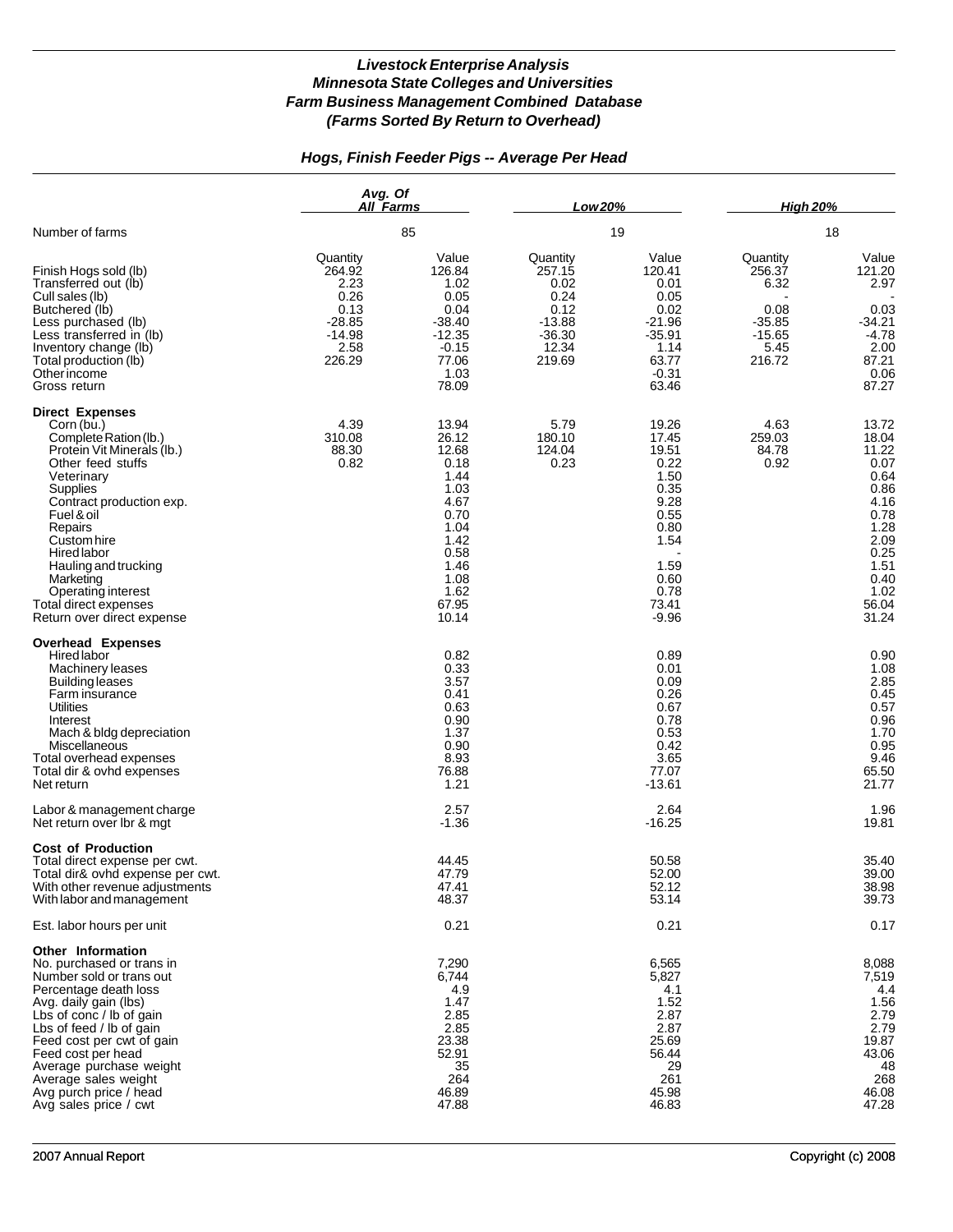# *Livestock Enterprise Analysis*
# *Minnesota State Colleges and Universities*
# *Farm Business Management Combined Database*
# *(Farms Sorted By Return to Overhead)*

## *Hogs, Finish Feeder Pigs -- Average Per Head*

| | *Avg. Of All Farms* | | *Low 20%* | | *High 20%* | |
|---|---|---|---|---|---|---|
| Number of farms | 85 | | 19 | | 18 | |
| | Quantity | Value | Quantity | Value | Quantity | Value |
| Finish Hogs sold (lb) | 264.92 | 126.84 | 257.15 | 120.41 | 256.37 | 121.20 |
| Transferred out (lb) | 2.23 | 1.02 | 0.02 | 0.01 | 6.32 | 2.97 |
| Cull sales (lb) | 0.26 | 0.05 | 0.24 | 0.05 | - | - |
| Butchered (lb) | 0.13 | 0.04 | 0.12 | 0.02 | 0.08 | 0.03 |
| Less purchased (lb) | -28.85 | -38.40 | -13.88 | -21.96 | -35.85 | -34.21 |
| Less transferred in (lb) | -14.98 | -12.35 | -36.30 | -35.91 | -15.65 | -4.78 |
| Inventory change (lb) | 2.58 | -0.15 | 12.34 | 1.14 | 5.45 | 2.00 |
| Total production (lb) | 226.29 | 77.06 | 219.69 | 63.77 | 216.72 | 87.21 |
| Other income | | 1.03 | | -0.31 | | 0.06 |
| Gross return | | 78.09 | | 63.46 | | 87.27 |
| **Direct Expenses** | | | | | | |
| Corn (bu.) | 4.39 | 13.94 | 5.79 | 19.26 | 4.63 | 13.72 |
| Complete Ration (lb.) | 310.08 | 26.12 | 180.10 | 17.45 | 259.03 | 18.04 |
| Protein Vit Minerals (lb.) | 88.30 | 12.68 | 124.04 | 19.51 | 84.78 | 11.22 |
| Other feed stuffs | 0.82 | 0.18 | 0.23 | 0.22 | 0.92 | 0.07 |
| Veterinary | | 1.44 | | 1.50 | | 0.64 |
| Supplies | | 1.03 | | 0.35 | | 0.86 |
| Contract production exp. | | 4.67 | | 9.28 | | 4.16 |
| Fuel & oil | | 0.70 | | 0.55 | | 0.78 |
| Repairs | | 1.04 | | 0.80 | | 1.28 |
| Custom hire | | 1.42 | | 1.54 | | 2.09 |
| Hired labor | | 0.58 | | - | | 0.25 |
| Hauling and trucking | | 1.46 | | 1.59 | | 1.51 |
| Marketing | | 1.08 | | 0.60 | | 0.40 |
| Operating interest | | 1.62 | | 0.78 | | 1.02 |
| Total direct expenses | | 67.95 | | 73.41 | | 56.04 |
| Return over direct expense | | 10.14 | | -9.96 | | 31.24 |
| **Overhead Expenses** | | | | | | |
| Hired labor | | 0.82 | | 0.89 | | 0.90 |
| Machinery leases | | 0.33 | | 0.01 | | 1.08 |
| Building leases | | 3.57 | | 0.09 | | 2.85 |
| Farm insurance | | 0.41 | | 0.26 | | 0.45 |
| Utilities | | 0.63 | | 0.67 | | 0.57 |
| Interest | | 0.90 | | 0.78 | | 0.96 |
| Mach & bldg depreciation | | 1.37 | | 0.53 | | 1.70 |
| Miscellaneous | | 0.90 | | 0.42 | | 0.95 |
| Total overhead expenses | | 8.93 | | 3.65 | | 9.46 |
| Total dir & ovhd expenses | | 76.88 | | 77.07 | | 65.50 |
| Net return | | 1.21 | | -13.61 | | 21.77 |
| Labor & management charge | | 2.57 | | 2.64 | | 1.96 |
| Net return over lbr & mgt | | -1.36 | | -16.25 | | 19.81 |
| **Cost of Production** | | | | | | |
| Total direct expense per cwt. | | 44.45 | | 50.58 | | 35.40 |
| Total dir& ovhd expense per cwt. | | 47.79 | | 52.00 | | 39.00 |
| With other revenue adjustments | | 47.41 | | 52.12 | | 38.98 |
| With labor and management | | 48.37 | | 53.14 | | 39.73 |
| Est. labor hours per unit | | 0.21 | | 0.21 | | 0.17 |
| **Other Information** | | | | | | |
| No. purchased or trans in | | 7,290 | | 6,565 | | 8,088 |
| Number sold or trans out | | 6,744 | | 5,827 | | 7,519 |
| Percentage death loss | | 4.9 | | 4.1 | | 4.4 |
| Avg. daily gain (lbs) | | 1.47 | | 1.52 | | 1.56 |
| Lbs of conc / lb of gain | | 2.85 | | 2.87 | | 2.79 |
| Lbs of feed / lb of gain | | 2.85 | | 2.87 | | 2.79 |
| Feed cost per cwt of gain | | 23.38 | | 25.69 | | 19.87 |
| Feed cost per head | | 52.91 | | 56.44 | | 43.06 |
| Average purchase weight | | 35 | | 29 | | 48 |
| Average sales weight | | 264 | | 261 | | 268 |
| Avg purch price / head | | 46.89 | | 45.98 | | 46.08 |
| Avg sales price / cwt | | 47.88 | | 46.83 | | 47.28 |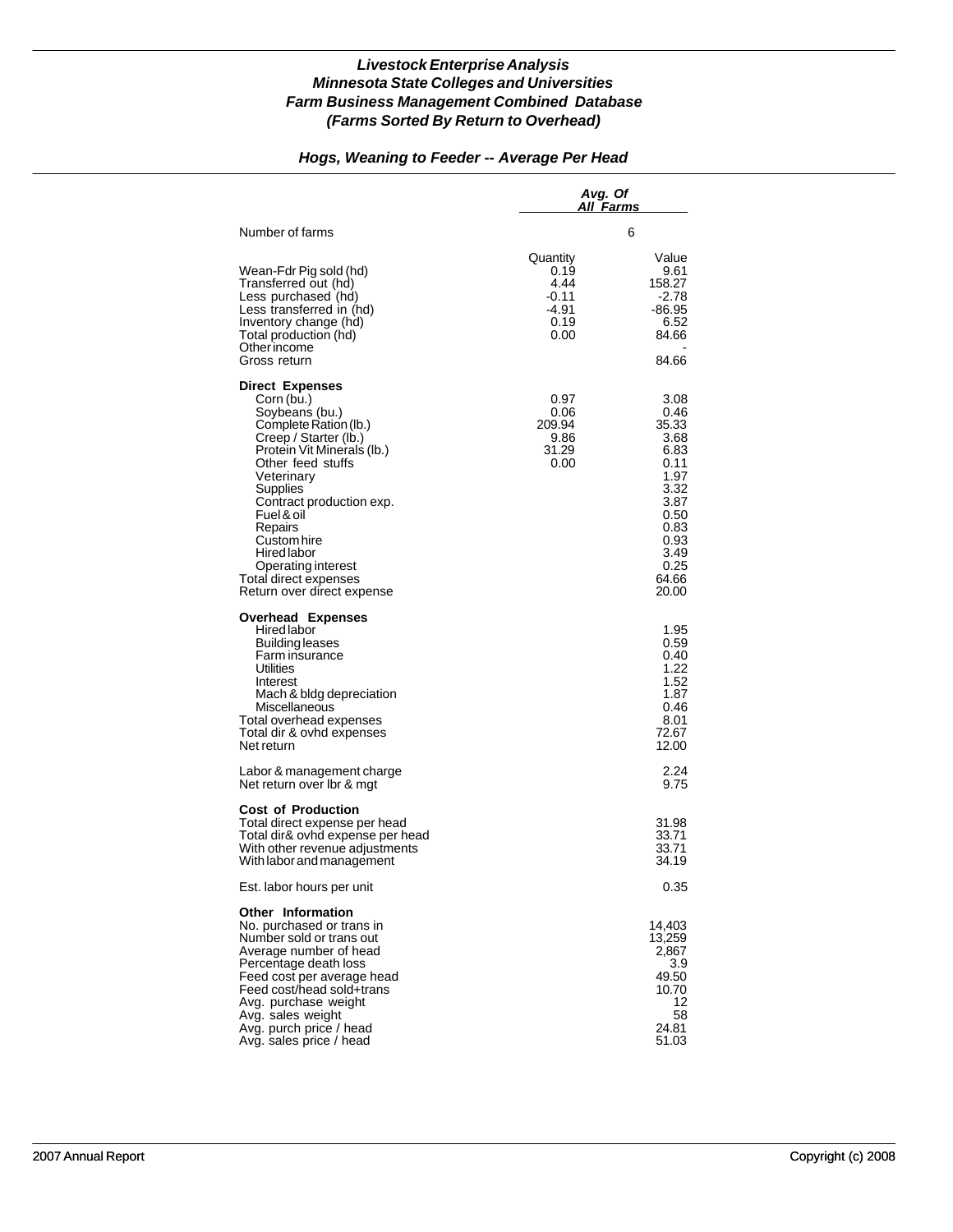# *Livestock Enterprise Analysis*
# *Minnesota State Colleges and Universities*
# *Farm Business Management Combined Database*
# *(Farms Sorted By Return to Overhead)*

## *Hogs, Weaning to Feeder -- Average Per Head*

| | *Avg. Of All Farms* | |
|---|---|---|
| Number of farms | | 6 |
| | Quantity | Value |
| Wean-Fdr Pig sold (hd) | 0.19 | 9.61 |
| Transferred out (hd) | 4.44 | 158.27 |
| Less purchased (hd) | -0.11 | -2.78 |
| Less transferred in (hd) | -4.91 | -86.95 |
| Inventory change (hd) | 0.19 | 6.52 |
| Total production (hd) | 0.00 | 84.66 |
| Other income | | - |
| Gross return | | 84.66 |
| **Direct Expenses** | | |
| Corn (bu.) | 0.97 | 3.08 |
| Soybeans (bu.) | 0.06 | 0.46 |
| Complete Ration (lb.) | 209.94 | 35.33 |
| Creep / Starter (lb.) | 9.86 | 3.68 |
| Protein Vit Minerals (lb.) | 31.29 | 6.83 |
| Other feed stuffs | 0.00 | 0.11 |
| Veterinary | | 1.97 |
| Supplies | | 3.32 |
| Contract production exp. | | 3.87 |
| Fuel & oil | | 0.50 |
| Repairs | | 0.83 |
| Custom hire | | 0.93 |
| Hired labor | | 3.49 |
| Operating interest | | 0.25 |
| Total direct expenses | | 64.66 |
| Return over direct expense | | 20.00 |
| **Overhead Expenses** | | |
| Hired labor | | 1.95 |
| Building leases | | 0.59 |
| Farm insurance | | 0.40 |
| Utilities | | 1.22 |
| Interest | | 1.52 |
| Mach & bldg depreciation | | 1.87 |
| Miscellaneous | | 0.46 |
| Total overhead expenses | | 8.01 |
| Total dir & ovhd expenses | | 72.67 |
| Net return | | 12.00 |
| Labor & management charge | | 2.24 |
| Net return over lbr & mgt | | 9.75 |
| **Cost of Production** | | |
| Total direct expense per head | | 31.98 |
| Total dir& ovhd expense per head | | 33.71 |
| With other revenue adjustments | | 33.71 |
| With labor and management | | 34.19 |
| Est. labor hours per unit | | 0.35 |
| **Other Information** | | |
| No. purchased or trans in | | 14,403 |
| Number sold or trans out | | 13,259 |
| Average number of head | | 2,867 |
| Percentage death loss | | 3.9 |
| Feed cost per average head | | 49.50 |
| Feed cost/head sold+trans | | 10.70 |
| Avg. purchase weight | | 12 |
| Avg. sales weight | | 58 |
| Avg. purch price / head | | 24.81 |
| Avg. sales price / head | | 51.03 |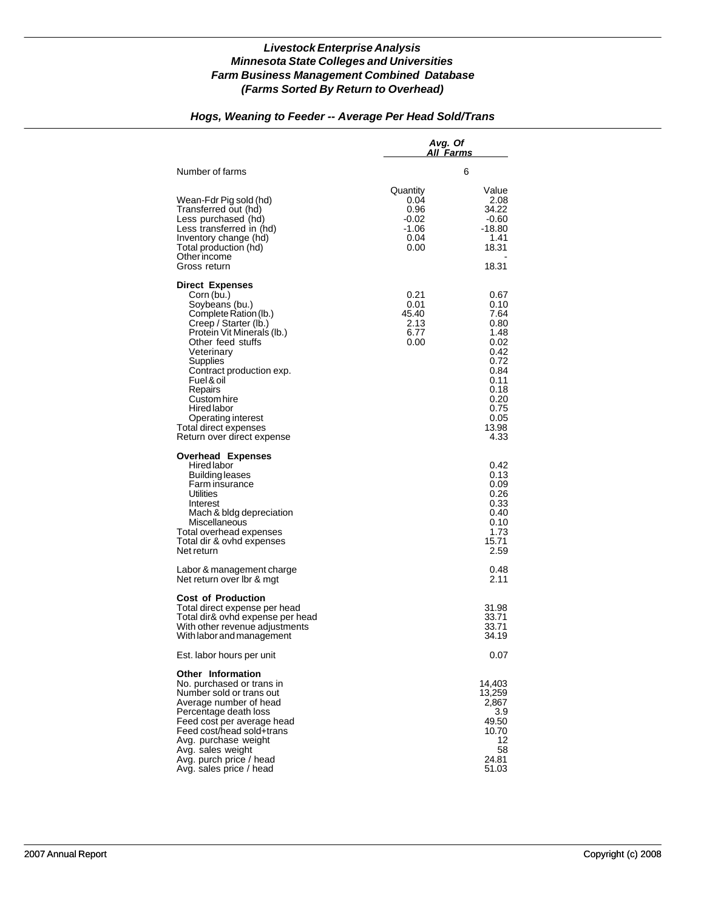# *Livestock Enterprise Analysis*
# *Minnesota State Colleges and Universities*
# *Farm Business Management Combined Database*
# *(Farms Sorted By Return to Overhead)*

## *Hogs, Weaning to Feeder -- Average Per Head Sold/Trans*

| | Avg. Of All Farms | |
|---|---|---|
| Number of farms | 6 | |
| | Quantity | Value |
| Wean-Fdr Pig sold (hd) | 0.04 | 2.08 |
| Transferred out (hd) | 0.96 | 34.22 |
| Less purchased (hd) | -0.02 | -0.60 |
| Less transferred in (hd) | -1.06 | -18.80 |
| Inventory change (hd) | 0.04 | 1.41 |
| Total production (hd) | 0.00 | 18.31 |
| Other income | | - |
| Gross return | | 18.31 |
| **Direct Expenses** | | |
| Corn (bu.) | 0.21 | 0.67 |
| Soybeans (bu.) | 0.01 | 0.10 |
| Complete Ration (lb.) | 45.40 | 7.64 |
| Creep / Starter (lb.) | 2.13 | 0.80 |
| Protein Vit Minerals (lb.) | 6.77 | 1.48 |
| Other feed stuffs | 0.00 | 0.02 |
| Veterinary | | 0.42 |
| Supplies | | 0.72 |
| Contract production exp. | | 0.84 |
| Fuel & oil | | 0.11 |
| Repairs | | 0.18 |
| Custom hire | | 0.20 |
| Hired labor | | 0.75 |
| Operating interest | | 0.05 |
| Total direct expenses | | 13.98 |
| Return over direct expense | | 4.33 |
| **Overhead Expenses** | | |
| Hired labor | | 0.42 |
| Building leases | | 0.13 |
| Farm insurance | | 0.09 |
| Utilities | | 0.26 |
| Interest | | 0.33 |
| Mach & bldg depreciation | | 0.40 |
| Miscellaneous | | 0.10 |
| Total overhead expenses | | 1.73 |
| Total dir & ovhd expenses | | 15.71 |
| Net return | | 2.59 |
| Labor & management charge | | 0.48 |
| Net return over lbr & mgt | | 2.11 |
| **Cost of Production** | | |
| Total direct expense per head | | 31.98 |
| Total dir& ovhd expense per head | | 33.71 |
| With other revenue adjustments | | 33.71 |
| With labor and management | | 34.19 |
| Est. labor hours per unit | | 0.07 |
| **Other Information** | | |
| No. purchased or trans in | | 14,403 |
| Number sold or trans out | | 13,259 |
| Average number of head | | 2,867 |
| Percentage death loss | | 3.9 |
| Feed cost per average head | | 49.50 |
| Feed cost/head sold+trans | | 10.70 |
| Avg. purchase weight | | 12 |
| Avg. sales weight | | 58 |
| Avg. purch price / head | | 24.81 |
| Avg. sales price / head | | 51.03 |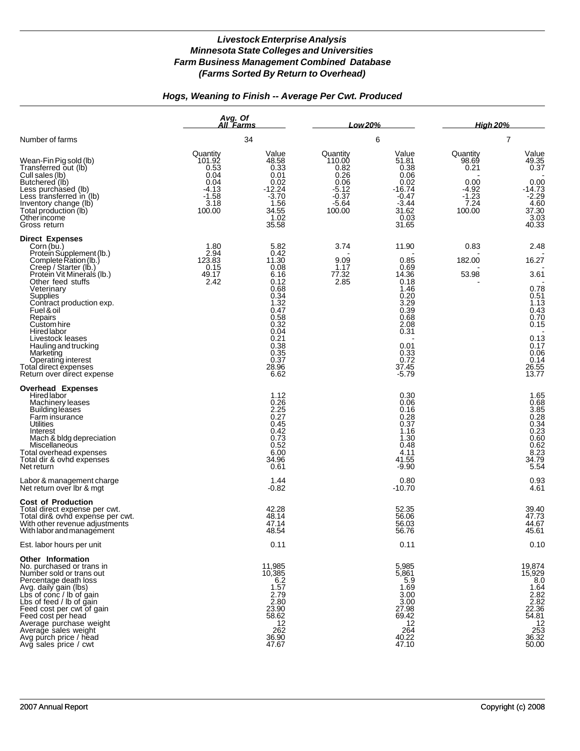# *Livestock Enterprise Analysis*
## *Minnesota State Colleges and Universities*
## *Farm Business Management Combined Database*
## *(Farms Sorted By Return to Overhead)*

### *Hogs, Weaning to Finish -- Average Per Cwt. Produced*

| | *Avg. Of All Farms* | | *Low 20%* | | *High 20%* | |
|---|---|---|---|---|---|---|
| Number of farms | 34 | | 6 | | 7 | |
| | Quantity | Value | Quantity | Value | Quantity | Value |
| Wean-Fin Pig sold (lb) | 101.92 | 48.58 | 110.00 | 51.81 | 98.69 | 49.35 |
| Transferred out (lb) | 0.53 | 0.33 | 0.82 | 0.38 | 0.21 | 0.37 |
| Cull sales (lb) | 0.04 | 0.01 | 0.26 | 0.06 | - | - |
| Butchered (lb) | 0.04 | 0.02 | 0.06 | 0.02 | 0.00 | 0.00 |
| Less purchased (lb) | -4.13 | -12.24 | -5.12 | -16.74 | -4.92 | -14.73 |
| Less transferred in (lb) | -1.58 | -3.70 | -0.37 | -0.47 | -1.23 | -2.29 |
| Inventory change (lb) | 3.18 | 1.56 | -5.64 | -3.44 | 7.24 | 4.60 |
| Total production (lb) | 100.00 | 34.55 | 100.00 | 31.62 | 100.00 | 37.30 |
| Other income | | 1.02 | | 0.03 | | 3.03 |
| Gross return | | 35.58 | | 31.65 | | 40.33 |
| **Direct Expenses** | | | | | | |
| Corn (bu.) | 1.80 | 5.82 | 3.74 | 11.90 | 0.83 | 2.48 |
| Protein Supplement (lb.) | 2.94 | 0.42 | - | - | - | - |
| Complete Ration (lb.) | 123.83 | 11.30 | 9.09 | 0.85 | 182.00 | 16.27 |
| Creep / Starter (lb.) | 0.15 | 0.08 | 1.17 | 0.69 | - | - |
| Protein Vit Minerals (lb.) | 49.17 | 6.16 | 77.32 | 14.36 | 53.98 | 3.61 |
| Other feed stuffs | 2.42 | 0.12 | 2.85 | 0.18 | - | - |
| Veterinary | | 0.68 | | 1.46 | | 0.78 |
| Supplies | | 0.34 | | 0.20 | | 0.51 |
| Contract production exp. | | 1.32 | | 3.29 | | 1.13 |
| Fuel & oil | | 0.47 | | 0.39 | | 0.43 |
| Repairs | | 0.58 | | 0.68 | | 0.70 |
| Custom hire | | 0.32 | | 2.08 | | 0.15 |
| Hired labor | | 0.04 | | 0.31 | | - |
| Livestock leases | | 0.21 | | - | | 0.13 |
| Hauling and trucking | | 0.38 | | 0.01 | | 0.17 |
| Marketing | | 0.35 | | 0.33 | | 0.06 |
| Operating interest | | 0.37 | | 0.72 | | 0.14 |
| Total direct expenses | | 28.96 | | 37.45 | | 26.55 |
| Return over direct expense | | 6.62 | | -5.79 | | 13.77 |
| **Overhead Expenses** | | | | | | |
| Hired labor | | 1.12 | | 0.30 | | 1.65 |
| Machinery leases | | 0.26 | | 0.06 | | 0.68 |
| Building leases | | 2.25 | | 0.16 | | 3.85 |
| Farm insurance | | 0.27 | | 0.28 | | 0.28 |
| Utilities | | 0.45 | | 0.37 | | 0.34 |
| Interest | | 0.42 | | 1.16 | | 0.23 |
| Mach & bldg depreciation | | 0.73 | | 1.30 | | 0.60 |
| Miscellaneous | | 0.52 | | 0.48 | | 0.62 |
| Total overhead expenses | | 6.00 | | 4.11 | | 8.23 |
| Total dir & ovhd expenses | | 34.96 | | 41.55 | | 34.79 |
| Net return | | 0.61 | | -9.90 | | 5.54 |
| Labor & management charge | | 1.44 | | 0.80 | | 0.93 |
| Net return over lbr & mgt | | -0.82 | | -10.70 | | 4.61 |
| **Cost of Production** | | | | | | |
| Total direct expense per cwt. | | 42.28 | | 52.35 | | 39.40 |
| Total dir& ovhd expense per cwt. | | 48.14 | | 56.06 | | 47.73 |
| With other revenue adjustments | | 47.14 | | 56.03 | | 44.67 |
| With labor and management | | 48.54 | | 56.76 | | 45.61 |
| Est. labor hours per unit | | 0.11 | | 0.11 | | 0.10 |
| **Other Information** | | | | | | |
| No. purchased or trans in | | 11,985 | | 5,985 | | 19,874 |
| Number sold or trans out | | 10,385 | | 5,861 | | 15,929 |
| Percentage death loss | | 6.2 | | 5.9 | | 8.0 |
| Avg. daily gain (lbs) | | 1.57 | | 1.69 | | 1.64 |
| Lbs of conc / lb of gain | | 2.79 | | 3.00 | | 2.82 |
| Lbs of feed / lb of gain | | 2.80 | | 3.00 | | 2.82 |
| Feed cost per cwt of gain | | 23.90 | | 27.98 | | 22.36 |
| Feed cost per head | | 58.62 | | 69.42 | | 54.81 |
| Average purchase weight | | 12 | | 12 | | 12 |
| Average sales weight | | 262 | | 264 | | 253 |
| Avg purch price / head | | 36.90 | | 40.22 | | 36.32 |
| Avg sales price / cwt | | 47.67 | | 47.10 | | 50.00 |

2007 Annual Report | Copyright (c) 2008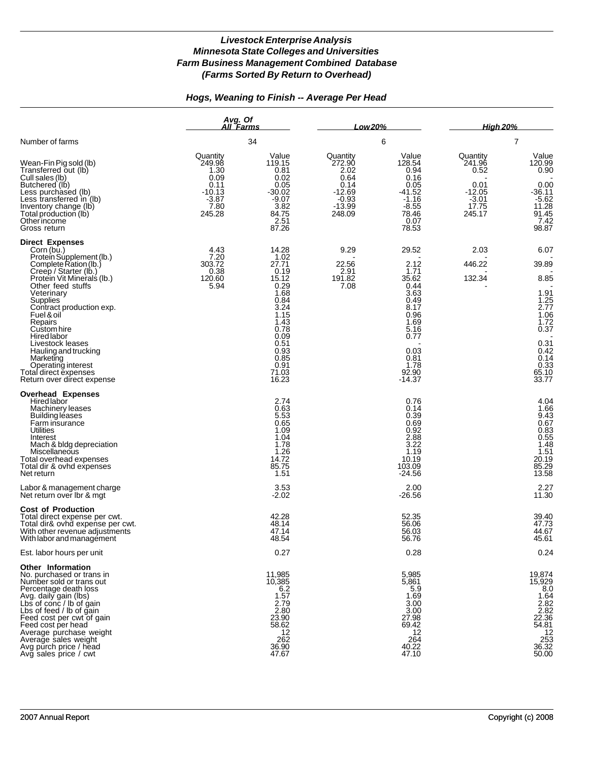## *Livestock Enterprise Analysis*
## *Minnesota State Colleges and Universities*
## *Farm Business Management Combined Database*
## *(Farms Sorted By Return to Overhead)*

### *Hogs, Weaning to Finish -- Average Per Head*

| | Avg. Of All Farms | | Low 20% | | High 20% | |
|---|---|---|---|---|---|---|
| Number of farms | 34 | | 6 | | 7 | |
| | Quantity | Value | Quantity | Value | Quantity | Value |
| Wean-Fin Pig sold (lb) | 249.98 | 119.15 | 272.90 | 128.54 | 241.96 | 120.99 |
| Transferred out (lb) | 1.30 | 0.81 | 2.02 | 0.94 | 0.52 | 0.90 |
| Cull sales (lb) | 0.09 | 0.02 | 0.64 | 0.16 | - | - |
| Butchered (lb) | 0.11 | 0.05 | 0.14 | 0.05 | 0.01 | 0.00 |
| Less purchased (lb) | -10.13 | -30.02 | -12.69 | -41.52 | -12.05 | -36.11 |
| Less transferred in (lb) | -3.87 | -9.07 | -0.93 | -1.16 | -3.01 | -5.62 |
| Inventory change (lb) | 7.80 | 3.82 | -13.99 | -8.55 | 17.75 | 11.28 |
| Total production (lb) | 245.28 | 84.75 | 248.09 | 78.46 | 245.17 | 91.45 |
| Other income | | 2.51 | | 0.07 | | 7.42 |
| Gross return | | 87.26 | | 78.53 | | 98.87 |
| **Direct Expenses** | | | | | | |
| Corn (bu.) | 4.43 | 14.28 | 9.29 | 29.52 | 2.03 | 6.07 |
| Protein Supplement (lb.) | 7.20 | 1.02 | - | - | - | - |
| Complete Ration (lb.) | 303.72 | 27.71 | 22.56 | 2.12 | 446.22 | 39.89 |
| Creep / Starter (lb.) | 0.38 | 0.19 | 2.91 | 1.71 | - | - |
| Protein Vit Minerals (lb.) | 120.60 | 15.12 | 191.82 | 35.62 | 132.34 | 8.85 |
| Other feed stuffs | 5.94 | 0.29 | 7.08 | 0.44 | - | - |
| Veterinary | | 1.68 | | 3.63 | | 1.91 |
| Supplies | | 0.84 | | 0.49 | | 1.25 |
| Contract production exp. | | 3.24 | | 8.17 | | 2.77 |
| Fuel & oil | | 1.15 | | 0.96 | | 1.06 |
| Repairs | | 1.43 | | 1.69 | | 1.72 |
| Custom hire | | 0.78 | | 5.16 | | 0.37 |
| Hired labor | | 0.09 | | 0.77 | | - |
| Livestock leases | | 0.51 | | - | | 0.31 |
| Hauling and trucking | | 0.93 | | 0.03 | | 0.42 |
| Marketing | | 0.85 | | 0.81 | | 0.14 |
| Operating interest | | 0.91 | | 1.78 | | 0.33 |
| Total direct expenses | | 71.03 | | 92.90 | | 65.10 |
| Return over direct expense | | 16.23 | | -14.37 | | 33.77 |
| **Overhead Expenses** | | | | | | |
| Hired labor | | 2.74 | | 0.76 | | 4.04 |
| Machinery leases | | 0.63 | | 0.14 | | 1.66 |
| Building leases | | 5.53 | | 0.39 | | 9.43 |
| Farm insurance | | 0.65 | | 0.69 | | 0.67 |
| Utilities | | 1.09 | | 0.92 | | 0.83 |
| Interest | | 1.04 | | 2.88 | | 0.55 |
| Mach & bldg depreciation | | 1.78 | | 3.22 | | 1.48 |
| Miscellaneous | | 1.26 | | 1.19 | | 1.51 |
| Total overhead expenses | | 14.72 | | 10.19 | | 20.19 |
| Total dir & ovhd expenses | | 85.75 | | 103.09 | | 85.29 |
| Net return | | 1.51 | | -24.56 | | 13.58 |
| Labor & management charge | | 3.53 | | 2.00 | | 2.27 |
| Net return over lbr & mgt | | -2.02 | | -26.56 | | 11.30 |
| **Cost of Production** | | | | | | |
| Total direct expense per cwt. | | 42.28 | | 52.35 | | 39.40 |
| Total dir& ovhd expense per cwt. | | 48.14 | | 56.06 | | 47.73 |
| With other revenue adjustments | | 47.14 | | 56.03 | | 44.67 |
| With labor and management | | 48.54 | | 56.76 | | 45.61 |
| Est. labor hours per unit | | 0.27 | | 0.28 | | 0.24 |
| **Other Information** | | | | | | |
| No. purchased or trans in | | 11,985 | | 5,985 | | 19,874 |
| Number sold or trans out | | 10,385 | | 5,861 | | 15,929 |
| Percentage death loss | | 6.2 | | 5.9 | | 8.0 |
| Avg. daily gain (lbs) | | 1.57 | | 1.69 | | 1.64 |
| Lbs of conc / lb of gain | | 2.79 | | 3.00 | | 2.82 |
| Lbs of feed / lb of gain | | 2.80 | | 3.00 | | 2.82 |
| Feed cost per cwt of gain | | 23.90 | | 27.98 | | 22.36 |
| Feed cost per head | | 58.62 | | 69.42 | | 54.81 |
| Average purchase weight | | 12 | | 12 | | 12 |
| Average sales weight | | 262 | | 264 | | 253 |
| Avg purch price / head | | 36.90 | | 40.22 | | 36.32 |
| Avg sales price / cwt | | 47.67 | | 47.10 | | 50.00 |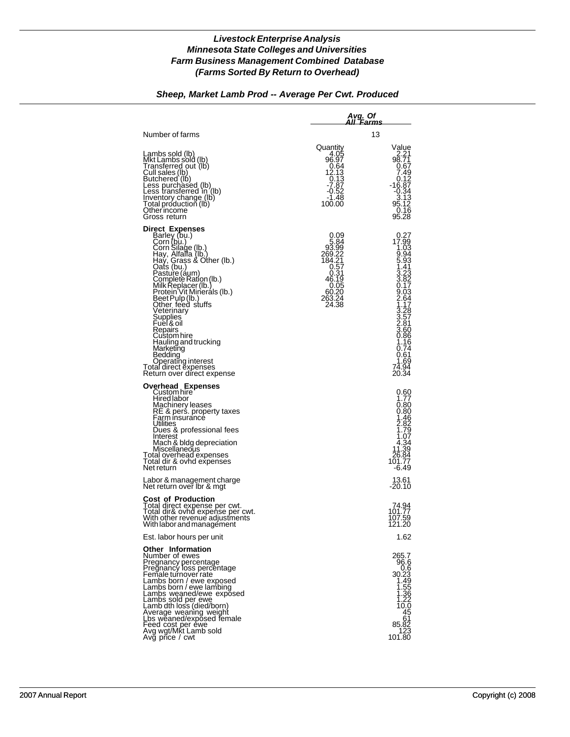***Livestock Enterprise Analysis***
***Minnesota State Colleges and Universities***
***Farm Business Management Combined Database***
***(Farms Sorted By Return to Overhead)***

***Sheep, Market Lamb Prod -- Average Per Cwt. Produced***

| | *Avg. Of All Farms* | |
|---|---|---|
| Number of farms | 13 | |
| | Quantity | Value |
| Lambs sold (lb) | 4.05 | 2.21 |
| Mkt Lambs sold (lb) | 96.97 | 98.71 |
| Transferred out (lb) | 0.64 | 0.67 |
| Cull sales (lb) | 12.13 | 7.49 |
| Butchered (lb) | 0.13 | 0.12 |
| Less purchased (lb) | -7.87 | -16.87 |
| Less transferred in (lb) | -0.52 | -0.34 |
| Inventory change (lb) | -1.48 | 3.13 |
| Total production (lb) | 100.00 | 95.12 |
| Other income | | 0.16 |
| Gross return | | 95.28 |
| **Direct Expenses** | | |
| Barley (bu.) | 0.09 | 0.27 |
| Corn (bu.) | 5.84 | 17.99 |
| Corn Silage (lb.) | 93.99 | 1.03 |
| Hay, Alfalfa (lb.) | 269.22 | 9.94 |
| Hay, Grass & Other (lb.) | 184.21 | 5.93 |
| Oats (bu.) | 0.57 | 1.41 |
| Pasture (aum) | 0.31 | 3.23 |
| Complete Ration (lb.) | 46.19 | 3.82 |
| Milk Replacer (lb.) | 0.05 | 0.17 |
| Protein Vit Minerals (lb.) | 60.20 | 9.03 |
| Beet Pulp (lb.) | 263.24 | 2.64 |
| Other feed stuffs | 24.38 | 1.17 |
| Veterinary | | 3.28 |
| Supplies | | 3.57 |
| Fuel & oil | | 2.81 |
| Repairs | | 3.60 |
| Custom hire | | 0.86 |
| Hauling and trucking | | 1.16 |
| Marketing | | 0.74 |
| Bedding | | 0.61 |
| Operating interest | | 1.69 |
| Total direct expenses | | 74.94 |
| Return over direct expense | | 20.34 |
| **Overhead Expenses** | | |
| Custom hire | | 0.60 |
| Hired labor | | 1.77 |
| Machinery leases | | 0.80 |
| RE & pers. property taxes | | 0.80 |
| Farm insurance | | 1.46 |
| Utilities | | 2.82 |
| Dues & professional fees | | 1.79 |
| Interest | | 1.07 |
| Mach & bldg depreciation | | 4.34 |
| Miscellaneous | | 11.39 |
| Total overhead expenses | | 26.84 |
| Total dir & ovhd expenses | | 101.77 |
| Net return | | -6.49 |
| Labor & management charge | | 13.61 |
| Net return over lbr & mgt | | -20.10 |
| **Cost of Production** | | |
| Total direct expense per cwt. | | 74.94 |
| Total dir& ovhd expense per cwt. | | 101.77 |
| With other revenue adjustments | | 107.59 |
| With labor and management | | 121.20 |
| Est. labor hours per unit | | 1.62 |
| **Other Information** | | |
| Number of ewes | | 265.7 |
| Pregnancy percentage | | 96.6 |
| Pregnancy loss percentage | | 0.6 |
| Female turnover rate | | 30.23 |
| Lambs born / ewe exposed | | 1.49 |
| Lambs born / ewe lambing | | 1.55 |
| Lambs weaned/ewe exposed | | 1.36 |
| Lambs sold per ewe | | 1.22 |
| Lamb dth loss (died/born) | | 10.0 |
| Average weaning weight | | 45 |
| Lbs weaned/exposed female | | 61 |
| Feed cost per ewe | | 85.82 |
| Avg wgt/Mkt Lamb sold | | 123 |
| Avg price / cwt | | 101.80 |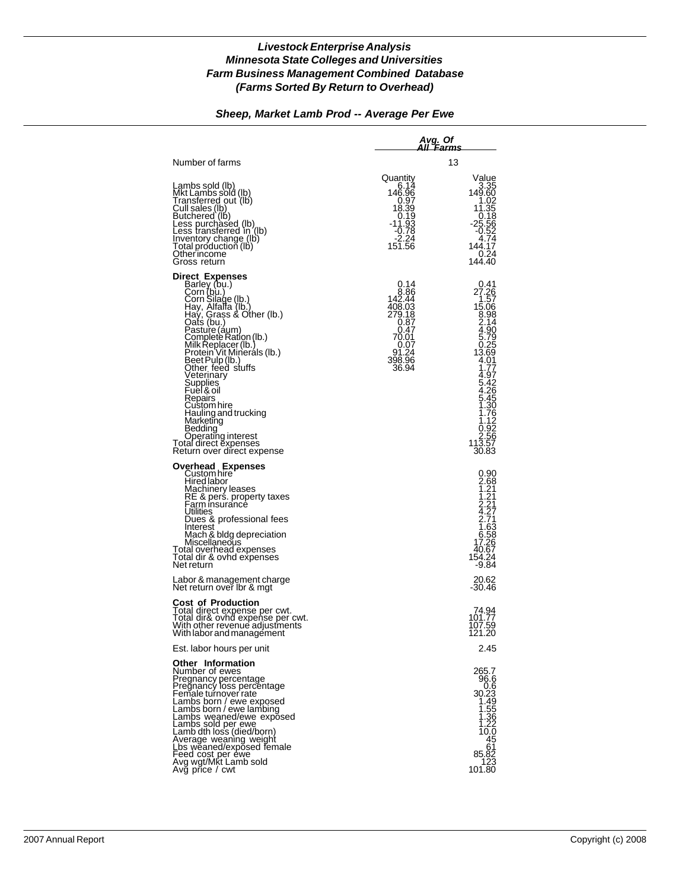# *Livestock Enterprise Analysis*
## *Minnesota State Colleges and Universities*
## *Farm Business Management Combined Database*
## *(Farms Sorted By Return to Overhead)*

### *Sheep, Market Lamb Prod -- Average Per Ewe*

| | Avg. Of All Farms | |
|---|---|---|
| Number of farms | 13 | |
| | **Quantity** | **Value** |
| Lambs sold (lb) | 6.14 | 3.35 |
| Mkt Lambs sold (lb) | 146.96 | 149.60 |
| Transferred out (lb) | 0.97 | 1.02 |
| Cull sales (lb) | 18.39 | 11.35 |
| Butchered (lb) | 0.19 | 0.18 |
| Less purchased (lb) | -11.93 | -25.56 |
| Less transferred in (lb) | -0.78 | -0.52 |
| Inventory change (lb) | -2.24 | 4.74 |
| Total production (lb) | 151.56 | 144.17 |
| Other income | | 0.24 |
| Gross return | | 144.40 |
| **Direct Expenses** | | |
| Barley (bu.) | 0.14 | 0.41 |
| Corn (bu.) | 8.86 | 27.26 |
| Corn Silage (lb.) | 142.44 | 1.57 |
| Hay, Alfalfa (lb.) | 408.03 | 15.06 |
| Hay, Grass & Other (lb.) | 279.18 | 8.98 |
| Oats (bu.) | 0.87 | 2.14 |
| Pasture (aum) | 0.47 | 4.90 |
| Complete Ration (lb.) | 70.01 | 5.79 |
| Milk Replacer (lb.) | 0.07 | 0.25 |
| Protein Vit Minerals (lb.) | 91.24 | 13.69 |
| Beet Pulp (lb.) | 398.96 | 4.01 |
| Other feed stuffs | 36.94 | 1.77 |
| Veterinary | | 4.97 |
| Supplies | | 5.42 |
| Fuel & oil | | 4.26 |
| Repairs | | 5.45 |
| Custom hire | | 1.30 |
| Hauling and trucking | | 1.76 |
| Marketing | | 1.12 |
| Bedding | | 0.92 |
| Operating interest | | 2.56 |
| Total direct expenses | | 113.57 |
| Return over direct expense | | 30.83 |
| **Overhead Expenses** | | |
| Custom hire | | 0.90 |
| Hired labor | | 2.68 |
| Machinery leases | | 1.21 |
| RE & pers. property taxes | | 1.21 |
| Farm insurance | | 2.21 |
| Utilities | | 4.27 |
| Dues & professional fees | | 2.71 |
| Interest | | 1.63 |
| Mach & bldg depreciation | | 6.58 |
| Miscellaneous | | 17.26 |
| Total overhead expenses | | 40.67 |
| Total dir & ovhd expenses | | 154.24 |
| Net return | | -9.84 |
| Labor & management charge | | 20.62 |
| Net return over lbr & mgt | | -30.46 |
| **Cost of Production** | | |
| Total direct expense per cwt. | | 74.94 |
| Total dir& ovhd expense per cwt. | | 101.77 |
| With other revenue adjustments | | 107.59 |
| With labor and management | | 121.20 |
| Est. labor hours per unit | | 2.45 |
| **Other Information** | | |
| Number of ewes | | 265.7 |
| Pregnancy percentage | | 96.6 |
| Pregnancy loss percentage | | 0.6 |
| Female turnover rate | | 30.23 |
| Lambs born / ewe exposed | | 1.49 |
| Lambs born / ewe lambing | | 1.55 |
| Lambs weaned/ewe exposed | | 1.36 |
| Lambs sold per ewe | | 1.22 |
| Lamb dth loss (died/born) | | 10.0 |
| Average weaning weight | | 45 |
| Lbs weaned/exposed female | | 61 |
| Feed cost per ewe | | 85.82 |
| Avg wgt/Mkt Lamb sold | | 123 |
| Avg price / cwt | | 101.80 |